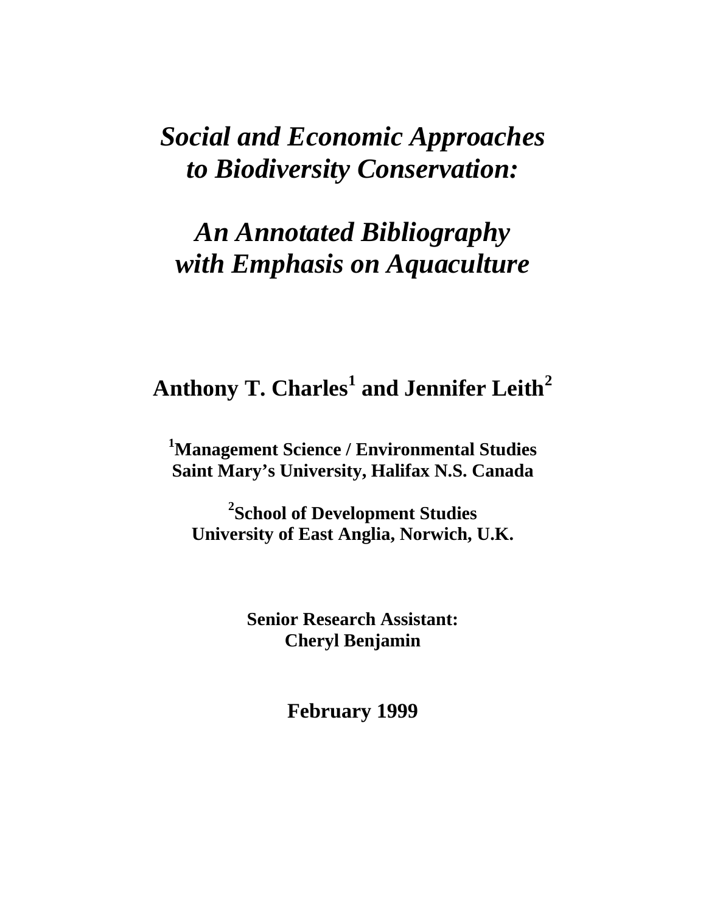# *Social and Economic Approaches to Biodiversity Conservation:*

# *An Annotated Bibliography with Emphasis on Aquaculture*

**Anthony T. Charles[1] and Jennifer Leith[2]**

**[1]Management Science / Environmental Studies**
**Saint Mary's University, Halifax N.S. Canada**

**[2]School of Development Studies**
**University of East Anglia, Norwich, U.K.**

**Senior Research Assistant:**
**Cheryl Benjamin**

**February 1999**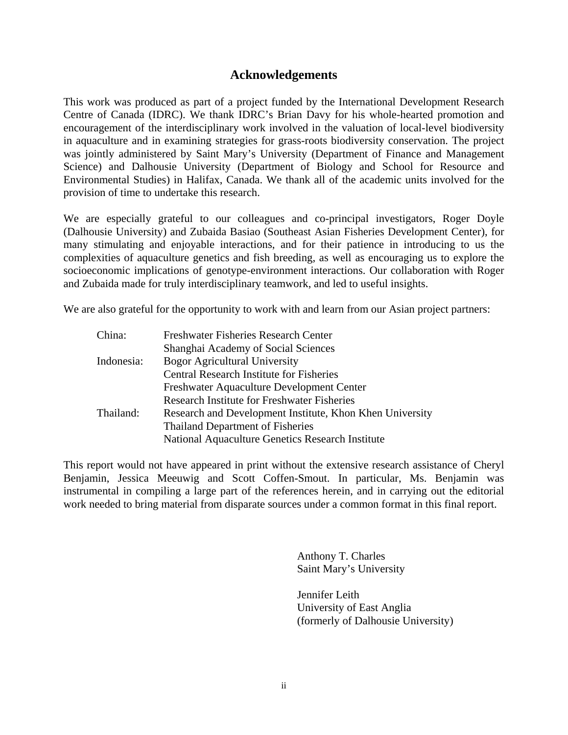## Acknowledgements

This work was produced as part of a project funded by the International Development Research Centre of Canada (IDRC). We thank IDRC's Brian Davy for his whole-hearted promotion and encouragement of the interdisciplinary work involved in the valuation of local-level biodiversity in aquaculture and in examining strategies for grass-roots biodiversity conservation. The project was jointly administered by Saint Mary's University (Department of Finance and Management Science) and Dalhousie University (Department of Biology and School for Resource and Environmental Studies) in Halifax, Canada. We thank all of the academic units involved for the provision of time to undertake this research.

We are especially grateful to our colleagues and co-principal investigators, Roger Doyle (Dalhousie University) and Zubaida Basiao (Southeast Asian Fisheries Development Center), for many stimulating and enjoyable interactions, and for their patience in introducing to us the complexities of aquaculture genetics and fish breeding, as well as encouraging us to explore the socioeconomic implications of genotype-environment interactions. Our collaboration with Roger and Zubaida made for truly interdisciplinary teamwork, and led to useful insights.

We are also grateful for the opportunity to work with and learn from our Asian project partners:

| | |
|---|---|
| China: | Freshwater Fisheries Research Center |
| | Shanghai Academy of Social Sciences |
| Indonesia: | Bogor Agricultural University |
| | Central Research Institute for Fisheries |
| | Freshwater Aquaculture Development Center |
| | Research Institute for Freshwater Fisheries |
| Thailand: | Research and Development Institute, Khon Khen University |
| | Thailand Department of Fisheries |
| | National Aquaculture Genetics Research Institute |

This report would not have appeared in print without the extensive research assistance of Cheryl Benjamin, Jessica Meeuwig and Scott Coffen-Smout. In particular, Ms. Benjamin was instrumental in compiling a large part of the references herein, and in carrying out the editorial work needed to bring material from disparate sources under a common format in this final report.

Anthony T. Charles
Saint Mary's University

Jennifer Leith
University of East Anglia
(formerly of Dalhousie University)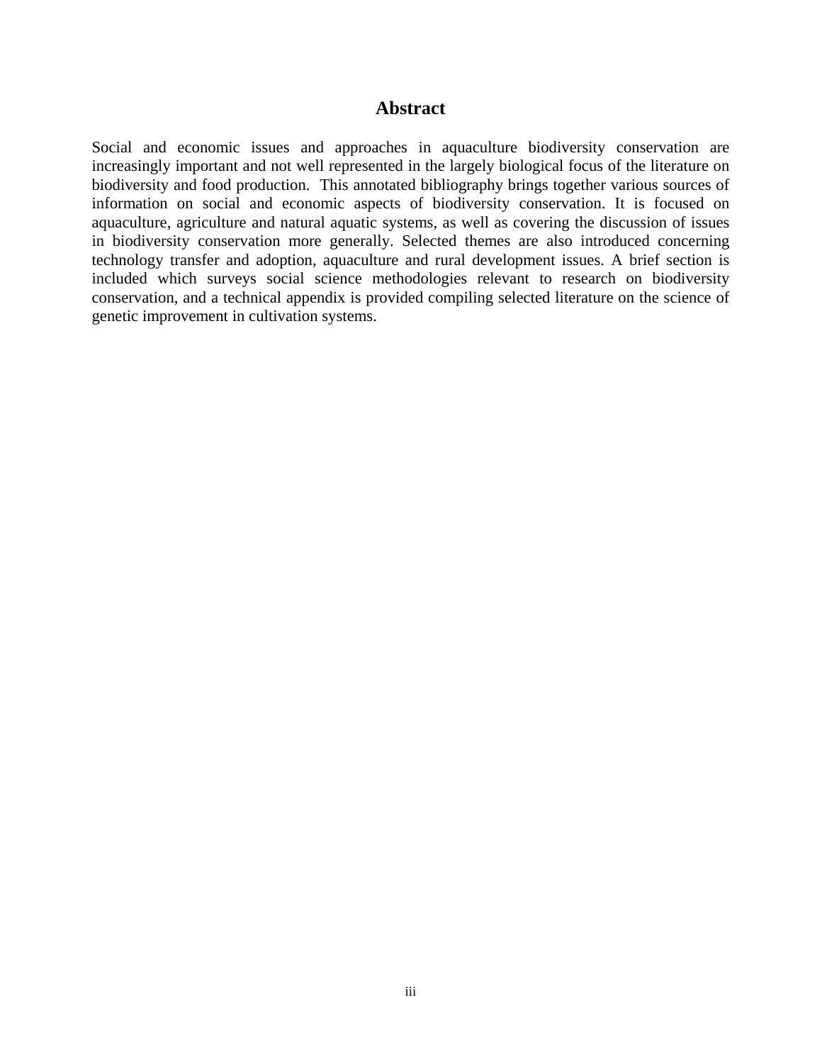# Abstract

Social and economic issues and approaches in aquaculture biodiversity conservation are increasingly important and not well represented in the largely biological focus of the literature on biodiversity and food production. This annotated bibliography brings together various sources of information on social and economic aspects of biodiversity conservation. It is focused on aquaculture, agriculture and natural aquatic systems, as well as covering the discussion of issues in biodiversity conservation more generally. Selected themes are also introduced concerning technology transfer and adoption, aquaculture and rural development issues. A brief section is included which surveys social science methodologies relevant to research on biodiversity conservation, and a technical appendix is provided compiling selected literature on the science of genetic improvement in cultivation systems.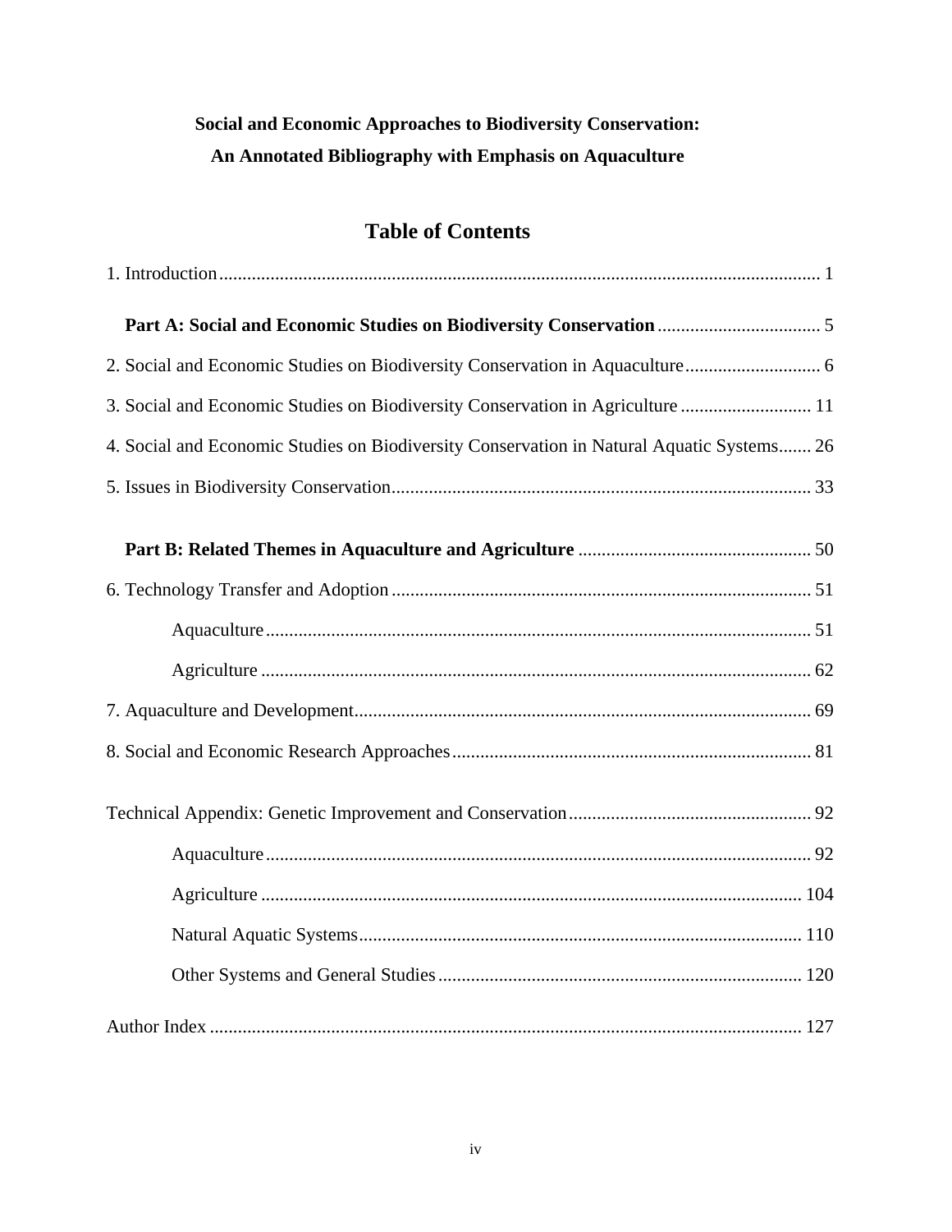**Social and Economic Approaches to Biodiversity Conservation:**
**An Annotated Bibliography with Emphasis on Aquaculture**

# Table of Contents

1. Introduction ........ 1

**Part A: Social and Economic Studies on Biodiversity Conservation** ........ 5

2. Social and Economic Studies on Biodiversity Conservation in Aquaculture ........ 6

3. Social and Economic Studies on Biodiversity Conservation in Agriculture ........ 11

4. Social and Economic Studies on Biodiversity Conservation in Natural Aquatic Systems ........ 26

5. Issues in Biodiversity Conservation ........ 33

**Part B: Related Themes in Aquaculture and Agriculture** ........ 50

6. Technology Transfer and Adoption ........ 51
   - Aquaculture ........ 51
   - Agriculture ........ 62

7. Aquaculture and Development ........ 69

8. Social and Economic Research Approaches ........ 81

Technical Appendix: Genetic Improvement and Conservation ........ 92
   - Aquaculture ........ 92
   - Agriculture ........ 104
   - Natural Aquatic Systems ........ 110
   - Other Systems and General Studies ........ 120

Author Index ........ 127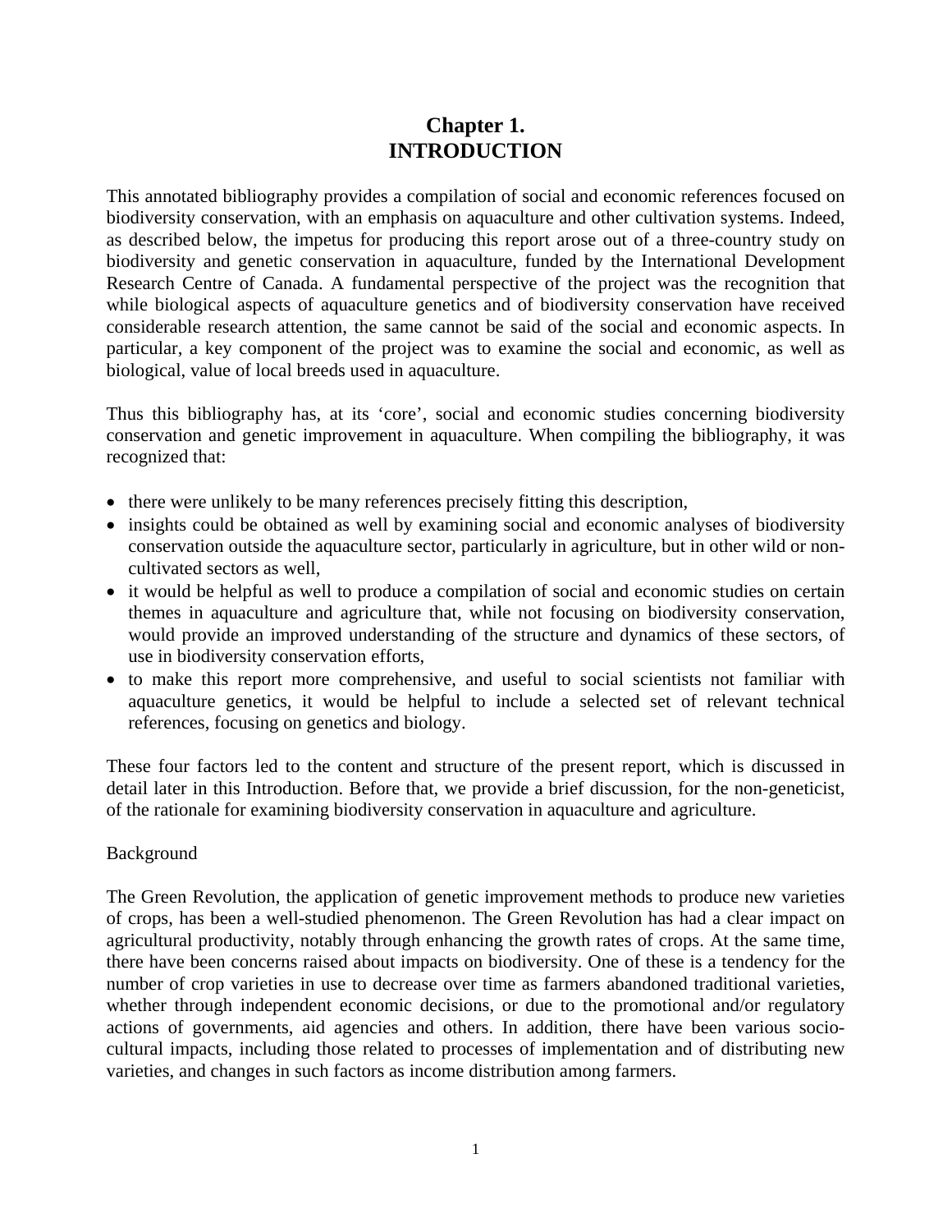# Chapter 1. INTRODUCTION

This annotated bibliography provides a compilation of social and economic references focused on biodiversity conservation, with an emphasis on aquaculture and other cultivation systems. Indeed, as described below, the impetus for producing this report arose out of a three-country study on biodiversity and genetic conservation in aquaculture, funded by the International Development Research Centre of Canada. A fundamental perspective of the project was the recognition that while biological aspects of aquaculture genetics and of biodiversity conservation have received considerable research attention, the same cannot be said of the social and economic aspects. In particular, a key component of the project was to examine the social and economic, as well as biological, value of local breeds used in aquaculture.

Thus this bibliography has, at its 'core', social and economic studies concerning biodiversity conservation and genetic improvement in aquaculture. When compiling the bibliography, it was recognized that:

- there were unlikely to be many references precisely fitting this description,
- insights could be obtained as well by examining social and economic analyses of biodiversity conservation outside the aquaculture sector, particularly in agriculture, but in other wild or non-cultivated sectors as well,
- it would be helpful as well to produce a compilation of social and economic studies on certain themes in aquaculture and agriculture that, while not focusing on biodiversity conservation, would provide an improved understanding of the structure and dynamics of these sectors, of use in biodiversity conservation efforts,
- to make this report more comprehensive, and useful to social scientists not familiar with aquaculture genetics, it would be helpful to include a selected set of relevant technical references, focusing on genetics and biology.

These four factors led to the content and structure of the present report, which is discussed in detail later in this Introduction. Before that, we provide a brief discussion, for the non-geneticist, of the rationale for examining biodiversity conservation in aquaculture and agriculture.

Background

The Green Revolution, the application of genetic improvement methods to produce new varieties of crops, has been a well-studied phenomenon. The Green Revolution has had a clear impact on agricultural productivity, notably through enhancing the growth rates of crops. At the same time, there have been concerns raised about impacts on biodiversity. One of these is a tendency for the number of crop varieties in use to decrease over time as farmers abandoned traditional varieties, whether through independent economic decisions, or due to the promotional and/or regulatory actions of governments, aid agencies and others. In addition, there have been various socio-cultural impacts, including those related to processes of implementation and of distributing new varieties, and changes in such factors as income distribution among farmers.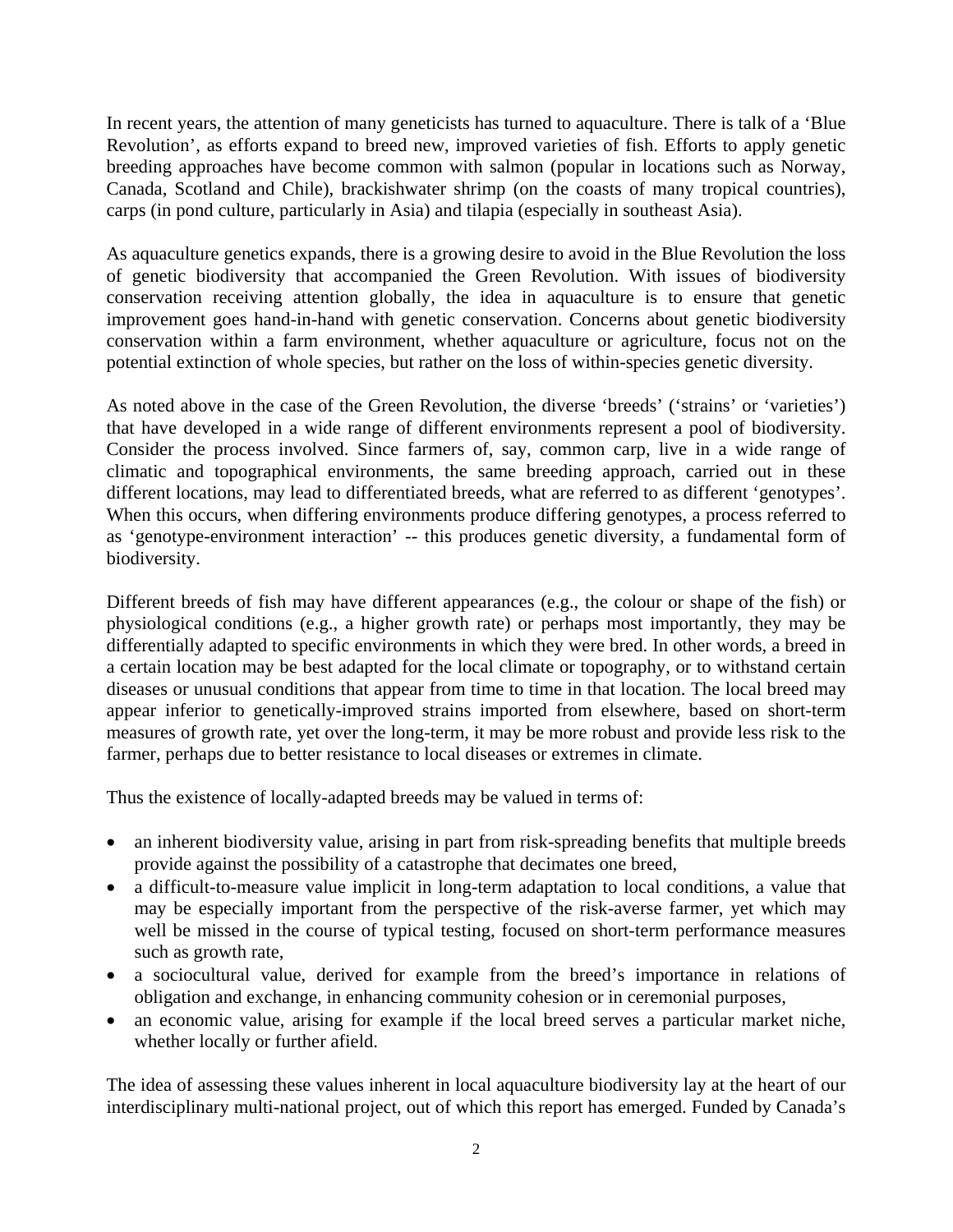In recent years, the attention of many geneticists has turned to aquaculture. There is talk of a 'Blue Revolution', as efforts expand to breed new, improved varieties of fish. Efforts to apply genetic breeding approaches have become common with salmon (popular in locations such as Norway, Canada, Scotland and Chile), brackishwater shrimp (on the coasts of many tropical countries), carps (in pond culture, particularly in Asia) and tilapia (especially in southeast Asia).

As aquaculture genetics expands, there is a growing desire to avoid in the Blue Revolution the loss of genetic biodiversity that accompanied the Green Revolution. With issues of biodiversity conservation receiving attention globally, the idea in aquaculture is to ensure that genetic improvement goes hand-in-hand with genetic conservation. Concerns about genetic biodiversity conservation within a farm environment, whether aquaculture or agriculture, focus not on the potential extinction of whole species, but rather on the loss of within-species genetic diversity.

As noted above in the case of the Green Revolution, the diverse 'breeds' ('strains' or 'varieties') that have developed in a wide range of different environments represent a pool of biodiversity. Consider the process involved. Since farmers of, say, common carp, live in a wide range of climatic and topographical environments, the same breeding approach, carried out in these different locations, may lead to differentiated breeds, what are referred to as different 'genotypes'. When this occurs, when differing environments produce differing genotypes, a process referred to as 'genotype-environment interaction' -- this produces genetic diversity, a fundamental form of biodiversity.

Different breeds of fish may have different appearances (e.g., the colour or shape of the fish) or physiological conditions (e.g., a higher growth rate) or perhaps most importantly, they may be differentially adapted to specific environments in which they were bred. In other words, a breed in a certain location may be best adapted for the local climate or topography, or to withstand certain diseases or unusual conditions that appear from time to time in that location. The local breed may appear inferior to genetically-improved strains imported from elsewhere, based on short-term measures of growth rate, yet over the long-term, it may be more robust and provide less risk to the farmer, perhaps due to better resistance to local diseases or extremes in climate.

Thus the existence of locally-adapted breeds may be valued in terms of:

- an inherent biodiversity value, arising in part from risk-spreading benefits that multiple breeds provide against the possibility of a catastrophe that decimates one breed,
- a difficult-to-measure value implicit in long-term adaptation to local conditions, a value that may be especially important from the perspective of the risk-averse farmer, yet which may well be missed in the course of typical testing, focused on short-term performance measures such as growth rate,
- a sociocultural value, derived for example from the breed's importance in relations of obligation and exchange, in enhancing community cohesion or in ceremonial purposes,
- an economic value, arising for example if the local breed serves a particular market niche, whether locally or further afield.

The idea of assessing these values inherent in local aquaculture biodiversity lay at the heart of our interdisciplinary multi-national project, out of which this report has emerged. Funded by Canada's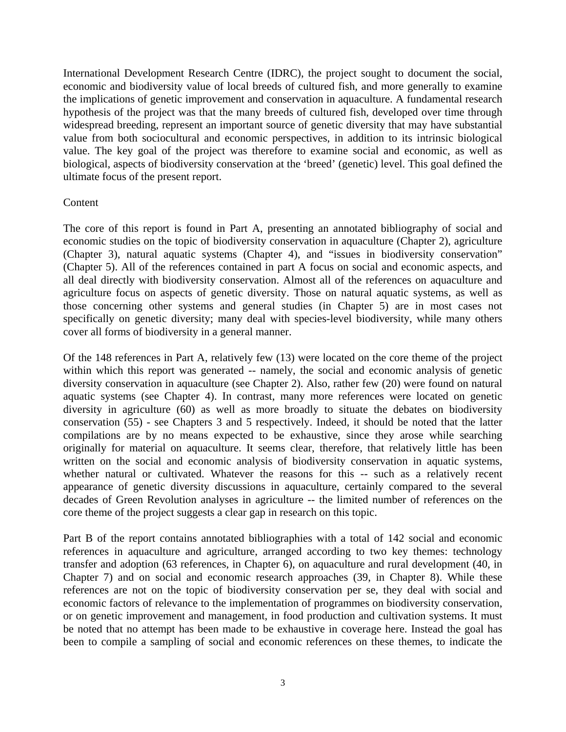International Development Research Centre (IDRC), the project sought to document the social, economic and biodiversity value of local breeds of cultured fish, and more generally to examine the implications of genetic improvement and conservation in aquaculture. A fundamental research hypothesis of the project was that the many breeds of cultured fish, developed over time through widespread breeding, represent an important source of genetic diversity that may have substantial value from both sociocultural and economic perspectives, in addition to its intrinsic biological value. The key goal of the project was therefore to examine social and economic, as well as biological, aspects of biodiversity conservation at the 'breed' (genetic) level. This goal defined the ultimate focus of the present report.

## Content

The core of this report is found in Part A, presenting an annotated bibliography of social and economic studies on the topic of biodiversity conservation in aquaculture (Chapter 2), agriculture (Chapter 3), natural aquatic systems (Chapter 4), and "issues in biodiversity conservation" (Chapter 5). All of the references contained in part A focus on social and economic aspects, and all deal directly with biodiversity conservation. Almost all of the references on aquaculture and agriculture focus on aspects of genetic diversity. Those on natural aquatic systems, as well as those concerning other systems and general studies (in Chapter 5) are in most cases not specifically on genetic diversity; many deal with species-level biodiversity, while many others cover all forms of biodiversity in a general manner.

Of the 148 references in Part A, relatively few (13) were located on the core theme of the project within which this report was generated -- namely, the social and economic analysis of genetic diversity conservation in aquaculture (see Chapter 2). Also, rather few (20) were found on natural aquatic systems (see Chapter 4). In contrast, many more references were located on genetic diversity in agriculture (60) as well as more broadly to situate the debates on biodiversity conservation (55) - see Chapters 3 and 5 respectively. Indeed, it should be noted that the latter compilations are by no means expected to be exhaustive, since they arose while searching originally for material on aquaculture. It seems clear, therefore, that relatively little has been written on the social and economic analysis of biodiversity conservation in aquatic systems, whether natural or cultivated. Whatever the reasons for this -- such as a relatively recent appearance of genetic diversity discussions in aquaculture, certainly compared to the several decades of Green Revolution analyses in agriculture -- the limited number of references on the core theme of the project suggests a clear gap in research on this topic.

Part B of the report contains annotated bibliographies with a total of 142 social and economic references in aquaculture and agriculture, arranged according to two key themes: technology transfer and adoption (63 references, in Chapter 6), on aquaculture and rural development (40, in Chapter 7) and on social and economic research approaches (39, in Chapter 8). While these references are not on the topic of biodiversity conservation per se, they deal with social and economic factors of relevance to the implementation of programmes on biodiversity conservation, or on genetic improvement and management, in food production and cultivation systems. It must be noted that no attempt has been made to be exhaustive in coverage here. Instead the goal has been to compile a sampling of social and economic references on these themes, to indicate the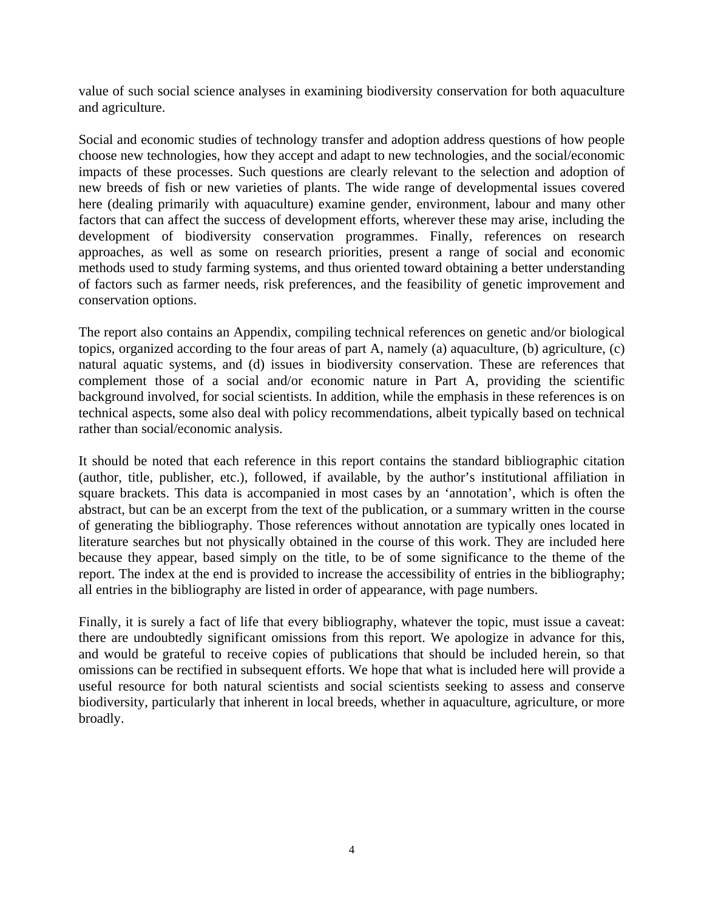value of such social science analyses in examining biodiversity conservation for both aquaculture and agriculture.

Social and economic studies of technology transfer and adoption address questions of how people choose new technologies, how they accept and adapt to new technologies, and the social/economic impacts of these processes. Such questions are clearly relevant to the selection and adoption of new breeds of fish or new varieties of plants. The wide range of developmental issues covered here (dealing primarily with aquaculture) examine gender, environment, labour and many other factors that can affect the success of development efforts, wherever these may arise, including the development of biodiversity conservation programmes. Finally, references on research approaches, as well as some on research priorities, present a range of social and economic methods used to study farming systems, and thus oriented toward obtaining a better understanding of factors such as farmer needs, risk preferences, and the feasibility of genetic improvement and conservation options.

The report also contains an Appendix, compiling technical references on genetic and/or biological topics, organized according to the four areas of part A, namely (a) aquaculture, (b) agriculture, (c) natural aquatic systems, and (d) issues in biodiversity conservation. These are references that complement those of a social and/or economic nature in Part A, providing the scientific background involved, for social scientists. In addition, while the emphasis in these references is on technical aspects, some also deal with policy recommendations, albeit typically based on technical rather than social/economic analysis.

It should be noted that each reference in this report contains the standard bibliographic citation (author, title, publisher, etc.), followed, if available, by the author's institutional affiliation in square brackets. This data is accompanied in most cases by an 'annotation', which is often the abstract, but can be an excerpt from the text of the publication, or a summary written in the course of generating the bibliography. Those references without annotation are typically ones located in literature searches but not physically obtained in the course of this work. They are included here because they appear, based simply on the title, to be of some significance to the theme of the report. The index at the end is provided to increase the accessibility of entries in the bibliography; all entries in the bibliography are listed in order of appearance, with page numbers.

Finally, it is surely a fact of life that every bibliography, whatever the topic, must issue a caveat: there are undoubtedly significant omissions from this report. We apologize in advance for this, and would be grateful to receive copies of publications that should be included herein, so that omissions can be rectified in subsequent efforts. We hope that what is included here will provide a useful resource for both natural scientists and social scientists seeking to assess and conserve biodiversity, particularly that inherent in local breeds, whether in aquaculture, agriculture, or more broadly.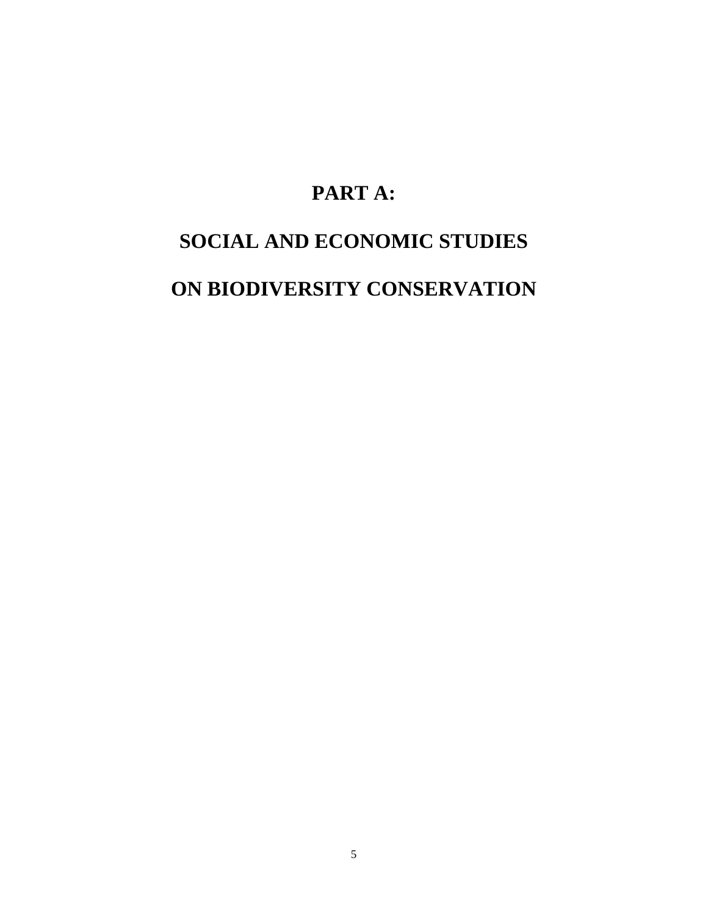# PART A:

# SOCIAL AND ECONOMIC STUDIES ON BIODIVERSITY CONSERVATION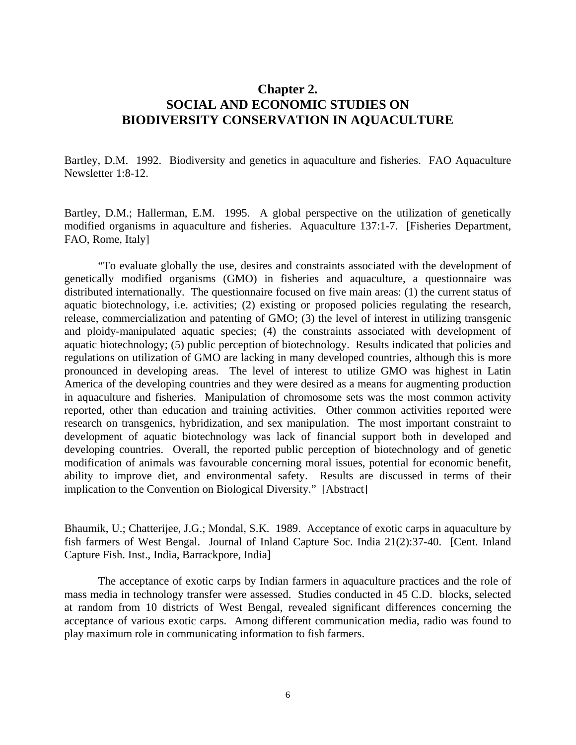# Chapter 2.
# SOCIAL AND ECONOMIC STUDIES ON BIODIVERSITY CONSERVATION IN AQUACULTURE

Bartley, D.M. 1992. Biodiversity and genetics in aquaculture and fisheries. FAO Aquaculture Newsletter 1:8-12.

Bartley, D.M.; Hallerman, E.M. 1995. A global perspective on the utilization of genetically modified organisms in aquaculture and fisheries. Aquaculture 137:1-7. [Fisheries Department, FAO, Rome, Italy]

"To evaluate globally the use, desires and constraints associated with the development of genetically modified organisms (GMO) in fisheries and aquaculture, a questionnaire was distributed internationally. The questionnaire focused on five main areas: (1) the current status of aquatic biotechnology, i.e. activities; (2) existing or proposed policies regulating the research, release, commercialization and patenting of GMO; (3) the level of interest in utilizing transgenic and ploidy-manipulated aquatic species; (4) the constraints associated with development of aquatic biotechnology; (5) public perception of biotechnology. Results indicated that policies and regulations on utilization of GMO are lacking in many developed countries, although this is more pronounced in developing areas. The level of interest to utilize GMO was highest in Latin America of the developing countries and they were desired as a means for augmenting production in aquaculture and fisheries. Manipulation of chromosome sets was the most common activity reported, other than education and training activities. Other common activities reported were research on transgenics, hybridization, and sex manipulation. The most important constraint to development of aquatic biotechnology was lack of financial support both in developed and developing countries. Overall, the reported public perception of biotechnology and of genetic modification of animals was favourable concerning moral issues, potential for economic benefit, ability to improve diet, and environmental safety. Results are discussed in terms of their implication to the Convention on Biological Diversity." [Abstract]

Bhaumik, U.; Chatterijee, J.G.; Mondal, S.K. 1989. Acceptance of exotic carps in aquaculture by fish farmers of West Bengal. Journal of Inland Capture Soc. India 21(2):37-40. [Cent. Inland Capture Fish. Inst., India, Barrackpore, India]

The acceptance of exotic carps by Indian farmers in aquaculture practices and the role of mass media in technology transfer were assessed. Studies conducted in 45 C.D. blocks, selected at random from 10 districts of West Bengal, revealed significant differences concerning the acceptance of various exotic carps. Among different communication media, radio was found to play maximum role in communicating information to fish farmers.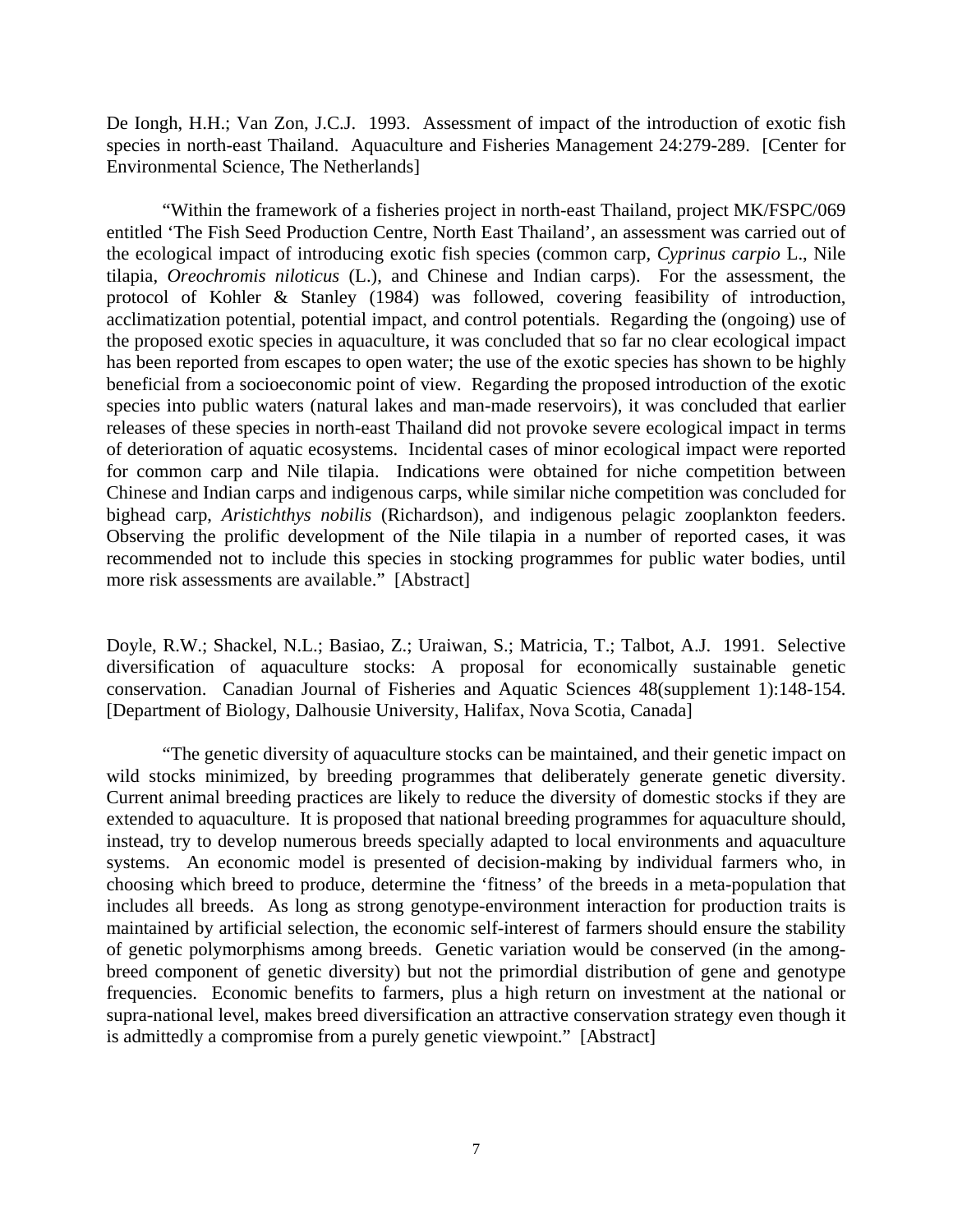De Iongh, H.H.; Van Zon, J.C.J. 1993. Assessment of impact of the introduction of exotic fish species in north-east Thailand. Aquaculture and Fisheries Management 24:279-289. [Center for Environmental Science, The Netherlands]

"Within the framework of a fisheries project in north-east Thailand, project MK/FSPC/069 entitled 'The Fish Seed Production Centre, North East Thailand', an assessment was carried out of the ecological impact of introducing exotic fish species (common carp, *Cyprinus carpio* L., Nile tilapia, *Oreochromis niloticus* (L.), and Chinese and Indian carps). For the assessment, the protocol of Kohler & Stanley (1984) was followed, covering feasibility of introduction, acclimatization potential, potential impact, and control potentials. Regarding the (ongoing) use of the proposed exotic species in aquaculture, it was concluded that so far no clear ecological impact has been reported from escapes to open water; the use of the exotic species has shown to be highly beneficial from a socioeconomic point of view. Regarding the proposed introduction of the exotic species into public waters (natural lakes and man-made reservoirs), it was concluded that earlier releases of these species in north-east Thailand did not provoke severe ecological impact in terms of deterioration of aquatic ecosystems. Incidental cases of minor ecological impact were reported for common carp and Nile tilapia. Indications were obtained for niche competition between Chinese and Indian carps and indigenous carps, while similar niche competition was concluded for bighead carp, *Aristichthys nobilis* (Richardson), and indigenous pelagic zooplankton feeders. Observing the prolific development of the Nile tilapia in a number of reported cases, it was recommended not to include this species in stocking programmes for public water bodies, until more risk assessments are available." [Abstract]

Doyle, R.W.; Shackel, N.L.; Basiao, Z.; Uraiwan, S.; Matricia, T.; Talbot, A.J. 1991. Selective diversification of aquaculture stocks: A proposal for economically sustainable genetic conservation. Canadian Journal of Fisheries and Aquatic Sciences 48(supplement 1):148-154. [Department of Biology, Dalhousie University, Halifax, Nova Scotia, Canada]

"The genetic diversity of aquaculture stocks can be maintained, and their genetic impact on wild stocks minimized, by breeding programmes that deliberately generate genetic diversity. Current animal breeding practices are likely to reduce the diversity of domestic stocks if they are extended to aquaculture. It is proposed that national breeding programmes for aquaculture should, instead, try to develop numerous breeds specially adapted to local environments and aquaculture systems. An economic model is presented of decision-making by individual farmers who, in choosing which breed to produce, determine the 'fitness' of the breeds in a meta-population that includes all breeds. As long as strong genotype-environment interaction for production traits is maintained by artificial selection, the economic self-interest of farmers should ensure the stability of genetic polymorphisms among breeds. Genetic variation would be conserved (in the among-breed component of genetic diversity) but not the primordial distribution of gene and genotype frequencies. Economic benefits to farmers, plus a high return on investment at the national or supra-national level, makes breed diversification an attractive conservation strategy even though it is admittedly a compromise from a purely genetic viewpoint." [Abstract]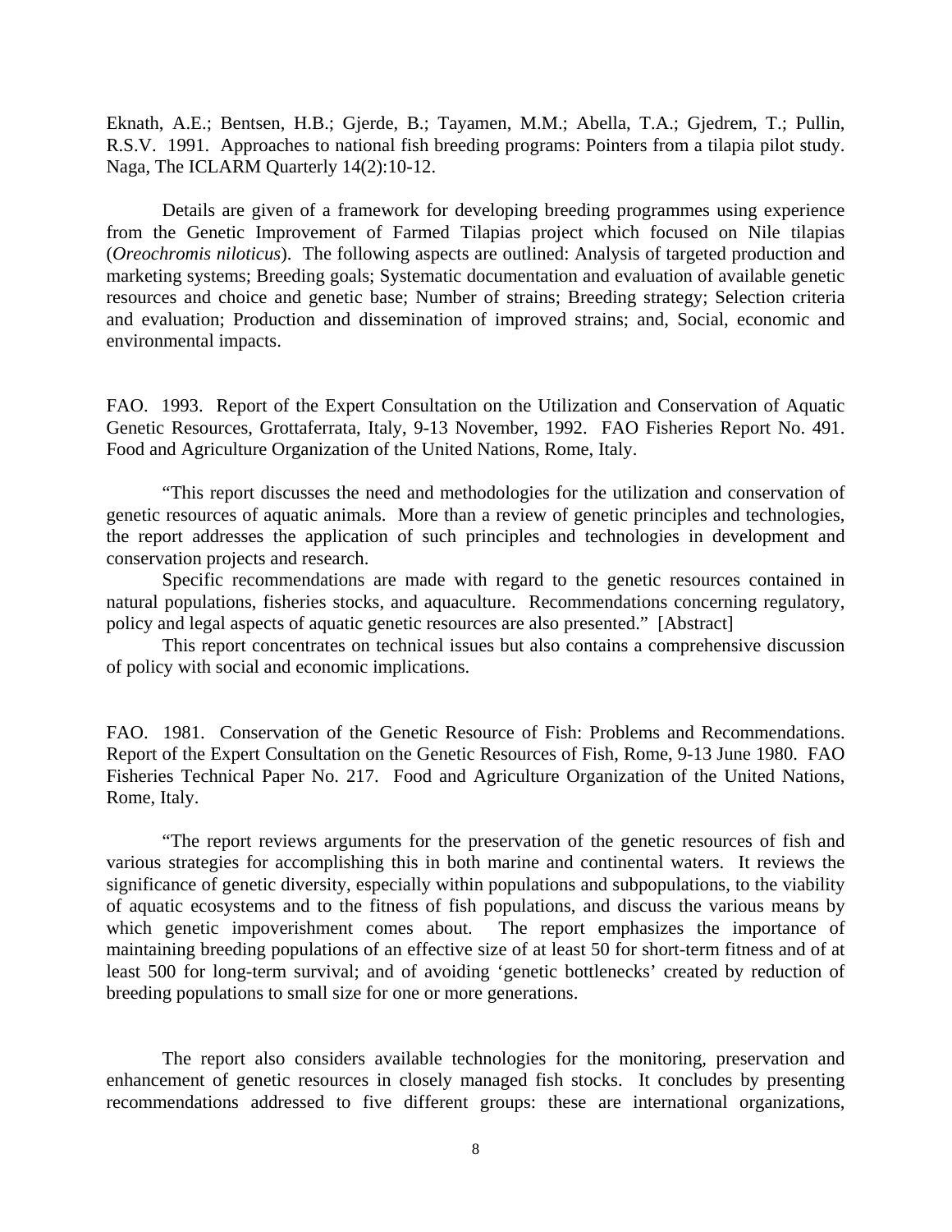Eknath, A.E.; Bentsen, H.B.; Gjerde, B.; Tayamen, M.M.; Abella, T.A.; Gjedrem, T.; Pullin, R.S.V. 1991. Approaches to national fish breeding programs: Pointers from a tilapia pilot study. Naga, The ICLARM Quarterly 14(2):10-12.

Details are given of a framework for developing breeding programmes using experience from the Genetic Improvement of Farmed Tilapias project which focused on Nile tilapias (*Oreochromis niloticus*). The following aspects are outlined: Analysis of targeted production and marketing systems; Breeding goals; Systematic documentation and evaluation of available genetic resources and choice and genetic base; Number of strains; Breeding strategy; Selection criteria and evaluation; Production and dissemination of improved strains; and, Social, economic and environmental impacts.

FAO. 1993. Report of the Expert Consultation on the Utilization and Conservation of Aquatic Genetic Resources, Grottaferrata, Italy, 9-13 November, 1992. FAO Fisheries Report No. 491. Food and Agriculture Organization of the United Nations, Rome, Italy.

"This report discusses the need and methodologies for the utilization and conservation of genetic resources of aquatic animals. More than a review of genetic principles and technologies, the report addresses the application of such principles and technologies in development and conservation projects and research.

Specific recommendations are made with regard to the genetic resources contained in natural populations, fisheries stocks, and aquaculture. Recommendations concerning regulatory, policy and legal aspects of aquatic genetic resources are also presented." [Abstract]

This report concentrates on technical issues but also contains a comprehensive discussion of policy with social and economic implications.

FAO. 1981. Conservation of the Genetic Resource of Fish: Problems and Recommendations. Report of the Expert Consultation on the Genetic Resources of Fish, Rome, 9-13 June 1980. FAO Fisheries Technical Paper No. 217. Food and Agriculture Organization of the United Nations, Rome, Italy.

"The report reviews arguments for the preservation of the genetic resources of fish and various strategies for accomplishing this in both marine and continental waters. It reviews the significance of genetic diversity, especially within populations and subpopulations, to the viability of aquatic ecosystems and to the fitness of fish populations, and discuss the various means by which genetic impoverishment comes about. The report emphasizes the importance of maintaining breeding populations of an effective size of at least 50 for short-term fitness and of at least 500 for long-term survival; and of avoiding 'genetic bottlenecks' created by reduction of breeding populations to small size for one or more generations.

The report also considers available technologies for the monitoring, preservation and enhancement of genetic resources in closely managed fish stocks. It concludes by presenting recommendations addressed to five different groups: these are international organizations,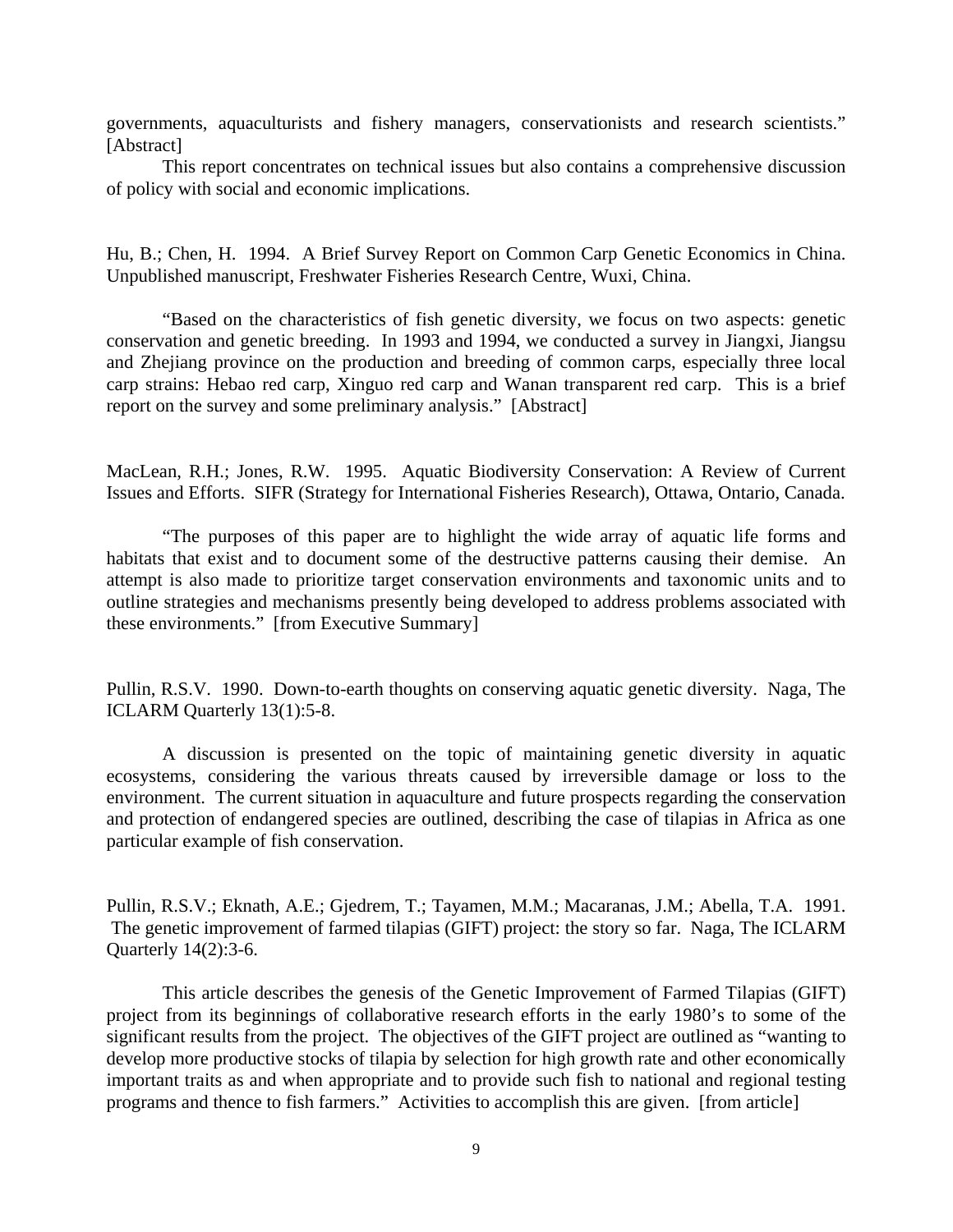governments, aquaculturists and fishery managers, conservationists and research scientists." [Abstract]

This report concentrates on technical issues but also contains a comprehensive discussion of policy with social and economic implications.

Hu, B.; Chen, H. 1994. A Brief Survey Report on Common Carp Genetic Economics in China. Unpublished manuscript, Freshwater Fisheries Research Centre, Wuxi, China.

"Based on the characteristics of fish genetic diversity, we focus on two aspects: genetic conservation and genetic breeding. In 1993 and 1994, we conducted a survey in Jiangxi, Jiangsu and Zhejiang province on the production and breeding of common carps, especially three local carp strains: Hebao red carp, Xinguo red carp and Wanan transparent red carp. This is a brief report on the survey and some preliminary analysis." [Abstract]

MacLean, R.H.; Jones, R.W. 1995. Aquatic Biodiversity Conservation: A Review of Current Issues and Efforts. SIFR (Strategy for International Fisheries Research), Ottawa, Ontario, Canada.

"The purposes of this paper are to highlight the wide array of aquatic life forms and habitats that exist and to document some of the destructive patterns causing their demise. An attempt is also made to prioritize target conservation environments and taxonomic units and to outline strategies and mechanisms presently being developed to address problems associated with these environments." [from Executive Summary]

Pullin, R.S.V. 1990. Down-to-earth thoughts on conserving aquatic genetic diversity. Naga, The ICLARM Quarterly 13(1):5-8.

A discussion is presented on the topic of maintaining genetic diversity in aquatic ecosystems, considering the various threats caused by irreversible damage or loss to the environment. The current situation in aquaculture and future prospects regarding the conservation and protection of endangered species are outlined, describing the case of tilapias in Africa as one particular example of fish conservation.

Pullin, R.S.V.; Eknath, A.E.; Gjedrem, T.; Tayamen, M.M.; Macaranas, J.M.; Abella, T.A. 1991. The genetic improvement of farmed tilapias (GIFT) project: the story so far. Naga, The ICLARM Quarterly 14(2):3-6.

This article describes the genesis of the Genetic Improvement of Farmed Tilapias (GIFT) project from its beginnings of collaborative research efforts in the early 1980's to some of the significant results from the project. The objectives of the GIFT project are outlined as "wanting to develop more productive stocks of tilapia by selection for high growth rate and other economically important traits as and when appropriate and to provide such fish to national and regional testing programs and thence to fish farmers." Activities to accomplish this are given. [from article]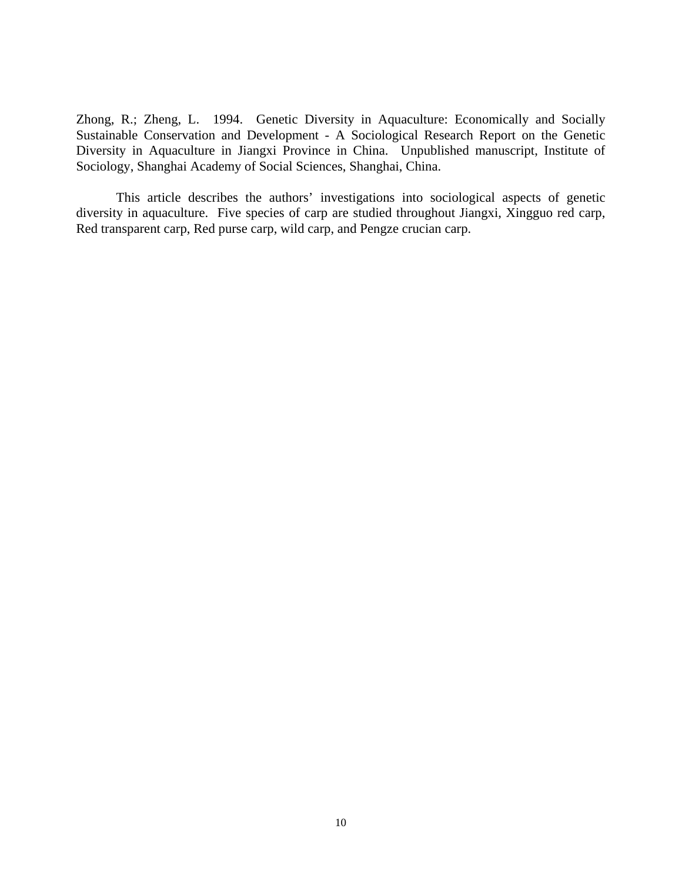Zhong, R.; Zheng, L. 1994. Genetic Diversity in Aquaculture: Economically and Socially Sustainable Conservation and Development - A Sociological Research Report on the Genetic Diversity in Aquaculture in Jiangxi Province in China. Unpublished manuscript, Institute of Sociology, Shanghai Academy of Social Sciences, Shanghai, China.

This article describes the authors' investigations into sociological aspects of genetic diversity in aquaculture. Five species of carp are studied throughout Jiangxi, Xingguo red carp, Red transparent carp, Red purse carp, wild carp, and Pengze crucian carp.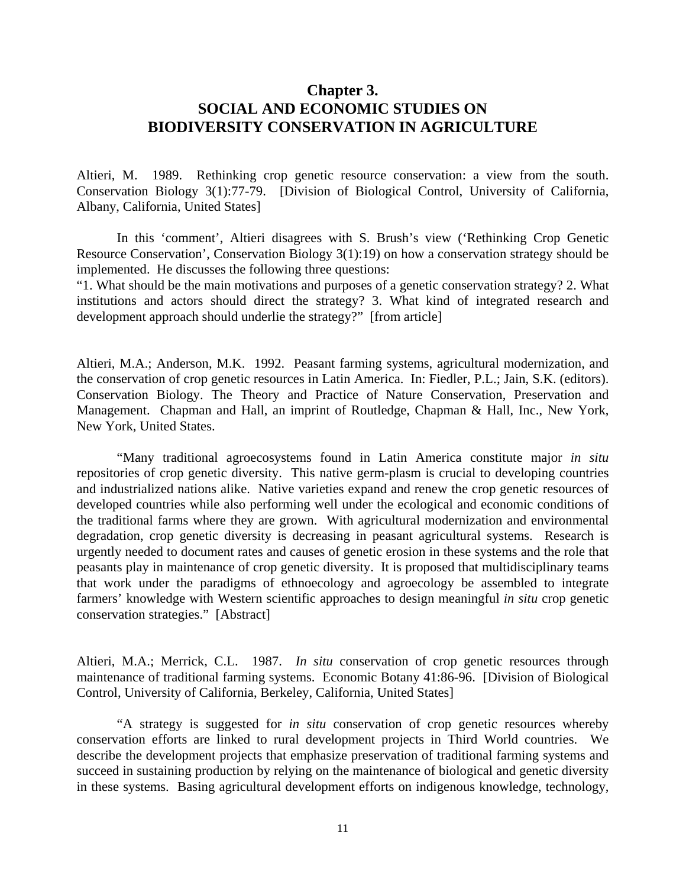# Chapter 3.
# SOCIAL AND ECONOMIC STUDIES ON BIODIVERSITY CONSERVATION IN AGRICULTURE

Altieri, M. 1989. Rethinking crop genetic resource conservation: a view from the south. Conservation Biology 3(1):77-79. [Division of Biological Control, University of California, Albany, California, United States]

In this 'comment', Altieri disagrees with S. Brush's view ('Rethinking Crop Genetic Resource Conservation', Conservation Biology 3(1):19) on how a conservation strategy should be implemented. He discusses the following three questions:
"1. What should be the main motivations and purposes of a genetic conservation strategy? 2. What institutions and actors should direct the strategy? 3. What kind of integrated research and development approach should underlie the strategy?" [from article]

Altieri, M.A.; Anderson, M.K. 1992. Peasant farming systems, agricultural modernization, and the conservation of crop genetic resources in Latin America. In: Fiedler, P.L.; Jain, S.K. (editors). Conservation Biology. The Theory and Practice of Nature Conservation, Preservation and Management. Chapman and Hall, an imprint of Routledge, Chapman & Hall, Inc., New York, New York, United States.

"Many traditional agroecosystems found in Latin America constitute major *in situ* repositories of crop genetic diversity. This native germ-plasm is crucial to developing countries and industrialized nations alike. Native varieties expand and renew the crop genetic resources of developed countries while also performing well under the ecological and economic conditions of the traditional farms where they are grown. With agricultural modernization and environmental degradation, crop genetic diversity is decreasing in peasant agricultural systems. Research is urgently needed to document rates and causes of genetic erosion in these systems and the role that peasants play in maintenance of crop genetic diversity. It is proposed that multidisciplinary teams that work under the paradigms of ethnoecology and agroecology be assembled to integrate farmers' knowledge with Western scientific approaches to design meaningful *in situ* crop genetic conservation strategies." [Abstract]

Altieri, M.A.; Merrick, C.L. 1987. *In situ* conservation of crop genetic resources through maintenance of traditional farming systems. Economic Botany 41:86-96. [Division of Biological Control, University of California, Berkeley, California, United States]

"A strategy is suggested for *in situ* conservation of crop genetic resources whereby conservation efforts are linked to rural development projects in Third World countries. We describe the development projects that emphasize preservation of traditional farming systems and succeed in sustaining production by relying on the maintenance of biological and genetic diversity in these systems. Basing agricultural development efforts on indigenous knowledge, technology,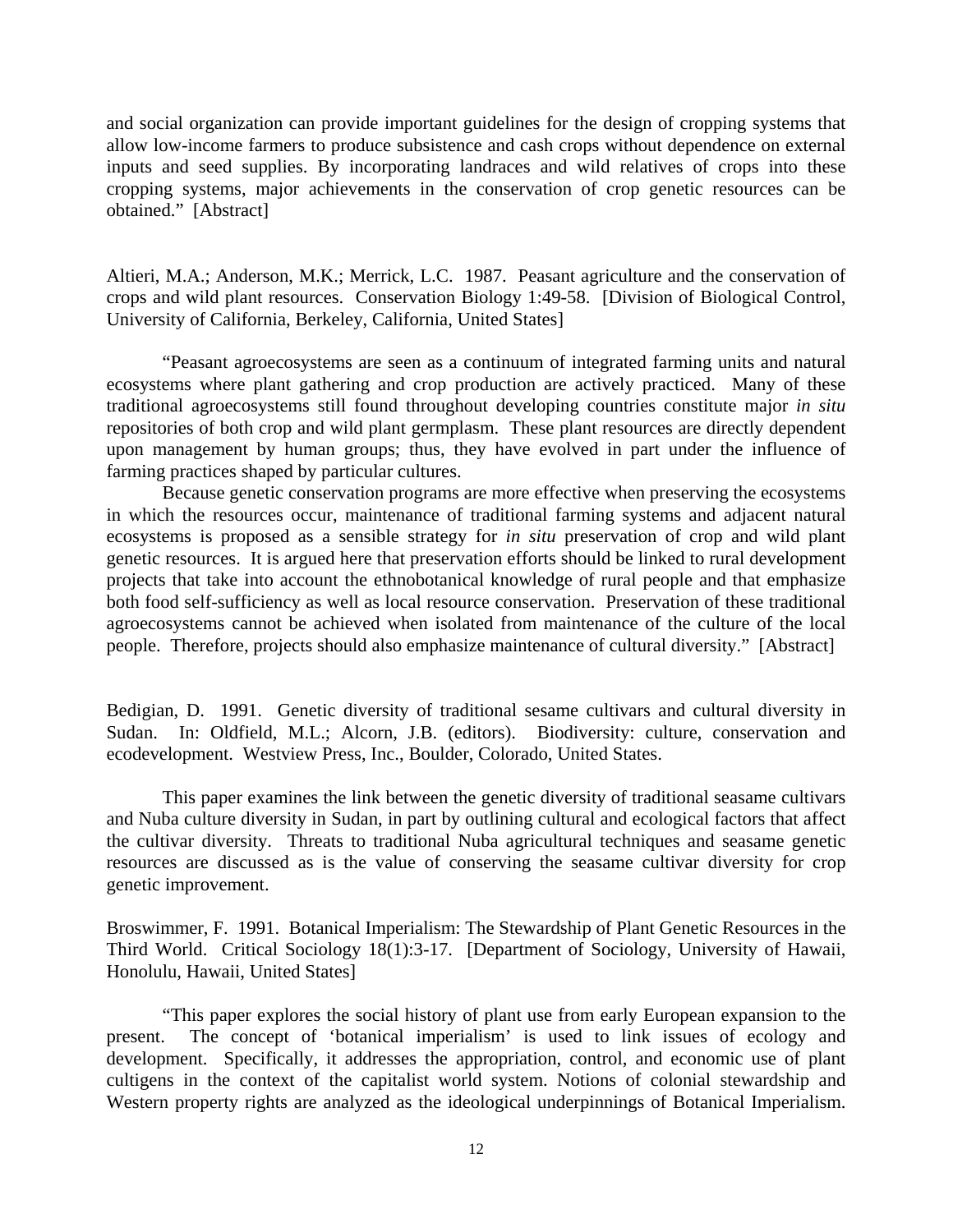and social organization can provide important guidelines for the design of cropping systems that allow low-income farmers to produce subsistence and cash crops without dependence on external inputs and seed supplies. By incorporating landraces and wild relatives of crops into these cropping systems, major achievements in the conservation of crop genetic resources can be obtained." [Abstract]

Altieri, M.A.; Anderson, M.K.; Merrick, L.C. 1987. Peasant agriculture and the conservation of crops and wild plant resources. Conservation Biology 1:49-58. [Division of Biological Control, University of California, Berkeley, California, United States]

"Peasant agroecosystems are seen as a continuum of integrated farming units and natural ecosystems where plant gathering and crop production are actively practiced. Many of these traditional agroecosystems still found throughout developing countries constitute major *in situ* repositories of both crop and wild plant germplasm. These plant resources are directly dependent upon management by human groups; thus, they have evolved in part under the influence of farming practices shaped by particular cultures.

Because genetic conservation programs are more effective when preserving the ecosystems in which the resources occur, maintenance of traditional farming systems and adjacent natural ecosystems is proposed as a sensible strategy for *in situ* preservation of crop and wild plant genetic resources. It is argued here that preservation efforts should be linked to rural development projects that take into account the ethnobotanical knowledge of rural people and that emphasize both food self-sufficiency as well as local resource conservation. Preservation of these traditional agroecosystems cannot be achieved when isolated from maintenance of the culture of the local people. Therefore, projects should also emphasize maintenance of cultural diversity." [Abstract]

Bedigian, D. 1991. Genetic diversity of traditional sesame cultivars and cultural diversity in Sudan. In: Oldfield, M.L.; Alcorn, J.B. (editors). Biodiversity: culture, conservation and ecodevelopment. Westview Press, Inc., Boulder, Colorado, United States.

This paper examines the link between the genetic diversity of traditional seasame cultivars and Nuba culture diversity in Sudan, in part by outlining cultural and ecological factors that affect the cultivar diversity. Threats to traditional Nuba agricultural techniques and seasame genetic resources are discussed as is the value of conserving the seasame cultivar diversity for crop genetic improvement.

Broswimmer, F. 1991. Botanical Imperialism: The Stewardship of Plant Genetic Resources in the Third World. Critical Sociology 18(1):3-17. [Department of Sociology, University of Hawaii, Honolulu, Hawaii, United States]

"This paper explores the social history of plant use from early European expansion to the present. The concept of 'botanical imperialism' is used to link issues of ecology and development. Specifically, it addresses the appropriation, control, and economic use of plant cultigens in the context of the capitalist world system. Notions of colonial stewardship and Western property rights are analyzed as the ideological underpinnings of Botanical Imperialism.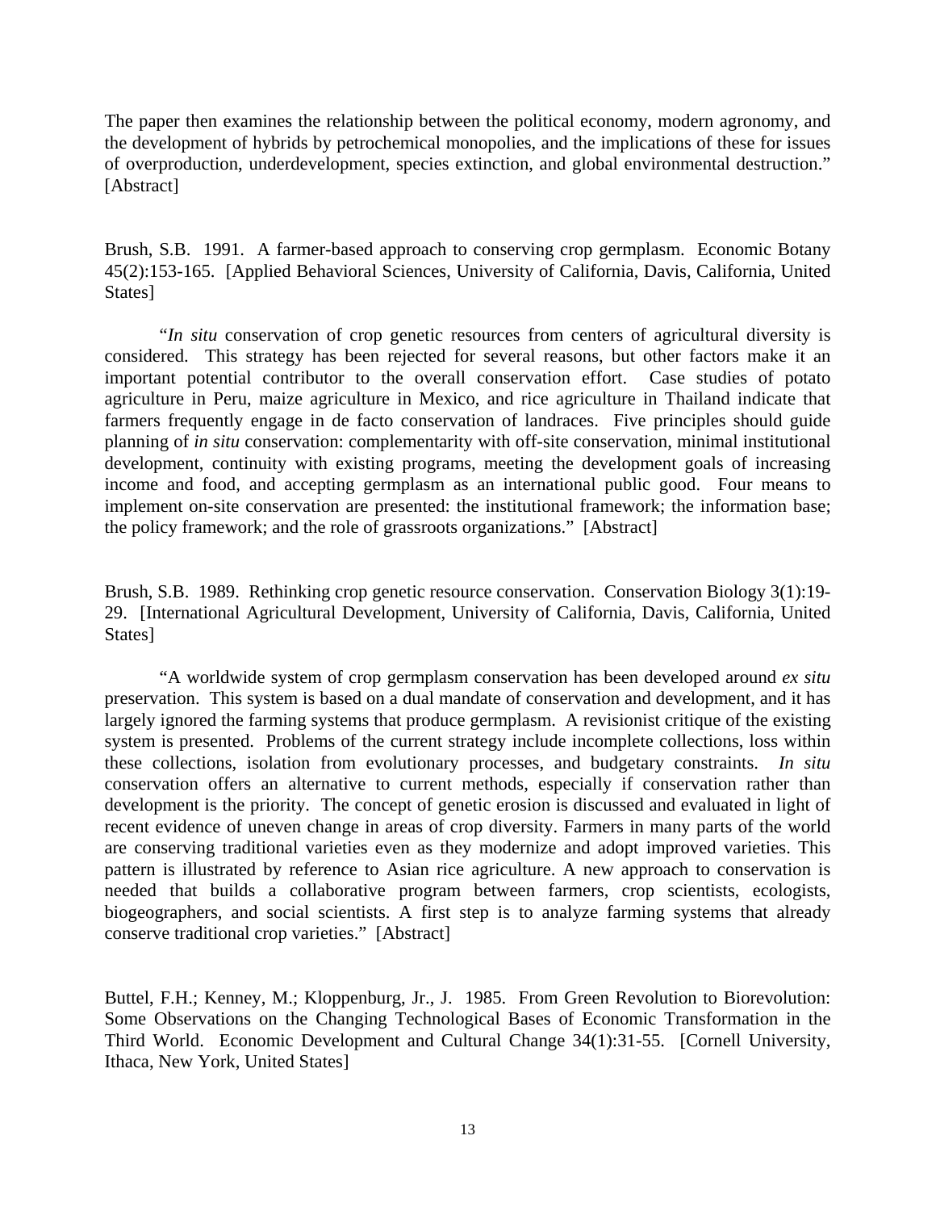The paper then examines the relationship between the political economy, modern agronomy, and the development of hybrids by petrochemical monopolies, and the implications of these for issues of overproduction, underdevelopment, species extinction, and global environmental destruction." [Abstract]

Brush, S.B. 1991. A farmer-based approach to conserving crop germplasm. Economic Botany 45(2):153-165. [Applied Behavioral Sciences, University of California, Davis, California, United States]

"*In situ* conservation of crop genetic resources from centers of agricultural diversity is considered. This strategy has been rejected for several reasons, but other factors make it an important potential contributor to the overall conservation effort. Case studies of potato agriculture in Peru, maize agriculture in Mexico, and rice agriculture in Thailand indicate that farmers frequently engage in de facto conservation of landraces. Five principles should guide planning of *in situ* conservation: complementarity with off-site conservation, minimal institutional development, continuity with existing programs, meeting the development goals of increasing income and food, and accepting germplasm as an international public good. Four means to implement on-site conservation are presented: the institutional framework; the information base; the policy framework; and the role of grassroots organizations." [Abstract]

Brush, S.B. 1989. Rethinking crop genetic resource conservation. Conservation Biology 3(1):19-29. [International Agricultural Development, University of California, Davis, California, United States]

"A worldwide system of crop germplasm conservation has been developed around *ex situ* preservation. This system is based on a dual mandate of conservation and development, and it has largely ignored the farming systems that produce germplasm. A revisionist critique of the existing system is presented. Problems of the current strategy include incomplete collections, loss within these collections, isolation from evolutionary processes, and budgetary constraints. *In situ* conservation offers an alternative to current methods, especially if conservation rather than development is the priority. The concept of genetic erosion is discussed and evaluated in light of recent evidence of uneven change in areas of crop diversity. Farmers in many parts of the world are conserving traditional varieties even as they modernize and adopt improved varieties. This pattern is illustrated by reference to Asian rice agriculture. A new approach to conservation is needed that builds a collaborative program between farmers, crop scientists, ecologists, biogeographers, and social scientists. A first step is to analyze farming systems that already conserve traditional crop varieties." [Abstract]

Buttel, F.H.; Kenney, M.; Kloppenburg, Jr., J. 1985. From Green Revolution to Biorevolution: Some Observations on the Changing Technological Bases of Economic Transformation in the Third World. Economic Development and Cultural Change 34(1):31-55. [Cornell University, Ithaca, New York, United States]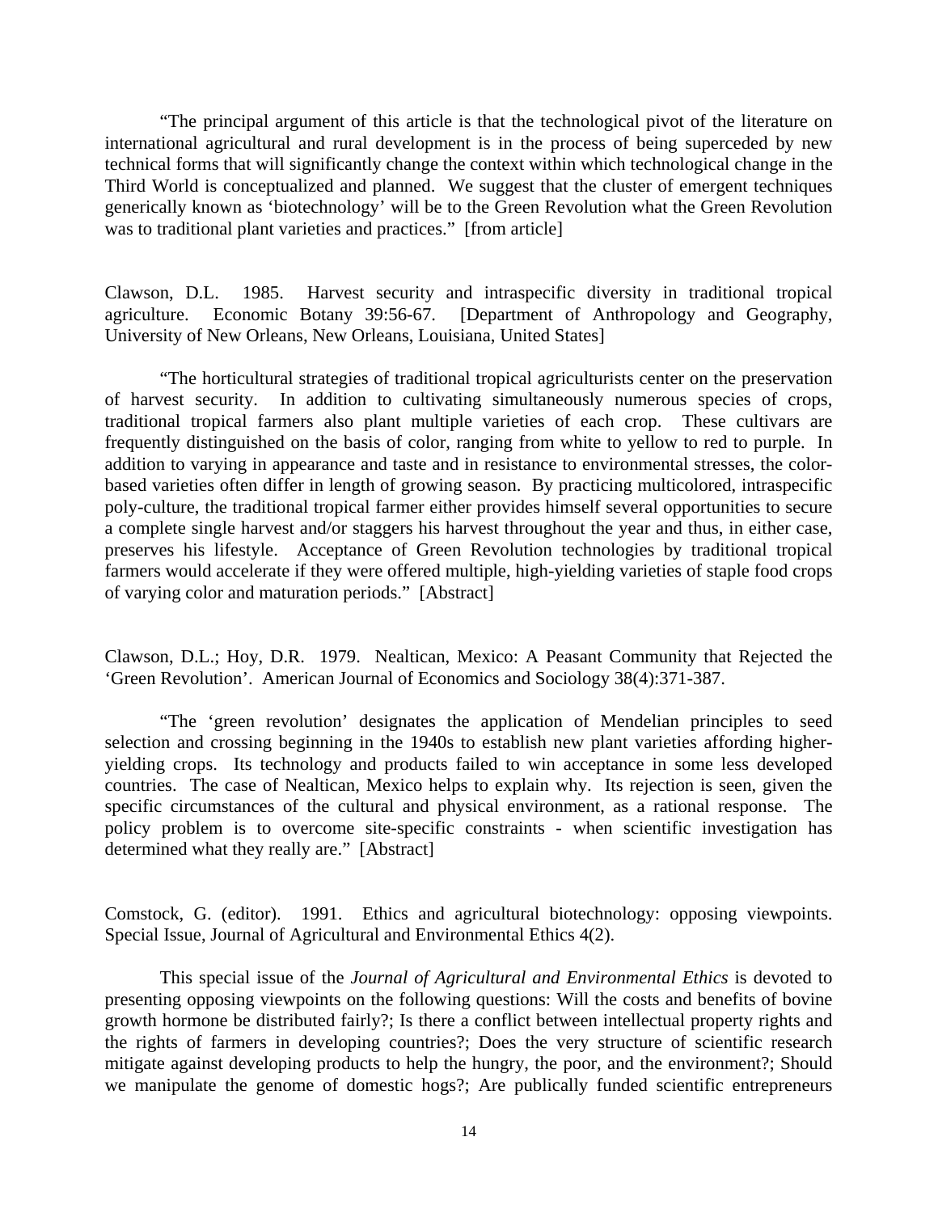"The principal argument of this article is that the technological pivot of the literature on international agricultural and rural development is in the process of being superceded by new technical forms that will significantly change the context within which technological change in the Third World is conceptualized and planned. We suggest that the cluster of emergent techniques generically known as 'biotechnology' will be to the Green Revolution what the Green Revolution was to traditional plant varieties and practices." [from article]

Clawson, D.L. 1985. Harvest security and intraspecific diversity in traditional tropical agriculture. Economic Botany 39:56-67. [Department of Anthropology and Geography, University of New Orleans, New Orleans, Louisiana, United States]

"The horticultural strategies of traditional tropical agriculturists center on the preservation of harvest security. In addition to cultivating simultaneously numerous species of crops, traditional tropical farmers also plant multiple varieties of each crop. These cultivars are frequently distinguished on the basis of color, ranging from white to yellow to red to purple. In addition to varying in appearance and taste and in resistance to environmental stresses, the color-based varieties often differ in length of growing season. By practicing multicolored, intraspecific poly-culture, the traditional tropical farmer either provides himself several opportunities to secure a complete single harvest and/or staggers his harvest throughout the year and thus, in either case, preserves his lifestyle. Acceptance of Green Revolution technologies by traditional tropical farmers would accelerate if they were offered multiple, high-yielding varieties of staple food crops of varying color and maturation periods." [Abstract]

Clawson, D.L.; Hoy, D.R. 1979. Nealtican, Mexico: A Peasant Community that Rejected the 'Green Revolution'. American Journal of Economics and Sociology 38(4):371-387.

"The 'green revolution' designates the application of Mendelian principles to seed selection and crossing beginning in the 1940s to establish new plant varieties affording higher-yielding crops. Its technology and products failed to win acceptance in some less developed countries. The case of Nealtican, Mexico helps to explain why. Its rejection is seen, given the specific circumstances of the cultural and physical environment, as a rational response. The policy problem is to overcome site-specific constraints - when scientific investigation has determined what they really are." [Abstract]

Comstock, G. (editor). 1991. Ethics and agricultural biotechnology: opposing viewpoints. Special Issue, Journal of Agricultural and Environmental Ethics 4(2).

This special issue of the *Journal of Agricultural and Environmental Ethics* is devoted to presenting opposing viewpoints on the following questions: Will the costs and benefits of bovine growth hormone be distributed fairly?; Is there a conflict between intellectual property rights and the rights of farmers in developing countries?; Does the very structure of scientific research mitigate against developing products to help the hungry, the poor, and the environment?; Should we manipulate the genome of domestic hogs?; Are publically funded scientific entrepreneurs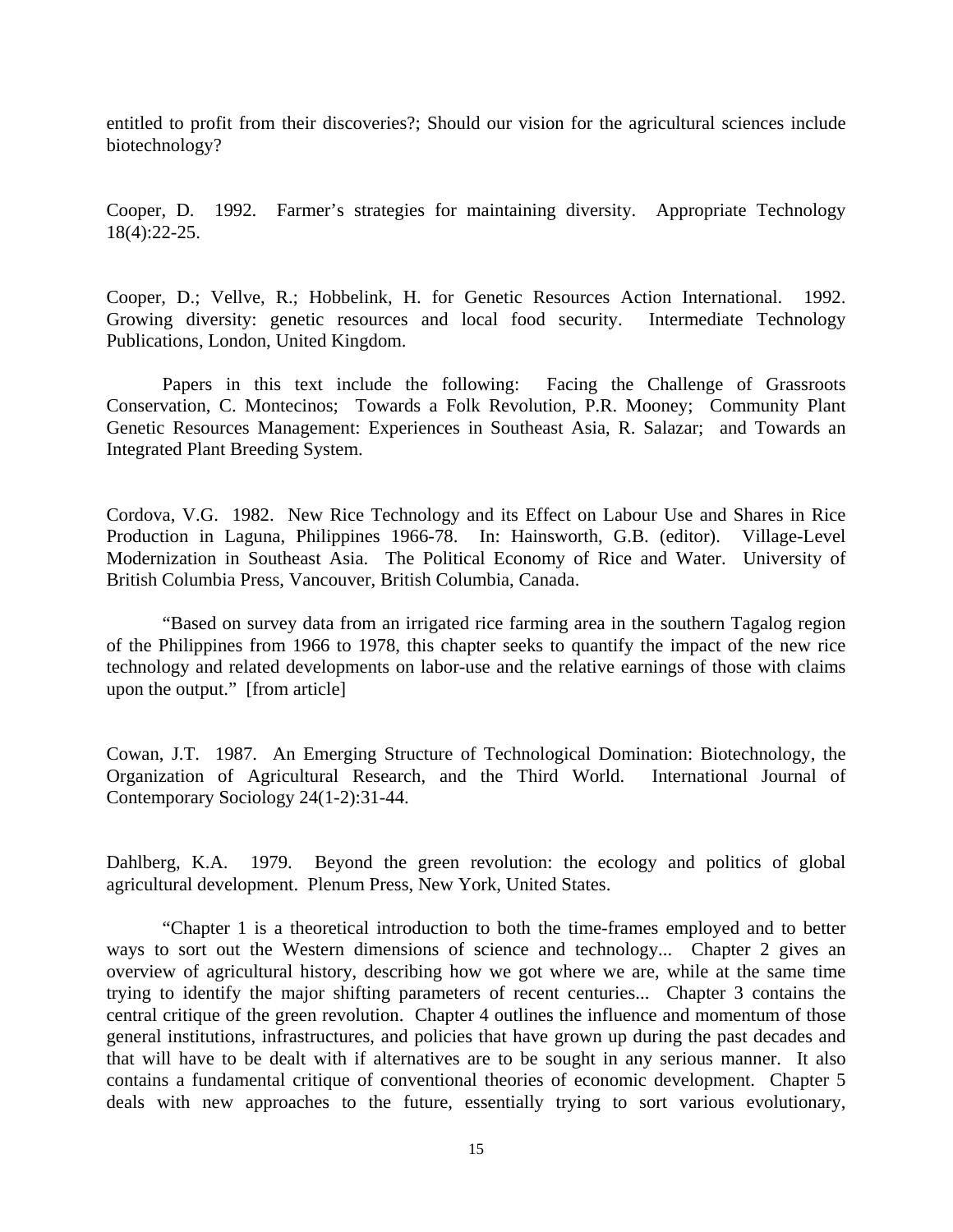entitled to profit from their discoveries?; Should our vision for the agricultural sciences include biotechnology?

Cooper, D. 1992. Farmer's strategies for maintaining diversity. Appropriate Technology 18(4):22-25.

Cooper, D.; Vellve, R.; Hobbelink, H. for Genetic Resources Action International. 1992. Growing diversity: genetic resources and local food security. Intermediate Technology Publications, London, United Kingdom.

Papers in this text include the following: Facing the Challenge of Grassroots Conservation, C. Montecinos; Towards a Folk Revolution, P.R. Mooney; Community Plant Genetic Resources Management: Experiences in Southeast Asia, R. Salazar; and Towards an Integrated Plant Breeding System.

Cordova, V.G. 1982. New Rice Technology and its Effect on Labour Use and Shares in Rice Production in Laguna, Philippines 1966-78. In: Hainsworth, G.B. (editor). Village-Level Modernization in Southeast Asia. The Political Economy of Rice and Water. University of British Columbia Press, Vancouver, British Columbia, Canada.

"Based on survey data from an irrigated rice farming area in the southern Tagalog region of the Philippines from 1966 to 1978, this chapter seeks to quantify the impact of the new rice technology and related developments on labor-use and the relative earnings of those with claims upon the output." [from article]

Cowan, J.T. 1987. An Emerging Structure of Technological Domination: Biotechnology, the Organization of Agricultural Research, and the Third World. International Journal of Contemporary Sociology 24(1-2):31-44.

Dahlberg, K.A. 1979. Beyond the green revolution: the ecology and politics of global agricultural development. Plenum Press, New York, United States.

"Chapter 1 is a theoretical introduction to both the time-frames employed and to better ways to sort out the Western dimensions of science and technology... Chapter 2 gives an overview of agricultural history, describing how we got where we are, while at the same time trying to identify the major shifting parameters of recent centuries... Chapter 3 contains the central critique of the green revolution. Chapter 4 outlines the influence and momentum of those general institutions, infrastructures, and policies that have grown up during the past decades and that will have to be dealt with if alternatives are to be sought in any serious manner. It also contains a fundamental critique of conventional theories of economic development. Chapter 5 deals with new approaches to the future, essentially trying to sort various evolutionary,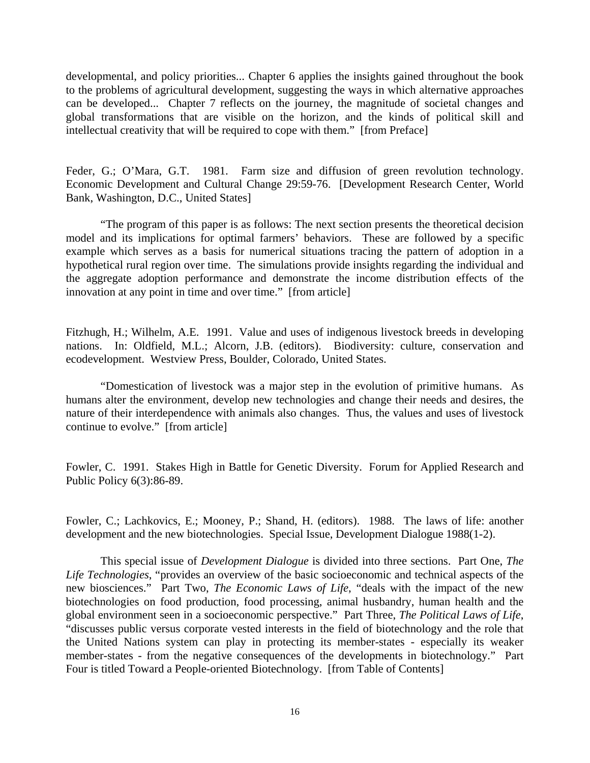developmental, and policy priorities... Chapter 6 applies the insights gained throughout the book to the problems of agricultural development, suggesting the ways in which alternative approaches can be developed... Chapter 7 reflects on the journey, the magnitude of societal changes and global transformations that are visible on the horizon, and the kinds of political skill and intellectual creativity that will be required to cope with them." [from Preface]

Feder, G.; O'Mara, G.T. 1981. Farm size and diffusion of green revolution technology. Economic Development and Cultural Change 29:59-76. [Development Research Center, World Bank, Washington, D.C., United States]

"The program of this paper is as follows: The next section presents the theoretical decision model and its implications for optimal farmers' behaviors. These are followed by a specific example which serves as a basis for numerical situations tracing the pattern of adoption in a hypothetical rural region over time. The simulations provide insights regarding the individual and the aggregate adoption performance and demonstrate the income distribution effects of the innovation at any point in time and over time." [from article]

Fitzhugh, H.; Wilhelm, A.E. 1991. Value and uses of indigenous livestock breeds in developing nations. In: Oldfield, M.L.; Alcorn, J.B. (editors). Biodiversity: culture, conservation and ecodevelopment. Westview Press, Boulder, Colorado, United States.

"Domestication of livestock was a major step in the evolution of primitive humans. As humans alter the environment, develop new technologies and change their needs and desires, the nature of their interdependence with animals also changes. Thus, the values and uses of livestock continue to evolve." [from article]

Fowler, C. 1991. Stakes High in Battle for Genetic Diversity. Forum for Applied Research and Public Policy 6(3):86-89.

Fowler, C.; Lachkovics, E.; Mooney, P.; Shand, H. (editors). 1988. The laws of life: another development and the new biotechnologies. Special Issue, Development Dialogue 1988(1-2).

This special issue of *Development Dialogue* is divided into three sections. Part One, *The Life Technologies*, "provides an overview of the basic socioeconomic and technical aspects of the new biosciences." Part Two, *The Economic Laws of Life*, "deals with the impact of the new biotechnologies on food production, food processing, animal husbandry, human health and the global environment seen in a socioeconomic perspective." Part Three, *The Political Laws of Life*, "discusses public versus corporate vested interests in the field of biotechnology and the role that the United Nations system can play in protecting its member-states - especially its weaker member-states - from the negative consequences of the developments in biotechnology." Part Four is titled Toward a People-oriented Biotechnology. [from Table of Contents]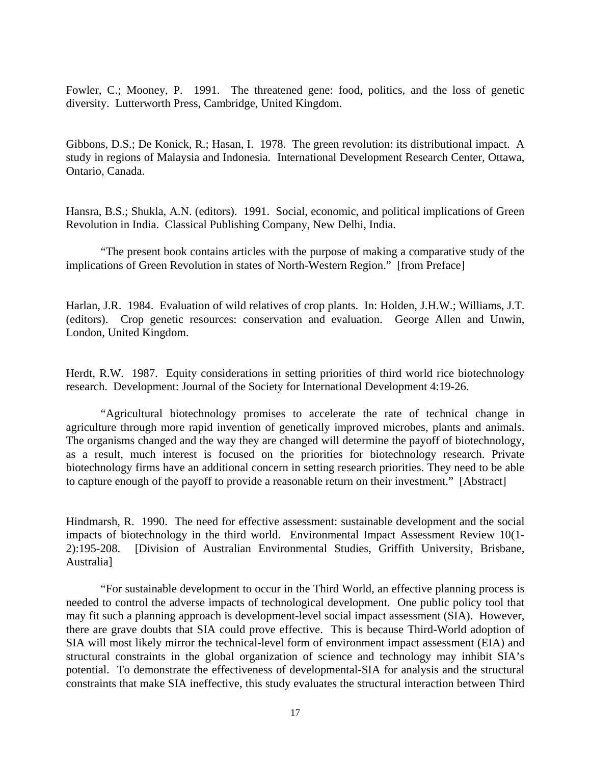Fowler, C.; Mooney, P. 1991. The threatened gene: food, politics, and the loss of genetic diversity. Lutterworth Press, Cambridge, United Kingdom.

Gibbons, D.S.; De Konick, R.; Hasan, I. 1978. The green revolution: its distributional impact. A study in regions of Malaysia and Indonesia. International Development Research Center, Ottawa, Ontario, Canada.

Hansra, B.S.; Shukla, A.N. (editors). 1991. Social, economic, and political implications of Green Revolution in India. Classical Publishing Company, New Delhi, India.

"The present book contains articles with the purpose of making a comparative study of the implications of Green Revolution in states of North-Western Region." [from Preface]

Harlan, J.R. 1984. Evaluation of wild relatives of crop plants. In: Holden, J.H.W.; Williams, J.T. (editors). Crop genetic resources: conservation and evaluation. George Allen and Unwin, London, United Kingdom.

Herdt, R.W. 1987. Equity considerations in setting priorities of third world rice biotechnology research. Development: Journal of the Society for International Development 4:19-26.

"Agricultural biotechnology promises to accelerate the rate of technical change in agriculture through more rapid invention of genetically improved microbes, plants and animals. The organisms changed and the way they are changed will determine the payoff of biotechnology, as a result, much interest is focused on the priorities for biotechnology research. Private biotechnology firms have an additional concern in setting research priorities. They need to be able to capture enough of the payoff to provide a reasonable return on their investment." [Abstract]

Hindmarsh, R. 1990. The need for effective assessment: sustainable development and the social impacts of biotechnology in the third world. Environmental Impact Assessment Review 10(1-2):195-208. [Division of Australian Environmental Studies, Griffith University, Brisbane, Australia]

"For sustainable development to occur in the Third World, an effective planning process is needed to control the adverse impacts of technological development. One public policy tool that may fit such a planning approach is development-level social impact assessment (SIA). However, there are grave doubts that SIA could prove effective. This is because Third-World adoption of SIA will most likely mirror the technical-level form of environment impact assessment (EIA) and structural constraints in the global organization of science and technology may inhibit SIA's potential. To demonstrate the effectiveness of developmental-SIA for analysis and the structural constraints that make SIA ineffective, this study evaluates the structural interaction between Third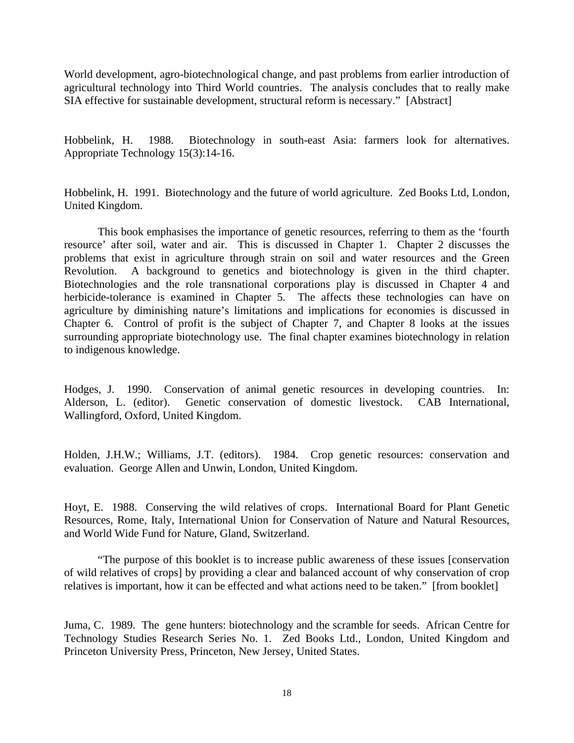World development, agro-biotechnological change, and past problems from earlier introduction of agricultural technology into Third World countries. The analysis concludes that to really make SIA effective for sustainable development, structural reform is necessary." [Abstract]

Hobbelink, H. 1988. Biotechnology in south-east Asia: farmers look for alternatives. Appropriate Technology 15(3):14-16.

Hobbelink, H. 1991. Biotechnology and the future of world agriculture. Zed Books Ltd, London, United Kingdom.

This book emphasises the importance of genetic resources, referring to them as the 'fourth resource' after soil, water and air. This is discussed in Chapter 1. Chapter 2 discusses the problems that exist in agriculture through strain on soil and water resources and the Green Revolution. A background to genetics and biotechnology is given in the third chapter. Biotechnologies and the role transnational corporations play is discussed in Chapter 4 and herbicide-tolerance is examined in Chapter 5. The affects these technologies can have on agriculture by diminishing nature's limitations and implications for economies is discussed in Chapter 6. Control of profit is the subject of Chapter 7, and Chapter 8 looks at the issues surrounding appropriate biotechnology use. The final chapter examines biotechnology in relation to indigenous knowledge.

Hodges, J. 1990. Conservation of animal genetic resources in developing countries. In: Alderson, L. (editor). Genetic conservation of domestic livestock. CAB International, Wallingford, Oxford, United Kingdom.

Holden, J.H.W.; Williams, J.T. (editors). 1984. Crop genetic resources: conservation and evaluation. George Allen and Unwin, London, United Kingdom.

Hoyt, E. 1988. Conserving the wild relatives of crops. International Board for Plant Genetic Resources, Rome, Italy, International Union for Conservation of Nature and Natural Resources, and World Wide Fund for Nature, Gland, Switzerland.

"The purpose of this booklet is to increase public awareness of these issues [conservation of wild relatives of crops] by providing a clear and balanced account of why conservation of crop relatives is important, how it can be effected and what actions need to be taken." [from booklet]

Juma, C. 1989. The gene hunters: biotechnology and the scramble for seeds. African Centre for Technology Studies Research Series No. 1. Zed Books Ltd., London, United Kingdom and Princeton University Press, Princeton, New Jersey, United States.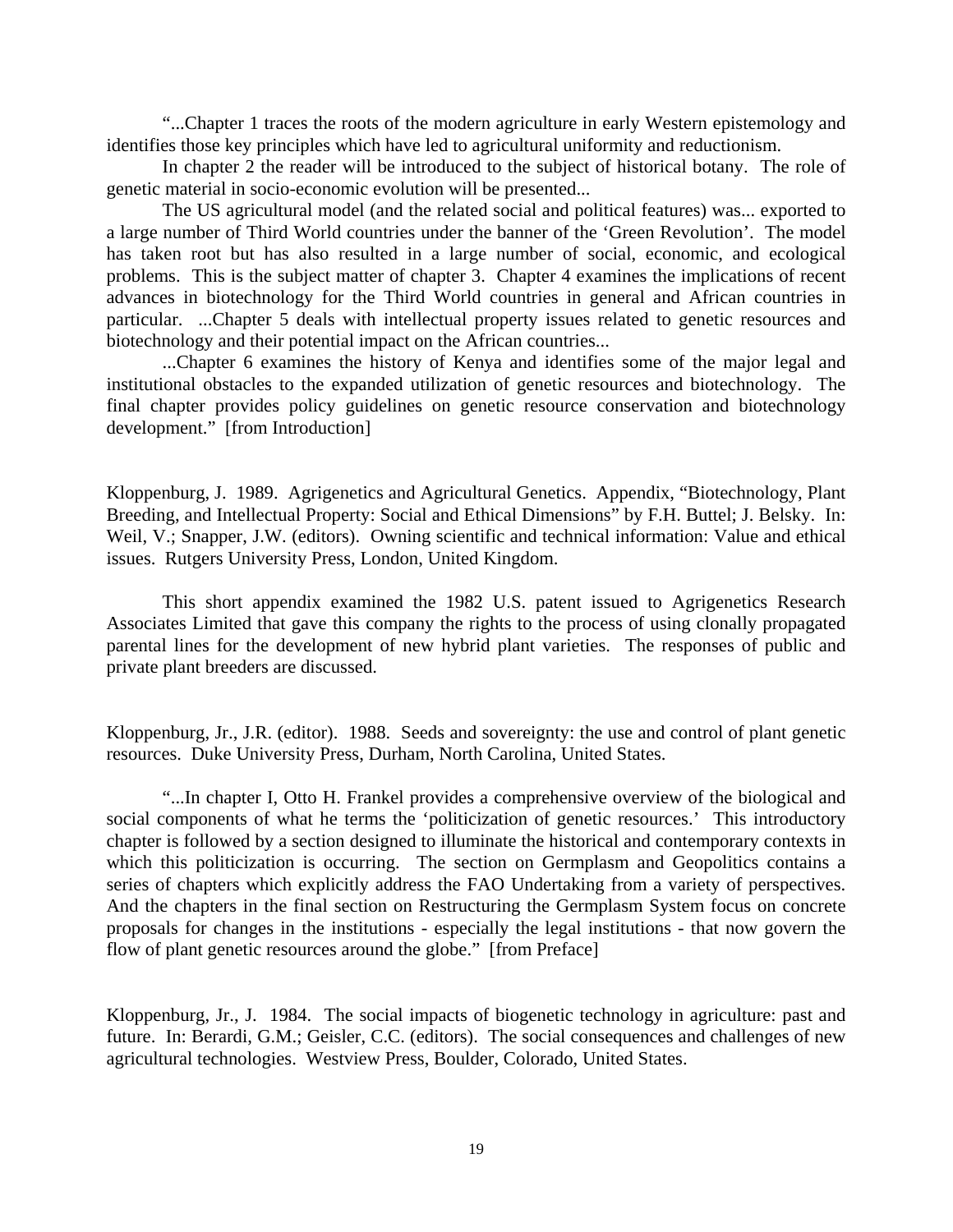"...Chapter 1 traces the roots of the modern agriculture in early Western epistemology and identifies those key principles which have led to agricultural uniformity and reductionism.

In chapter 2 the reader will be introduced to the subject of historical botany. The role of genetic material in socio-economic evolution will be presented...

The US agricultural model (and the related social and political features) was... exported to a large number of Third World countries under the banner of the 'Green Revolution'. The model has taken root but has also resulted in a large number of social, economic, and ecological problems. This is the subject matter of chapter 3. Chapter 4 examines the implications of recent advances in biotechnology for the Third World countries in general and African countries in particular. ...Chapter 5 deals with intellectual property issues related to genetic resources and biotechnology and their potential impact on the African countries...

...Chapter 6 examines the history of Kenya and identifies some of the major legal and institutional obstacles to the expanded utilization of genetic resources and biotechnology. The final chapter provides policy guidelines on genetic resource conservation and biotechnology development." [from Introduction]

Kloppenburg, J. 1989. Agrigenetics and Agricultural Genetics. Appendix, "Biotechnology, Plant Breeding, and Intellectual Property: Social and Ethical Dimensions" by F.H. Buttel; J. Belsky. In: Weil, V.; Snapper, J.W. (editors). Owning scientific and technical information: Value and ethical issues. Rutgers University Press, London, United Kingdom.

This short appendix examined the 1982 U.S. patent issued to Agrigenetics Research Associates Limited that gave this company the rights to the process of using clonally propagated parental lines for the development of new hybrid plant varieties. The responses of public and private plant breeders are discussed.

Kloppenburg, Jr., J.R. (editor). 1988. Seeds and sovereignty: the use and control of plant genetic resources. Duke University Press, Durham, North Carolina, United States.

"...In chapter I, Otto H. Frankel provides a comprehensive overview of the biological and social components of what he terms the 'politicization of genetic resources.' This introductory chapter is followed by a section designed to illuminate the historical and contemporary contexts in which this politicization is occurring. The section on Germplasm and Geopolitics contains a series of chapters which explicitly address the FAO Undertaking from a variety of perspectives. And the chapters in the final section on Restructuring the Germplasm System focus on concrete proposals for changes in the institutions - especially the legal institutions - that now govern the flow of plant genetic resources around the globe." [from Preface]

Kloppenburg, Jr., J. 1984. The social impacts of biogenetic technology in agriculture: past and future. In: Berardi, G.M.; Geisler, C.C. (editors). The social consequences and challenges of new agricultural technologies. Westview Press, Boulder, Colorado, United States.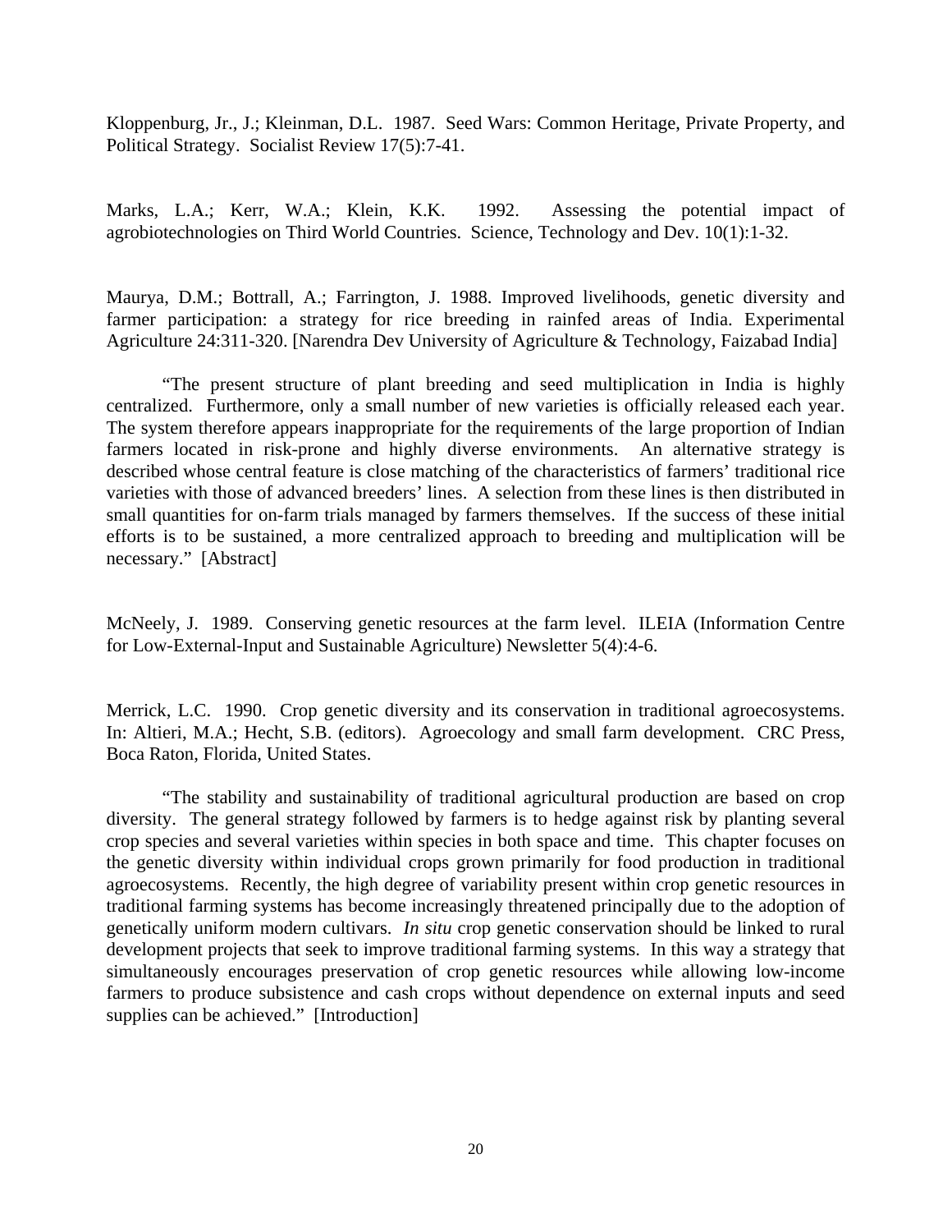Kloppenburg, Jr., J.; Kleinman, D.L. 1987. Seed Wars: Common Heritage, Private Property, and Political Strategy. Socialist Review 17(5):7-41.

Marks, L.A.; Kerr, W.A.; Klein, K.K. 1992. Assessing the potential impact of agrobiotechnologies on Third World Countries. Science, Technology and Dev. 10(1):1-32.

Maurya, D.M.; Bottrall, A.; Farrington, J. 1988. Improved livelihoods, genetic diversity and farmer participation: a strategy for rice breeding in rainfed areas of India. Experimental Agriculture 24:311-320. [Narendra Dev University of Agriculture & Technology, Faizabad India]

"The present structure of plant breeding and seed multiplication in India is highly centralized. Furthermore, only a small number of new varieties is officially released each year. The system therefore appears inappropriate for the requirements of the large proportion of Indian farmers located in risk-prone and highly diverse environments. An alternative strategy is described whose central feature is close matching of the characteristics of farmers' traditional rice varieties with those of advanced breeders' lines. A selection from these lines is then distributed in small quantities for on-farm trials managed by farmers themselves. If the success of these initial efforts is to be sustained, a more centralized approach to breeding and multiplication will be necessary." [Abstract]

McNeely, J. 1989. Conserving genetic resources at the farm level. ILEIA (Information Centre for Low-External-Input and Sustainable Agriculture) Newsletter 5(4):4-6.

Merrick, L.C. 1990. Crop genetic diversity and its conservation in traditional agroecosystems. In: Altieri, M.A.; Hecht, S.B. (editors). Agroecology and small farm development. CRC Press, Boca Raton, Florida, United States.

"The stability and sustainability of traditional agricultural production are based on crop diversity. The general strategy followed by farmers is to hedge against risk by planting several crop species and several varieties within species in both space and time. This chapter focuses on the genetic diversity within individual crops grown primarily for food production in traditional agroecosystems. Recently, the high degree of variability present within crop genetic resources in traditional farming systems has become increasingly threatened principally due to the adoption of genetically uniform modern cultivars. *In situ* crop genetic conservation should be linked to rural development projects that seek to improve traditional farming systems. In this way a strategy that simultaneously encourages preservation of crop genetic resources while allowing low-income farmers to produce subsistence and cash crops without dependence on external inputs and seed supplies can be achieved." [Introduction]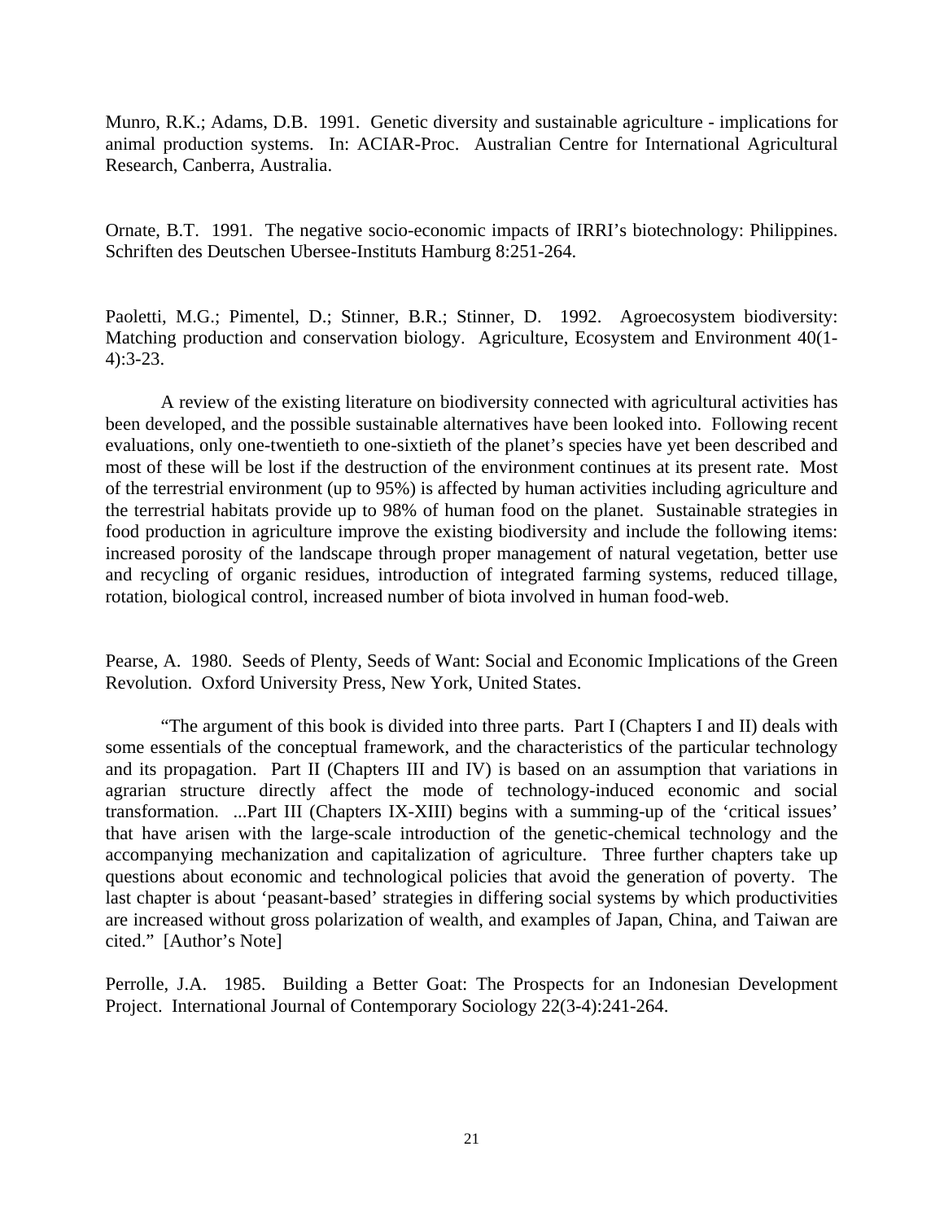Munro, R.K.; Adams, D.B. 1991. Genetic diversity and sustainable agriculture - implications for animal production systems. In: ACIAR-Proc. Australian Centre for International Agricultural Research, Canberra, Australia.

Ornate, B.T. 1991. The negative socio-economic impacts of IRRI's biotechnology: Philippines. Schriften des Deutschen Ubersee-Instituts Hamburg 8:251-264.

Paoletti, M.G.; Pimentel, D.; Stinner, B.R.; Stinner, D. 1992. Agroecosystem biodiversity: Matching production and conservation biology. Agriculture, Ecosystem and Environment 40(1-4):3-23.

A review of the existing literature on biodiversity connected with agricultural activities has been developed, and the possible sustainable alternatives have been looked into. Following recent evaluations, only one-twentieth to one-sixtieth of the planet's species have yet been described and most of these will be lost if the destruction of the environment continues at its present rate. Most of the terrestrial environment (up to 95%) is affected by human activities including agriculture and the terrestrial habitats provide up to 98% of human food on the planet. Sustainable strategies in food production in agriculture improve the existing biodiversity and include the following items: increased porosity of the landscape through proper management of natural vegetation, better use and recycling of organic residues, introduction of integrated farming systems, reduced tillage, rotation, biological control, increased number of biota involved in human food-web.

Pearse, A. 1980. Seeds of Plenty, Seeds of Want: Social and Economic Implications of the Green Revolution. Oxford University Press, New York, United States.

"The argument of this book is divided into three parts. Part I (Chapters I and II) deals with some essentials of the conceptual framework, and the characteristics of the particular technology and its propagation. Part II (Chapters III and IV) is based on an assumption that variations in agrarian structure directly affect the mode of technology-induced economic and social transformation. ...Part III (Chapters IX-XIII) begins with a summing-up of the 'critical issues' that have arisen with the large-scale introduction of the genetic-chemical technology and the accompanying mechanization and capitalization of agriculture. Three further chapters take up questions about economic and technological policies that avoid the generation of poverty. The last chapter is about 'peasant-based' strategies in differing social systems by which productivities are increased without gross polarization of wealth, and examples of Japan, China, and Taiwan are cited." [Author's Note]

Perrolle, J.A. 1985. Building a Better Goat: The Prospects for an Indonesian Development Project. International Journal of Contemporary Sociology 22(3-4):241-264.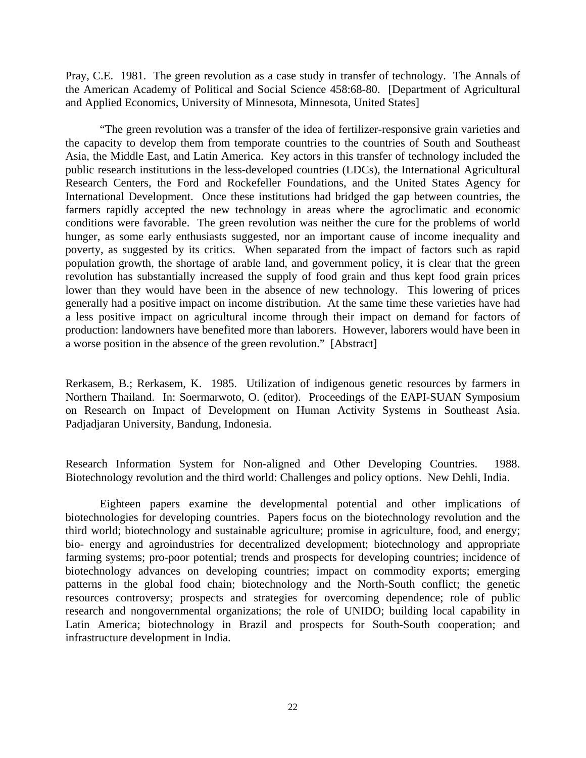Pray, C.E. 1981. The green revolution as a case study in transfer of technology. The Annals of the American Academy of Political and Social Science 458:68-80. [Department of Agricultural and Applied Economics, University of Minnesota, Minnesota, United States]

"The green revolution was a transfer of the idea of fertilizer-responsive grain varieties and the capacity to develop them from temporate countries to the countries of South and Southeast Asia, the Middle East, and Latin America. Key actors in this transfer of technology included the public research institutions in the less-developed countries (LDCs), the International Agricultural Research Centers, the Ford and Rockefeller Foundations, and the United States Agency for International Development. Once these institutions had bridged the gap between countries, the farmers rapidly accepted the new technology in areas where the agroclimatic and economic conditions were favorable. The green revolution was neither the cure for the problems of world hunger, as some early enthusiasts suggested, nor an important cause of income inequality and poverty, as suggested by its critics. When separated from the impact of factors such as rapid population growth, the shortage of arable land, and government policy, it is clear that the green revolution has substantially increased the supply of food grain and thus kept food grain prices lower than they would have been in the absence of new technology. This lowering of prices generally had a positive impact on income distribution. At the same time these varieties have had a less positive impact on agricultural income through their impact on demand for factors of production: landowners have benefited more than laborers. However, laborers would have been in a worse position in the absence of the green revolution." [Abstract]

Rerkasem, B.; Rerkasem, K. 1985. Utilization of indigenous genetic resources by farmers in Northern Thailand. In: Soermarwoto, O. (editor). Proceedings of the EAPI-SUAN Symposium on Research on Impact of Development on Human Activity Systems in Southeast Asia. Padjadjaran University, Bandung, Indonesia.

Research Information System for Non-aligned and Other Developing Countries. 1988. Biotechnology revolution and the third world: Challenges and policy options. New Dehli, India.

Eighteen papers examine the developmental potential and other implications of biotechnologies for developing countries. Papers focus on the biotechnology revolution and the third world; biotechnology and sustainable agriculture; promise in agriculture, food, and energy; bio- energy and agroindustries for decentralized development; biotechnology and appropriate farming systems; pro-poor potential; trends and prospects for developing countries; incidence of biotechnology advances on developing countries; impact on commodity exports; emerging patterns in the global food chain; biotechnology and the North-South conflict; the genetic resources controversy; prospects and strategies for overcoming dependence; role of public research and nongovernmental organizations; the role of UNIDO; building local capability in Latin America; biotechnology in Brazil and prospects for South-South cooperation; and infrastructure development in India.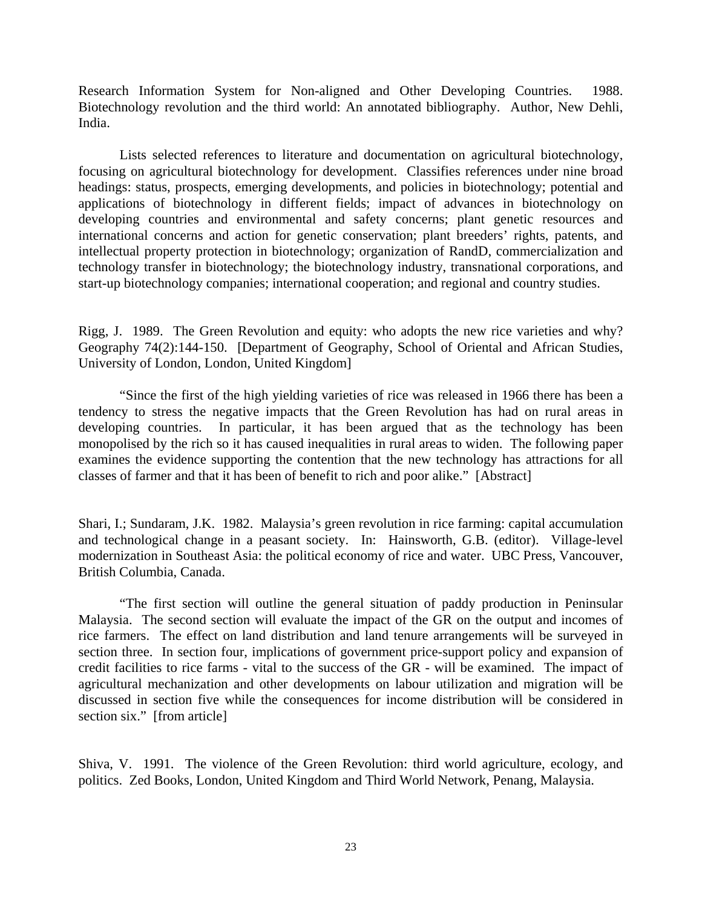Research Information System for Non-aligned and Other Developing Countries. 1988. Biotechnology revolution and the third world: An annotated bibliography. Author, New Dehli, India.

Lists selected references to literature and documentation on agricultural biotechnology, focusing on agricultural biotechnology for development. Classifies references under nine broad headings: status, prospects, emerging developments, and policies in biotechnology; potential and applications of biotechnology in different fields; impact of advances in biotechnology on developing countries and environmental and safety concerns; plant genetic resources and international concerns and action for genetic conservation; plant breeders' rights, patents, and intellectual property protection in biotechnology; organization of RandD, commercialization and technology transfer in biotechnology; the biotechnology industry, transnational corporations, and start-up biotechnology companies; international cooperation; and regional and country studies.

Rigg, J. 1989. The Green Revolution and equity: who adopts the new rice varieties and why? Geography 74(2):144-150. [Department of Geography, School of Oriental and African Studies, University of London, London, United Kingdom]

"Since the first of the high yielding varieties of rice was released in 1966 there has been a tendency to stress the negative impacts that the Green Revolution has had on rural areas in developing countries. In particular, it has been argued that as the technology has been monopolised by the rich so it has caused inequalities in rural areas to widen. The following paper examines the evidence supporting the contention that the new technology has attractions for all classes of farmer and that it has been of benefit to rich and poor alike." [Abstract]

Shari, I.; Sundaram, J.K. 1982. Malaysia's green revolution in rice farming: capital accumulation and technological change in a peasant society. In: Hainsworth, G.B. (editor). Village-level modernization in Southeast Asia: the political economy of rice and water. UBC Press, Vancouver, British Columbia, Canada.

"The first section will outline the general situation of paddy production in Peninsular Malaysia. The second section will evaluate the impact of the GR on the output and incomes of rice farmers. The effect on land distribution and land tenure arrangements will be surveyed in section three. In section four, implications of government price-support policy and expansion of credit facilities to rice farms - vital to the success of the GR - will be examined. The impact of agricultural mechanization and other developments on labour utilization and migration will be discussed in section five while the consequences for income distribution will be considered in section six." [from article]

Shiva, V. 1991. The violence of the Green Revolution: third world agriculture, ecology, and politics. Zed Books, London, United Kingdom and Third World Network, Penang, Malaysia.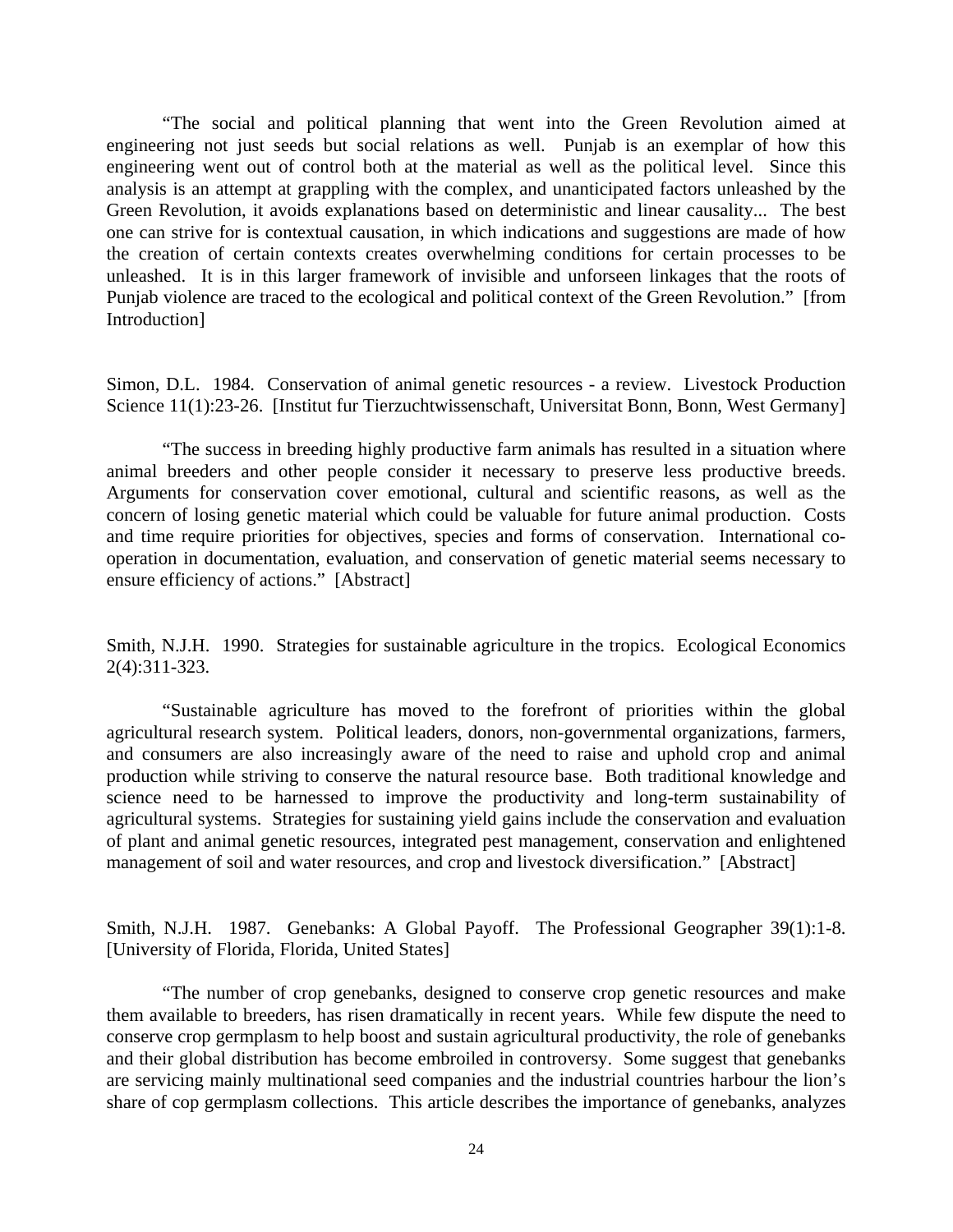"The social and political planning that went into the Green Revolution aimed at engineering not just seeds but social relations as well. Punjab is an exemplar of how this engineering went out of control both at the material as well as the political level. Since this analysis is an attempt at grappling with the complex, and unanticipated factors unleashed by the Green Revolution, it avoids explanations based on deterministic and linear causality... The best one can strive for is contextual causation, in which indications and suggestions are made of how the creation of certain contexts creates overwhelming conditions for certain processes to be unleashed. It is in this larger framework of invisible and unforseen linkages that the roots of Punjab violence are traced to the ecological and political context of the Green Revolution." [from Introduction]

Simon, D.L. 1984. Conservation of animal genetic resources - a review. Livestock Production Science 11(1):23-26. [Institut fur Tierzuchtwissenschaft, Universitat Bonn, Bonn, West Germany]

"The success in breeding highly productive farm animals has resulted in a situation where animal breeders and other people consider it necessary to preserve less productive breeds. Arguments for conservation cover emotional, cultural and scientific reasons, as well as the concern of losing genetic material which could be valuable for future animal production. Costs and time require priorities for objectives, species and forms of conservation. International co-operation in documentation, evaluation, and conservation of genetic material seems necessary to ensure efficiency of actions." [Abstract]

Smith, N.J.H. 1990. Strategies for sustainable agriculture in the tropics. Ecological Economics 2(4):311-323.

"Sustainable agriculture has moved to the forefront of priorities within the global agricultural research system. Political leaders, donors, non-governmental organizations, farmers, and consumers are also increasingly aware of the need to raise and uphold crop and animal production while striving to conserve the natural resource base. Both traditional knowledge and science need to be harnessed to improve the productivity and long-term sustainability of agricultural systems. Strategies for sustaining yield gains include the conservation and evaluation of plant and animal genetic resources, integrated pest management, conservation and enlightened management of soil and water resources, and crop and livestock diversification." [Abstract]

Smith, N.J.H. 1987. Genebanks: A Global Payoff. The Professional Geographer 39(1):1-8. [University of Florida, Florida, United States]

"The number of crop genebanks, designed to conserve crop genetic resources and make them available to breeders, has risen dramatically in recent years. While few dispute the need to conserve crop germplasm to help boost and sustain agricultural productivity, the role of genebanks and their global distribution has become embroiled in controversy. Some suggest that genebanks are servicing mainly multinational seed companies and the industrial countries harbour the lion's share of cop germplasm collections. This article describes the importance of genebanks, analyzes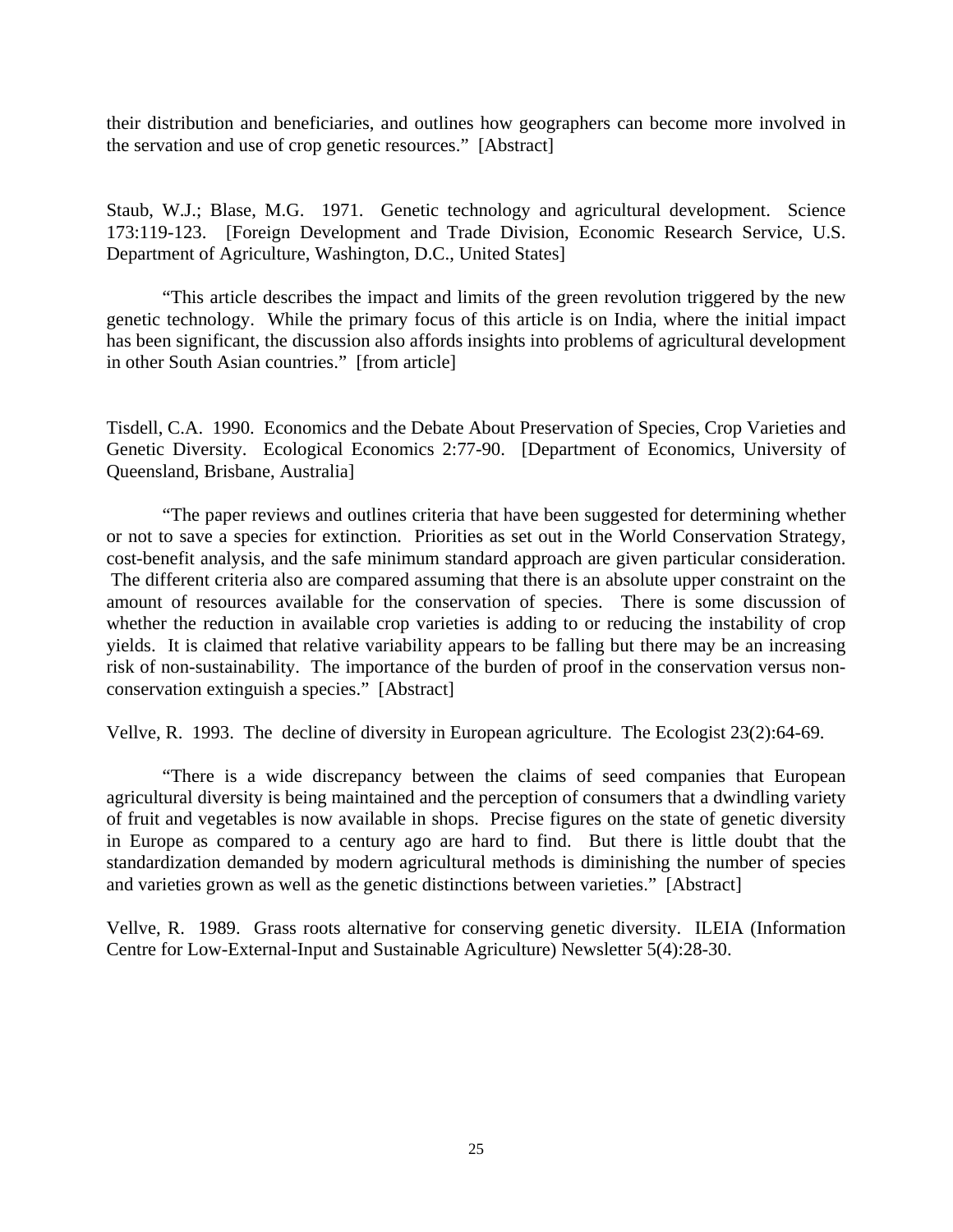their distribution and beneficiaries, and outlines how geographers can become more involved in the servation and use of crop genetic resources." [Abstract]

Staub, W.J.; Blase, M.G. 1971. Genetic technology and agricultural development. Science 173:119-123. [Foreign Development and Trade Division, Economic Research Service, U.S. Department of Agriculture, Washington, D.C., United States]

"This article describes the impact and limits of the green revolution triggered by the new genetic technology. While the primary focus of this article is on India, where the initial impact has been significant, the discussion also affords insights into problems of agricultural development in other South Asian countries." [from article]

Tisdell, C.A. 1990. Economics and the Debate About Preservation of Species, Crop Varieties and Genetic Diversity. Ecological Economics 2:77-90. [Department of Economics, University of Queensland, Brisbane, Australia]

"The paper reviews and outlines criteria that have been suggested for determining whether or not to save a species for extinction. Priorities as set out in the World Conservation Strategy, cost-benefit analysis, and the safe minimum standard approach are given particular consideration. The different criteria also are compared assuming that there is an absolute upper constraint on the amount of resources available for the conservation of species. There is some discussion of whether the reduction in available crop varieties is adding to or reducing the instability of crop yields. It is claimed that relative variability appears to be falling but there may be an increasing risk of non-sustainability. The importance of the burden of proof in the conservation versus non-conservation extinguish a species." [Abstract]

Vellve, R. 1993. The decline of diversity in European agriculture. The Ecologist 23(2):64-69.

"There is a wide discrepancy between the claims of seed companies that European agricultural diversity is being maintained and the perception of consumers that a dwindling variety of fruit and vegetables is now available in shops. Precise figures on the state of genetic diversity in Europe as compared to a century ago are hard to find. But there is little doubt that the standardization demanded by modern agricultural methods is diminishing the number of species and varieties grown as well as the genetic distinctions between varieties." [Abstract]

Vellve, R. 1989. Grass roots alternative for conserving genetic diversity. ILEIA (Information Centre for Low-External-Input and Sustainable Agriculture) Newsletter 5(4):28-30.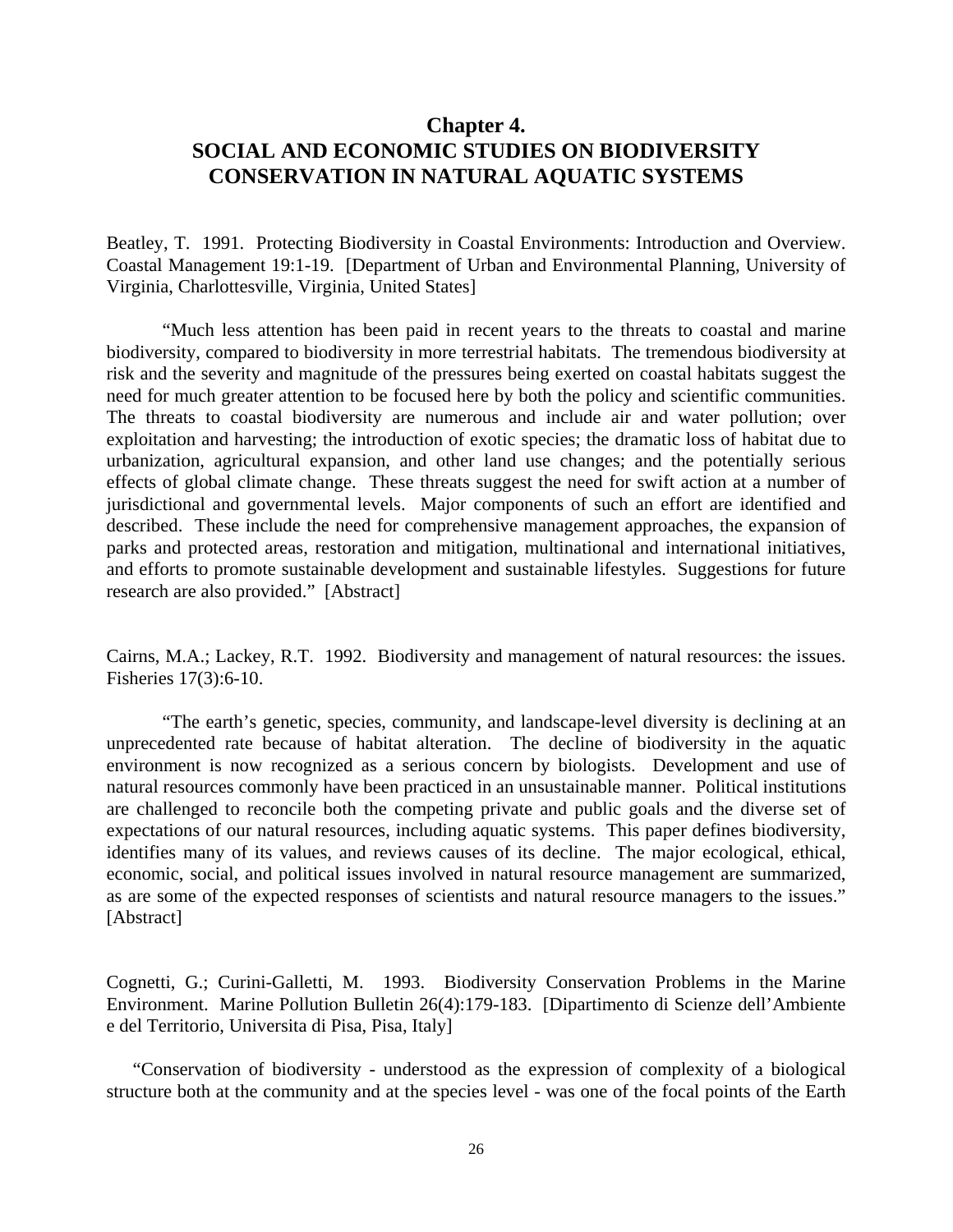# Chapter 4.
# SOCIAL AND ECONOMIC STUDIES ON BIODIVERSITY CONSERVATION IN NATURAL AQUATIC SYSTEMS

Beatley, T. 1991. Protecting Biodiversity in Coastal Environments: Introduction and Overview. Coastal Management 19:1-19. [Department of Urban and Environmental Planning, University of Virginia, Charlottesville, Virginia, United States]

"Much less attention has been paid in recent years to the threats to coastal and marine biodiversity, compared to biodiversity in more terrestrial habitats. The tremendous biodiversity at risk and the severity and magnitude of the pressures being exerted on coastal habitats suggest the need for much greater attention to be focused here by both the policy and scientific communities. The threats to coastal biodiversity are numerous and include air and water pollution; over exploitation and harvesting; the introduction of exotic species; the dramatic loss of habitat due to urbanization, agricultural expansion, and other land use changes; and the potentially serious effects of global climate change. These threats suggest the need for swift action at a number of jurisdictional and governmental levels. Major components of such an effort are identified and described. These include the need for comprehensive management approaches, the expansion of parks and protected areas, restoration and mitigation, multinational and international initiatives, and efforts to promote sustainable development and sustainable lifestyles. Suggestions for future research are also provided." [Abstract]

Cairns, M.A.; Lackey, R.T. 1992. Biodiversity and management of natural resources: the issues. Fisheries 17(3):6-10.

"The earth's genetic, species, community, and landscape-level diversity is declining at an unprecedented rate because of habitat alteration. The decline of biodiversity in the aquatic environment is now recognized as a serious concern by biologists. Development and use of natural resources commonly have been practiced in an unsustainable manner. Political institutions are challenged to reconcile both the competing private and public goals and the diverse set of expectations of our natural resources, including aquatic systems. This paper defines biodiversity, identifies many of its values, and reviews causes of its decline. The major ecological, ethical, economic, social, and political issues involved in natural resource management are summarized, as are some of the expected responses of scientists and natural resource managers to the issues." [Abstract]

Cognetti, G.; Curini-Galletti, M. 1993. Biodiversity Conservation Problems in the Marine Environment. Marine Pollution Bulletin 26(4):179-183. [Dipartimento di Scienze dell'Ambiente e del Territorio, Universita di Pisa, Pisa, Italy]

"Conservation of biodiversity - understood as the expression of complexity of a biological structure both at the community and at the species level - was one of the focal points of the Earth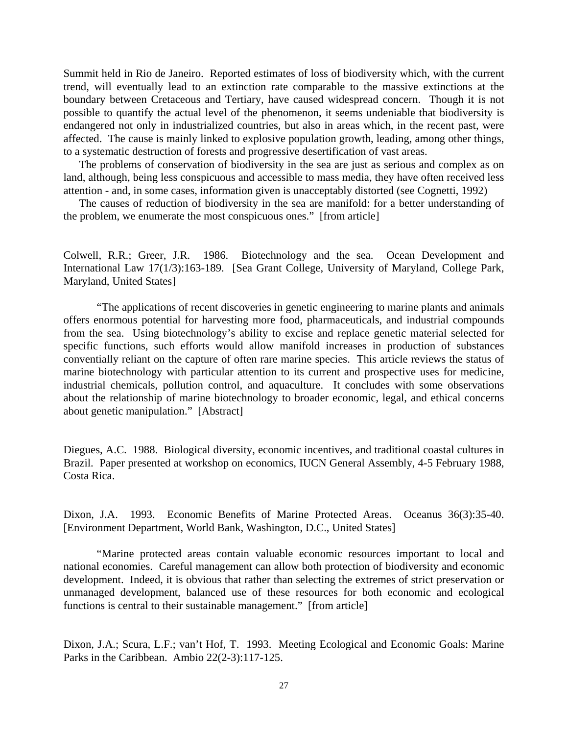Summit held in Rio de Janeiro. Reported estimates of loss of biodiversity which, with the current trend, will eventually lead to an extinction rate comparable to the massive extinctions at the boundary between Cretaceous and Tertiary, have caused widespread concern. Though it is not possible to quantify the actual level of the phenomenon, it seems undeniable that biodiversity is endangered not only in industrialized countries, but also in areas which, in the recent past, were affected. The cause is mainly linked to explosive population growth, leading, among other things, to a systematic destruction of forests and progressive desertification of vast areas.

The problems of conservation of biodiversity in the sea are just as serious and complex as on land, although, being less conspicuous and accessible to mass media, they have often received less attention - and, in some cases, information given is unacceptably distorted (see Cognetti, 1992)

The causes of reduction of biodiversity in the sea are manifold: for a better understanding of the problem, we enumerate the most conspicuous ones." [from article]

Colwell, R.R.; Greer, J.R. 1986. Biotechnology and the sea. Ocean Development and International Law 17(1/3):163-189. [Sea Grant College, University of Maryland, College Park, Maryland, United States]

"The applications of recent discoveries in genetic engineering to marine plants and animals offers enormous potential for harvesting more food, pharmaceuticals, and industrial compounds from the sea. Using biotechnology's ability to excise and replace genetic material selected for specific functions, such efforts would allow manifold increases in production of substances conventially reliant on the capture of often rare marine species. This article reviews the status of marine biotechnology with particular attention to its current and prospective uses for medicine, industrial chemicals, pollution control, and aquaculture. It concludes with some observations about the relationship of marine biotechnology to broader economic, legal, and ethical concerns about genetic manipulation." [Abstract]

Diegues, A.C. 1988. Biological diversity, economic incentives, and traditional coastal cultures in Brazil. Paper presented at workshop on economics, IUCN General Assembly, 4-5 February 1988, Costa Rica.

Dixon, J.A. 1993. Economic Benefits of Marine Protected Areas. Oceanus 36(3):35-40. [Environment Department, World Bank, Washington, D.C., United States]

"Marine protected areas contain valuable economic resources important to local and national economies. Careful management can allow both protection of biodiversity and economic development. Indeed, it is obvious that rather than selecting the extremes of strict preservation or unmanaged development, balanced use of these resources for both economic and ecological functions is central to their sustainable management." [from article]

Dixon, J.A.; Scura, L.F.; van't Hof, T. 1993. Meeting Ecological and Economic Goals: Marine Parks in the Caribbean. Ambio 22(2-3):117-125.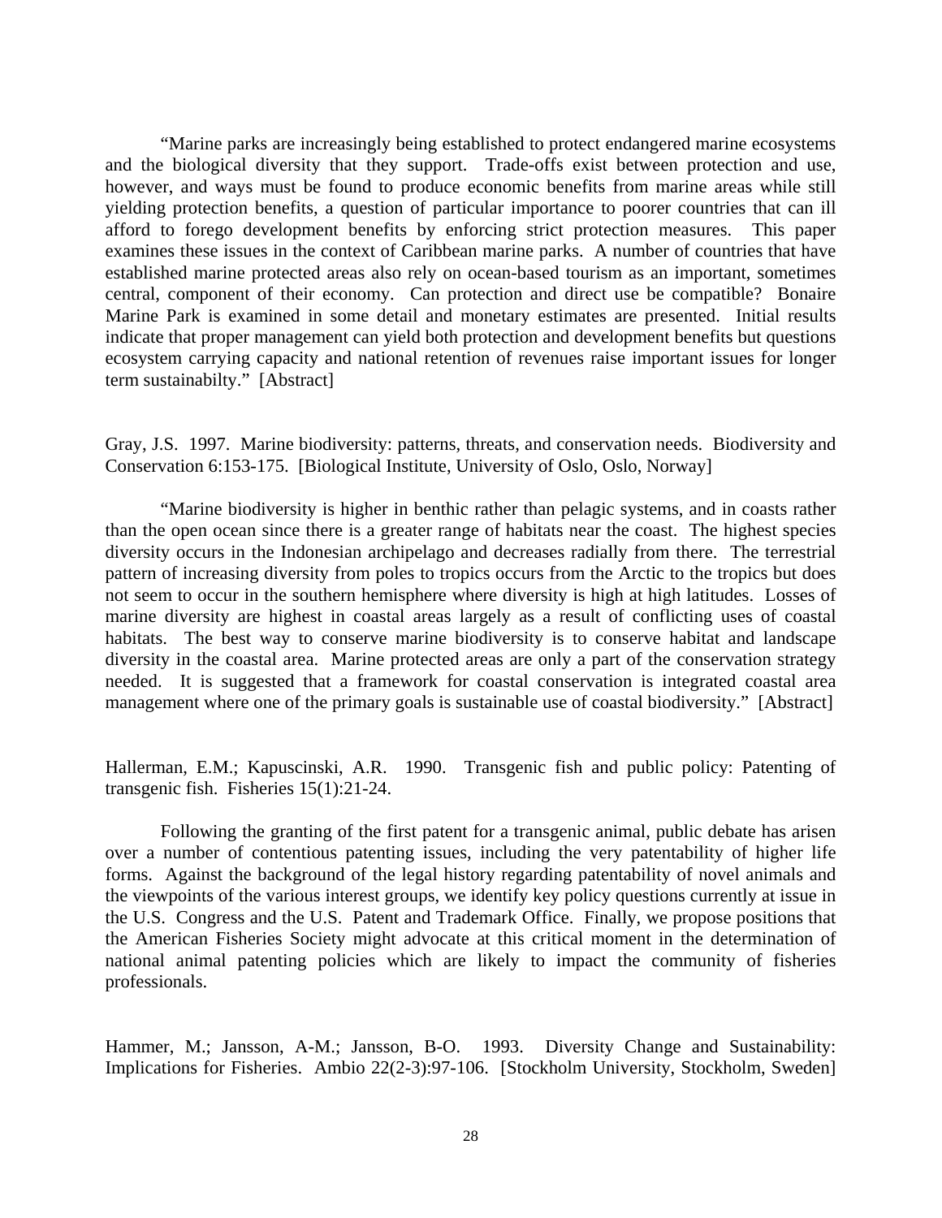"Marine parks are increasingly being established to protect endangered marine ecosystems and the biological diversity that they support. Trade-offs exist between protection and use, however, and ways must be found to produce economic benefits from marine areas while still yielding protection benefits, a question of particular importance to poorer countries that can ill afford to forego development benefits by enforcing strict protection measures. This paper examines these issues in the context of Caribbean marine parks. A number of countries that have established marine protected areas also rely on ocean-based tourism as an important, sometimes central, component of their economy. Can protection and direct use be compatible? Bonaire Marine Park is examined in some detail and monetary estimates are presented. Initial results indicate that proper management can yield both protection and development benefits but questions ecosystem carrying capacity and national retention of revenues raise important issues for longer term sustainabilty." [Abstract]

Gray, J.S. 1997. Marine biodiversity: patterns, threats, and conservation needs. Biodiversity and Conservation 6:153-175. [Biological Institute, University of Oslo, Oslo, Norway]

"Marine biodiversity is higher in benthic rather than pelagic systems, and in coasts rather than the open ocean since there is a greater range of habitats near the coast. The highest species diversity occurs in the Indonesian archipelago and decreases radially from there. The terrestrial pattern of increasing diversity from poles to tropics occurs from the Arctic to the tropics but does not seem to occur in the southern hemisphere where diversity is high at high latitudes. Losses of marine diversity are highest in coastal areas largely as a result of conflicting uses of coastal habitats. The best way to conserve marine biodiversity is to conserve habitat and landscape diversity in the coastal area. Marine protected areas are only a part of the conservation strategy needed. It is suggested that a framework for coastal conservation is integrated coastal area management where one of the primary goals is sustainable use of coastal biodiversity." [Abstract]

Hallerman, E.M.; Kapuscinski, A.R. 1990. Transgenic fish and public policy: Patenting of transgenic fish. Fisheries 15(1):21-24.

Following the granting of the first patent for a transgenic animal, public debate has arisen over a number of contentious patenting issues, including the very patentability of higher life forms. Against the background of the legal history regarding patentability of novel animals and the viewpoints of the various interest groups, we identify key policy questions currently at issue in the U.S. Congress and the U.S. Patent and Trademark Office. Finally, we propose positions that the American Fisheries Society might advocate at this critical moment in the determination of national animal patenting policies which are likely to impact the community of fisheries professionals.

Hammer, M.; Jansson, A-M.; Jansson, B-O. 1993. Diversity Change and Sustainability: Implications for Fisheries. Ambio 22(2-3):97-106. [Stockholm University, Stockholm, Sweden]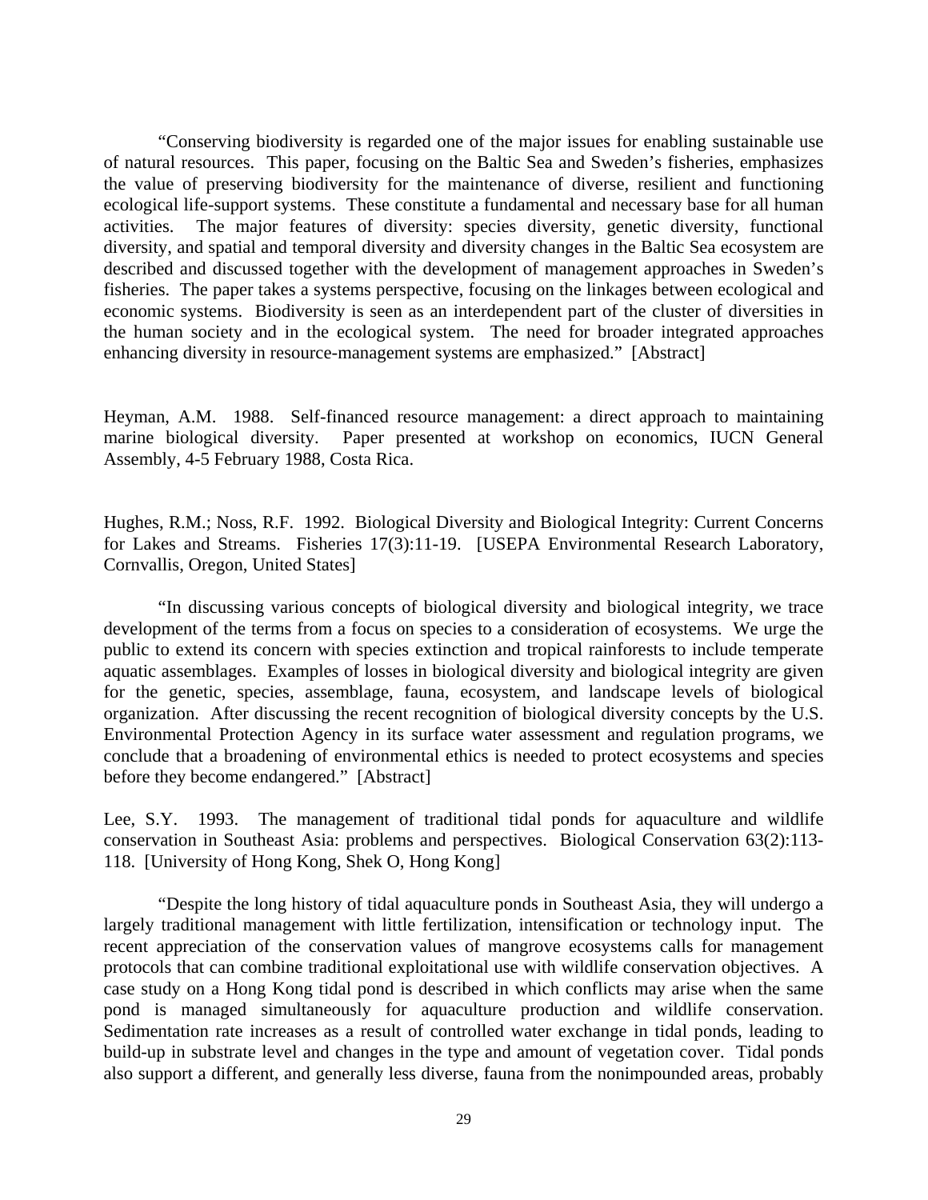"Conserving biodiversity is regarded one of the major issues for enabling sustainable use of natural resources. This paper, focusing on the Baltic Sea and Sweden's fisheries, emphasizes the value of preserving biodiversity for the maintenance of diverse, resilient and functioning ecological life-support systems. These constitute a fundamental and necessary base for all human activities. The major features of diversity: species diversity, genetic diversity, functional diversity, and spatial and temporal diversity and diversity changes in the Baltic Sea ecosystem are described and discussed together with the development of management approaches in Sweden's fisheries. The paper takes a systems perspective, focusing on the linkages between ecological and economic systems. Biodiversity is seen as an interdependent part of the cluster of diversities in the human society and in the ecological system. The need for broader integrated approaches enhancing diversity in resource-management systems are emphasized." [Abstract]

Heyman, A.M. 1988. Self-financed resource management: a direct approach to maintaining marine biological diversity. Paper presented at workshop on economics, IUCN General Assembly, 4-5 February 1988, Costa Rica.

Hughes, R.M.; Noss, R.F. 1992. Biological Diversity and Biological Integrity: Current Concerns for Lakes and Streams. Fisheries 17(3):11-19. [USEPA Environmental Research Laboratory, Cornvallis, Oregon, United States]

"In discussing various concepts of biological diversity and biological integrity, we trace development of the terms from a focus on species to a consideration of ecosystems. We urge the public to extend its concern with species extinction and tropical rainforests to include temperate aquatic assemblages. Examples of losses in biological diversity and biological integrity are given for the genetic, species, assemblage, fauna, ecosystem, and landscape levels of biological organization. After discussing the recent recognition of biological diversity concepts by the U.S. Environmental Protection Agency in its surface water assessment and regulation programs, we conclude that a broadening of environmental ethics is needed to protect ecosystems and species before they become endangered." [Abstract]

Lee, S.Y. 1993. The management of traditional tidal ponds for aquaculture and wildlife conservation in Southeast Asia: problems and perspectives. Biological Conservation 63(2):113-118. [University of Hong Kong, Shek O, Hong Kong]

"Despite the long history of tidal aquaculture ponds in Southeast Asia, they will undergo a largely traditional management with little fertilization, intensification or technology input. The recent appreciation of the conservation values of mangrove ecosystems calls for management protocols that can combine traditional exploitational use with wildlife conservation objectives. A case study on a Hong Kong tidal pond is described in which conflicts may arise when the same pond is managed simultaneously for aquaculture production and wildlife conservation. Sedimentation rate increases as a result of controlled water exchange in tidal ponds, leading to build-up in substrate level and changes in the type and amount of vegetation cover. Tidal ponds also support a different, and generally less diverse, fauna from the nonimpounded areas, probably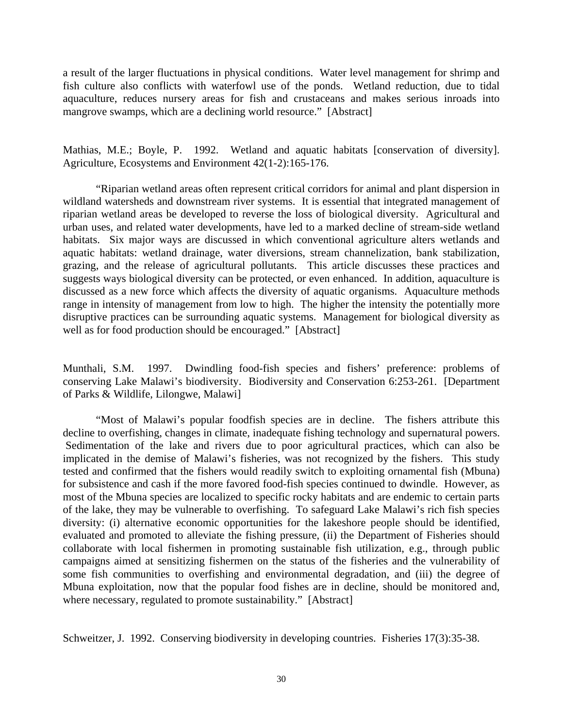a result of the larger fluctuations in physical conditions. Water level management for shrimp and fish culture also conflicts with waterfowl use of the ponds. Wetland reduction, due to tidal aquaculture, reduces nursery areas for fish and crustaceans and makes serious inroads into mangrove swamps, which are a declining world resource." [Abstract]

Mathias, M.E.; Boyle, P. 1992. Wetland and aquatic habitats [conservation of diversity]. Agriculture, Ecosystems and Environment 42(1-2):165-176.

"Riparian wetland areas often represent critical corridors for animal and plant dispersion in wildland watersheds and downstream river systems. It is essential that integrated management of riparian wetland areas be developed to reverse the loss of biological diversity. Agricultural and urban uses, and related water developments, have led to a marked decline of stream-side wetland habitats. Six major ways are discussed in which conventional agriculture alters wetlands and aquatic habitats: wetland drainage, water diversions, stream channelization, bank stabilization, grazing, and the release of agricultural pollutants. This article discusses these practices and suggests ways biological diversity can be protected, or even enhanced. In addition, aquaculture is discussed as a new force which affects the diversity of aquatic organisms. Aquaculture methods range in intensity of management from low to high. The higher the intensity the potentially more disruptive practices can be surrounding aquatic systems. Management for biological diversity as well as for food production should be encouraged." [Abstract]

Munthali, S.M. 1997. Dwindling food-fish species and fishers' preference: problems of conserving Lake Malawi's biodiversity. Biodiversity and Conservation 6:253-261. [Department of Parks & Wildlife, Lilongwe, Malawi]

"Most of Malawi's popular foodfish species are in decline. The fishers attribute this decline to overfishing, changes in climate, inadequate fishing technology and supernatural powers. Sedimentation of the lake and rivers due to poor agricultural practices, which can also be implicated in the demise of Malawi's fisheries, was not recognized by the fishers. This study tested and confirmed that the fishers would readily switch to exploiting ornamental fish (Mbuna) for subsistence and cash if the more favored food-fish species continued to dwindle. However, as most of the Mbuna species are localized to specific rocky habitats and are endemic to certain parts of the lake, they may be vulnerable to overfishing. To safeguard Lake Malawi's rich fish species diversity: (i) alternative economic opportunities for the lakeshore people should be identified, evaluated and promoted to alleviate the fishing pressure, (ii) the Department of Fisheries should collaborate with local fishermen in promoting sustainable fish utilization, e.g., through public campaigns aimed at sensitizing fishermen on the status of the fisheries and the vulnerability of some fish communities to overfishing and environmental degradation, and (iii) the degree of Mbuna exploitation, now that the popular food fishes are in decline, should be monitored and, where necessary, regulated to promote sustainability." [Abstract]

Schweitzer, J. 1992. Conserving biodiversity in developing countries. Fisheries 17(3):35-38.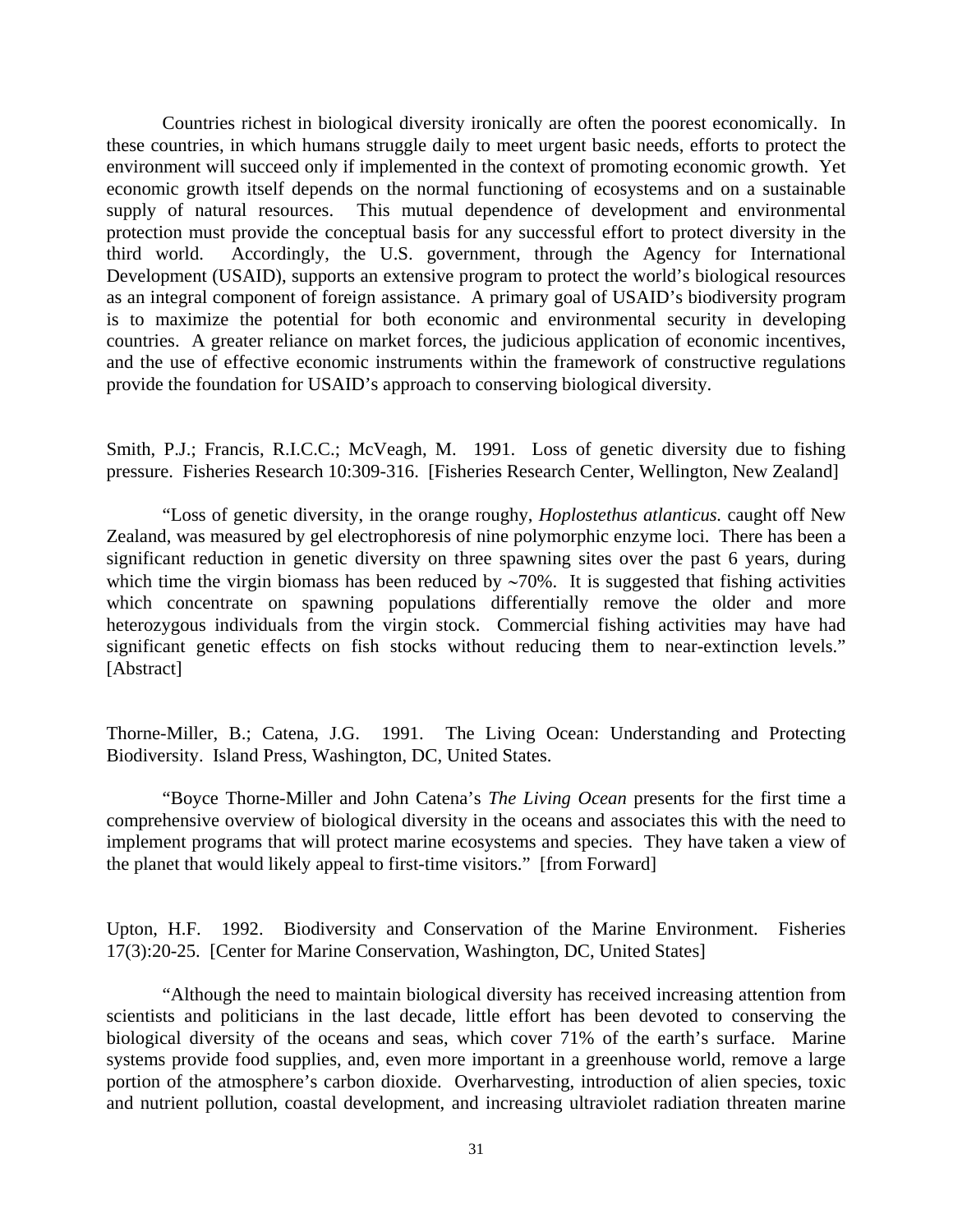Countries richest in biological diversity ironically are often the poorest economically. In these countries, in which humans struggle daily to meet urgent basic needs, efforts to protect the environment will succeed only if implemented in the context of promoting economic growth. Yet economic growth itself depends on the normal functioning of ecosystems and on a sustainable supply of natural resources. This mutual dependence of development and environmental protection must provide the conceptual basis for any successful effort to protect diversity in the third world. Accordingly, the U.S. government, through the Agency for International Development (USAID), supports an extensive program to protect the world's biological resources as an integral component of foreign assistance. A primary goal of USAID's biodiversity program is to maximize the potential for both economic and environmental security in developing countries. A greater reliance on market forces, the judicious application of economic incentives, and the use of effective economic instruments within the framework of constructive regulations provide the foundation for USAID's approach to conserving biological diversity.

Smith, P.J.; Francis, R.I.C.C.; McVeagh, M. 1991. Loss of genetic diversity due to fishing pressure. Fisheries Research 10:309-316. [Fisheries Research Center, Wellington, New Zealand]

"Loss of genetic diversity, in the orange roughy, *Hoplostethus atlanticus.* caught off New Zealand, was measured by gel electrophoresis of nine polymorphic enzyme loci. There has been a significant reduction in genetic diversity on three spawning sites over the past 6 years, during which time the virgin biomass has been reduced by ~70%. It is suggested that fishing activities which concentrate on spawning populations differentially remove the older and more heterozygous individuals from the virgin stock. Commercial fishing activities may have had significant genetic effects on fish stocks without reducing them to near-extinction levels." [Abstract]

Thorne-Miller, B.; Catena, J.G. 1991. The Living Ocean: Understanding and Protecting Biodiversity. Island Press, Washington, DC, United States.

"Boyce Thorne-Miller and John Catena's *The Living Ocean* presents for the first time a comprehensive overview of biological diversity in the oceans and associates this with the need to implement programs that will protect marine ecosystems and species. They have taken a view of the planet that would likely appeal to first-time visitors." [from Forward]

Upton, H.F. 1992. Biodiversity and Conservation of the Marine Environment. Fisheries 17(3):20-25. [Center for Marine Conservation, Washington, DC, United States]

"Although the need to maintain biological diversity has received increasing attention from scientists and politicians in the last decade, little effort has been devoted to conserving the biological diversity of the oceans and seas, which cover 71% of the earth's surface. Marine systems provide food supplies, and, even more important in a greenhouse world, remove a large portion of the atmosphere's carbon dioxide. Overharvesting, introduction of alien species, toxic and nutrient pollution, coastal development, and increasing ultraviolet radiation threaten marine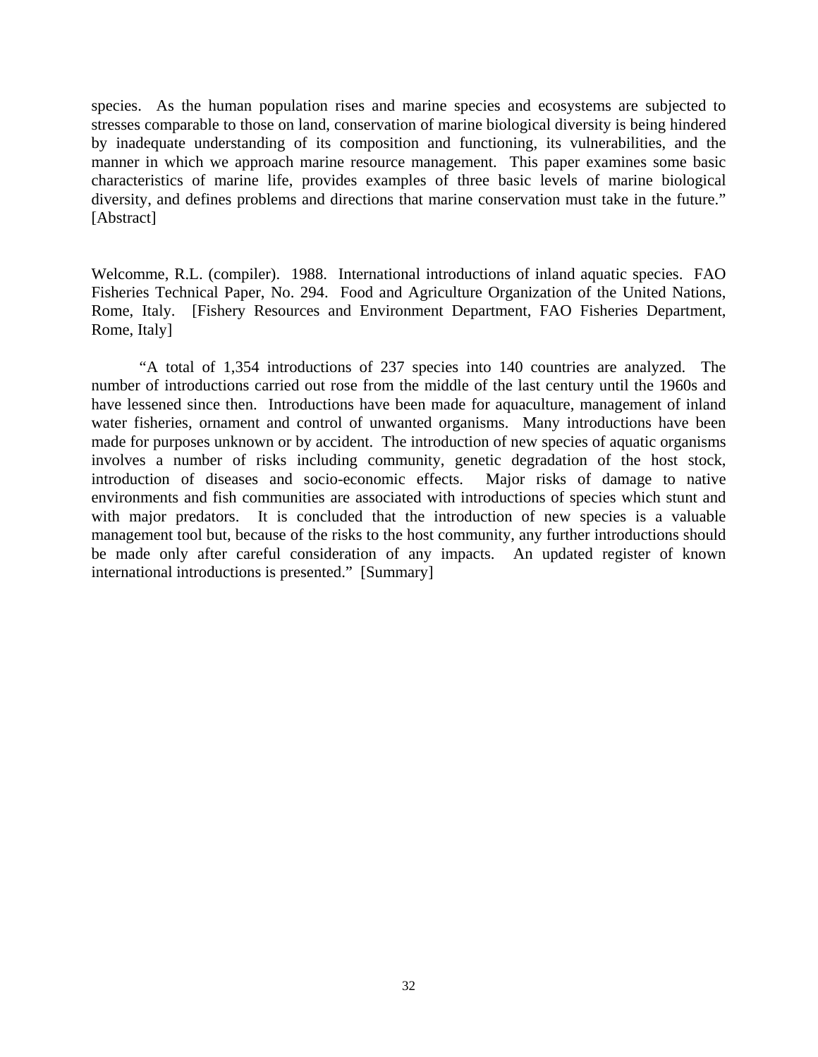species. As the human population rises and marine species and ecosystems are subjected to stresses comparable to those on land, conservation of marine biological diversity is being hindered by inadequate understanding of its composition and functioning, its vulnerabilities, and the manner in which we approach marine resource management. This paper examines some basic characteristics of marine life, provides examples of three basic levels of marine biological diversity, and defines problems and directions that marine conservation must take in the future." [Abstract]

Welcomme, R.L. (compiler). 1988. International introductions of inland aquatic species. FAO Fisheries Technical Paper, No. 294. Food and Agriculture Organization of the United Nations, Rome, Italy. [Fishery Resources and Environment Department, FAO Fisheries Department, Rome, Italy]

"A total of 1,354 introductions of 237 species into 140 countries are analyzed. The number of introductions carried out rose from the middle of the last century until the 1960s and have lessened since then. Introductions have been made for aquaculture, management of inland water fisheries, ornament and control of unwanted organisms. Many introductions have been made for purposes unknown or by accident. The introduction of new species of aquatic organisms involves a number of risks including community, genetic degradation of the host stock, introduction of diseases and socio-economic effects. Major risks of damage to native environments and fish communities are associated with introductions of species which stunt and with major predators. It is concluded that the introduction of new species is a valuable management tool but, because of the risks to the host community, any further introductions should be made only after careful consideration of any impacts. An updated register of known international introductions is presented." [Summary]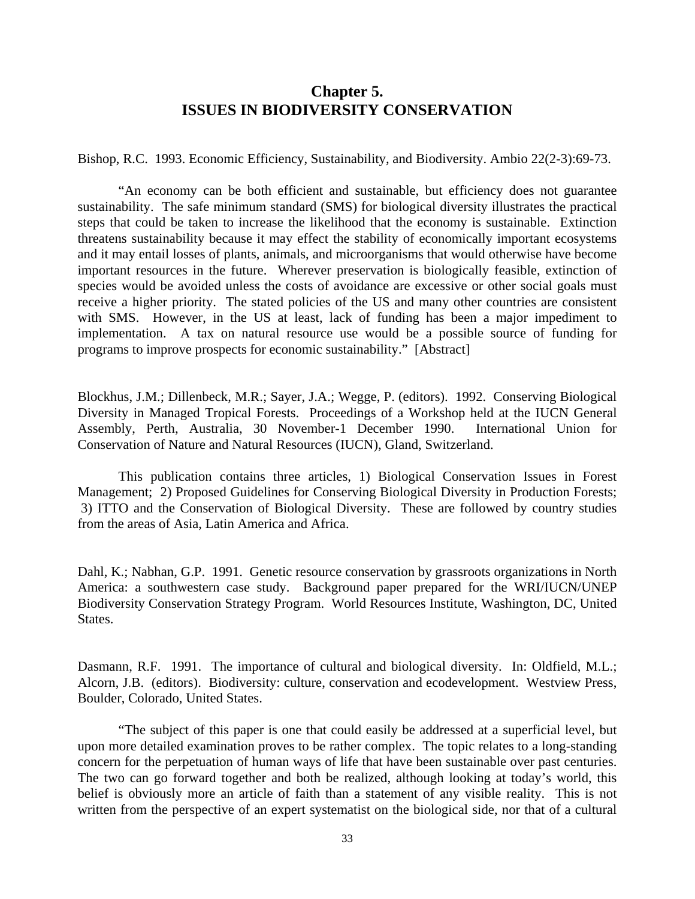# Chapter 5.
# ISSUES IN BIODIVERSITY CONSERVATION

Bishop, R.C. 1993. Economic Efficiency, Sustainability, and Biodiversity. Ambio 22(2-3):69-73.

"An economy can be both efficient and sustainable, but efficiency does not guarantee sustainability. The safe minimum standard (SMS) for biological diversity illustrates the practical steps that could be taken to increase the likelihood that the economy is sustainable. Extinction threatens sustainability because it may effect the stability of economically important ecosystems and it may entail losses of plants, animals, and microorganisms that would otherwise have become important resources in the future. Wherever preservation is biologically feasible, extinction of species would be avoided unless the costs of avoidance are excessive or other social goals must receive a higher priority. The stated policies of the US and many other countries are consistent with SMS. However, in the US at least, lack of funding has been a major impediment to implementation. A tax on natural resource use would be a possible source of funding for programs to improve prospects for economic sustainability." [Abstract]

Blockhus, J.M.; Dillenbeck, M.R.; Sayer, J.A.; Wegge, P. (editors). 1992. Conserving Biological Diversity in Managed Tropical Forests. Proceedings of a Workshop held at the IUCN General Assembly, Perth, Australia, 30 November-1 December 1990. International Union for Conservation of Nature and Natural Resources (IUCN), Gland, Switzerland.

This publication contains three articles, 1) Biological Conservation Issues in Forest Management; 2) Proposed Guidelines for Conserving Biological Diversity in Production Forests; 3) ITTO and the Conservation of Biological Diversity. These are followed by country studies from the areas of Asia, Latin America and Africa.

Dahl, K.; Nabhan, G.P. 1991. Genetic resource conservation by grassroots organizations in North America: a southwestern case study. Background paper prepared for the WRI/IUCN/UNEP Biodiversity Conservation Strategy Program. World Resources Institute, Washington, DC, United States.

Dasmann, R.F. 1991. The importance of cultural and biological diversity. In: Oldfield, M.L.; Alcorn, J.B. (editors). Biodiversity: culture, conservation and ecodevelopment. Westview Press, Boulder, Colorado, United States.

"The subject of this paper is one that could easily be addressed at a superficial level, but upon more detailed examination proves to be rather complex. The topic relates to a long-standing concern for the perpetuation of human ways of life that have been sustainable over past centuries. The two can go forward together and both be realized, although looking at today's world, this belief is obviously more an article of faith than a statement of any visible reality. This is not written from the perspective of an expert systematist on the biological side, nor that of a cultural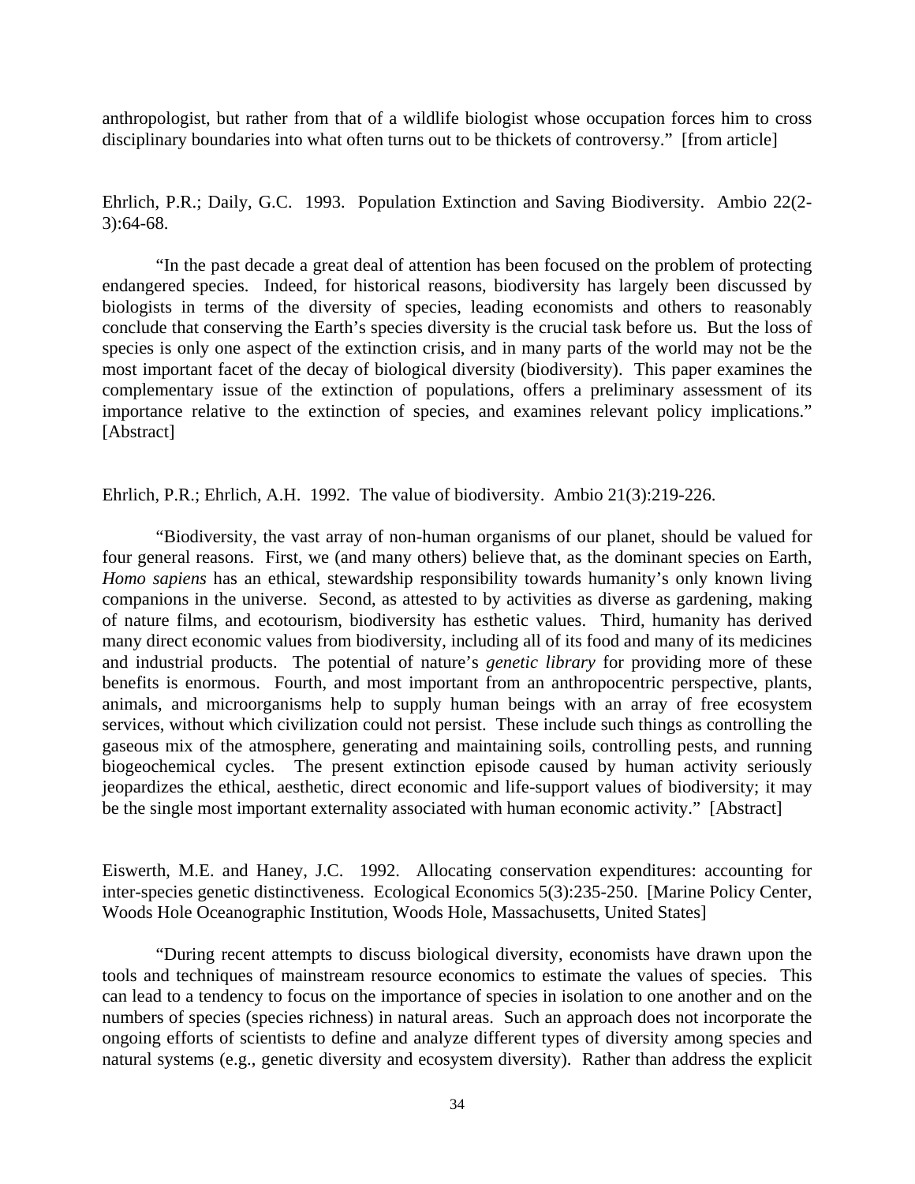anthropologist, but rather from that of a wildlife biologist whose occupation forces him to cross disciplinary boundaries into what often turns out to be thickets of controversy." [from article]

Ehrlich, P.R.; Daily, G.C. 1993. Population Extinction and Saving Biodiversity. Ambio 22(2-3):64-68.

"In the past decade a great deal of attention has been focused on the problem of protecting endangered species. Indeed, for historical reasons, biodiversity has largely been discussed by biologists in terms of the diversity of species, leading economists and others to reasonably conclude that conserving the Earth's species diversity is the crucial task before us. But the loss of species is only one aspect of the extinction crisis, and in many parts of the world may not be the most important facet of the decay of biological diversity (biodiversity). This paper examines the complementary issue of the extinction of populations, offers a preliminary assessment of its importance relative to the extinction of species, and examines relevant policy implications." [Abstract]

Ehrlich, P.R.; Ehrlich, A.H. 1992. The value of biodiversity. Ambio 21(3):219-226.

"Biodiversity, the vast array of non-human organisms of our planet, should be valued for four general reasons. First, we (and many others) believe that, as the dominant species on Earth, *Homo sapiens* has an ethical, stewardship responsibility towards humanity's only known living companions in the universe. Second, as attested to by activities as diverse as gardening, making of nature films, and ecotourism, biodiversity has esthetic values. Third, humanity has derived many direct economic values from biodiversity, including all of its food and many of its medicines and industrial products. The potential of nature's *genetic library* for providing more of these benefits is enormous. Fourth, and most important from an anthropocentric perspective, plants, animals, and microorganisms help to supply human beings with an array of free ecosystem services, without which civilization could not persist. These include such things as controlling the gaseous mix of the atmosphere, generating and maintaining soils, controlling pests, and running biogeochemical cycles. The present extinction episode caused by human activity seriously jeopardizes the ethical, aesthetic, direct economic and life-support values of biodiversity; it may be the single most important externality associated with human economic activity." [Abstract]

Eiswerth, M.E. and Haney, J.C. 1992. Allocating conservation expenditures: accounting for inter-species genetic distinctiveness. Ecological Economics 5(3):235-250. [Marine Policy Center, Woods Hole Oceanographic Institution, Woods Hole, Massachusetts, United States]

"During recent attempts to discuss biological diversity, economists have drawn upon the tools and techniques of mainstream resource economics to estimate the values of species. This can lead to a tendency to focus on the importance of species in isolation to one another and on the numbers of species (species richness) in natural areas. Such an approach does not incorporate the ongoing efforts of scientists to define and analyze different types of diversity among species and natural systems (e.g., genetic diversity and ecosystem diversity). Rather than address the explicit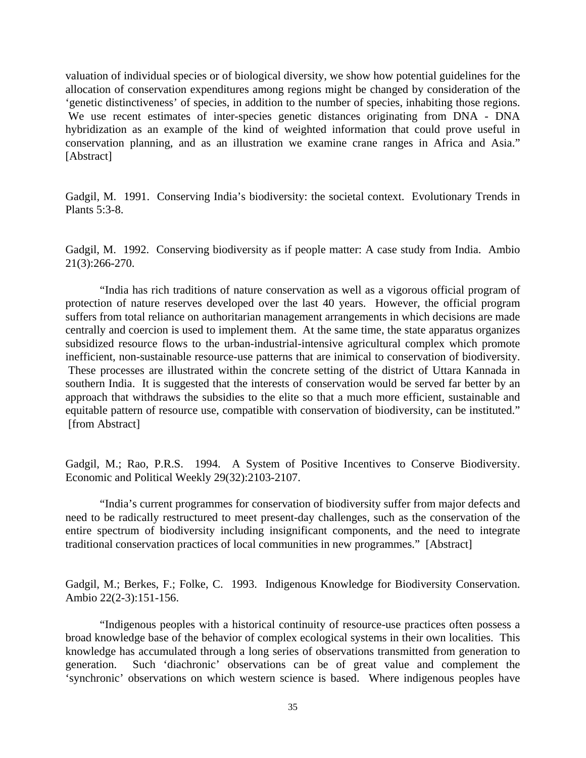valuation of individual species or of biological diversity, we show how potential guidelines for the allocation of conservation expenditures among regions might be changed by consideration of the 'genetic distinctiveness' of species, in addition to the number of species, inhabiting those regions. We use recent estimates of inter-species genetic distances originating from DNA - DNA hybridization as an example of the kind of weighted information that could prove useful in conservation planning, and as an illustration we examine crane ranges in Africa and Asia." [Abstract]

Gadgil, M. 1991. Conserving India's biodiversity: the societal context. Evolutionary Trends in Plants 5:3-8.

Gadgil, M. 1992. Conserving biodiversity as if people matter: A case study from India. Ambio 21(3):266-270.

"India has rich traditions of nature conservation as well as a vigorous official program of protection of nature reserves developed over the last 40 years. However, the official program suffers from total reliance on authoritarian management arrangements in which decisions are made centrally and coercion is used to implement them. At the same time, the state apparatus organizes subsidized resource flows to the urban-industrial-intensive agricultural complex which promote inefficient, non-sustainable resource-use patterns that are inimical to conservation of biodiversity. These processes are illustrated within the concrete setting of the district of Uttara Kannada in southern India. It is suggested that the interests of conservation would be served far better by an approach that withdraws the subsidies to the elite so that a much more efficient, sustainable and equitable pattern of resource use, compatible with conservation of biodiversity, can be instituted." [from Abstract]

Gadgil, M.; Rao, P.R.S. 1994. A System of Positive Incentives to Conserve Biodiversity. Economic and Political Weekly 29(32):2103-2107.

"India's current programmes for conservation of biodiversity suffer from major defects and need to be radically restructured to meet present-day challenges, such as the conservation of the entire spectrum of biodiversity including insignificant components, and the need to integrate traditional conservation practices of local communities in new programmes." [Abstract]

Gadgil, M.; Berkes, F.; Folke, C. 1993. Indigenous Knowledge for Biodiversity Conservation. Ambio 22(2-3):151-156.

"Indigenous peoples with a historical continuity of resource-use practices often possess a broad knowledge base of the behavior of complex ecological systems in their own localities. This knowledge has accumulated through a long series of observations transmitted from generation to generation. Such 'diachronic' observations can be of great value and complement the 'synchronic' observations on which western science is based. Where indigenous peoples have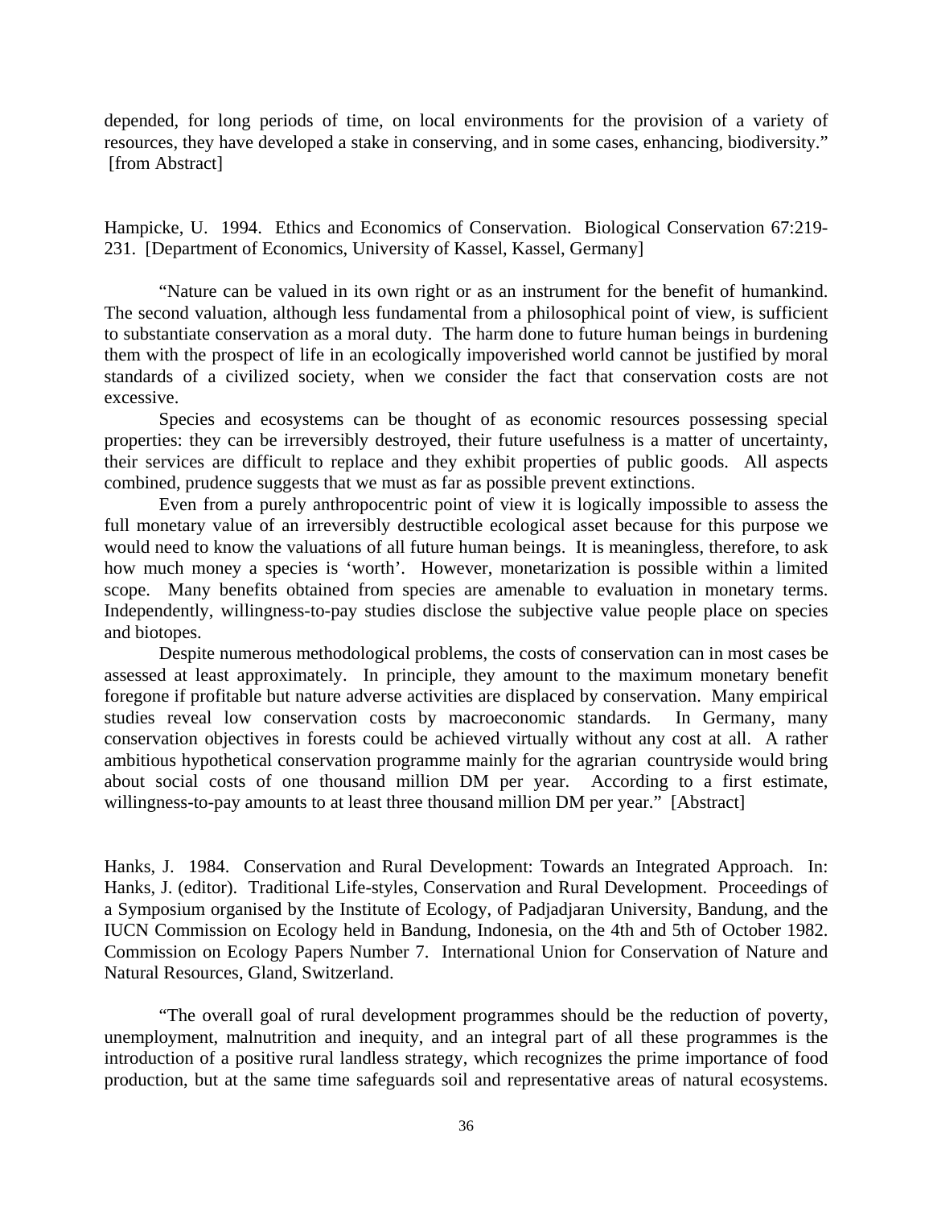depended, for long periods of time, on local environments for the provision of a variety of resources, they have developed a stake in conserving, and in some cases, enhancing, biodiversity." [from Abstract]

Hampicke, U. 1994. Ethics and Economics of Conservation. Biological Conservation 67:219-231. [Department of Economics, University of Kassel, Kassel, Germany]

"Nature can be valued in its own right or as an instrument for the benefit of humankind. The second valuation, although less fundamental from a philosophical point of view, is sufficient to substantiate conservation as a moral duty. The harm done to future human beings in burdening them with the prospect of life in an ecologically impoverished world cannot be justified by moral standards of a civilized society, when we consider the fact that conservation costs are not excessive.

Species and ecosystems can be thought of as economic resources possessing special properties: they can be irreversibly destroyed, their future usefulness is a matter of uncertainty, their services are difficult to replace and they exhibit properties of public goods. All aspects combined, prudence suggests that we must as far as possible prevent extinctions.

Even from a purely anthropocentric point of view it is logically impossible to assess the full monetary value of an irreversibly destructible ecological asset because for this purpose we would need to know the valuations of all future human beings. It is meaningless, therefore, to ask how much money a species is 'worth'. However, monetarization is possible within a limited scope. Many benefits obtained from species are amenable to evaluation in monetary terms. Independently, willingness-to-pay studies disclose the subjective value people place on species and biotopes.

Despite numerous methodological problems, the costs of conservation can in most cases be assessed at least approximately. In principle, they amount to the maximum monetary benefit foregone if profitable but nature adverse activities are displaced by conservation. Many empirical studies reveal low conservation costs by macroeconomic standards. In Germany, many conservation objectives in forests could be achieved virtually without any cost at all. A rather ambitious hypothetical conservation programme mainly for the agrarian countryside would bring about social costs of one thousand million DM per year. According to a first estimate, willingness-to-pay amounts to at least three thousand million DM per year." [Abstract]

Hanks, J. 1984. Conservation and Rural Development: Towards an Integrated Approach. In: Hanks, J. (editor). Traditional Life-styles, Conservation and Rural Development. Proceedings of a Symposium organised by the Institute of Ecology, of Padjadjaran University, Bandung, and the IUCN Commission on Ecology held in Bandung, Indonesia, on the 4th and 5th of October 1982. Commission on Ecology Papers Number 7. International Union for Conservation of Nature and Natural Resources, Gland, Switzerland.

"The overall goal of rural development programmes should be the reduction of poverty, unemployment, malnutrition and inequity, and an integral part of all these programmes is the introduction of a positive rural landless strategy, which recognizes the prime importance of food production, but at the same time safeguards soil and representative areas of natural ecosystems.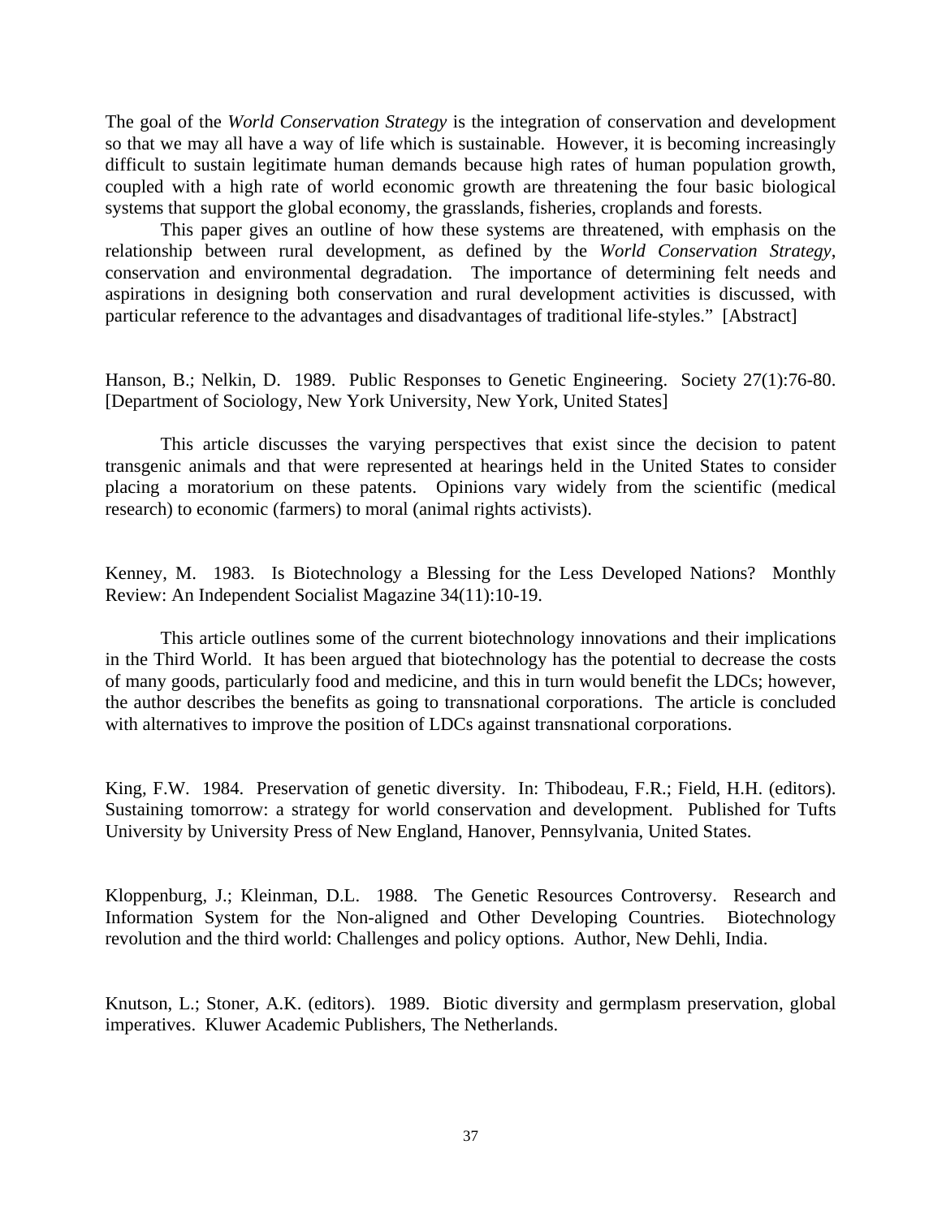The goal of the *World Conservation Strategy* is the integration of conservation and development so that we may all have a way of life which is sustainable. However, it is becoming increasingly difficult to sustain legitimate human demands because high rates of human population growth, coupled with a high rate of world economic growth are threatening the four basic biological systems that support the global economy, the grasslands, fisheries, croplands and forests.

This paper gives an outline of how these systems are threatened, with emphasis on the relationship between rural development, as defined by the *World Conservation Strategy*, conservation and environmental degradation. The importance of determining felt needs and aspirations in designing both conservation and rural development activities is discussed, with particular reference to the advantages and disadvantages of traditional life-styles." [Abstract]

Hanson, B.; Nelkin, D. 1989. Public Responses to Genetic Engineering. Society 27(1):76-80. [Department of Sociology, New York University, New York, United States]

This article discusses the varying perspectives that exist since the decision to patent transgenic animals and that were represented at hearings held in the United States to consider placing a moratorium on these patents. Opinions vary widely from the scientific (medical research) to economic (farmers) to moral (animal rights activists).

Kenney, M. 1983. Is Biotechnology a Blessing for the Less Developed Nations? Monthly Review: An Independent Socialist Magazine 34(11):10-19.

This article outlines some of the current biotechnology innovations and their implications in the Third World. It has been argued that biotechnology has the potential to decrease the costs of many goods, particularly food and medicine, and this in turn would benefit the LDCs; however, the author describes the benefits as going to transnational corporations. The article is concluded with alternatives to improve the position of LDCs against transnational corporations.

King, F.W. 1984. Preservation of genetic diversity. In: Thibodeau, F.R.; Field, H.H. (editors). Sustaining tomorrow: a strategy for world conservation and development. Published for Tufts University by University Press of New England, Hanover, Pennsylvania, United States.

Kloppenburg, J.; Kleinman, D.L. 1988. The Genetic Resources Controversy. Research and Information System for the Non-aligned and Other Developing Countries. Biotechnology revolution and the third world: Challenges and policy options. Author, New Dehli, India.

Knutson, L.; Stoner, A.K. (editors). 1989. Biotic diversity and germplasm preservation, global imperatives. Kluwer Academic Publishers, The Netherlands.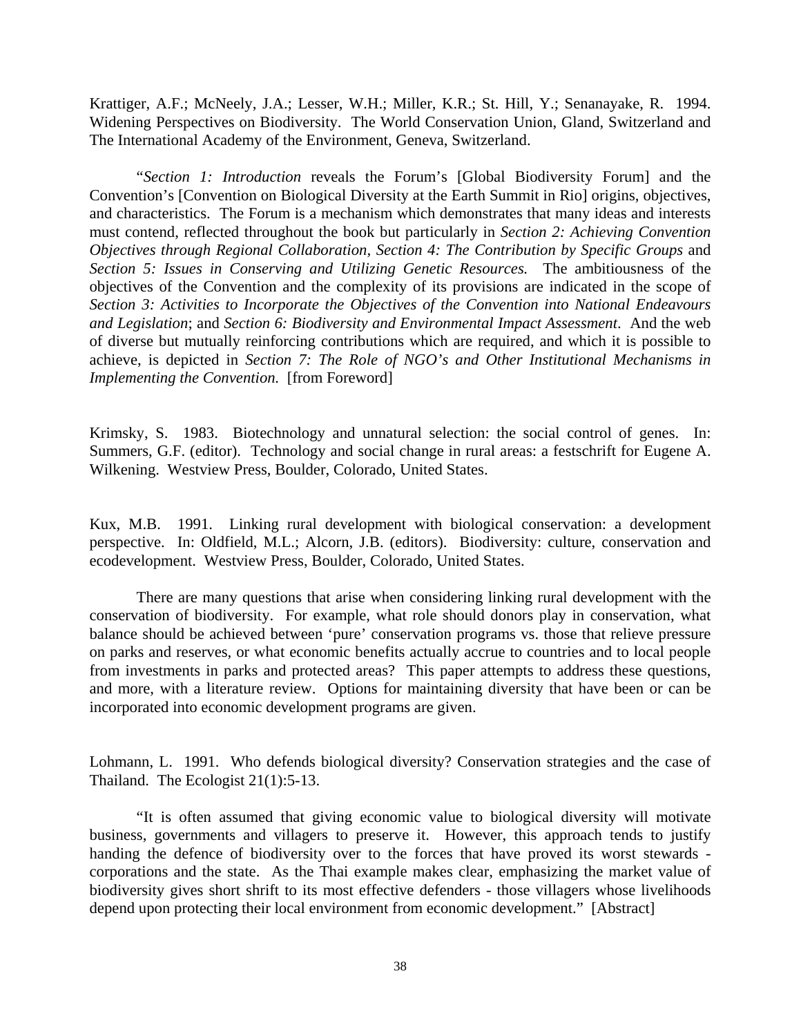Krattiger, A.F.; McNeely, J.A.; Lesser, W.H.; Miller, K.R.; St. Hill, Y.; Senanayake, R. 1994. Widening Perspectives on Biodiversity. The World Conservation Union, Gland, Switzerland and The International Academy of the Environment, Geneva, Switzerland.

"*Section 1: Introduction* reveals the Forum's [Global Biodiversity Forum] and the Convention's [Convention on Biological Diversity at the Earth Summit in Rio] origins, objectives, and characteristics. The Forum is a mechanism which demonstrates that many ideas and interests must contend, reflected throughout the book but particularly in *Section 2: Achieving Convention Objectives through Regional Collaboration*, *Section 4: The Contribution by Specific Groups* and *Section 5: Issues in Conserving and Utilizing Genetic Resources.* The ambitiousness of the objectives of the Convention and the complexity of its provisions are indicated in the scope of *Section 3: Activities to Incorporate the Objectives of the Convention into National Endeavours and Legislation*; and *Section 6: Biodiversity and Environmental Impact Assessment*. And the web of diverse but mutually reinforcing contributions which are required, and which it is possible to achieve, is depicted in *Section 7: The Role of NGO's and Other Institutional Mechanisms in Implementing the Convention.* [from Foreword]

Krimsky, S. 1983. Biotechnology and unnatural selection: the social control of genes. In: Summers, G.F. (editor). Technology and social change in rural areas: a festschrift for Eugene A. Wilkening. Westview Press, Boulder, Colorado, United States.

Kux, M.B. 1991. Linking rural development with biological conservation: a development perspective. In: Oldfield, M.L.; Alcorn, J.B. (editors). Biodiversity: culture, conservation and ecodevelopment. Westview Press, Boulder, Colorado, United States.

There are many questions that arise when considering linking rural development with the conservation of biodiversity. For example, what role should donors play in conservation, what balance should be achieved between 'pure' conservation programs vs. those that relieve pressure on parks and reserves, or what economic benefits actually accrue to countries and to local people from investments in parks and protected areas? This paper attempts to address these questions, and more, with a literature review. Options for maintaining diversity that have been or can be incorporated into economic development programs are given.

Lohmann, L. 1991. Who defends biological diversity? Conservation strategies and the case of Thailand. The Ecologist 21(1):5-13.

"It is often assumed that giving economic value to biological diversity will motivate business, governments and villagers to preserve it. However, this approach tends to justify handing the defence of biodiversity over to the forces that have proved its worst stewards - corporations and the state. As the Thai example makes clear, emphasizing the market value of biodiversity gives short shrift to its most effective defenders - those villagers whose livelihoods depend upon protecting their local environment from economic development." [Abstract]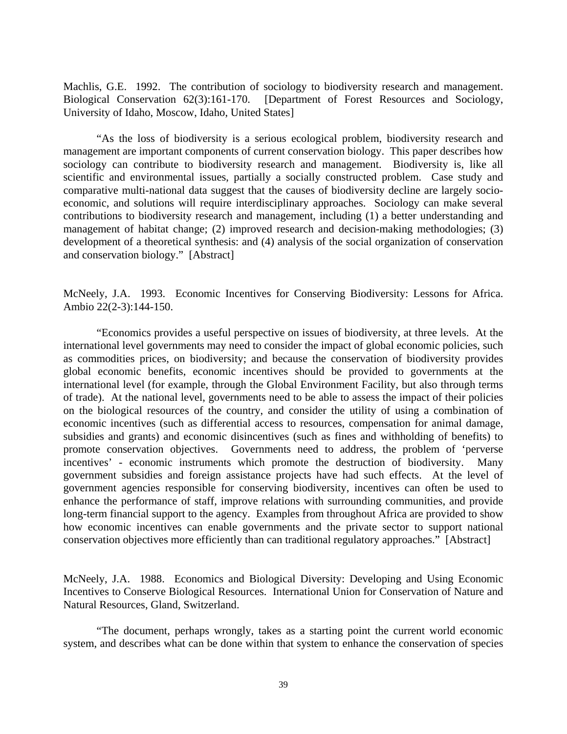Machlis, G.E. 1992. The contribution of sociology to biodiversity research and management. Biological Conservation 62(3):161-170. [Department of Forest Resources and Sociology, University of Idaho, Moscow, Idaho, United States]

"As the loss of biodiversity is a serious ecological problem, biodiversity research and management are important components of current conservation biology. This paper describes how sociology can contribute to biodiversity research and management. Biodiversity is, like all scientific and environmental issues, partially a socially constructed problem. Case study and comparative multi-national data suggest that the causes of biodiversity decline are largely socio-economic, and solutions will require interdisciplinary approaches. Sociology can make several contributions to biodiversity research and management, including (1) a better understanding and management of habitat change; (2) improved research and decision-making methodologies; (3) development of a theoretical synthesis: and (4) analysis of the social organization of conservation and conservation biology." [Abstract]

McNeely, J.A. 1993. Economic Incentives for Conserving Biodiversity: Lessons for Africa. Ambio 22(2-3):144-150.

"Economics provides a useful perspective on issues of biodiversity, at three levels. At the international level governments may need to consider the impact of global economic policies, such as commodities prices, on biodiversity; and because the conservation of biodiversity provides global economic benefits, economic incentives should be provided to governments at the international level (for example, through the Global Environment Facility, but also through terms of trade). At the national level, governments need to be able to assess the impact of their policies on the biological resources of the country, and consider the utility of using a combination of economic incentives (such as differential access to resources, compensation for animal damage, subsidies and grants) and economic disincentives (such as fines and withholding of benefits) to promote conservation objectives. Governments need to address, the problem of 'perverse incentives' - economic instruments which promote the destruction of biodiversity. Many government subsidies and foreign assistance projects have had such effects. At the level of government agencies responsible for conserving biodiversity, incentives can often be used to enhance the performance of staff, improve relations with surrounding communities, and provide long-term financial support to the agency. Examples from throughout Africa are provided to show how economic incentives can enable governments and the private sector to support national conservation objectives more efficiently than can traditional regulatory approaches." [Abstract]

McNeely, J.A. 1988. Economics and Biological Diversity: Developing and Using Economic Incentives to Conserve Biological Resources. International Union for Conservation of Nature and Natural Resources, Gland, Switzerland.

"The document, perhaps wrongly, takes as a starting point the current world economic system, and describes what can be done within that system to enhance the conservation of species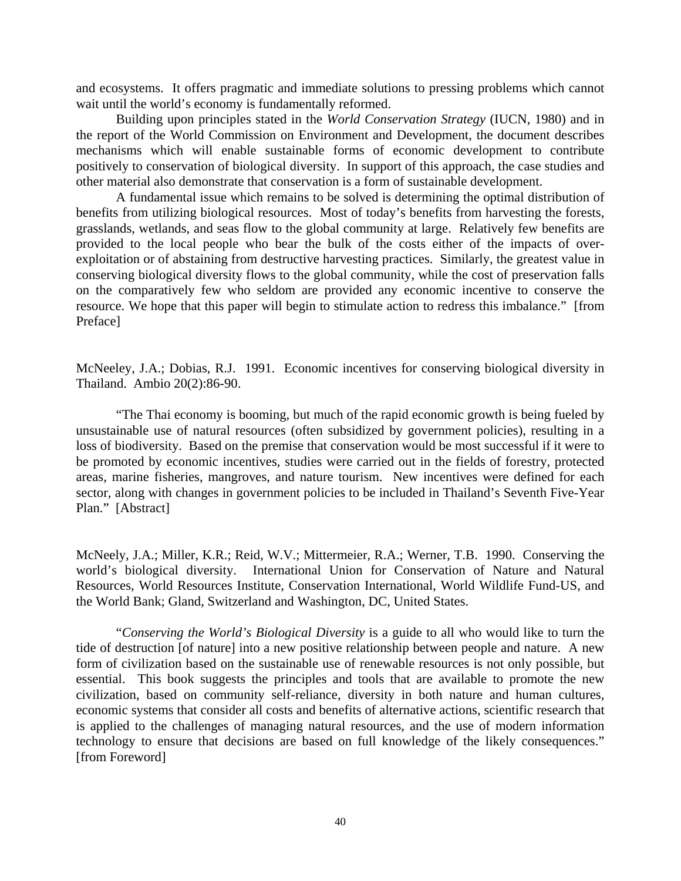and ecosystems. It offers pragmatic and immediate solutions to pressing problems which cannot wait until the world's economy is fundamentally reformed.

Building upon principles stated in the *World Conservation Strategy* (IUCN, 1980) and in the report of the World Commission on Environment and Development, the document describes mechanisms which will enable sustainable forms of economic development to contribute positively to conservation of biological diversity. In support of this approach, the case studies and other material also demonstrate that conservation is a form of sustainable development.

A fundamental issue which remains to be solved is determining the optimal distribution of benefits from utilizing biological resources. Most of today's benefits from harvesting the forests, grasslands, wetlands, and seas flow to the global community at large. Relatively few benefits are provided to the local people who bear the bulk of the costs either of the impacts of over-exploitation or of abstaining from destructive harvesting practices. Similarly, the greatest value in conserving biological diversity flows to the global community, while the cost of preservation falls on the comparatively few who seldom are provided any economic incentive to conserve the resource. We hope that this paper will begin to stimulate action to redress this imbalance." [from Preface]

McNeeley, J.A.; Dobias, R.J. 1991. Economic incentives for conserving biological diversity in Thailand. Ambio 20(2):86-90.

"The Thai economy is booming, but much of the rapid economic growth is being fueled by unsustainable use of natural resources (often subsidized by government policies), resulting in a loss of biodiversity. Based on the premise that conservation would be most successful if it were to be promoted by economic incentives, studies were carried out in the fields of forestry, protected areas, marine fisheries, mangroves, and nature tourism. New incentives were defined for each sector, along with changes in government policies to be included in Thailand's Seventh Five-Year Plan." [Abstract]

McNeely, J.A.; Miller, K.R.; Reid, W.V.; Mittermeier, R.A.; Werner, T.B. 1990. Conserving the world's biological diversity. International Union for Conservation of Nature and Natural Resources, World Resources Institute, Conservation International, World Wildlife Fund-US, and the World Bank; Gland, Switzerland and Washington, DC, United States.

"*Conserving the World's Biological Diversity* is a guide to all who would like to turn the tide of destruction [of nature] into a new positive relationship between people and nature. A new form of civilization based on the sustainable use of renewable resources is not only possible, but essential. This book suggests the principles and tools that are available to promote the new civilization, based on community self-reliance, diversity in both nature and human cultures, economic systems that consider all costs and benefits of alternative actions, scientific research that is applied to the challenges of managing natural resources, and the use of modern information technology to ensure that decisions are based on full knowledge of the likely consequences." [from Foreword]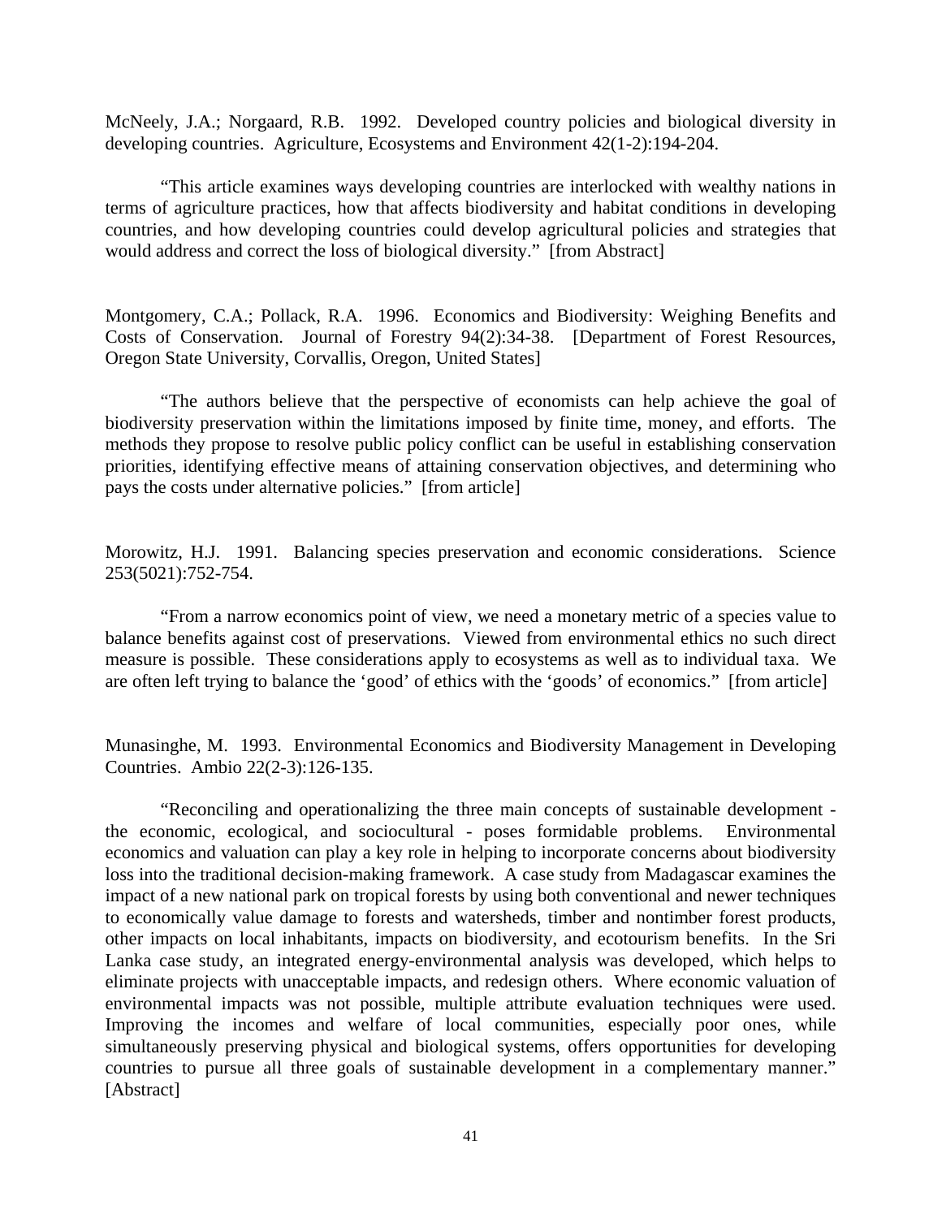McNeely, J.A.; Norgaard, R.B. 1992. Developed country policies and biological diversity in developing countries. Agriculture, Ecosystems and Environment 42(1-2):194-204.

"This article examines ways developing countries are interlocked with wealthy nations in terms of agriculture practices, how that affects biodiversity and habitat conditions in developing countries, and how developing countries could develop agricultural policies and strategies that would address and correct the loss of biological diversity." [from Abstract]

Montgomery, C.A.; Pollack, R.A. 1996. Economics and Biodiversity: Weighing Benefits and Costs of Conservation. Journal of Forestry 94(2):34-38. [Department of Forest Resources, Oregon State University, Corvallis, Oregon, United States]

"The authors believe that the perspective of economists can help achieve the goal of biodiversity preservation within the limitations imposed by finite time, money, and efforts. The methods they propose to resolve public policy conflict can be useful in establishing conservation priorities, identifying effective means of attaining conservation objectives, and determining who pays the costs under alternative policies." [from article]

Morowitz, H.J. 1991. Balancing species preservation and economic considerations. Science 253(5021):752-754.

"From a narrow economics point of view, we need a monetary metric of a species value to balance benefits against cost of preservations. Viewed from environmental ethics no such direct measure is possible. These considerations apply to ecosystems as well as to individual taxa. We are often left trying to balance the 'good' of ethics with the 'goods' of economics." [from article]

Munasinghe, M. 1993. Environmental Economics and Biodiversity Management in Developing Countries. Ambio 22(2-3):126-135.

"Reconciling and operationalizing the three main concepts of sustainable development - the economic, ecological, and sociocultural - poses formidable problems. Environmental economics and valuation can play a key role in helping to incorporate concerns about biodiversity loss into the traditional decision-making framework. A case study from Madagascar examines the impact of a new national park on tropical forests by using both conventional and newer techniques to economically value damage to forests and watersheds, timber and nontimber forest products, other impacts on local inhabitants, impacts on biodiversity, and ecotourism benefits. In the Sri Lanka case study, an integrated energy-environmental analysis was developed, which helps to eliminate projects with unacceptable impacts, and redesign others. Where economic valuation of environmental impacts was not possible, multiple attribute evaluation techniques were used. Improving the incomes and welfare of local communities, especially poor ones, while simultaneously preserving physical and biological systems, offers opportunities for developing countries to pursue all three goals of sustainable development in a complementary manner." [Abstract]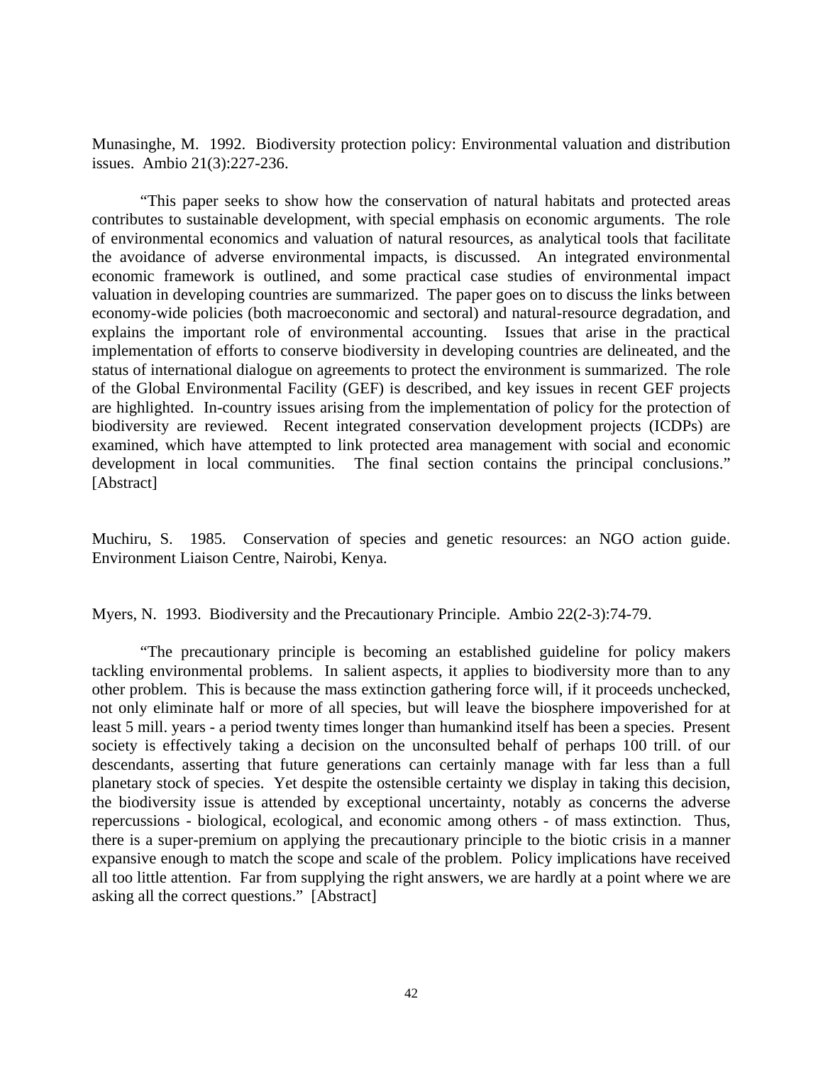Munasinghe, M. 1992. Biodiversity protection policy: Environmental valuation and distribution issues. Ambio 21(3):227-236.

"This paper seeks to show how the conservation of natural habitats and protected areas contributes to sustainable development, with special emphasis on economic arguments. The role of environmental economics and valuation of natural resources, as analytical tools that facilitate the avoidance of adverse environmental impacts, is discussed. An integrated environmental economic framework is outlined, and some practical case studies of environmental impact valuation in developing countries are summarized. The paper goes on to discuss the links between economy-wide policies (both macroeconomic and sectoral) and natural-resource degradation, and explains the important role of environmental accounting. Issues that arise in the practical implementation of efforts to conserve biodiversity in developing countries are delineated, and the status of international dialogue on agreements to protect the environment is summarized. The role of the Global Environmental Facility (GEF) is described, and key issues in recent GEF projects are highlighted. In-country issues arising from the implementation of policy for the protection of biodiversity are reviewed. Recent integrated conservation development projects (ICDPs) are examined, which have attempted to link protected area management with social and economic development in local communities. The final section contains the principal conclusions." [Abstract]

Muchiru, S. 1985. Conservation of species and genetic resources: an NGO action guide. Environment Liaison Centre, Nairobi, Kenya.

Myers, N. 1993. Biodiversity and the Precautionary Principle. Ambio 22(2-3):74-79.

"The precautionary principle is becoming an established guideline for policy makers tackling environmental problems. In salient aspects, it applies to biodiversity more than to any other problem. This is because the mass extinction gathering force will, if it proceeds unchecked, not only eliminate half or more of all species, but will leave the biosphere impoverished for at least 5 mill. years - a period twenty times longer than humankind itself has been a species. Present society is effectively taking a decision on the unconsulted behalf of perhaps 100 trill. of our descendants, asserting that future generations can certainly manage with far less than a full planetary stock of species. Yet despite the ostensible certainty we display in taking this decision, the biodiversity issue is attended by exceptional uncertainty, notably as concerns the adverse repercussions - biological, ecological, and economic among others - of mass extinction. Thus, there is a super-premium on applying the precautionary principle to the biotic crisis in a manner expansive enough to match the scope and scale of the problem. Policy implications have received all too little attention. Far from supplying the right answers, we are hardly at a point where we are asking all the correct questions." [Abstract]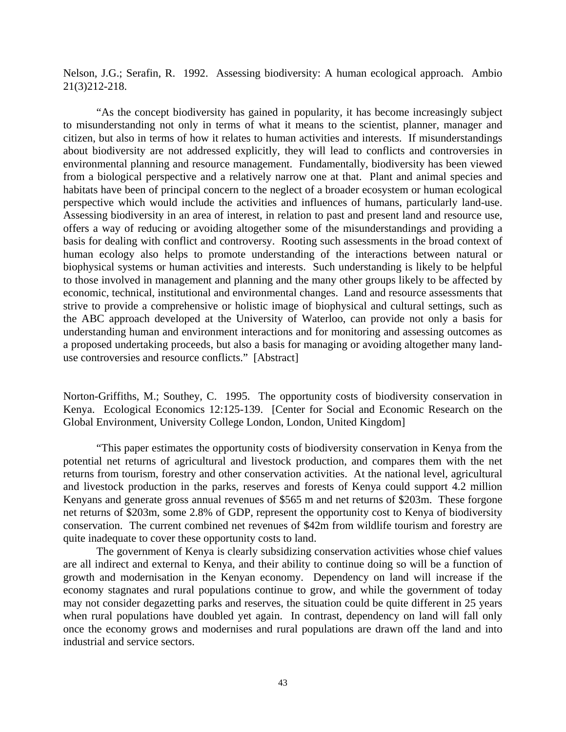Nelson, J.G.; Serafin, R. 1992. Assessing biodiversity: A human ecological approach. Ambio 21(3)212-218.

"As the concept biodiversity has gained in popularity, it has become increasingly subject to misunderstanding not only in terms of what it means to the scientist, planner, manager and citizen, but also in terms of how it relates to human activities and interests. If misunderstandings about biodiversity are not addressed explicitly, they will lead to conflicts and controversies in environmental planning and resource management. Fundamentally, biodiversity has been viewed from a biological perspective and a relatively narrow one at that. Plant and animal species and habitats have been of principal concern to the neglect of a broader ecosystem or human ecological perspective which would include the activities and influences of humans, particularly land-use. Assessing biodiversity in an area of interest, in relation to past and present land and resource use, offers a way of reducing or avoiding altogether some of the misunderstandings and providing a basis for dealing with conflict and controversy. Rooting such assessments in the broad context of human ecology also helps to promote understanding of the interactions between natural or biophysical systems or human activities and interests. Such understanding is likely to be helpful to those involved in management and planning and the many other groups likely to be affected by economic, technical, institutional and environmental changes. Land and resource assessments that strive to provide a comprehensive or holistic image of biophysical and cultural settings, such as the ABC approach developed at the University of Waterloo, can provide not only a basis for understanding human and environment interactions and for monitoring and assessing outcomes as a proposed undertaking proceeds, but also a basis for managing or avoiding altogether many land-use controversies and resource conflicts." [Abstract]

Norton-Griffiths, M.; Southey, C. 1995. The opportunity costs of biodiversity conservation in Kenya. Ecological Economics 12:125-139. [Center for Social and Economic Research on the Global Environment, University College London, London, United Kingdom]

"This paper estimates the opportunity costs of biodiversity conservation in Kenya from the potential net returns of agricultural and livestock production, and compares them with the net returns from tourism, forestry and other conservation activities. At the national level, agricultural and livestock production in the parks, reserves and forests of Kenya could support 4.2 million Kenyans and generate gross annual revenues of $565 m and net returns of $203m. These forgone net returns of $203m, some 2.8% of GDP, represent the opportunity cost to Kenya of biodiversity conservation. The current combined net revenues of $42m from wildlife tourism and forestry are quite inadequate to cover these opportunity costs to land.

The government of Kenya is clearly subsidizing conservation activities whose chief values are all indirect and external to Kenya, and their ability to continue doing so will be a function of growth and modernisation in the Kenyan economy. Dependency on land will increase if the economy stagnates and rural populations continue to grow, and while the government of today may not consider degazetting parks and reserves, the situation could be quite different in 25 years when rural populations have doubled yet again. In contrast, dependency on land will fall only once the economy grows and modernises and rural populations are drawn off the land and into industrial and service sectors.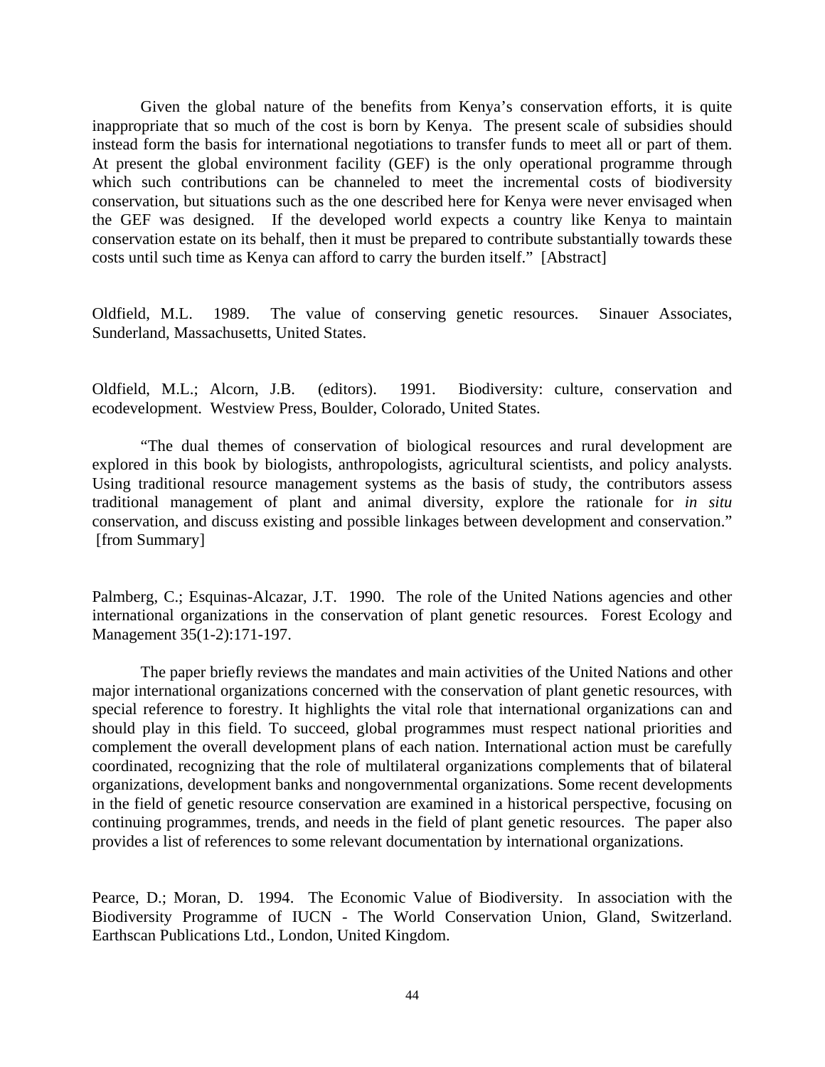Given the global nature of the benefits from Kenya's conservation efforts, it is quite inappropriate that so much of the cost is born by Kenya. The present scale of subsidies should instead form the basis for international negotiations to transfer funds to meet all or part of them. At present the global environment facility (GEF) is the only operational programme through which such contributions can be channeled to meet the incremental costs of biodiversity conservation, but situations such as the one described here for Kenya were never envisaged when the GEF was designed. If the developed world expects a country like Kenya to maintain conservation estate on its behalf, then it must be prepared to contribute substantially towards these costs until such time as Kenya can afford to carry the burden itself." [Abstract]

Oldfield, M.L. 1989. The value of conserving genetic resources. Sinauer Associates, Sunderland, Massachusetts, United States.

Oldfield, M.L.; Alcorn, J.B. (editors). 1991. Biodiversity: culture, conservation and ecodevelopment. Westview Press, Boulder, Colorado, United States.

"The dual themes of conservation of biological resources and rural development are explored in this book by biologists, anthropologists, agricultural scientists, and policy analysts. Using traditional resource management systems as the basis of study, the contributors assess traditional management of plant and animal diversity, explore the rationale for *in situ* conservation, and discuss existing and possible linkages between development and conservation." [from Summary]

Palmberg, C.; Esquinas-Alcazar, J.T. 1990. The role of the United Nations agencies and other international organizations in the conservation of plant genetic resources. Forest Ecology and Management 35(1-2):171-197.

The paper briefly reviews the mandates and main activities of the United Nations and other major international organizations concerned with the conservation of plant genetic resources, with special reference to forestry. It highlights the vital role that international organizations can and should play in this field. To succeed, global programmes must respect national priorities and complement the overall development plans of each nation. International action must be carefully coordinated, recognizing that the role of multilateral organizations complements that of bilateral organizations, development banks and nongovernmental organizations. Some recent developments in the field of genetic resource conservation are examined in a historical perspective, focusing on continuing programmes, trends, and needs in the field of plant genetic resources. The paper also provides a list of references to some relevant documentation by international organizations.

Pearce, D.; Moran, D. 1994. The Economic Value of Biodiversity. In association with the Biodiversity Programme of IUCN - The World Conservation Union, Gland, Switzerland. Earthscan Publications Ltd., London, United Kingdom.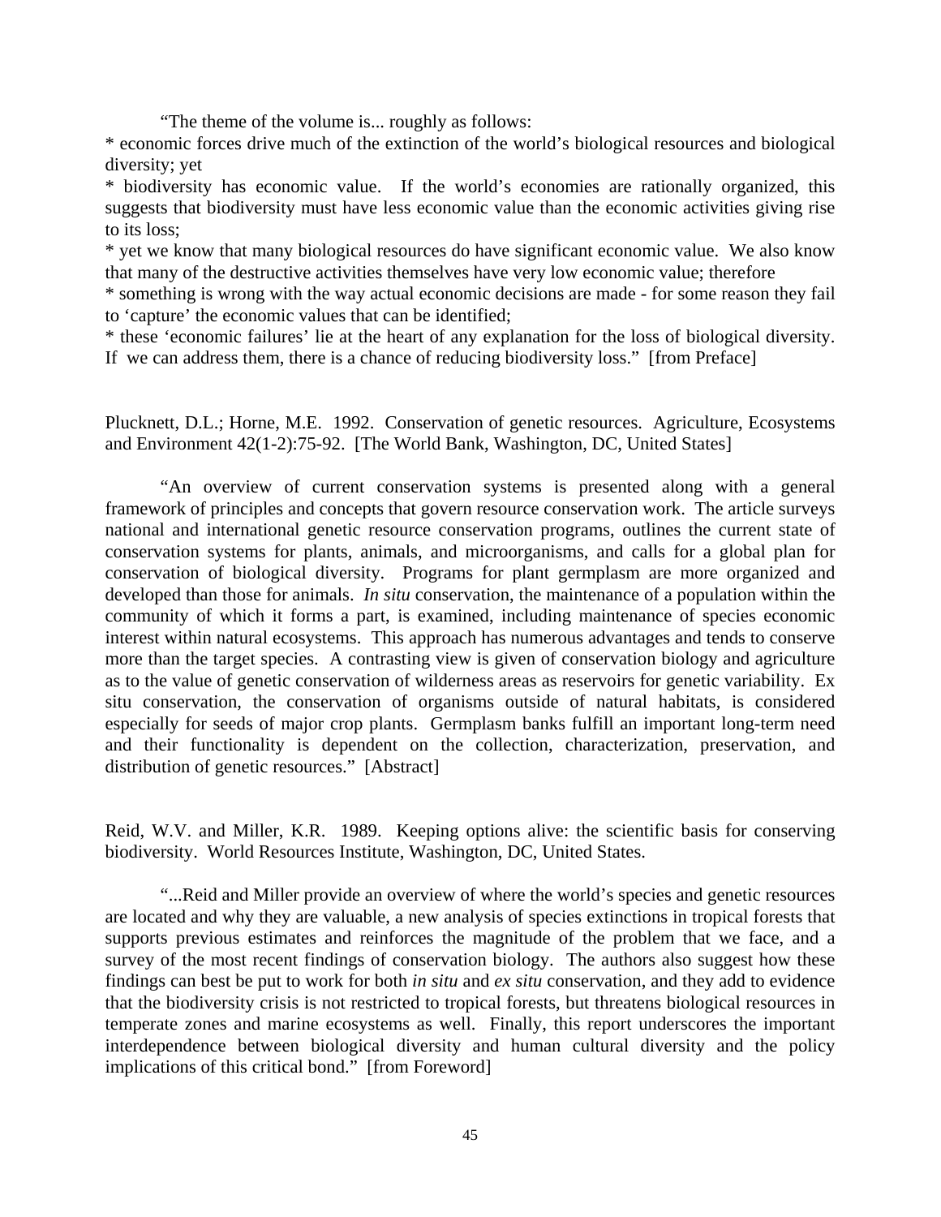"The theme of the volume is... roughly as follows:

* economic forces drive much of the extinction of the world's biological resources and biological diversity; yet
* biodiversity has economic value. If the world's economies are rationally organized, this suggests that biodiversity must have less economic value than the economic activities giving rise to its loss;
* yet we know that many biological resources do have significant economic value. We also know that many of the destructive activities themselves have very low economic value; therefore
* something is wrong with the way actual economic decisions are made - for some reason they fail to 'capture' the economic values that can be identified;
* these 'economic failures' lie at the heart of any explanation for the loss of biological diversity. If we can address them, there is a chance of reducing biodiversity loss." [from Preface]

Plucknett, D.L.; Horne, M.E. 1992. Conservation of genetic resources. Agriculture, Ecosystems and Environment 42(1-2):75-92. [The World Bank, Washington, DC, United States]

"An overview of current conservation systems is presented along with a general framework of principles and concepts that govern resource conservation work. The article surveys national and international genetic resource conservation programs, outlines the current state of conservation systems for plants, animals, and microorganisms, and calls for a global plan for conservation of biological diversity. Programs for plant germplasm are more organized and developed than those for animals. *In situ* conservation, the maintenance of a population within the community of which it forms a part, is examined, including maintenance of species economic interest within natural ecosystems. This approach has numerous advantages and tends to conserve more than the target species. A contrasting view is given of conservation biology and agriculture as to the value of genetic conservation of wilderness areas as reservoirs for genetic variability. Ex situ conservation, the conservation of organisms outside of natural habitats, is considered especially for seeds of major crop plants. Germplasm banks fulfill an important long-term need and their functionality is dependent on the collection, characterization, preservation, and distribution of genetic resources." [Abstract]

Reid, W.V. and Miller, K.R. 1989. Keeping options alive: the scientific basis for conserving biodiversity. World Resources Institute, Washington, DC, United States.

"...Reid and Miller provide an overview of where the world's species and genetic resources are located and why they are valuable, a new analysis of species extinctions in tropical forests that supports previous estimates and reinforces the magnitude of the problem that we face, and a survey of the most recent findings of conservation biology. The authors also suggest how these findings can best be put to work for both *in situ* and *ex situ* conservation, and they add to evidence that the biodiversity crisis is not restricted to tropical forests, but threatens biological resources in temperate zones and marine ecosystems as well. Finally, this report underscores the important interdependence between biological diversity and human cultural diversity and the policy implications of this critical bond." [from Foreword]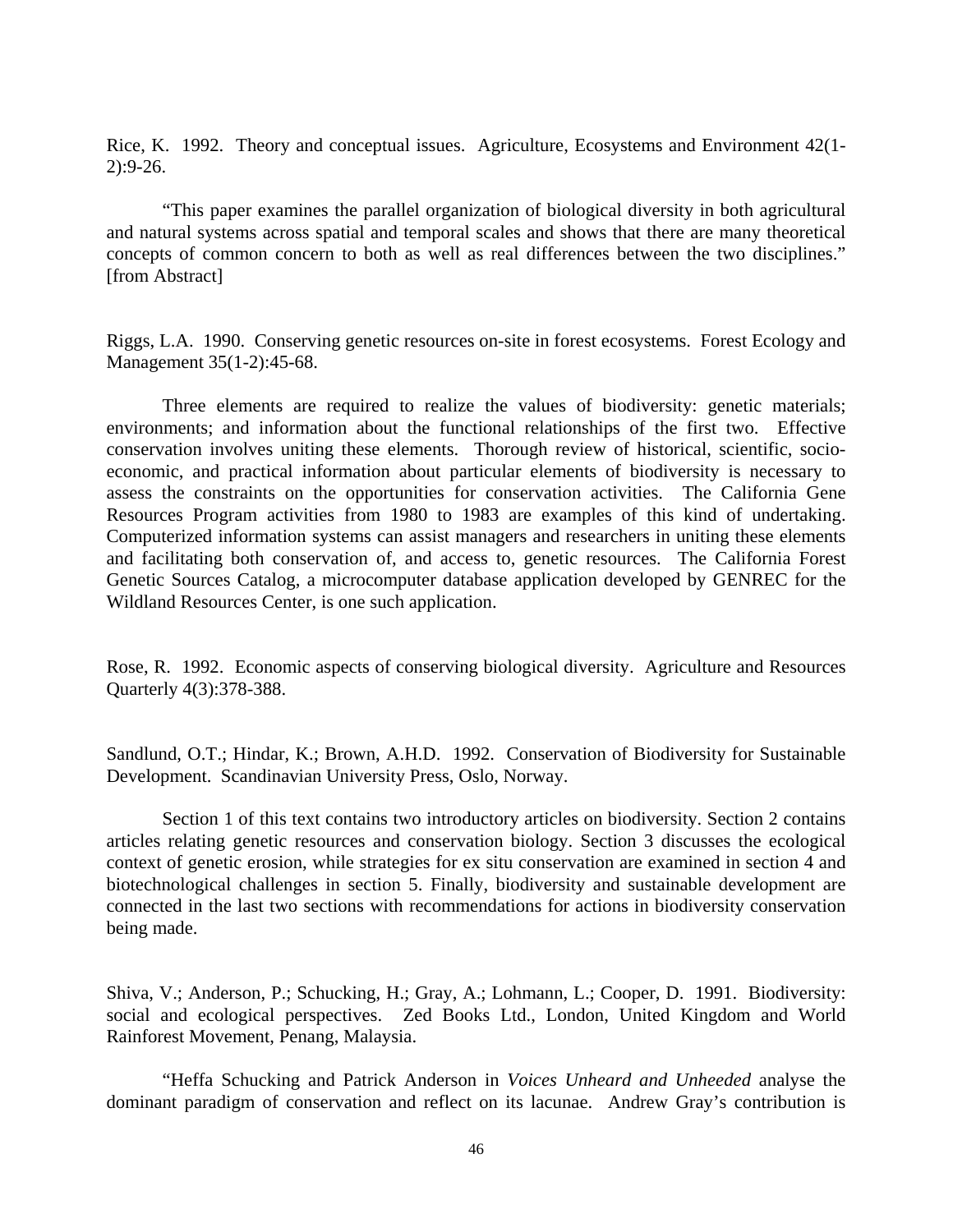Rice, K. 1992. Theory and conceptual issues. Agriculture, Ecosystems and Environment 42(1-2):9-26.

"This paper examines the parallel organization of biological diversity in both agricultural and natural systems across spatial and temporal scales and shows that there are many theoretical concepts of common concern to both as well as real differences between the two disciplines." [from Abstract]

Riggs, L.A. 1990. Conserving genetic resources on-site in forest ecosystems. Forest Ecology and Management 35(1-2):45-68.

Three elements are required to realize the values of biodiversity: genetic materials; environments; and information about the functional relationships of the first two. Effective conservation involves uniting these elements. Thorough review of historical, scientific, socio-economic, and practical information about particular elements of biodiversity is necessary to assess the constraints on the opportunities for conservation activities. The California Gene Resources Program activities from 1980 to 1983 are examples of this kind of undertaking. Computerized information systems can assist managers and researchers in uniting these elements and facilitating both conservation of, and access to, genetic resources. The California Forest Genetic Sources Catalog, a microcomputer database application developed by GENREC for the Wildland Resources Center, is one such application.

Rose, R. 1992. Economic aspects of conserving biological diversity. Agriculture and Resources Quarterly 4(3):378-388.

Sandlund, O.T.; Hindar, K.; Brown, A.H.D. 1992. Conservation of Biodiversity for Sustainable Development. Scandinavian University Press, Oslo, Norway.

Section 1 of this text contains two introductory articles on biodiversity. Section 2 contains articles relating genetic resources and conservation biology. Section 3 discusses the ecological context of genetic erosion, while strategies for ex situ conservation are examined in section 4 and biotechnological challenges in section 5. Finally, biodiversity and sustainable development are connected in the last two sections with recommendations for actions in biodiversity conservation being made.

Shiva, V.; Anderson, P.; Schucking, H.; Gray, A.; Lohmann, L.; Cooper, D. 1991. Biodiversity: social and ecological perspectives. Zed Books Ltd., London, United Kingdom and World Rainforest Movement, Penang, Malaysia.

"Heffa Schucking and Patrick Anderson in *Voices Unheard and Unheeded* analyse the dominant paradigm of conservation and reflect on its lacunae. Andrew Gray's contribution is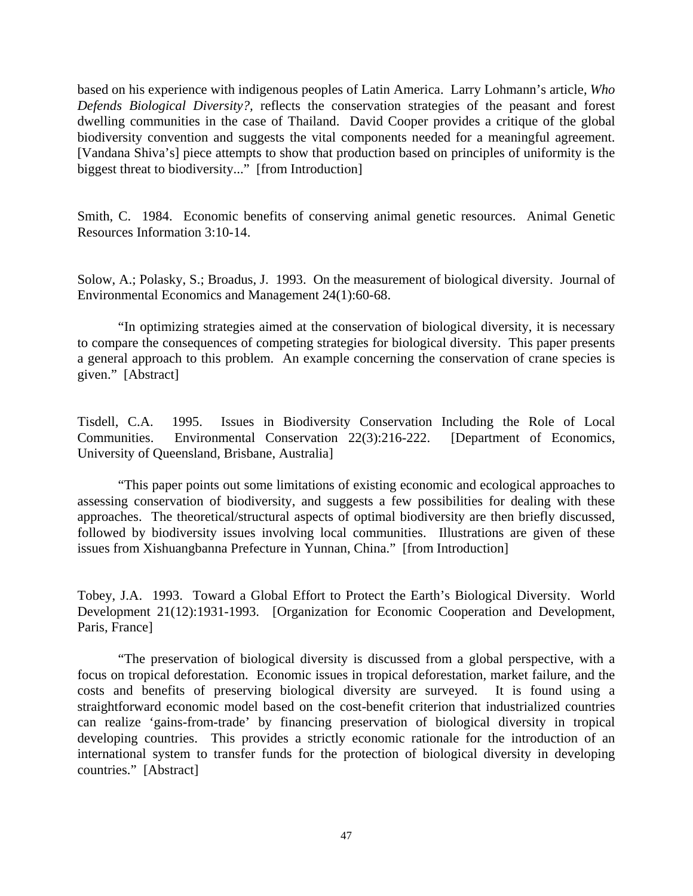based on his experience with indigenous peoples of Latin America. Larry Lohmann's article, *Who Defends Biological Diversity?,* reflects the conservation strategies of the peasant and forest dwelling communities in the case of Thailand. David Cooper provides a critique of the global biodiversity convention and suggests the vital components needed for a meaningful agreement. [Vandana Shiva's] piece attempts to show that production based on principles of uniformity is the biggest threat to biodiversity..." [from Introduction]

Smith, C. 1984. Economic benefits of conserving animal genetic resources. Animal Genetic Resources Information 3:10-14.

Solow, A.; Polasky, S.; Broadus, J. 1993. On the measurement of biological diversity. Journal of Environmental Economics and Management 24(1):60-68.

"In optimizing strategies aimed at the conservation of biological diversity, it is necessary to compare the consequences of competing strategies for biological diversity. This paper presents a general approach to this problem. An example concerning the conservation of crane species is given." [Abstract]

Tisdell, C.A. 1995. Issues in Biodiversity Conservation Including the Role of Local Communities. Environmental Conservation 22(3):216-222. [Department of Economics, University of Queensland, Brisbane, Australia]

"This paper points out some limitations of existing economic and ecological approaches to assessing conservation of biodiversity, and suggests a few possibilities for dealing with these approaches. The theoretical/structural aspects of optimal biodiversity are then briefly discussed, followed by biodiversity issues involving local communities. Illustrations are given of these issues from Xishuangbanna Prefecture in Yunnan, China." [from Introduction]

Tobey, J.A. 1993. Toward a Global Effort to Protect the Earth's Biological Diversity. World Development 21(12):1931-1993. [Organization for Economic Cooperation and Development, Paris, France]

"The preservation of biological diversity is discussed from a global perspective, with a focus on tropical deforestation. Economic issues in tropical deforestation, market failure, and the costs and benefits of preserving biological diversity are surveyed. It is found using a straightforward economic model based on the cost-benefit criterion that industrialized countries can realize 'gains-from-trade' by financing preservation of biological diversity in tropical developing countries. This provides a strictly economic rationale for the introduction of an international system to transfer funds for the protection of biological diversity in developing countries." [Abstract]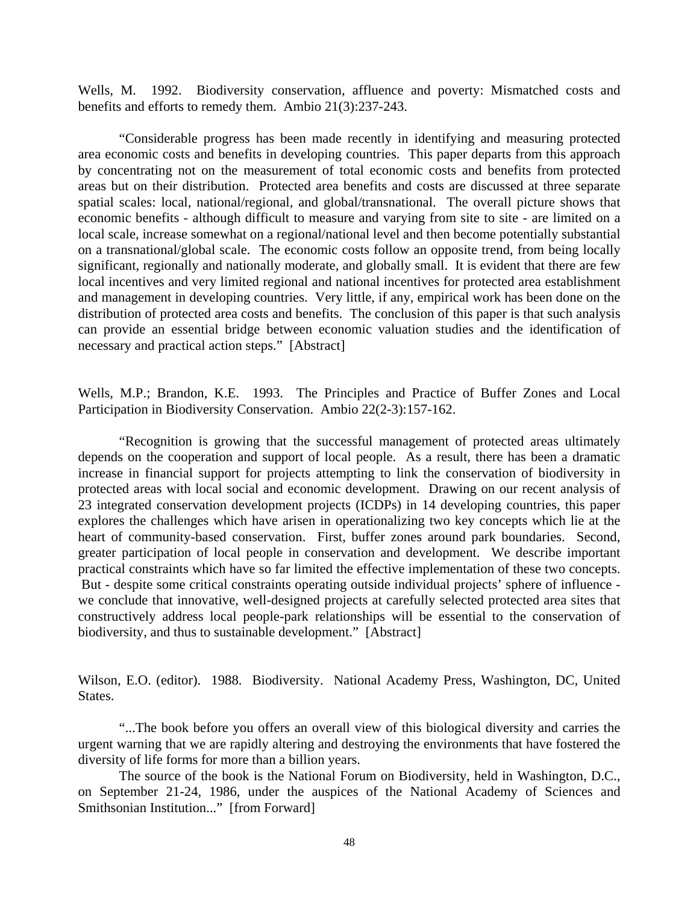Wells, M. 1992. Biodiversity conservation, affluence and poverty: Mismatched costs and benefits and efforts to remedy them. Ambio 21(3):237-243.

"Considerable progress has been made recently in identifying and measuring protected area economic costs and benefits in developing countries. This paper departs from this approach by concentrating not on the measurement of total economic costs and benefits from protected areas but on their distribution. Protected area benefits and costs are discussed at three separate spatial scales: local, national/regional, and global/transnational. The overall picture shows that economic benefits - although difficult to measure and varying from site to site - are limited on a local scale, increase somewhat on a regional/national level and then become potentially substantial on a transnational/global scale. The economic costs follow an opposite trend, from being locally significant, regionally and nationally moderate, and globally small. It is evident that there are few local incentives and very limited regional and national incentives for protected area establishment and management in developing countries. Very little, if any, empirical work has been done on the distribution of protected area costs and benefits. The conclusion of this paper is that such analysis can provide an essential bridge between economic valuation studies and the identification of necessary and practical action steps." [Abstract]

Wells, M.P.; Brandon, K.E. 1993. The Principles and Practice of Buffer Zones and Local Participation in Biodiversity Conservation. Ambio 22(2-3):157-162.

"Recognition is growing that the successful management of protected areas ultimately depends on the cooperation and support of local people. As a result, there has been a dramatic increase in financial support for projects attempting to link the conservation of biodiversity in protected areas with local social and economic development. Drawing on our recent analysis of 23 integrated conservation development projects (ICDPs) in 14 developing countries, this paper explores the challenges which have arisen in operationalizing two key concepts which lie at the heart of community-based conservation. First, buffer zones around park boundaries. Second, greater participation of local people in conservation and development. We describe important practical constraints which have so far limited the effective implementation of these two concepts. But - despite some critical constraints operating outside individual projects' sphere of influence - we conclude that innovative, well-designed projects at carefully selected protected area sites that constructively address local people-park relationships will be essential to the conservation of biodiversity, and thus to sustainable development." [Abstract]

Wilson, E.O. (editor). 1988. Biodiversity. National Academy Press, Washington, DC, United States.

"...The book before you offers an overall view of this biological diversity and carries the urgent warning that we are rapidly altering and destroying the environments that have fostered the diversity of life forms for more than a billion years.

The source of the book is the National Forum on Biodiversity, held in Washington, D.C., on September 21-24, 1986, under the auspices of the National Academy of Sciences and Smithsonian Institution..." [from Forward]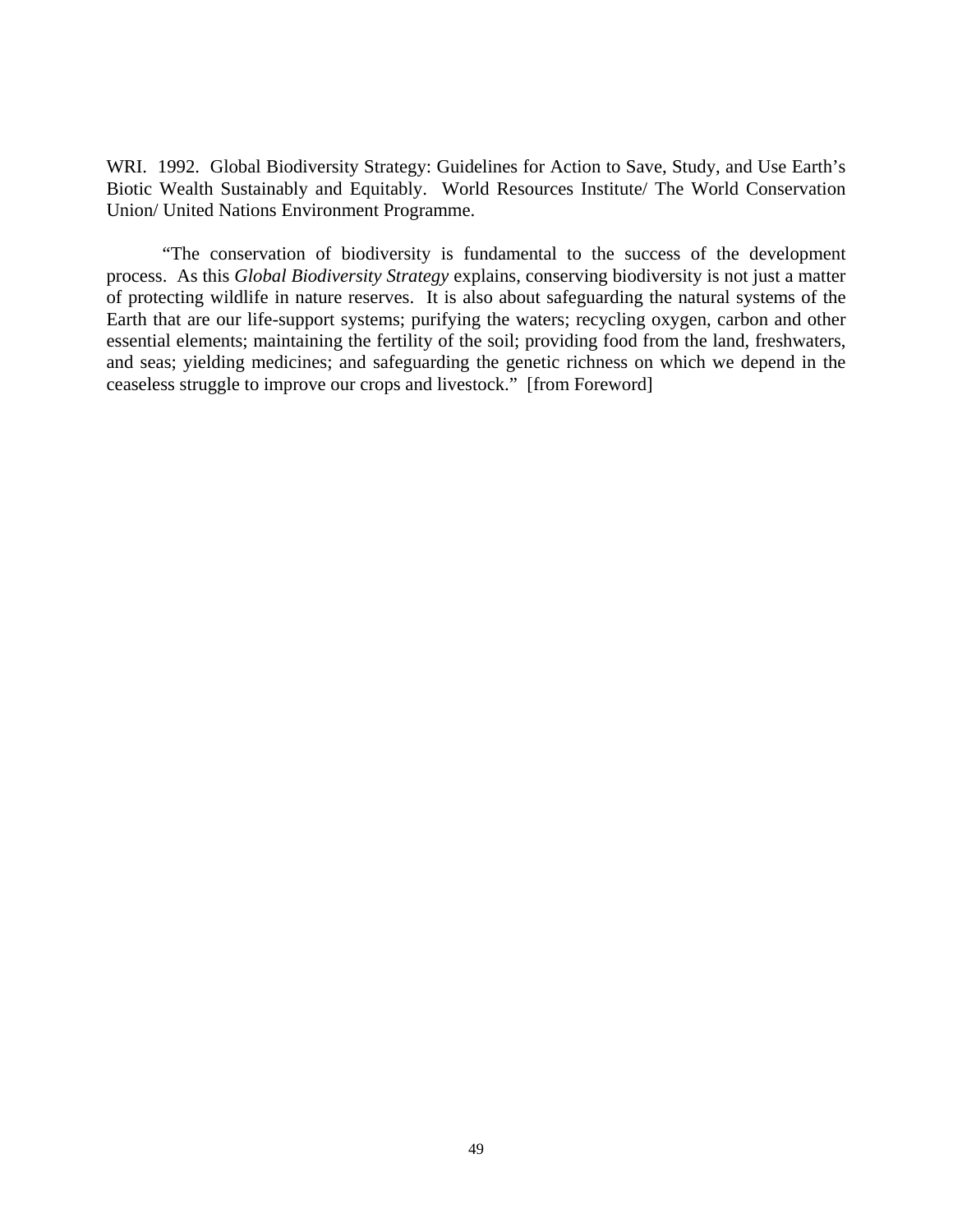WRI. 1992. Global Biodiversity Strategy: Guidelines for Action to Save, Study, and Use Earth's Biotic Wealth Sustainably and Equitably. World Resources Institute/ The World Conservation Union/ United Nations Environment Programme.

"The conservation of biodiversity is fundamental to the success of the development process. As this *Global Biodiversity Strategy* explains, conserving biodiversity is not just a matter of protecting wildlife in nature reserves. It is also about safeguarding the natural systems of the Earth that are our life-support systems; purifying the waters; recycling oxygen, carbon and other essential elements; maintaining the fertility of the soil; providing food from the land, freshwaters, and seas; yielding medicines; and safeguarding the genetic richness on which we depend in the ceaseless struggle to improve our crops and livestock." [from Foreword]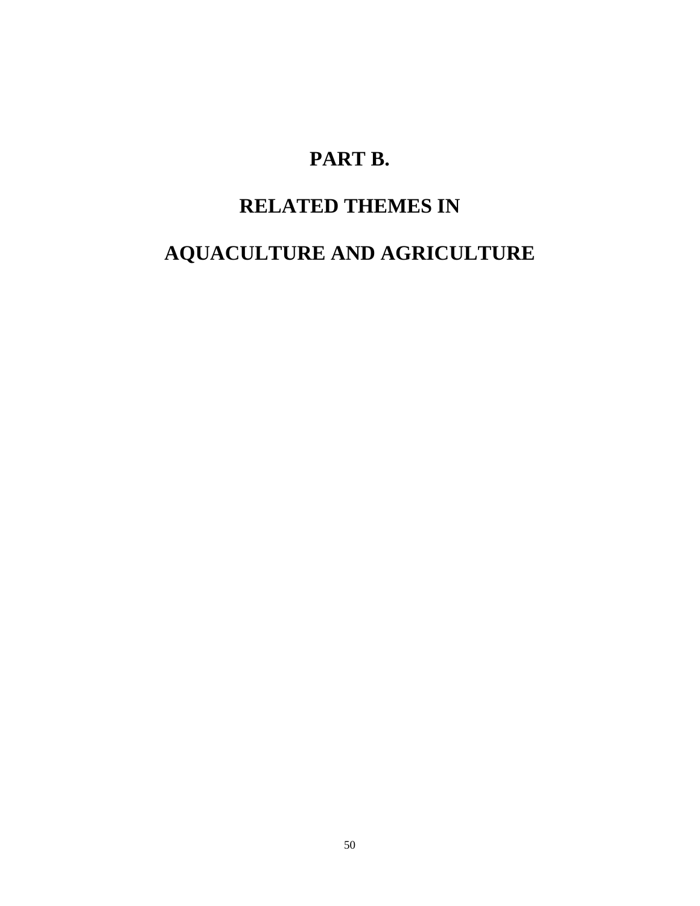# PART B.

# RELATED THEMES IN

# AQUACULTURE AND AGRICULTURE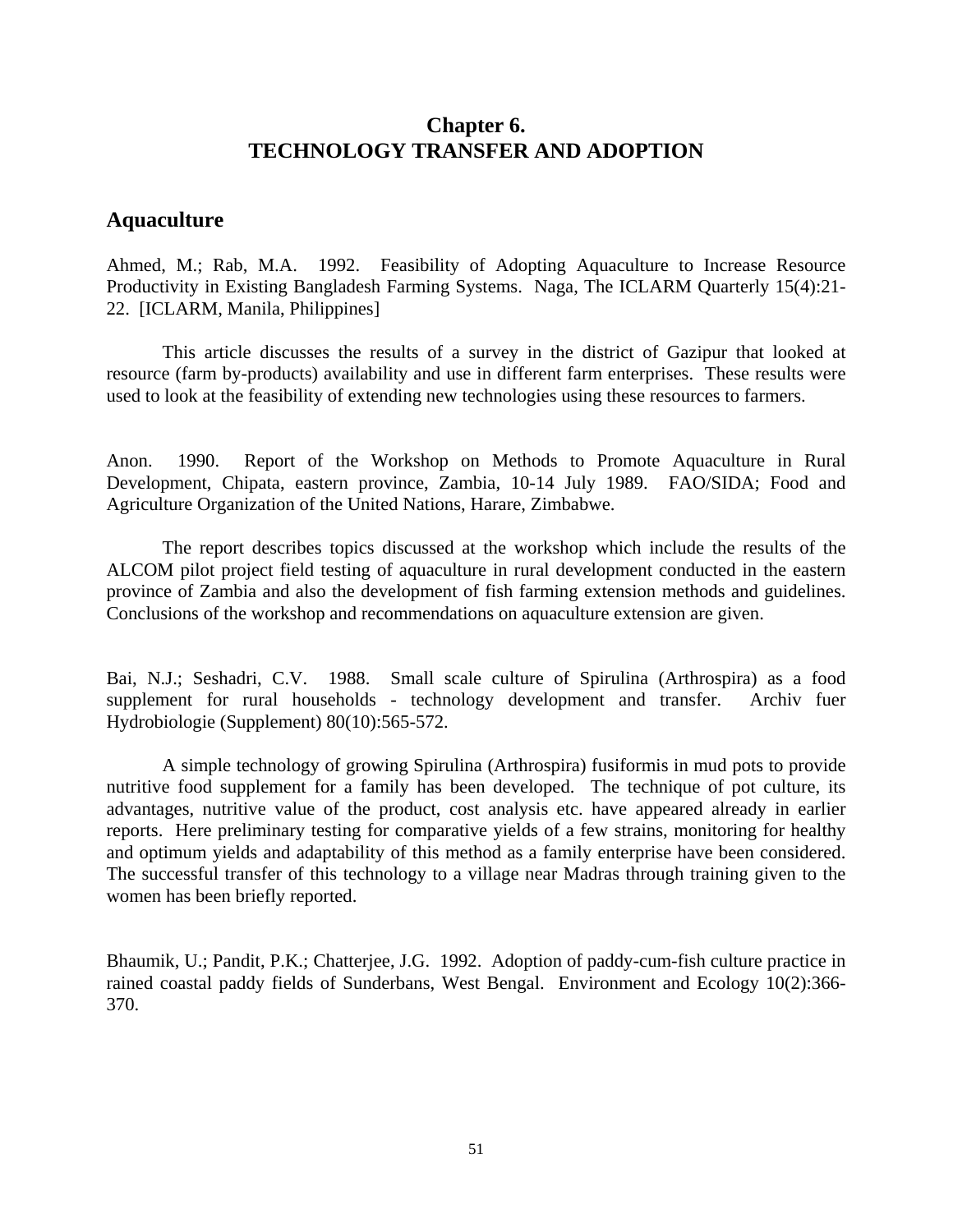# Chapter 6.
# TECHNOLOGY TRANSFER AND ADOPTION

## Aquaculture

Ahmed, M.; Rab, M.A. 1992. Feasibility of Adopting Aquaculture to Increase Resource Productivity in Existing Bangladesh Farming Systems. Naga, The ICLARM Quarterly 15(4):21-22. [ICLARM, Manila, Philippines]

This article discusses the results of a survey in the district of Gazipur that looked at resource (farm by-products) availability and use in different farm enterprises. These results were used to look at the feasibility of extending new technologies using these resources to farmers.

Anon. 1990. Report of the Workshop on Methods to Promote Aquaculture in Rural Development, Chipata, eastern province, Zambia, 10-14 July 1989. FAO/SIDA; Food and Agriculture Organization of the United Nations, Harare, Zimbabwe.

The report describes topics discussed at the workshop which include the results of the ALCOM pilot project field testing of aquaculture in rural development conducted in the eastern province of Zambia and also the development of fish farming extension methods and guidelines. Conclusions of the workshop and recommendations on aquaculture extension are given.

Bai, N.J.; Seshadri, C.V. 1988. Small scale culture of Spirulina (Arthrospira) as a food supplement for rural households - technology development and transfer. Archiv fuer Hydrobiologie (Supplement) 80(10):565-572.

A simple technology of growing Spirulina (Arthrospira) fusiformis in mud pots to provide nutritive food supplement for a family has been developed. The technique of pot culture, its advantages, nutritive value of the product, cost analysis etc. have appeared already in earlier reports. Here preliminary testing for comparative yields of a few strains, monitoring for healthy and optimum yields and adaptability of this method as a family enterprise have been considered. The successful transfer of this technology to a village near Madras through training given to the women has been briefly reported.

Bhaumik, U.; Pandit, P.K.; Chatterjee, J.G. 1992. Adoption of paddy-cum-fish culture practice in rained coastal paddy fields of Sunderbans, West Bengal. Environment and Ecology 10(2):366-370.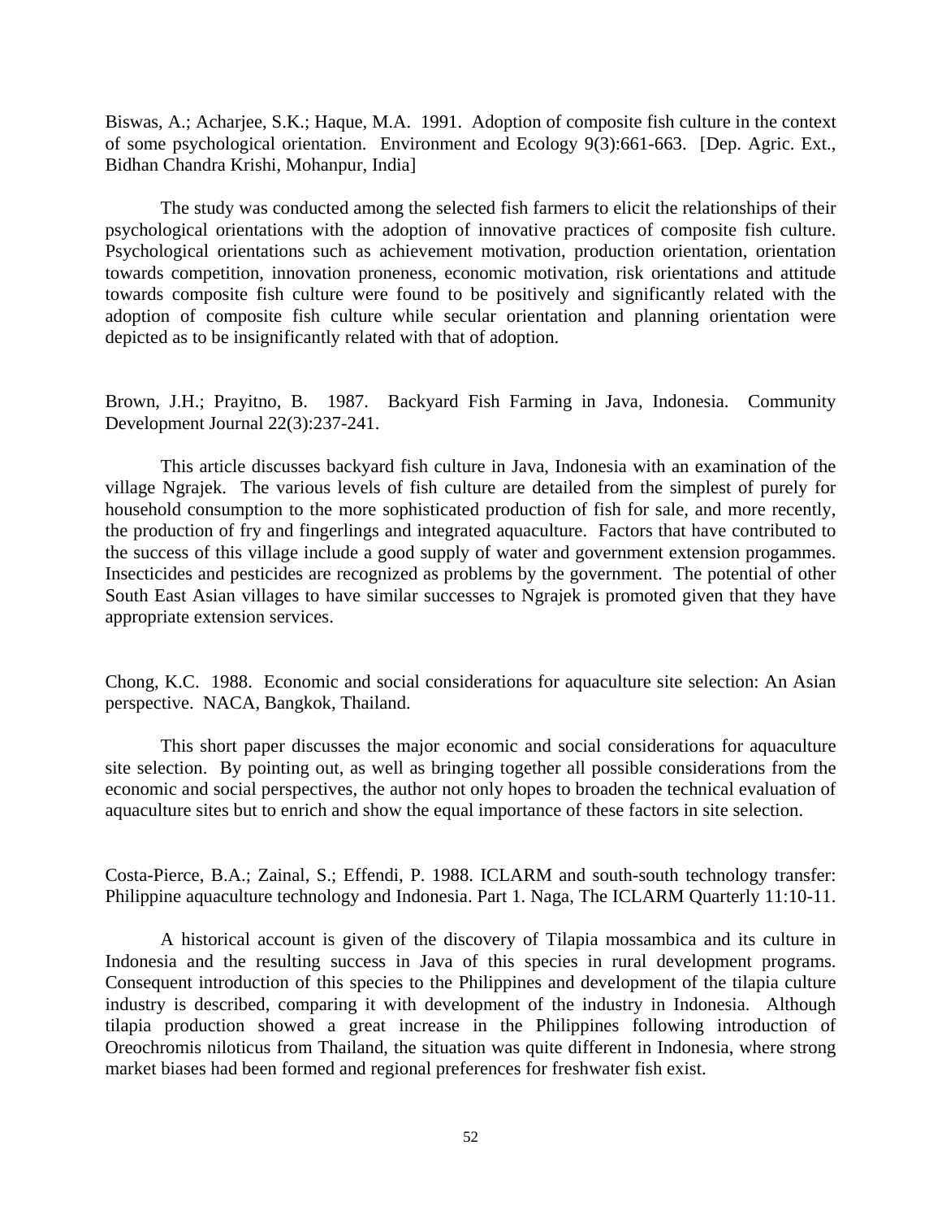Biswas, A.; Acharjee, S.K.; Haque, M.A. 1991. Adoption of composite fish culture in the context of some psychological orientation. Environment and Ecology 9(3):661-663. [Dep. Agric. Ext., Bidhan Chandra Krishi, Mohanpur, India]

The study was conducted among the selected fish farmers to elicit the relationships of their psychological orientations with the adoption of innovative practices of composite fish culture. Psychological orientations such as achievement motivation, production orientation, orientation towards competition, innovation proneness, economic motivation, risk orientations and attitude towards composite fish culture were found to be positively and significantly related with the adoption of composite fish culture while secular orientation and planning orientation were depicted as to be insignificantly related with that of adoption.

Brown, J.H.; Prayitno, B. 1987. Backyard Fish Farming in Java, Indonesia. Community Development Journal 22(3):237-241.

This article discusses backyard fish culture in Java, Indonesia with an examination of the village Ngrajek. The various levels of fish culture are detailed from the simplest of purely for household consumption to the more sophisticated production of fish for sale, and more recently, the production of fry and fingerlings and integrated aquaculture. Factors that have contributed to the success of this village include a good supply of water and government extension progammes. Insecticides and pesticides are recognized as problems by the government. The potential of other South East Asian villages to have similar successes to Ngrajek is promoted given that they have appropriate extension services.

Chong, K.C. 1988. Economic and social considerations for aquaculture site selection: An Asian perspective. NACA, Bangkok, Thailand.

This short paper discusses the major economic and social considerations for aquaculture site selection. By pointing out, as well as bringing together all possible considerations from the economic and social perspectives, the author not only hopes to broaden the technical evaluation of aquaculture sites but to enrich and show the equal importance of these factors in site selection.

Costa-Pierce, B.A.; Zainal, S.; Effendi, P. 1988. ICLARM and south-south technology transfer: Philippine aquaculture technology and Indonesia. Part 1. Naga, The ICLARM Quarterly 11:10-11.

A historical account is given of the discovery of Tilapia mossambica and its culture in Indonesia and the resulting success in Java of this species in rural development programs. Consequent introduction of this species to the Philippines and development of the tilapia culture industry is described, comparing it with development of the industry in Indonesia. Although tilapia production showed a great increase in the Philippines following introduction of Oreochromis niloticus from Thailand, the situation was quite different in Indonesia, where strong market biases had been formed and regional preferences for freshwater fish exist.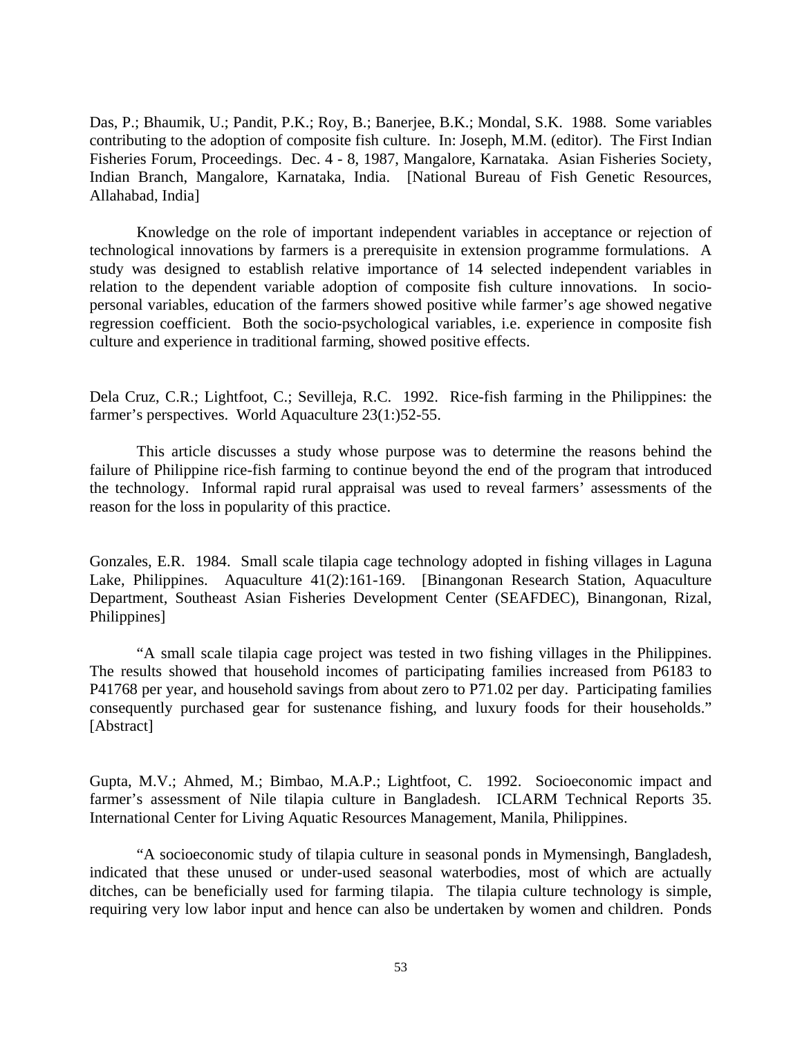Das, P.; Bhaumik, U.; Pandit, P.K.; Roy, B.; Banerjee, B.K.; Mondal, S.K. 1988. Some variables contributing to the adoption of composite fish culture. In: Joseph, M.M. (editor). The First Indian Fisheries Forum, Proceedings. Dec. 4 - 8, 1987, Mangalore, Karnataka. Asian Fisheries Society, Indian Branch, Mangalore, Karnataka, India. [National Bureau of Fish Genetic Resources, Allahabad, India]

Knowledge on the role of important independent variables in acceptance or rejection of technological innovations by farmers is a prerequisite in extension programme formulations. A study was designed to establish relative importance of 14 selected independent variables in relation to the dependent variable adoption of composite fish culture innovations. In socio-personal variables, education of the farmers showed positive while farmer's age showed negative regression coefficient. Both the socio-psychological variables, i.e. experience in composite fish culture and experience in traditional farming, showed positive effects.

Dela Cruz, C.R.; Lightfoot, C.; Sevilleja, R.C. 1992. Rice-fish farming in the Philippines: the farmer's perspectives. World Aquaculture 23(1:)52-55.

This article discusses a study whose purpose was to determine the reasons behind the failure of Philippine rice-fish farming to continue beyond the end of the program that introduced the technology. Informal rapid rural appraisal was used to reveal farmers' assessments of the reason for the loss in popularity of this practice.

Gonzales, E.R. 1984. Small scale tilapia cage technology adopted in fishing villages in Laguna Lake, Philippines. Aquaculture 41(2):161-169. [Binangonan Research Station, Aquaculture Department, Southeast Asian Fisheries Development Center (SEAFDEC), Binangonan, Rizal, Philippines]

"A small scale tilapia cage project was tested in two fishing villages in the Philippines. The results showed that household incomes of participating families increased from P6183 to P41768 per year, and household savings from about zero to P71.02 per day. Participating families consequently purchased gear for sustenance fishing, and luxury foods for their households." [Abstract]

Gupta, M.V.; Ahmed, M.; Bimbao, M.A.P.; Lightfoot, C. 1992. Socioeconomic impact and farmer's assessment of Nile tilapia culture in Bangladesh. ICLARM Technical Reports 35. International Center for Living Aquatic Resources Management, Manila, Philippines.

"A socioeconomic study of tilapia culture in seasonal ponds in Mymensingh, Bangladesh, indicated that these unused or under-used seasonal waterbodies, most of which are actually ditches, can be beneficially used for farming tilapia. The tilapia culture technology is simple, requiring very low labor input and hence can also be undertaken by women and children. Ponds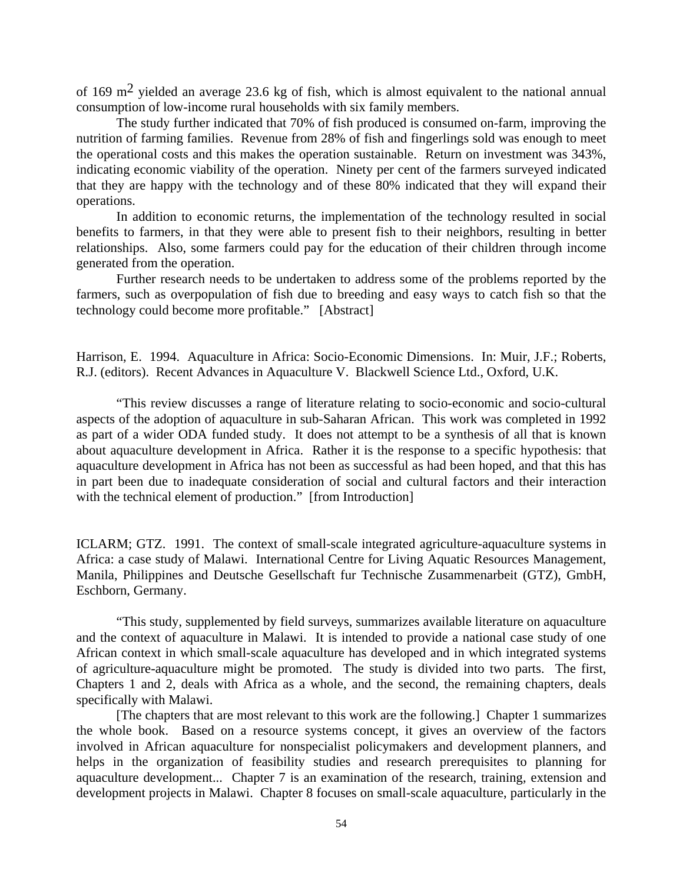of 169 $m^2$ yielded an average 23.6 kg of fish, which is almost equivalent to the national annual consumption of low-income rural households with six family members.

The study further indicated that 70% of fish produced is consumed on-farm, improving the nutrition of farming families. Revenue from 28% of fish and fingerlings sold was enough to meet the operational costs and this makes the operation sustainable. Return on investment was 343%, indicating economic viability of the operation. Ninety per cent of the farmers surveyed indicated that they are happy with the technology and of these 80% indicated that they will expand their operations.

In addition to economic returns, the implementation of the technology resulted in social benefits to farmers, in that they were able to present fish to their neighbors, resulting in better relationships. Also, some farmers could pay for the education of their children through income generated from the operation.

Further research needs to be undertaken to address some of the problems reported by the farmers, such as overpopulation of fish due to breeding and easy ways to catch fish so that the technology could become more profitable." [Abstract]

Harrison, E. 1994. Aquaculture in Africa: Socio-Economic Dimensions. In: Muir, J.F.; Roberts, R.J. (editors). Recent Advances in Aquaculture V. Blackwell Science Ltd., Oxford, U.K.

"This review discusses a range of literature relating to socio-economic and socio-cultural aspects of the adoption of aquaculture in sub-Saharan African. This work was completed in 1992 as part of a wider ODA funded study. It does not attempt to be a synthesis of all that is known about aquaculture development in Africa. Rather it is the response to a specific hypothesis: that aquaculture development in Africa has not been as successful as had been hoped, and that this has in part been due to inadequate consideration of social and cultural factors and their interaction with the technical element of production." [from Introduction]

ICLARM; GTZ. 1991. The context of small-scale integrated agriculture-aquaculture systems in Africa: a case study of Malawi. International Centre for Living Aquatic Resources Management, Manila, Philippines and Deutsche Gesellschaft fur Technische Zusammenarbeit (GTZ), GmbH, Eschborn, Germany.

"This study, supplemented by field surveys, summarizes available literature on aquaculture and the context of aquaculture in Malawi. It is intended to provide a national case study of one African context in which small-scale aquaculture has developed and in which integrated systems of agriculture-aquaculture might be promoted. The study is divided into two parts. The first, Chapters 1 and 2, deals with Africa as a whole, and the second, the remaining chapters, deals specifically with Malawi.

[The chapters that are most relevant to this work are the following.] Chapter 1 summarizes the whole book. Based on a resource systems concept, it gives an overview of the factors involved in African aquaculture for nonspecialist policymakers and development planners, and helps in the organization of feasibility studies and research prerequisites to planning for aquaculture development... Chapter 7 is an examination of the research, training, extension and development projects in Malawi. Chapter 8 focuses on small-scale aquaculture, particularly in the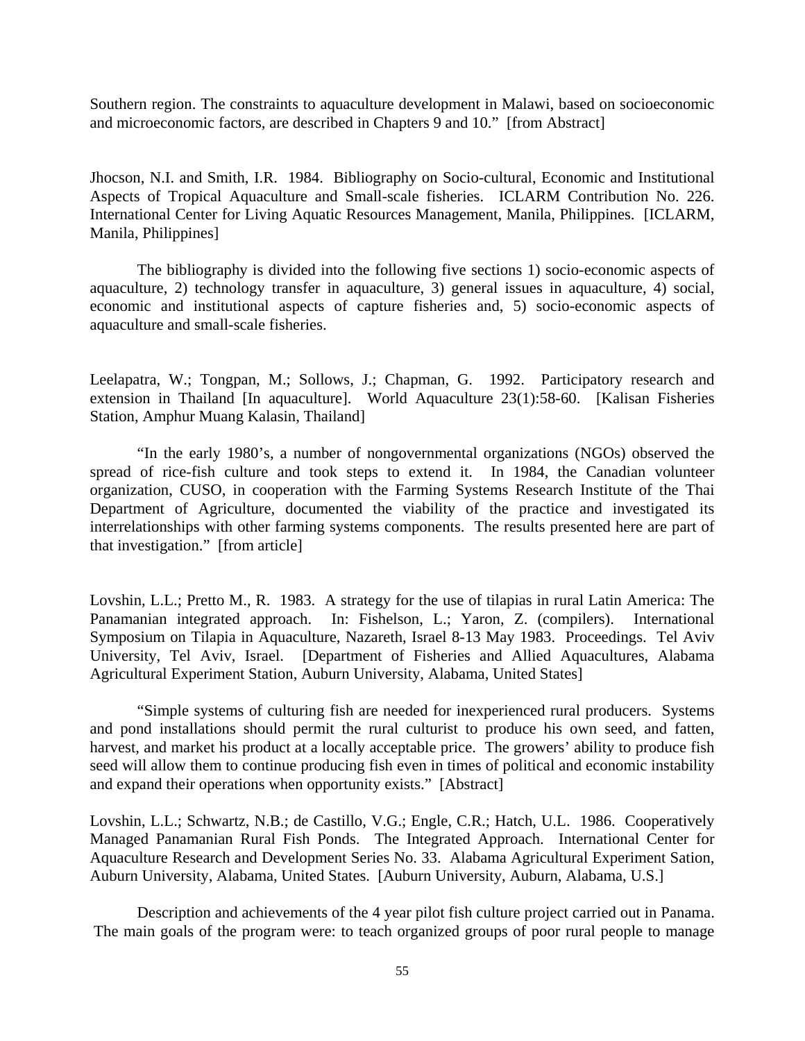Southern region. The constraints to aquaculture development in Malawi, based on socioeconomic and microeconomic factors, are described in Chapters 9 and 10." [from Abstract]

Jhocson, N.I. and Smith, I.R. 1984. Bibliography on Socio-cultural, Economic and Institutional Aspects of Tropical Aquaculture and Small-scale fisheries. ICLARM Contribution No. 226. International Center for Living Aquatic Resources Management, Manila, Philippines. [ICLARM, Manila, Philippines]

The bibliography is divided into the following five sections 1) socio-economic aspects of aquaculture, 2) technology transfer in aquaculture, 3) general issues in aquaculture, 4) social, economic and institutional aspects of capture fisheries and, 5) socio-economic aspects of aquaculture and small-scale fisheries.

Leelapatra, W.; Tongpan, M.; Sollows, J.; Chapman, G. 1992. Participatory research and extension in Thailand [In aquaculture]. World Aquaculture 23(1):58-60. [Kalisan Fisheries Station, Amphur Muang Kalasin, Thailand]

"In the early 1980's, a number of nongovernmental organizations (NGOs) observed the spread of rice-fish culture and took steps to extend it. In 1984, the Canadian volunteer organization, CUSO, in cooperation with the Farming Systems Research Institute of the Thai Department of Agriculture, documented the viability of the practice and investigated its interrelationships with other farming systems components. The results presented here are part of that investigation." [from article]

Lovshin, L.L.; Pretto M., R. 1983. A strategy for the use of tilapias in rural Latin America: The Panamanian integrated approach. In: Fishelson, L.; Yaron, Z. (compilers). International Symposium on Tilapia in Aquaculture, Nazareth, Israel 8-13 May 1983. Proceedings. Tel Aviv University, Tel Aviv, Israel. [Department of Fisheries and Allied Aquacultures, Alabama Agricultural Experiment Station, Auburn University, Alabama, United States]

"Simple systems of culturing fish are needed for inexperienced rural producers. Systems and pond installations should permit the rural culturist to produce his own seed, and fatten, harvest, and market his product at a locally acceptable price. The growers' ability to produce fish seed will allow them to continue producing fish even in times of political and economic instability and expand their operations when opportunity exists." [Abstract]

Lovshin, L.L.; Schwartz, N.B.; de Castillo, V.G.; Engle, C.R.; Hatch, U.L. 1986. Cooperatively Managed Panamanian Rural Fish Ponds. The Integrated Approach. International Center for Aquaculture Research and Development Series No. 33. Alabama Agricultural Experiment Sation, Auburn University, Alabama, United States. [Auburn University, Auburn, Alabama, U.S.]

Description and achievements of the 4 year pilot fish culture project carried out in Panama. The main goals of the program were: to teach organized groups of poor rural people to manage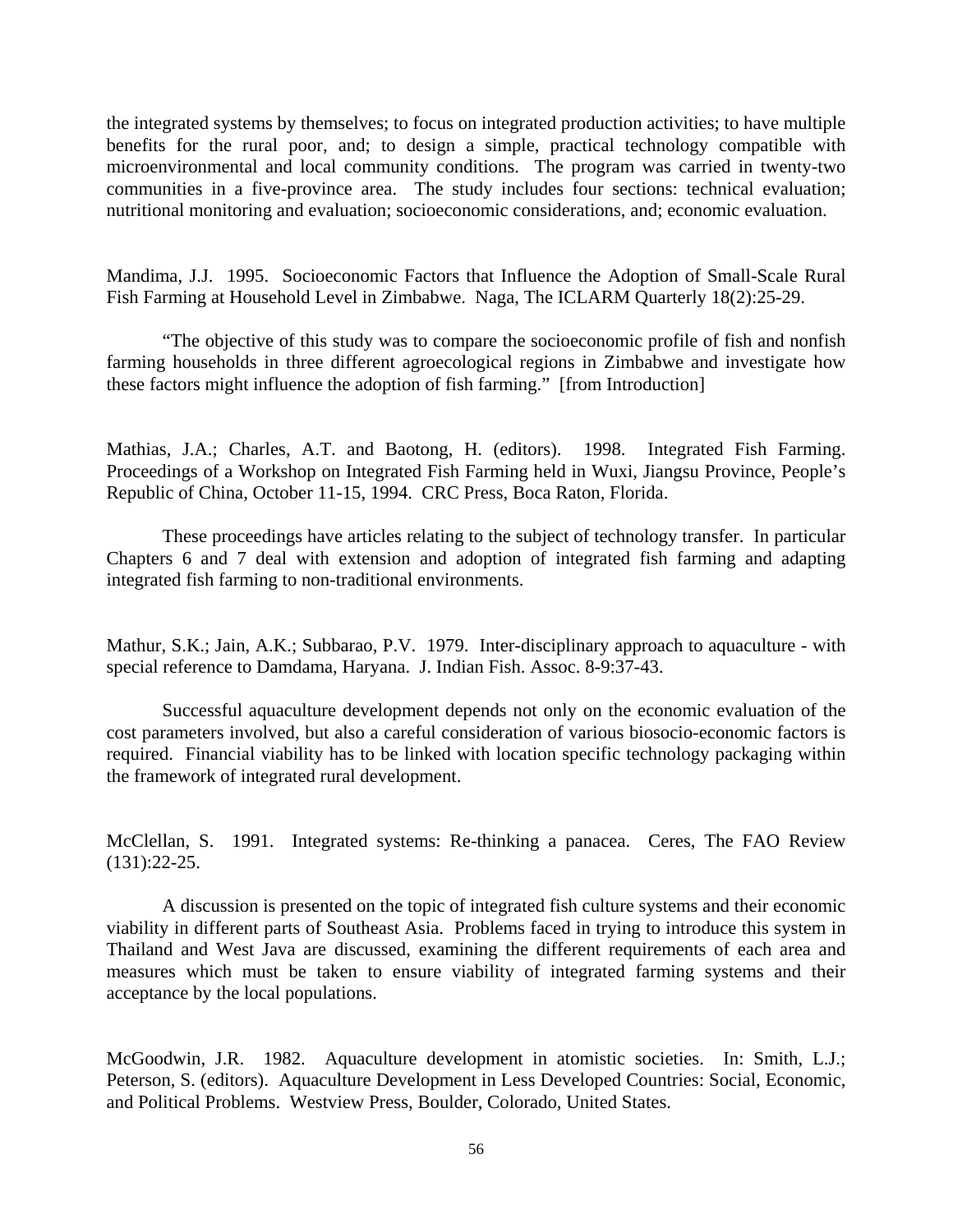the integrated systems by themselves; to focus on integrated production activities; to have multiple benefits for the rural poor, and; to design a simple, practical technology compatible with microenvironmental and local community conditions. The program was carried in twenty-two communities in a five-province area. The study includes four sections: technical evaluation; nutritional monitoring and evaluation; socioeconomic considerations, and; economic evaluation.

Mandima, J.J. 1995. Socioeconomic Factors that Influence the Adoption of Small-Scale Rural Fish Farming at Household Level in Zimbabwe. Naga, The ICLARM Quarterly 18(2):25-29.

"The objective of this study was to compare the socioeconomic profile of fish and nonfish farming households in three different agroecological regions in Zimbabwe and investigate how these factors might influence the adoption of fish farming." [from Introduction]

Mathias, J.A.; Charles, A.T. and Baotong, H. (editors). 1998. Integrated Fish Farming. Proceedings of a Workshop on Integrated Fish Farming held in Wuxi, Jiangsu Province, People's Republic of China, October 11-15, 1994. CRC Press, Boca Raton, Florida.

These proceedings have articles relating to the subject of technology transfer. In particular Chapters 6 and 7 deal with extension and adoption of integrated fish farming and adapting integrated fish farming to non-traditional environments.

Mathur, S.K.; Jain, A.K.; Subbarao, P.V. 1979. Inter-disciplinary approach to aquaculture - with special reference to Damdama, Haryana. J. Indian Fish. Assoc. 8-9:37-43.

Successful aquaculture development depends not only on the economic evaluation of the cost parameters involved, but also a careful consideration of various biosocio-economic factors is required. Financial viability has to be linked with location specific technology packaging within the framework of integrated rural development.

McClellan, S. 1991. Integrated systems: Re-thinking a panacea. Ceres, The FAO Review (131):22-25.

A discussion is presented on the topic of integrated fish culture systems and their economic viability in different parts of Southeast Asia. Problems faced in trying to introduce this system in Thailand and West Java are discussed, examining the different requirements of each area and measures which must be taken to ensure viability of integrated farming systems and their acceptance by the local populations.

McGoodwin, J.R. 1982. Aquaculture development in atomistic societies. In: Smith, L.J.; Peterson, S. (editors). Aquaculture Development in Less Developed Countries: Social, Economic, and Political Problems. Westview Press, Boulder, Colorado, United States.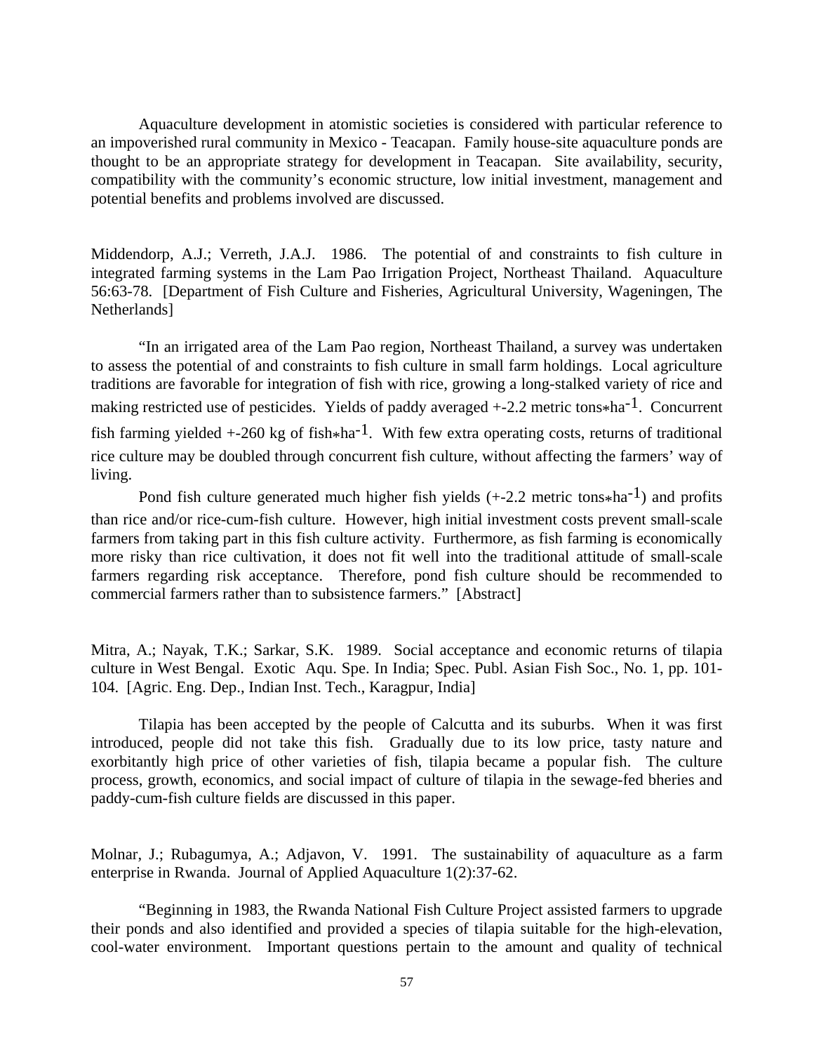Aquaculture development in atomistic societies is considered with particular reference to an impoverished rural community in Mexico - Teacapan. Family house-site aquaculture ponds are thought to be an appropriate strategy for development in Teacapan. Site availability, security, compatibility with the community's economic structure, low initial investment, management and potential benefits and problems involved are discussed.

Middendorp, A.J.; Verreth, J.A.J. 1986. The potential of and constraints to fish culture in integrated farming systems in the Lam Pao Irrigation Project, Northeast Thailand. Aquaculture 56:63-78. [Department of Fish Culture and Fisheries, Agricultural University, Wageningen, The Netherlands]

"In an irrigated area of the Lam Pao region, Northeast Thailand, a survey was undertaken to assess the potential of and constraints to fish culture in small farm holdings. Local agriculture traditions are favorable for integration of fish with rice, growing a long-stalked variety of rice and making restricted use of pesticides. Yields of paddy averaged +-2.2 metric tons$*$ha$^{-1}$. Concurrent fish farming yielded +-260 kg of fish$*$ha$^{-1}$. With few extra operating costs, returns of traditional rice culture may be doubled through concurrent fish culture, without affecting the farmers' way of living.

Pond fish culture generated much higher fish yields (+-2.2 metric tons$*$ha$^{-1}$) and profits than rice and/or rice-cum-fish culture. However, high initial investment costs prevent small-scale farmers from taking part in this fish culture activity. Furthermore, as fish farming is economically more risky than rice cultivation, it does not fit well into the traditional attitude of small-scale farmers regarding risk acceptance. Therefore, pond fish culture should be recommended to commercial farmers rather than to subsistence farmers." [Abstract]

Mitra, A.; Nayak, T.K.; Sarkar, S.K. 1989. Social acceptance and economic returns of tilapia culture in West Bengal. Exotic Aqu. Spe. In India; Spec. Publ. Asian Fish Soc., No. 1, pp. 101-104. [Agric. Eng. Dep., Indian Inst. Tech., Karagpur, India]

Tilapia has been accepted by the people of Calcutta and its suburbs. When it was first introduced, people did not take this fish. Gradually due to its low price, tasty nature and exorbitantly high price of other varieties of fish, tilapia became a popular fish. The culture process, growth, economics, and social impact of culture of tilapia in the sewage-fed bheries and paddy-cum-fish culture fields are discussed in this paper.

Molnar, J.; Rubagumya, A.; Adjavon, V. 1991. The sustainability of aquaculture as a farm enterprise in Rwanda. Journal of Applied Aquaculture 1(2):37-62.

"Beginning in 1983, the Rwanda National Fish Culture Project assisted farmers to upgrade their ponds and also identified and provided a species of tilapia suitable for the high-elevation, cool-water environment. Important questions pertain to the amount and quality of technical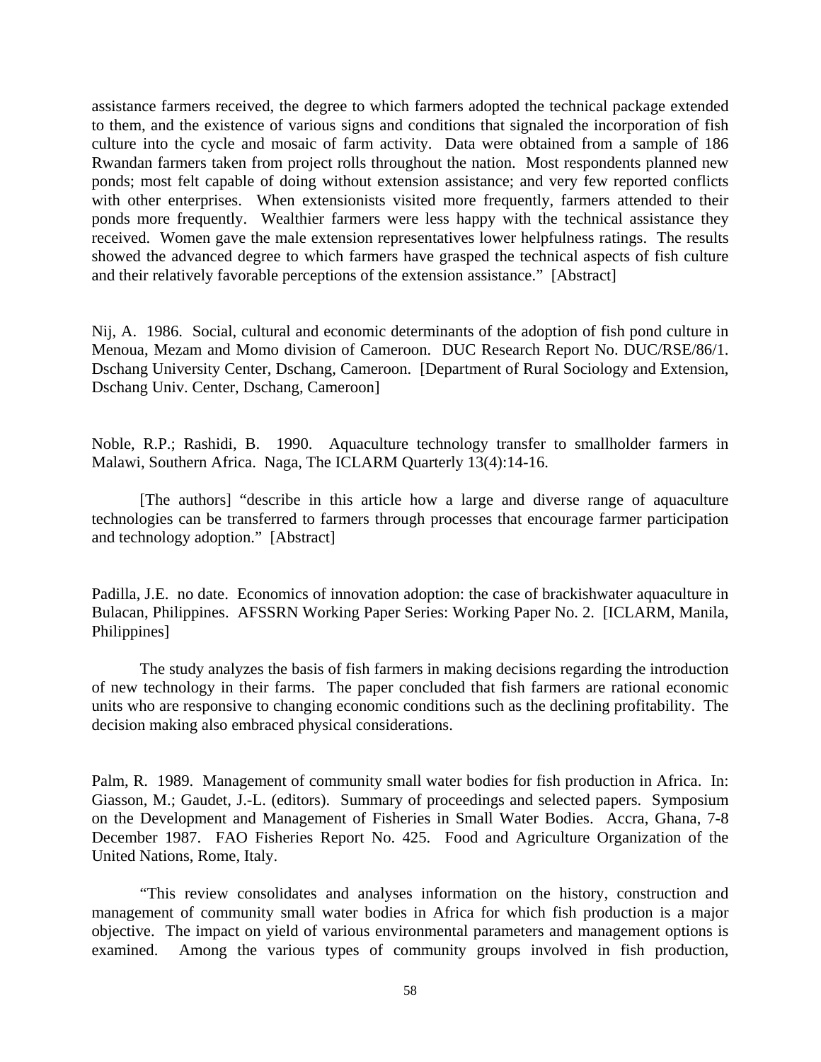assistance farmers received, the degree to which farmers adopted the technical package extended to them, and the existence of various signs and conditions that signaled the incorporation of fish culture into the cycle and mosaic of farm activity. Data were obtained from a sample of 186 Rwandan farmers taken from project rolls throughout the nation. Most respondents planned new ponds; most felt capable of doing without extension assistance; and very few reported conflicts with other enterprises. When extensionists visited more frequently, farmers attended to their ponds more frequently. Wealthier farmers were less happy with the technical assistance they received. Women gave the male extension representatives lower helpfulness ratings. The results showed the advanced degree to which farmers have grasped the technical aspects of fish culture and their relatively favorable perceptions of the extension assistance." [Abstract]

Nij, A. 1986. Social, cultural and economic determinants of the adoption of fish pond culture in Menoua, Mezam and Momo division of Cameroon. DUC Research Report No. DUC/RSE/86/1. Dschang University Center, Dschang, Cameroon. [Department of Rural Sociology and Extension, Dschang Univ. Center, Dschang, Cameroon]

Noble, R.P.; Rashidi, B. 1990. Aquaculture technology transfer to smallholder farmers in Malawi, Southern Africa. Naga, The ICLARM Quarterly 13(4):14-16.

[The authors] "describe in this article how a large and diverse range of aquaculture technologies can be transferred to farmers through processes that encourage farmer participation and technology adoption." [Abstract]

Padilla, J.E. no date. Economics of innovation adoption: the case of brackishwater aquaculture in Bulacan, Philippines. AFSSRN Working Paper Series: Working Paper No. 2. [ICLARM, Manila, Philippines]

The study analyzes the basis of fish farmers in making decisions regarding the introduction of new technology in their farms. The paper concluded that fish farmers are rational economic units who are responsive to changing economic conditions such as the declining profitability. The decision making also embraced physical considerations.

Palm, R. 1989. Management of community small water bodies for fish production in Africa. In: Giasson, M.; Gaudet, J.-L. (editors). Summary of proceedings and selected papers. Symposium on the Development and Management of Fisheries in Small Water Bodies. Accra, Ghana, 7-8 December 1987. FAO Fisheries Report No. 425. Food and Agriculture Organization of the United Nations, Rome, Italy.

"This review consolidates and analyses information on the history, construction and management of community small water bodies in Africa for which fish production is a major objective. The impact on yield of various environmental parameters and management options is examined. Among the various types of community groups involved in fish production,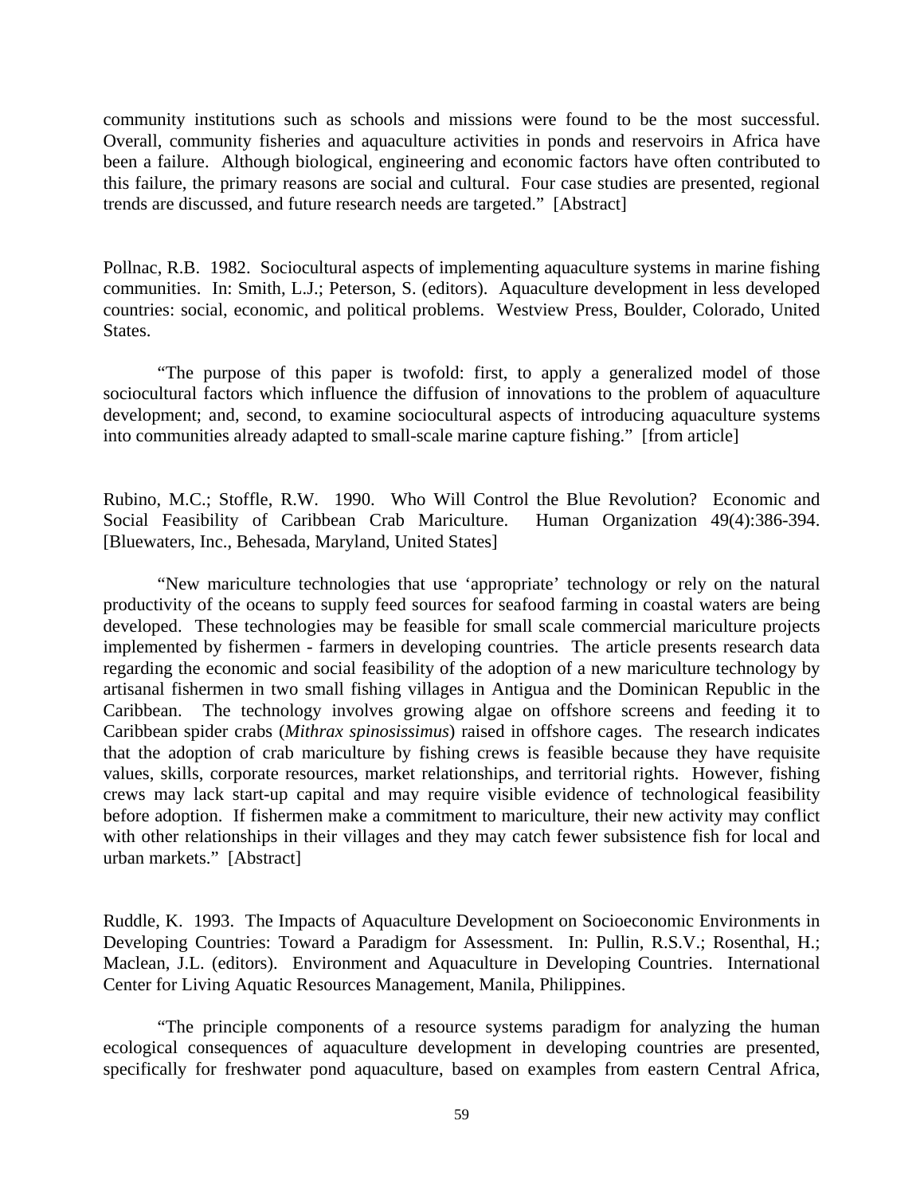community institutions such as schools and missions were found to be the most successful. Overall, community fisheries and aquaculture activities in ponds and reservoirs in Africa have been a failure. Although biological, engineering and economic factors have often contributed to this failure, the primary reasons are social and cultural. Four case studies are presented, regional trends are discussed, and future research needs are targeted." [Abstract]

Pollnac, R.B. 1982. Sociocultural aspects of implementing aquaculture systems in marine fishing communities. In: Smith, L.J.; Peterson, S. (editors). Aquaculture development in less developed countries: social, economic, and political problems. Westview Press, Boulder, Colorado, United States.

"The purpose of this paper is twofold: first, to apply a generalized model of those sociocultural factors which influence the diffusion of innovations to the problem of aquaculture development; and, second, to examine sociocultural aspects of introducing aquaculture systems into communities already adapted to small-scale marine capture fishing." [from article]

Rubino, M.C.; Stoffle, R.W. 1990. Who Will Control the Blue Revolution? Economic and Social Feasibility of Caribbean Crab Mariculture. Human Organization 49(4):386-394. [Bluewaters, Inc., Behesada, Maryland, United States]

"New mariculture technologies that use 'appropriate' technology or rely on the natural productivity of the oceans to supply feed sources for seafood farming in coastal waters are being developed. These technologies may be feasible for small scale commercial mariculture projects implemented by fishermen - farmers in developing countries. The article presents research data regarding the economic and social feasibility of the adoption of a new mariculture technology by artisanal fishermen in two small fishing villages in Antigua and the Dominican Republic in the Caribbean. The technology involves growing algae on offshore screens and feeding it to Caribbean spider crabs (*Mithrax spinosissimus*) raised in offshore cages. The research indicates that the adoption of crab mariculture by fishing crews is feasible because they have requisite values, skills, corporate resources, market relationships, and territorial rights. However, fishing crews may lack start-up capital and may require visible evidence of technological feasibility before adoption. If fishermen make a commitment to mariculture, their new activity may conflict with other relationships in their villages and they may catch fewer subsistence fish for local and urban markets." [Abstract]

Ruddle, K. 1993. The Impacts of Aquaculture Development on Socioeconomic Environments in Developing Countries: Toward a Paradigm for Assessment. In: Pullin, R.S.V.; Rosenthal, H.; Maclean, J.L. (editors). Environment and Aquaculture in Developing Countries. International Center for Living Aquatic Resources Management, Manila, Philippines.

"The principle components of a resource systems paradigm for analyzing the human ecological consequences of aquaculture development in developing countries are presented, specifically for freshwater pond aquaculture, based on examples from eastern Central Africa,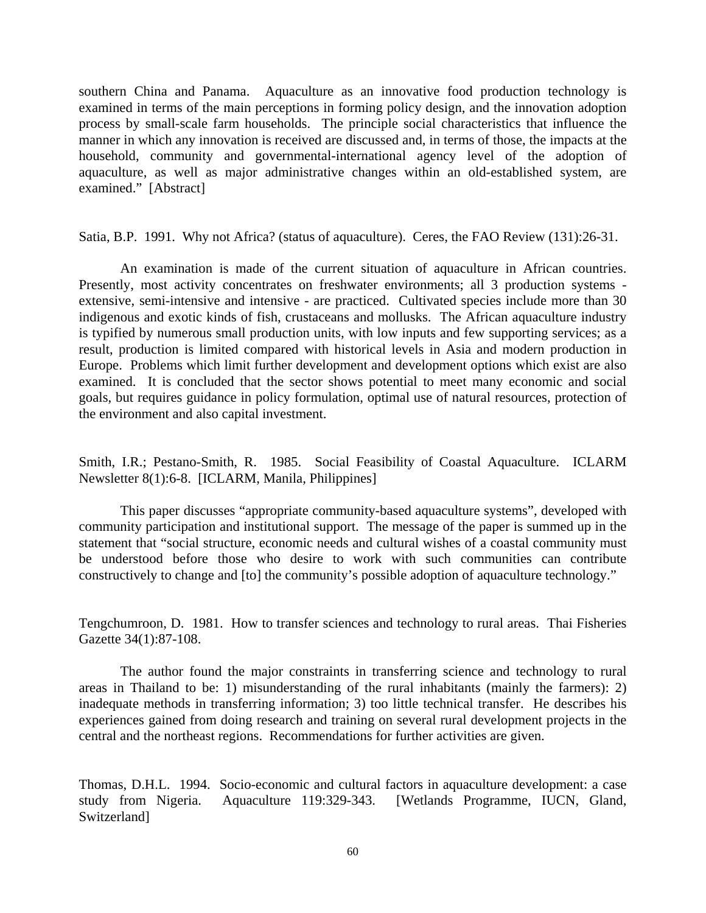southern China and Panama. Aquaculture as an innovative food production technology is examined in terms of the main perceptions in forming policy design, and the innovation adoption process by small-scale farm households. The principle social characteristics that influence the manner in which any innovation is received are discussed and, in terms of those, the impacts at the household, community and governmental-international agency level of the adoption of aquaculture, as well as major administrative changes within an old-established system, are examined." [Abstract]

Satia, B.P. 1991. Why not Africa? (status of aquaculture). Ceres, the FAO Review (131):26-31.

An examination is made of the current situation of aquaculture in African countries. Presently, most activity concentrates on freshwater environments; all 3 production systems - extensive, semi-intensive and intensive - are practiced. Cultivated species include more than 30 indigenous and exotic kinds of fish, crustaceans and mollusks. The African aquaculture industry is typified by numerous small production units, with low inputs and few supporting services; as a result, production is limited compared with historical levels in Asia and modern production in Europe. Problems which limit further development and development options which exist are also examined. It is concluded that the sector shows potential to meet many economic and social goals, but requires guidance in policy formulation, optimal use of natural resources, protection of the environment and also capital investment.

Smith, I.R.; Pestano-Smith, R. 1985. Social Feasibility of Coastal Aquaculture. ICLARM Newsletter 8(1):6-8. [ICLARM, Manila, Philippines]

This paper discusses "appropriate community-based aquaculture systems", developed with community participation and institutional support. The message of the paper is summed up in the statement that "social structure, economic needs and cultural wishes of a coastal community must be understood before those who desire to work with such communities can contribute constructively to change and [to] the community's possible adoption of aquaculture technology."

Tengchumroon, D. 1981. How to transfer sciences and technology to rural areas. Thai Fisheries Gazette 34(1):87-108.

The author found the major constraints in transferring science and technology to rural areas in Thailand to be: 1) misunderstanding of the rural inhabitants (mainly the farmers): 2) inadequate methods in transferring information; 3) too little technical transfer. He describes his experiences gained from doing research and training on several rural development projects in the central and the northeast regions. Recommendations for further activities are given.

Thomas, D.H.L. 1994. Socio-economic and cultural factors in aquaculture development: a case study from Nigeria. Aquaculture 119:329-343. [Wetlands Programme, IUCN, Gland, Switzerland]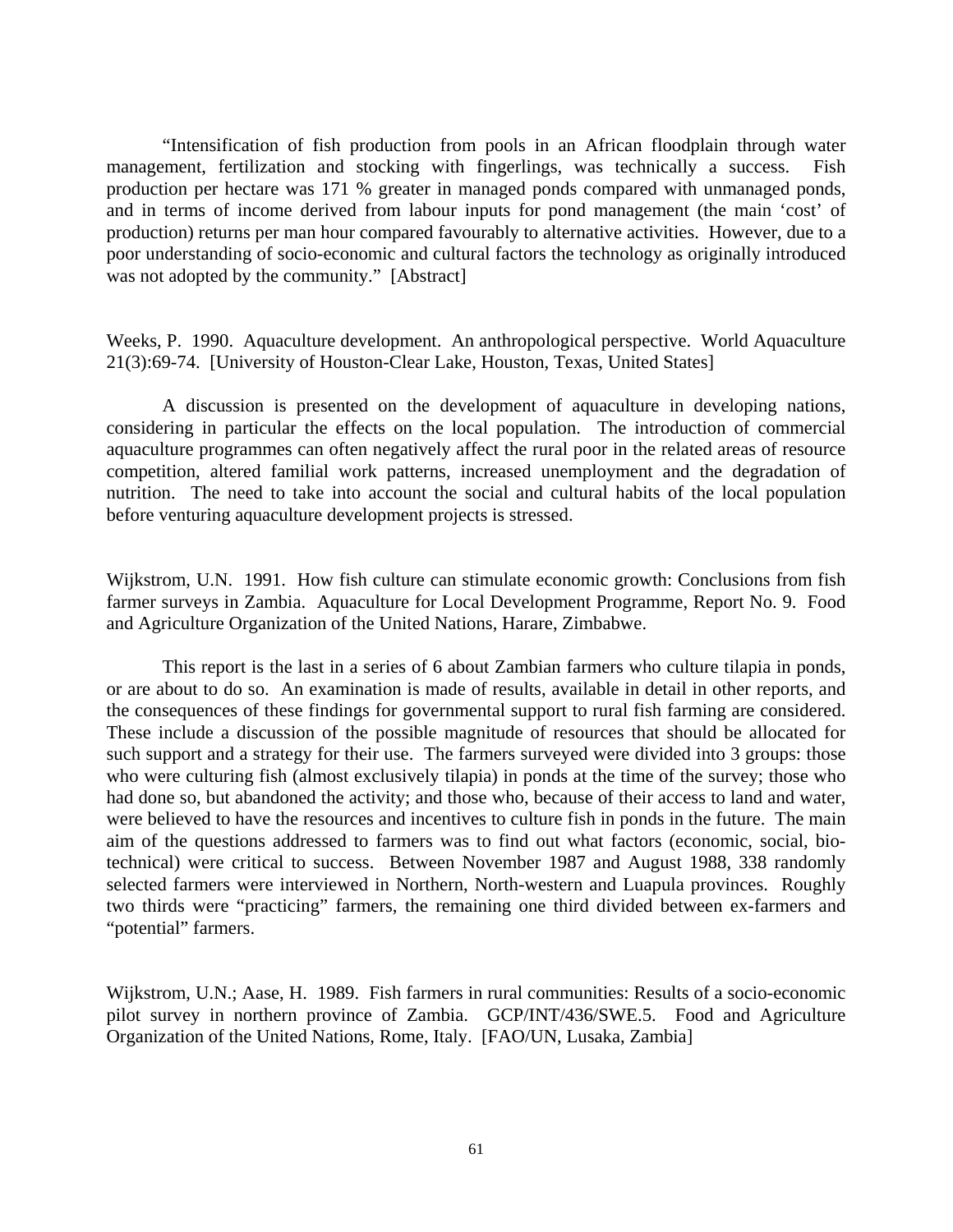"Intensification of fish production from pools in an African floodplain through water management, fertilization and stocking with fingerlings, was technically a success. Fish production per hectare was 171 % greater in managed ponds compared with unmanaged ponds, and in terms of income derived from labour inputs for pond management (the main 'cost' of production) returns per man hour compared favourably to alternative activities. However, due to a poor understanding of socio-economic and cultural factors the technology as originally introduced was not adopted by the community." [Abstract]

Weeks, P. 1990. Aquaculture development. An anthropological perspective. World Aquaculture 21(3):69-74. [University of Houston-Clear Lake, Houston, Texas, United States]

A discussion is presented on the development of aquaculture in developing nations, considering in particular the effects on the local population. The introduction of commercial aquaculture programmes can often negatively affect the rural poor in the related areas of resource competition, altered familial work patterns, increased unemployment and the degradation of nutrition. The need to take into account the social and cultural habits of the local population before venturing aquaculture development projects is stressed.

Wijkstrom, U.N. 1991. How fish culture can stimulate economic growth: Conclusions from fish farmer surveys in Zambia. Aquaculture for Local Development Programme, Report No. 9. Food and Agriculture Organization of the United Nations, Harare, Zimbabwe.

This report is the last in a series of 6 about Zambian farmers who culture tilapia in ponds, or are about to do so. An examination is made of results, available in detail in other reports, and the consequences of these findings for governmental support to rural fish farming are considered. These include a discussion of the possible magnitude of resources that should be allocated for such support and a strategy for their use. The farmers surveyed were divided into 3 groups: those who were culturing fish (almost exclusively tilapia) in ponds at the time of the survey; those who had done so, but abandoned the activity; and those who, because of their access to land and water, were believed to have the resources and incentives to culture fish in ponds in the future. The main aim of the questions addressed to farmers was to find out what factors (economic, social, bio-technical) were critical to success. Between November 1987 and August 1988, 338 randomly selected farmers were interviewed in Northern, North-western and Luapula provinces. Roughly two thirds were "practicing" farmers, the remaining one third divided between ex-farmers and "potential" farmers.

Wijkstrom, U.N.; Aase, H. 1989. Fish farmers in rural communities: Results of a socio-economic pilot survey in northern province of Zambia. GCP/INT/436/SWE.5. Food and Agriculture Organization of the United Nations, Rome, Italy. [FAO/UN, Lusaka, Zambia]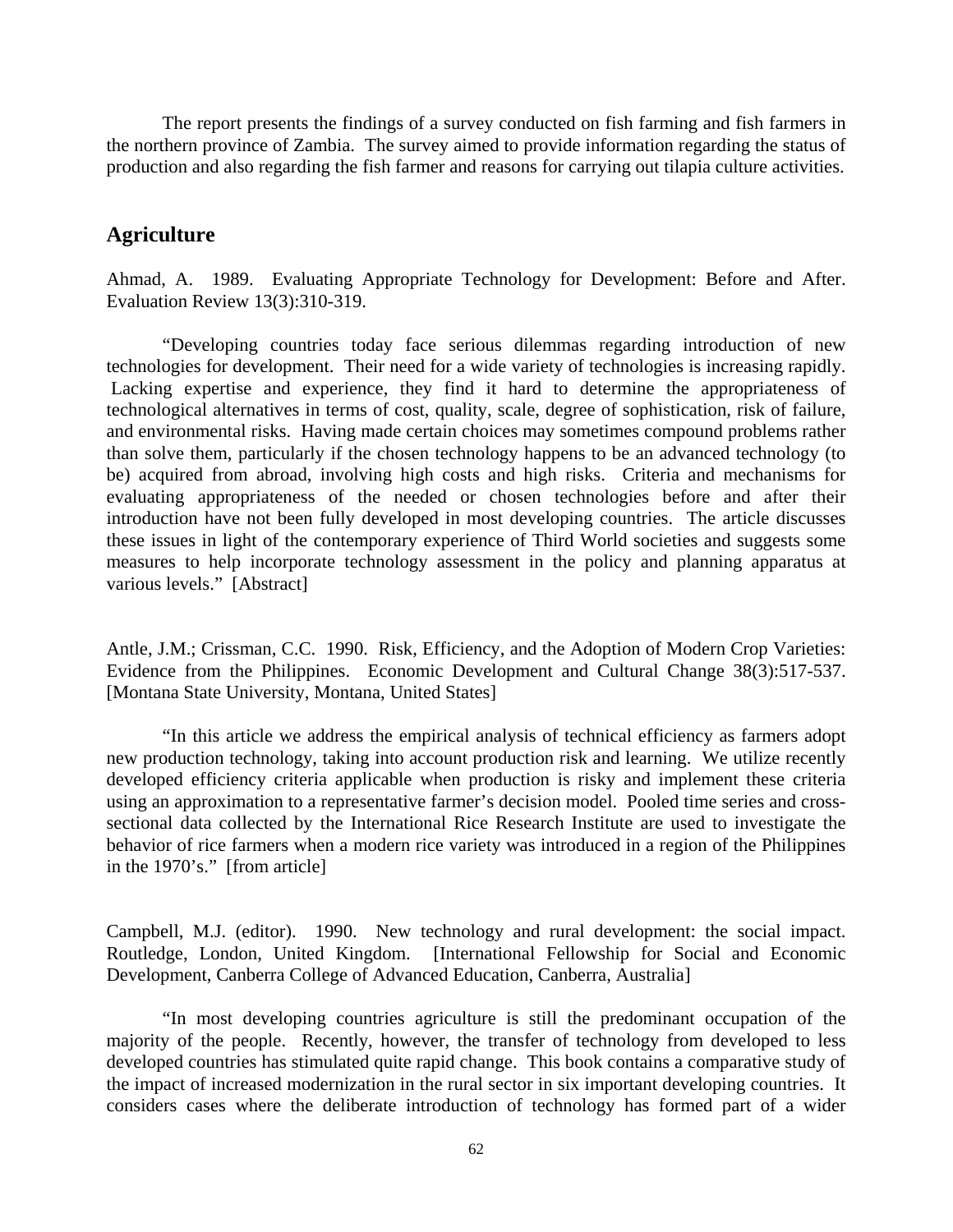The report presents the findings of a survey conducted on fish farming and fish farmers in the northern province of Zambia. The survey aimed to provide information regarding the status of production and also regarding the fish farmer and reasons for carrying out tilapia culture activities.

## Agriculture

Ahmad, A. 1989. Evaluating Appropriate Technology for Development: Before and After. Evaluation Review 13(3):310-319.

"Developing countries today face serious dilemmas regarding introduction of new technologies for development. Their need for a wide variety of technologies is increasing rapidly. Lacking expertise and experience, they find it hard to determine the appropriateness of technological alternatives in terms of cost, quality, scale, degree of sophistication, risk of failure, and environmental risks. Having made certain choices may sometimes compound problems rather than solve them, particularly if the chosen technology happens to be an advanced technology (to be) acquired from abroad, involving high costs and high risks. Criteria and mechanisms for evaluating appropriateness of the needed or chosen technologies before and after their introduction have not been fully developed in most developing countries. The article discusses these issues in light of the contemporary experience of Third World societies and suggests some measures to help incorporate technology assessment in the policy and planning apparatus at various levels." [Abstract]

Antle, J.M.; Crissman, C.C. 1990. Risk, Efficiency, and the Adoption of Modern Crop Varieties: Evidence from the Philippines. Economic Development and Cultural Change 38(3):517-537. [Montana State University, Montana, United States]

"In this article we address the empirical analysis of technical efficiency as farmers adopt new production technology, taking into account production risk and learning. We utilize recently developed efficiency criteria applicable when production is risky and implement these criteria using an approximation to a representative farmer's decision model. Pooled time series and cross-sectional data collected by the International Rice Research Institute are used to investigate the behavior of rice farmers when a modern rice variety was introduced in a region of the Philippines in the 1970's." [from article]

Campbell, M.J. (editor). 1990. New technology and rural development: the social impact. Routledge, London, United Kingdom. [International Fellowship for Social and Economic Development, Canberra College of Advanced Education, Canberra, Australia]

"In most developing countries agriculture is still the predominant occupation of the majority of the people. Recently, however, the transfer of technology from developed to less developed countries has stimulated quite rapid change. This book contains a comparative study of the impact of increased modernization in the rural sector in six important developing countries. It considers cases where the deliberate introduction of technology has formed part of a wider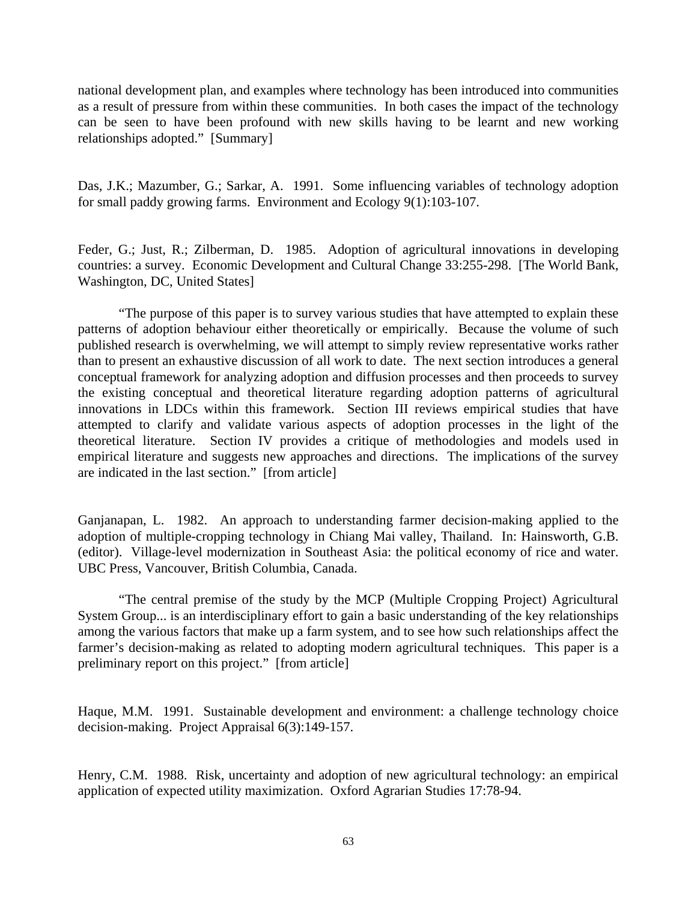national development plan, and examples where technology has been introduced into communities as a result of pressure from within these communities. In both cases the impact of the technology can be seen to have been profound with new skills having to be learnt and new working relationships adopted." [Summary]

Das, J.K.; Mazumber, G.; Sarkar, A. 1991. Some influencing variables of technology adoption for small paddy growing farms. Environment and Ecology 9(1):103-107.

Feder, G.; Just, R.; Zilberman, D. 1985. Adoption of agricultural innovations in developing countries: a survey. Economic Development and Cultural Change 33:255-298. [The World Bank, Washington, DC, United States]

"The purpose of this paper is to survey various studies that have attempted to explain these patterns of adoption behaviour either theoretically or empirically. Because the volume of such published research is overwhelming, we will attempt to simply review representative works rather than to present an exhaustive discussion of all work to date. The next section introduces a general conceptual framework for analyzing adoption and diffusion processes and then proceeds to survey the existing conceptual and theoretical literature regarding adoption patterns of agricultural innovations in LDCs within this framework. Section III reviews empirical studies that have attempted to clarify and validate various aspects of adoption processes in the light of the theoretical literature. Section IV provides a critique of methodologies and models used in empirical literature and suggests new approaches and directions. The implications of the survey are indicated in the last section." [from article]

Ganjanapan, L. 1982. An approach to understanding farmer decision-making applied to the adoption of multiple-cropping technology in Chiang Mai valley, Thailand. In: Hainsworth, G.B. (editor). Village-level modernization in Southeast Asia: the political economy of rice and water. UBC Press, Vancouver, British Columbia, Canada.

"The central premise of the study by the MCP (Multiple Cropping Project) Agricultural System Group... is an interdisciplinary effort to gain a basic understanding of the key relationships among the various factors that make up a farm system, and to see how such relationships affect the farmer's decision-making as related to adopting modern agricultural techniques. This paper is a preliminary report on this project." [from article]

Haque, M.M. 1991. Sustainable development and environment: a challenge technology choice decision-making. Project Appraisal 6(3):149-157.

Henry, C.M. 1988. Risk, uncertainty and adoption of new agricultural technology: an empirical application of expected utility maximization. Oxford Agrarian Studies 17:78-94.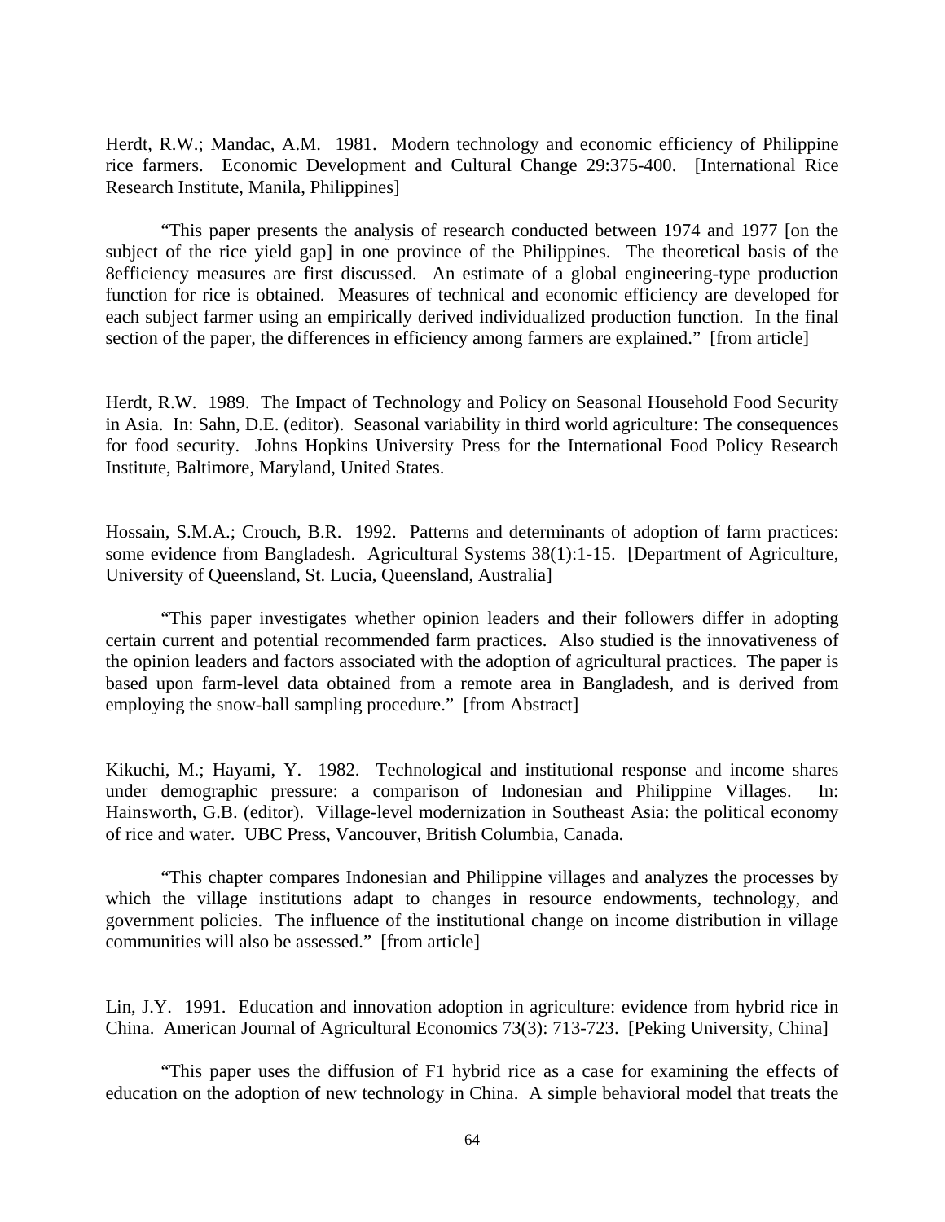Herdt, R.W.; Mandac, A.M. 1981. Modern technology and economic efficiency of Philippine rice farmers. Economic Development and Cultural Change 29:375-400. [International Rice Research Institute, Manila, Philippines]

"This paper presents the analysis of research conducted between 1974 and 1977 [on the subject of the rice yield gap] in one province of the Philippines. The theoretical basis of the 8efficiency measures are first discussed. An estimate of a global engineering-type production function for rice is obtained. Measures of technical and economic efficiency are developed for each subject farmer using an empirically derived individualized production function. In the final section of the paper, the differences in efficiency among farmers are explained." [from article]

Herdt, R.W. 1989. The Impact of Technology and Policy on Seasonal Household Food Security in Asia. In: Sahn, D.E. (editor). Seasonal variability in third world agriculture: The consequences for food security. Johns Hopkins University Press for the International Food Policy Research Institute, Baltimore, Maryland, United States.

Hossain, S.M.A.; Crouch, B.R. 1992. Patterns and determinants of adoption of farm practices: some evidence from Bangladesh. Agricultural Systems 38(1):1-15. [Department of Agriculture, University of Queensland, St. Lucia, Queensland, Australia]

"This paper investigates whether opinion leaders and their followers differ in adopting certain current and potential recommended farm practices. Also studied is the innovativeness of the opinion leaders and factors associated with the adoption of agricultural practices. The paper is based upon farm-level data obtained from a remote area in Bangladesh, and is derived from employing the snow-ball sampling procedure." [from Abstract]

Kikuchi, M.; Hayami, Y. 1982. Technological and institutional response and income shares under demographic pressure: a comparison of Indonesian and Philippine Villages. In: Hainsworth, G.B. (editor). Village-level modernization in Southeast Asia: the political economy of rice and water. UBC Press, Vancouver, British Columbia, Canada.

"This chapter compares Indonesian and Philippine villages and analyzes the processes by which the village institutions adapt to changes in resource endowments, technology, and government policies. The influence of the institutional change on income distribution in village communities will also be assessed." [from article]

Lin, J.Y. 1991. Education and innovation adoption in agriculture: evidence from hybrid rice in China. American Journal of Agricultural Economics 73(3): 713-723. [Peking University, China]

"This paper uses the diffusion of F1 hybrid rice as a case for examining the effects of education on the adoption of new technology in China. A simple behavioral model that treats the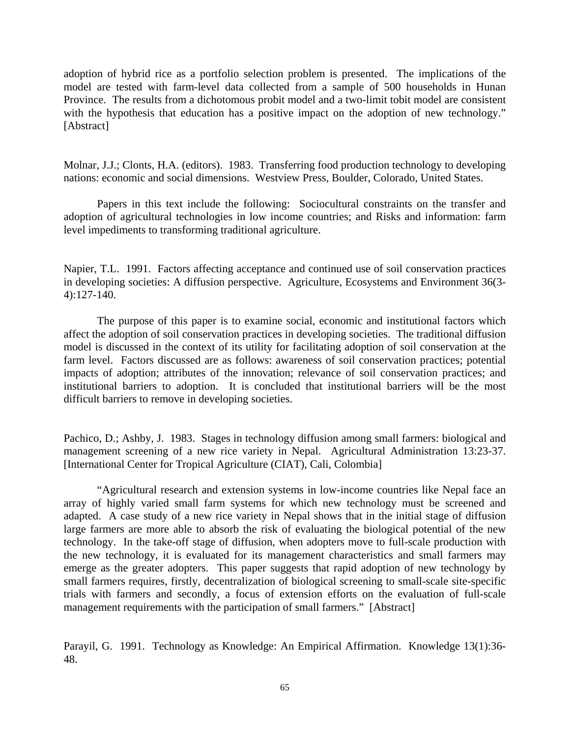adoption of hybrid rice as a portfolio selection problem is presented. The implications of the model are tested with farm-level data collected from a sample of 500 households in Hunan Province. The results from a dichotomous probit model and a two-limit tobit model are consistent with the hypothesis that education has a positive impact on the adoption of new technology." [Abstract]

Molnar, J.J.; Clonts, H.A. (editors). 1983. Transferring food production technology to developing nations: economic and social dimensions. Westview Press, Boulder, Colorado, United States.

Papers in this text include the following: Sociocultural constraints on the transfer and adoption of agricultural technologies in low income countries; and Risks and information: farm level impediments to transforming traditional agriculture.

Napier, T.L. 1991. Factors affecting acceptance and continued use of soil conservation practices in developing societies: A diffusion perspective. Agriculture, Ecosystems and Environment 36(3-4):127-140.

The purpose of this paper is to examine social, economic and institutional factors which affect the adoption of soil conservation practices in developing societies. The traditional diffusion model is discussed in the context of its utility for facilitating adoption of soil conservation at the farm level. Factors discussed are as follows: awareness of soil conservation practices; potential impacts of adoption; attributes of the innovation; relevance of soil conservation practices; and institutional barriers to adoption. It is concluded that institutional barriers will be the most difficult barriers to remove in developing societies.

Pachico, D.; Ashby, J. 1983. Stages in technology diffusion among small farmers: biological and management screening of a new rice variety in Nepal. Agricultural Administration 13:23-37. [International Center for Tropical Agriculture (CIAT), Cali, Colombia]

"Agricultural research and extension systems in low-income countries like Nepal face an array of highly varied small farm systems for which new technology must be screened and adapted. A case study of a new rice variety in Nepal shows that in the initial stage of diffusion large farmers are more able to absorb the risk of evaluating the biological potential of the new technology. In the take-off stage of diffusion, when adopters move to full-scale production with the new technology, it is evaluated for its management characteristics and small farmers may emerge as the greater adopters. This paper suggests that rapid adoption of new technology by small farmers requires, firstly, decentralization of biological screening to small-scale site-specific trials with farmers and secondly, a focus of extension efforts on the evaluation of full-scale management requirements with the participation of small farmers." [Abstract]

Parayil, G. 1991. Technology as Knowledge: An Empirical Affirmation. Knowledge 13(1):36-48.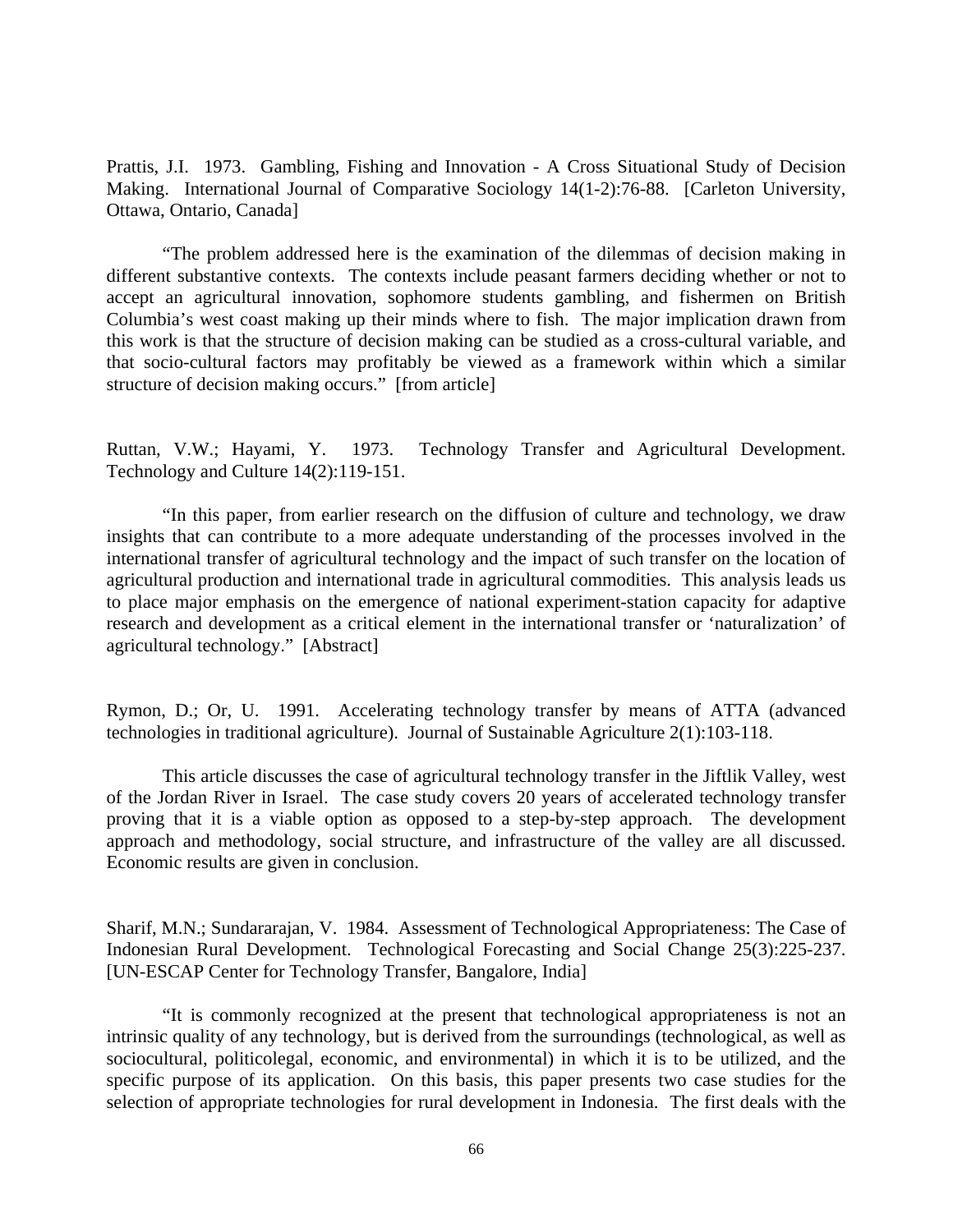Prattis, J.I. 1973. Gambling, Fishing and Innovation - A Cross Situational Study of Decision Making. International Journal of Comparative Sociology 14(1-2):76-88. [Carleton University, Ottawa, Ontario, Canada]

"The problem addressed here is the examination of the dilemmas of decision making in different substantive contexts. The contexts include peasant farmers deciding whether or not to accept an agricultural innovation, sophomore students gambling, and fishermen on British Columbia's west coast making up their minds where to fish. The major implication drawn from this work is that the structure of decision making can be studied as a cross-cultural variable, and that socio-cultural factors may profitably be viewed as a framework within which a similar structure of decision making occurs." [from article]

Ruttan, V.W.; Hayami, Y. 1973. Technology Transfer and Agricultural Development. Technology and Culture 14(2):119-151.

"In this paper, from earlier research on the diffusion of culture and technology, we draw insights that can contribute to a more adequate understanding of the processes involved in the international transfer of agricultural technology and the impact of such transfer on the location of agricultural production and international trade in agricultural commodities. This analysis leads us to place major emphasis on the emergence of national experiment-station capacity for adaptive research and development as a critical element in the international transfer or 'naturalization' of agricultural technology." [Abstract]

Rymon, D.; Or, U. 1991. Accelerating technology transfer by means of ATTA (advanced technologies in traditional agriculture). Journal of Sustainable Agriculture 2(1):103-118.

This article discusses the case of agricultural technology transfer in the Jiftlik Valley, west of the Jordan River in Israel. The case study covers 20 years of accelerated technology transfer proving that it is a viable option as opposed to a step-by-step approach. The development approach and methodology, social structure, and infrastructure of the valley are all discussed. Economic results are given in conclusion.

Sharif, M.N.; Sundararajan, V. 1984. Assessment of Technological Appropriateness: The Case of Indonesian Rural Development. Technological Forecasting and Social Change 25(3):225-237. [UN-ESCAP Center for Technology Transfer, Bangalore, India]

"It is commonly recognized at the present that technological appropriateness is not an intrinsic quality of any technology, but is derived from the surroundings (technological, as well as sociocultural, politicolegal, economic, and environmental) in which it is to be utilized, and the specific purpose of its application. On this basis, this paper presents two case studies for the selection of appropriate technologies for rural development in Indonesia. The first deals with the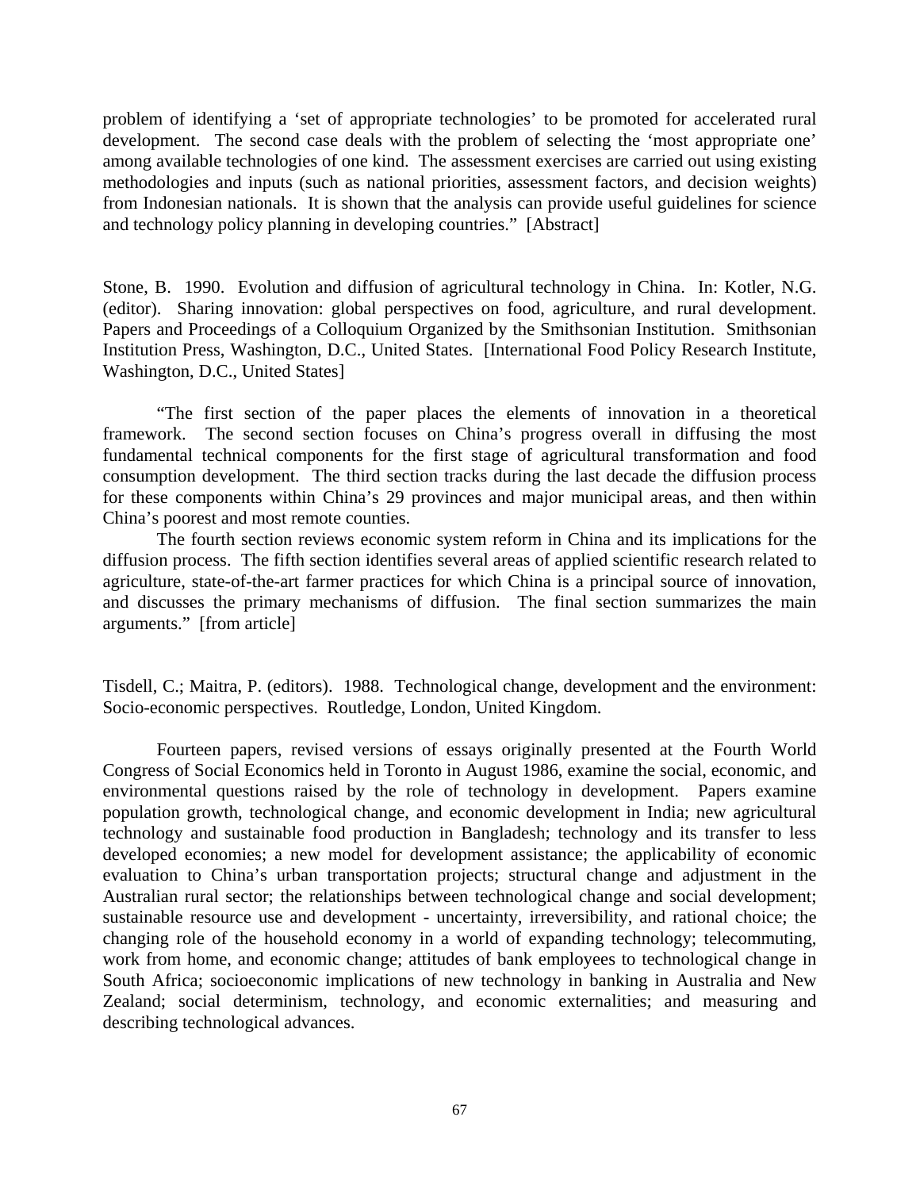problem of identifying a 'set of appropriate technologies' to be promoted for accelerated rural development. The second case deals with the problem of selecting the 'most appropriate one' among available technologies of one kind. The assessment exercises are carried out using existing methodologies and inputs (such as national priorities, assessment factors, and decision weights) from Indonesian nationals. It is shown that the analysis can provide useful guidelines for science and technology policy planning in developing countries." [Abstract]

Stone, B. 1990. Evolution and diffusion of agricultural technology in China. In: Kotler, N.G. (editor). Sharing innovation: global perspectives on food, agriculture, and rural development. Papers and Proceedings of a Colloquium Organized by the Smithsonian Institution. Smithsonian Institution Press, Washington, D.C., United States. [International Food Policy Research Institute, Washington, D.C., United States]

"The first section of the paper places the elements of innovation in a theoretical framework. The second section focuses on China's progress overall in diffusing the most fundamental technical components for the first stage of agricultural transformation and food consumption development. The third section tracks during the last decade the diffusion process for these components within China's 29 provinces and major municipal areas, and then within China's poorest and most remote counties.

The fourth section reviews economic system reform in China and its implications for the diffusion process. The fifth section identifies several areas of applied scientific research related to agriculture, state-of-the-art farmer practices for which China is a principal source of innovation, and discusses the primary mechanisms of diffusion. The final section summarizes the main arguments." [from article]

Tisdell, C.; Maitra, P. (editors). 1988. Technological change, development and the environment: Socio-economic perspectives. Routledge, London, United Kingdom.

Fourteen papers, revised versions of essays originally presented at the Fourth World Congress of Social Economics held in Toronto in August 1986, examine the social, economic, and environmental questions raised by the role of technology in development. Papers examine population growth, technological change, and economic development in India; new agricultural technology and sustainable food production in Bangladesh; technology and its transfer to less developed economies; a new model for development assistance; the applicability of economic evaluation to China's urban transportation projects; structural change and adjustment in the Australian rural sector; the relationships between technological change and social development; sustainable resource use and development - uncertainty, irreversibility, and rational choice; the changing role of the household economy in a world of expanding technology; telecommuting, work from home, and economic change; attitudes of bank employees to technological change in South Africa; socioeconomic implications of new technology in banking in Australia and New Zealand; social determinism, technology, and economic externalities; and measuring and describing technological advances.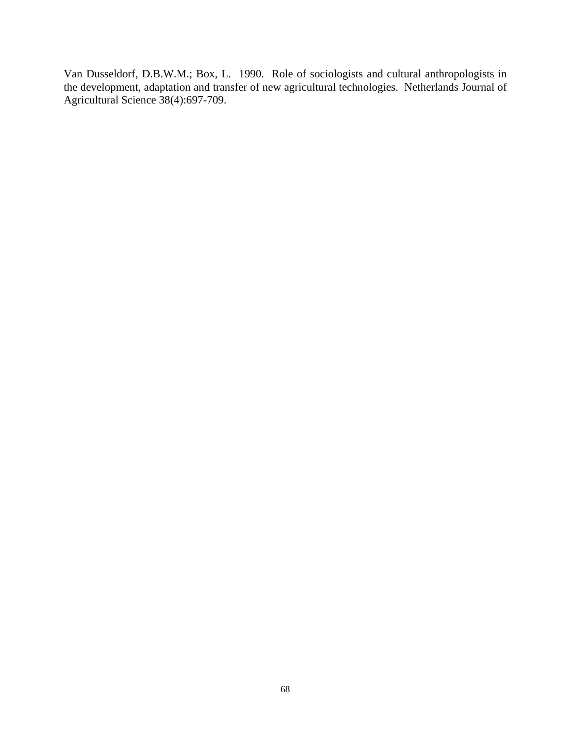Van Dusseldorf, D.B.W.M.; Box, L. 1990. Role of sociologists and cultural anthropologists in the development, adaptation and transfer of new agricultural technologies. Netherlands Journal of Agricultural Science 38(4):697-709.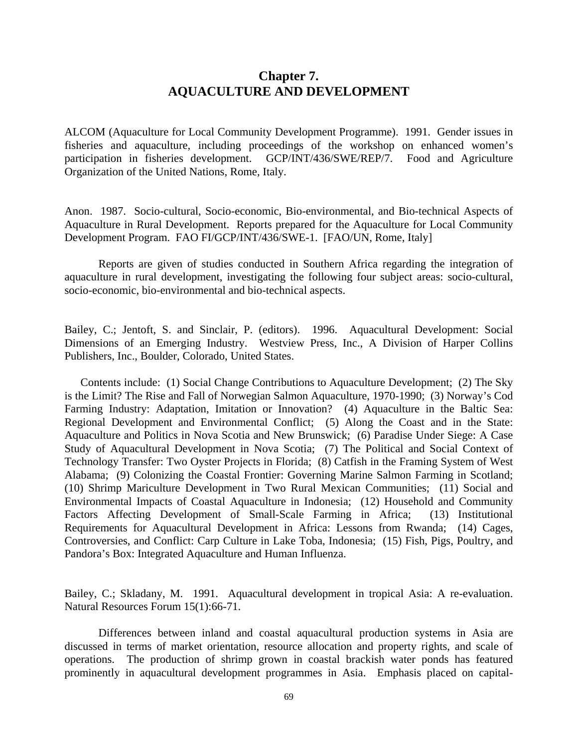# Chapter 7.
# AQUACULTURE AND DEVELOPMENT

ALCOM (Aquaculture for Local Community Development Programme). 1991. Gender issues in fisheries and aquaculture, including proceedings of the workshop on enhanced women's participation in fisheries development. GCP/INT/436/SWE/REP/7. Food and Agriculture Organization of the United Nations, Rome, Italy.

Anon. 1987. Socio-cultural, Socio-economic, Bio-environmental, and Bio-technical Aspects of Aquaculture in Rural Development. Reports prepared for the Aquaculture for Local Community Development Program. FAO FI/GCP/INT/436/SWE-1. [FAO/UN, Rome, Italy]

Reports are given of studies conducted in Southern Africa regarding the integration of aquaculture in rural development, investigating the following four subject areas: socio-cultural, socio-economic, bio-environmental and bio-technical aspects.

Bailey, C.; Jentoft, S. and Sinclair, P. (editors). 1996. Aquacultural Development: Social Dimensions of an Emerging Industry. Westview Press, Inc., A Division of Harper Collins Publishers, Inc., Boulder, Colorado, United States.

Contents include: (1) Social Change Contributions to Aquaculture Development; (2) The Sky is the Limit? The Rise and Fall of Norwegian Salmon Aquaculture, 1970-1990; (3) Norway's Cod Farming Industry: Adaptation, Imitation or Innovation? (4) Aquaculture in the Baltic Sea: Regional Development and Environmental Conflict; (5) Along the Coast and in the State: Aquaculture and Politics in Nova Scotia and New Brunswick; (6) Paradise Under Siege: A Case Study of Aquacultural Development in Nova Scotia; (7) The Political and Social Context of Technology Transfer: Two Oyster Projects in Florida; (8) Catfish in the Framing System of West Alabama; (9) Colonizing the Coastal Frontier: Governing Marine Salmon Farming in Scotland; (10) Shrimp Mariculture Development in Two Rural Mexican Communities; (11) Social and Environmental Impacts of Coastal Aquaculture in Indonesia; (12) Household and Community Factors Affecting Development of Small-Scale Farming in Africa; (13) Institutional Requirements for Aquacultural Development in Africa: Lessons from Rwanda; (14) Cages, Controversies, and Conflict: Carp Culture in Lake Toba, Indonesia; (15) Fish, Pigs, Poultry, and Pandora's Box: Integrated Aquaculture and Human Influenza.

Bailey, C.; Skladany, M. 1991. Aquacultural development in tropical Asia: A re-evaluation. Natural Resources Forum 15(1):66-71.

Differences between inland and coastal aquacultural production systems in Asia are discussed in terms of market orientation, resource allocation and property rights, and scale of operations. The production of shrimp grown in coastal brackish water ponds has featured prominently in aquacultural development programmes in Asia. Emphasis placed on capital-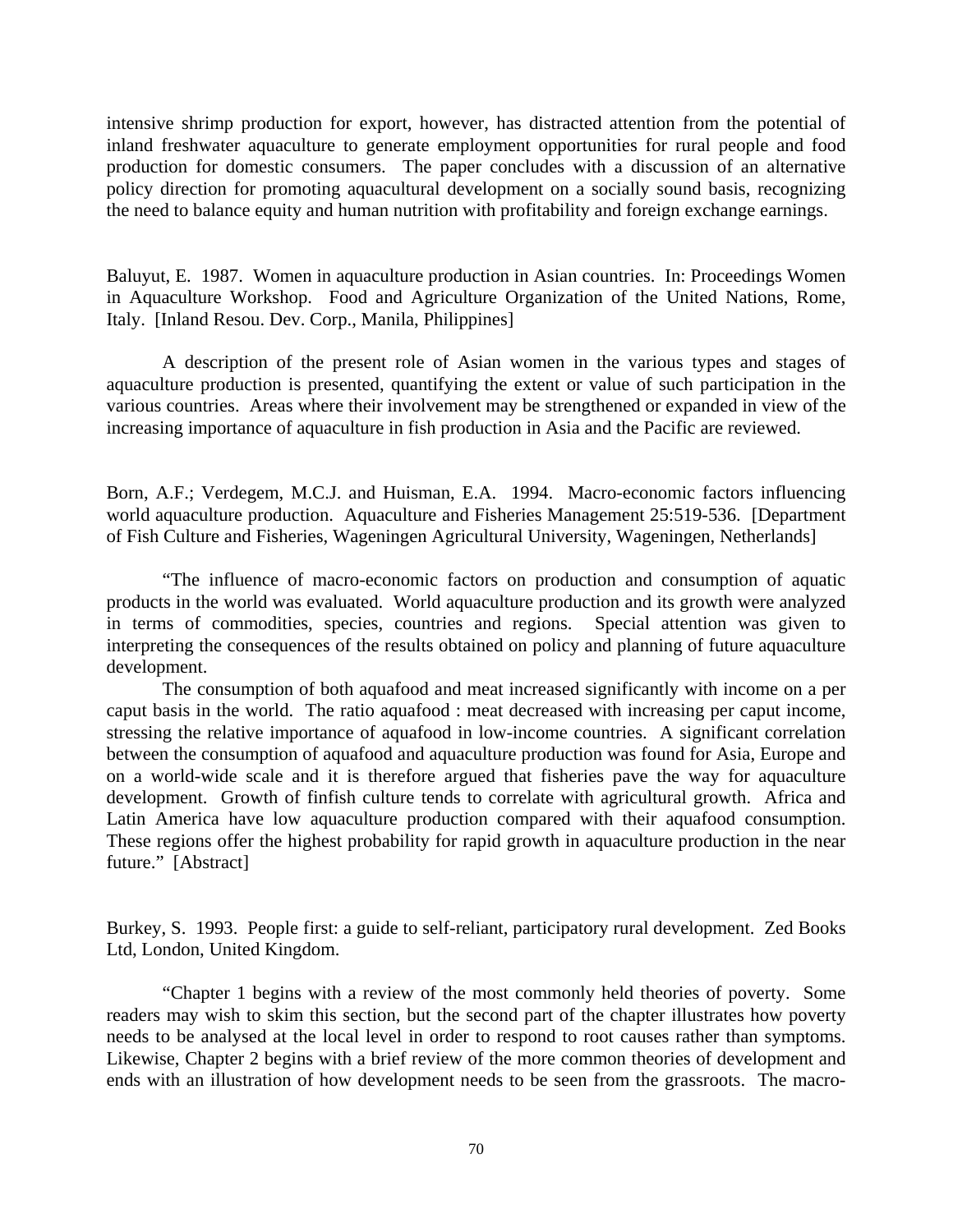intensive shrimp production for export, however, has distracted attention from the potential of inland freshwater aquaculture to generate employment opportunities for rural people and food production for domestic consumers. The paper concludes with a discussion of an alternative policy direction for promoting aquacultural development on a socially sound basis, recognizing the need to balance equity and human nutrition with profitability and foreign exchange earnings.

Baluyut, E. 1987. Women in aquaculture production in Asian countries. In: Proceedings Women in Aquaculture Workshop. Food and Agriculture Organization of the United Nations, Rome, Italy. [Inland Resou. Dev. Corp., Manila, Philippines]

A description of the present role of Asian women in the various types and stages of aquaculture production is presented, quantifying the extent or value of such participation in the various countries. Areas where their involvement may be strengthened or expanded in view of the increasing importance of aquaculture in fish production in Asia and the Pacific are reviewed.

Born, A.F.; Verdegem, M.C.J. and Huisman, E.A. 1994. Macro-economic factors influencing world aquaculture production. Aquaculture and Fisheries Management 25:519-536. [Department of Fish Culture and Fisheries, Wageningen Agricultural University, Wageningen, Netherlands]

"The influence of macro-economic factors on production and consumption of aquatic products in the world was evaluated. World aquaculture production and its growth were analyzed in terms of commodities, species, countries and regions. Special attention was given to interpreting the consequences of the results obtained on policy and planning of future aquaculture development.

The consumption of both aquafood and meat increased significantly with income on a per caput basis in the world. The ratio aquafood : meat decreased with increasing per caput income, stressing the relative importance of aquafood in low-income countries. A significant correlation between the consumption of aquafood and aquaculture production was found for Asia, Europe and on a world-wide scale and it is therefore argued that fisheries pave the way for aquaculture development. Growth of finfish culture tends to correlate with agricultural growth. Africa and Latin America have low aquaculture production compared with their aquafood consumption. These regions offer the highest probability for rapid growth in aquaculture production in the near future." [Abstract]

Burkey, S. 1993. People first: a guide to self-reliant, participatory rural development. Zed Books Ltd, London, United Kingdom.

"Chapter 1 begins with a review of the most commonly held theories of poverty. Some readers may wish to skim this section, but the second part of the chapter illustrates how poverty needs to be analysed at the local level in order to respond to root causes rather than symptoms. Likewise, Chapter 2 begins with a brief review of the more common theories of development and ends with an illustration of how development needs to be seen from the grassroots. The macro-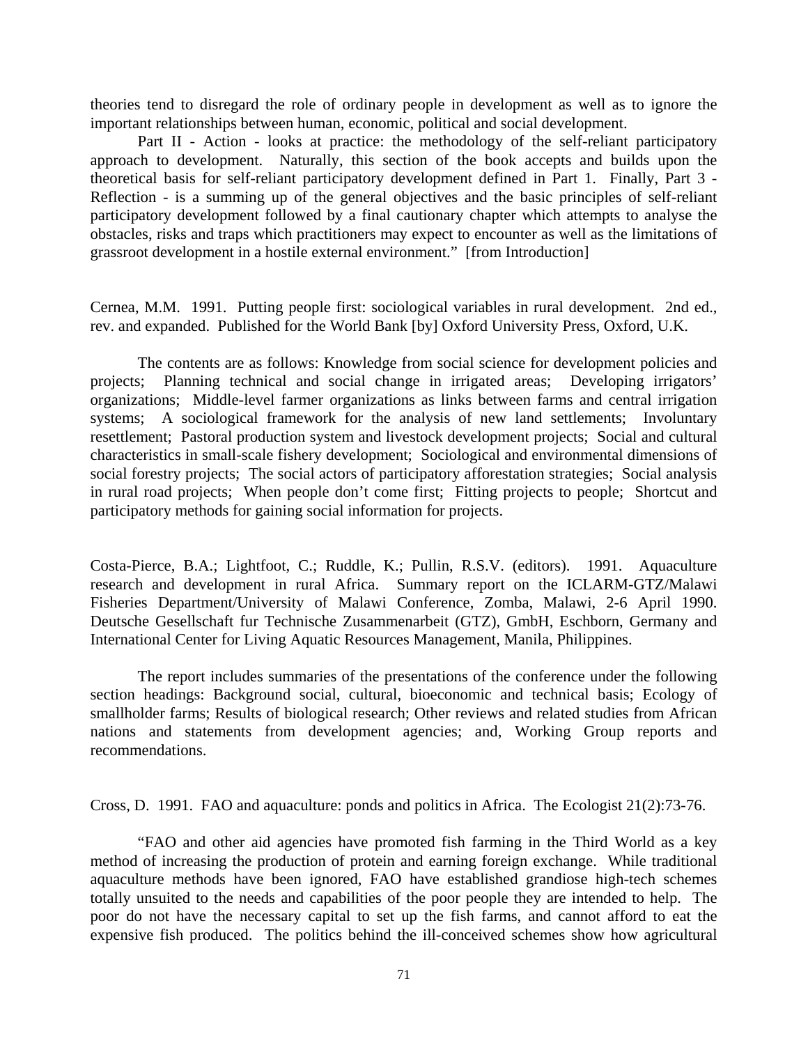theories tend to disregard the role of ordinary people in development as well as to ignore the important relationships between human, economic, political and social development.

Part II - Action - looks at practice: the methodology of the self-reliant participatory approach to development. Naturally, this section of the book accepts and builds upon the theoretical basis for self-reliant participatory development defined in Part 1. Finally, Part 3 - Reflection - is a summing up of the general objectives and the basic principles of self-reliant participatory development followed by a final cautionary chapter which attempts to analyse the obstacles, risks and traps which practitioners may expect to encounter as well as the limitations of grassroot development in a hostile external environment." [from Introduction]

Cernea, M.M. 1991. Putting people first: sociological variables in rural development. 2nd ed., rev. and expanded. Published for the World Bank [by] Oxford University Press, Oxford, U.K.

The contents are as follows: Knowledge from social science for development policies and projects; Planning technical and social change in irrigated areas; Developing irrigators' organizations; Middle-level farmer organizations as links between farms and central irrigation systems; A sociological framework for the analysis of new land settlements; Involuntary resettlement; Pastoral production system and livestock development projects; Social and cultural characteristics in small-scale fishery development; Sociological and environmental dimensions of social forestry projects; The social actors of participatory afforestation strategies; Social analysis in rural road projects; When people don't come first; Fitting projects to people; Shortcut and participatory methods for gaining social information for projects.

Costa-Pierce, B.A.; Lightfoot, C.; Ruddle, K.; Pullin, R.S.V. (editors). 1991. Aquaculture research and development in rural Africa. Summary report on the ICLARM-GTZ/Malawi Fisheries Department/University of Malawi Conference, Zomba, Malawi, 2-6 April 1990. Deutsche Gesellschaft fur Technische Zusammenarbeit (GTZ), GmbH, Eschborn, Germany and International Center for Living Aquatic Resources Management, Manila, Philippines.

The report includes summaries of the presentations of the conference under the following section headings: Background social, cultural, bioeconomic and technical basis; Ecology of smallholder farms; Results of biological research; Other reviews and related studies from African nations and statements from development agencies; and, Working Group reports and recommendations.

Cross, D. 1991. FAO and aquaculture: ponds and politics in Africa. The Ecologist 21(2):73-76.

"FAO and other aid agencies have promoted fish farming in the Third World as a key method of increasing the production of protein and earning foreign exchange. While traditional aquaculture methods have been ignored, FAO have established grandiose high-tech schemes totally unsuited to the needs and capabilities of the poor people they are intended to help. The poor do not have the necessary capital to set up the fish farms, and cannot afford to eat the expensive fish produced. The politics behind the ill-conceived schemes show how agricultural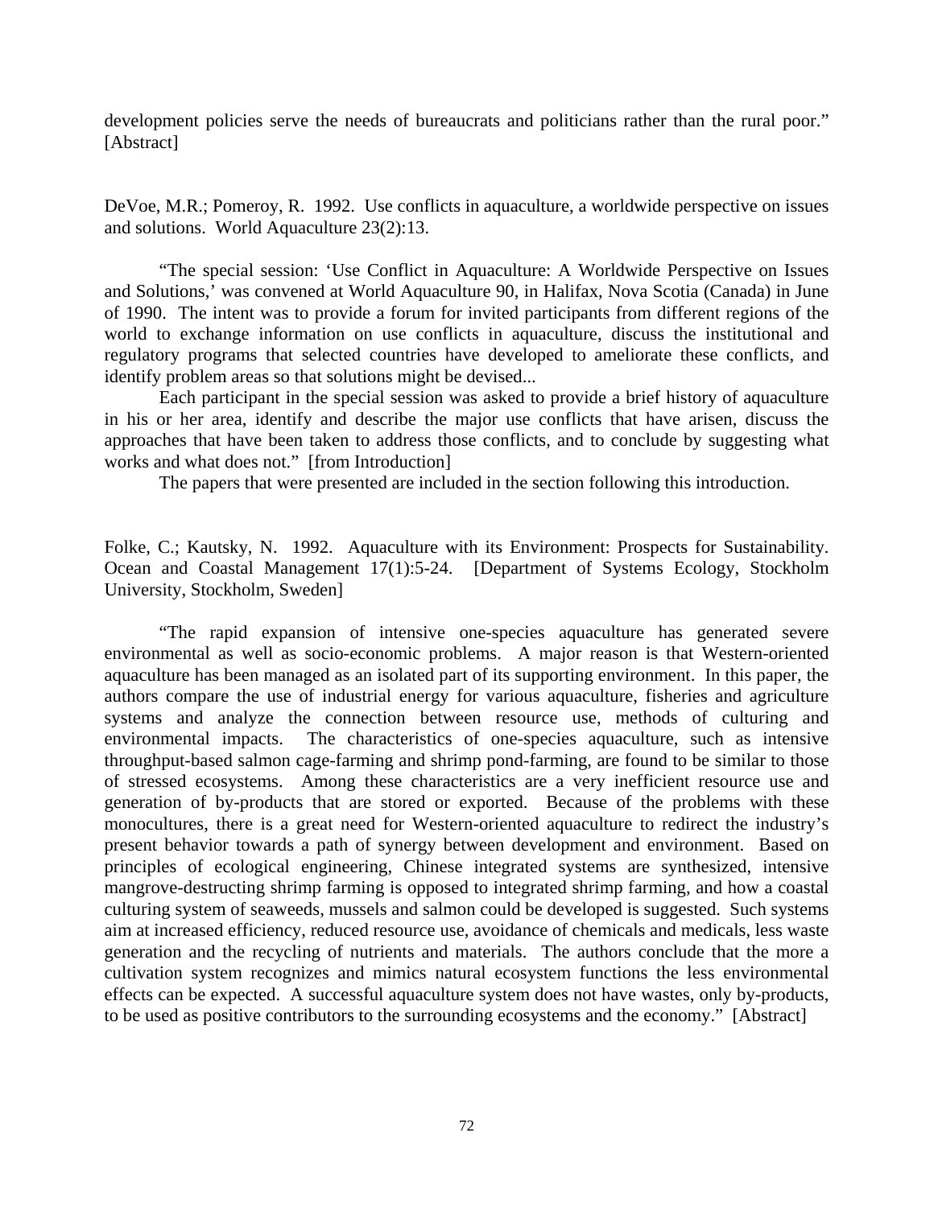development policies serve the needs of bureaucrats and politicians rather than the rural poor." [Abstract]

DeVoe, M.R.; Pomeroy, R. 1992. Use conflicts in aquaculture, a worldwide perspective on issues and solutions. World Aquaculture 23(2):13.

"The special session: 'Use Conflict in Aquaculture: A Worldwide Perspective on Issues and Solutions,' was convened at World Aquaculture 90, in Halifax, Nova Scotia (Canada) in June of 1990. The intent was to provide a forum for invited participants from different regions of the world to exchange information on use conflicts in aquaculture, discuss the institutional and regulatory programs that selected countries have developed to ameliorate these conflicts, and identify problem areas so that solutions might be devised...

Each participant in the special session was asked to provide a brief history of aquaculture in his or her area, identify and describe the major use conflicts that have arisen, discuss the approaches that have been taken to address those conflicts, and to conclude by suggesting what works and what does not." [from Introduction]

The papers that were presented are included in the section following this introduction.

Folke, C.; Kautsky, N. 1992. Aquaculture with its Environment: Prospects for Sustainability. Ocean and Coastal Management 17(1):5-24. [Department of Systems Ecology, Stockholm University, Stockholm, Sweden]

"The rapid expansion of intensive one-species aquaculture has generated severe environmental as well as socio-economic problems. A major reason is that Western-oriented aquaculture has been managed as an isolated part of its supporting environment. In this paper, the authors compare the use of industrial energy for various aquaculture, fisheries and agriculture systems and analyze the connection between resource use, methods of culturing and environmental impacts. The characteristics of one-species aquaculture, such as intensive throughput-based salmon cage-farming and shrimp pond-farming, are found to be similar to those of stressed ecosystems. Among these characteristics are a very inefficient resource use and generation of by-products that are stored or exported. Because of the problems with these monocultures, there is a great need for Western-oriented aquaculture to redirect the industry's present behavior towards a path of synergy between development and environment. Based on principles of ecological engineering, Chinese integrated systems are synthesized, intensive mangrove-destructing shrimp farming is opposed to integrated shrimp farming, and how a coastal culturing system of seaweeds, mussels and salmon could be developed is suggested. Such systems aim at increased efficiency, reduced resource use, avoidance of chemicals and medicals, less waste generation and the recycling of nutrients and materials. The authors conclude that the more a cultivation system recognizes and mimics natural ecosystem functions the less environmental effects can be expected. A successful aquaculture system does not have wastes, only by-products, to be used as positive contributors to the surrounding ecosystems and the economy." [Abstract]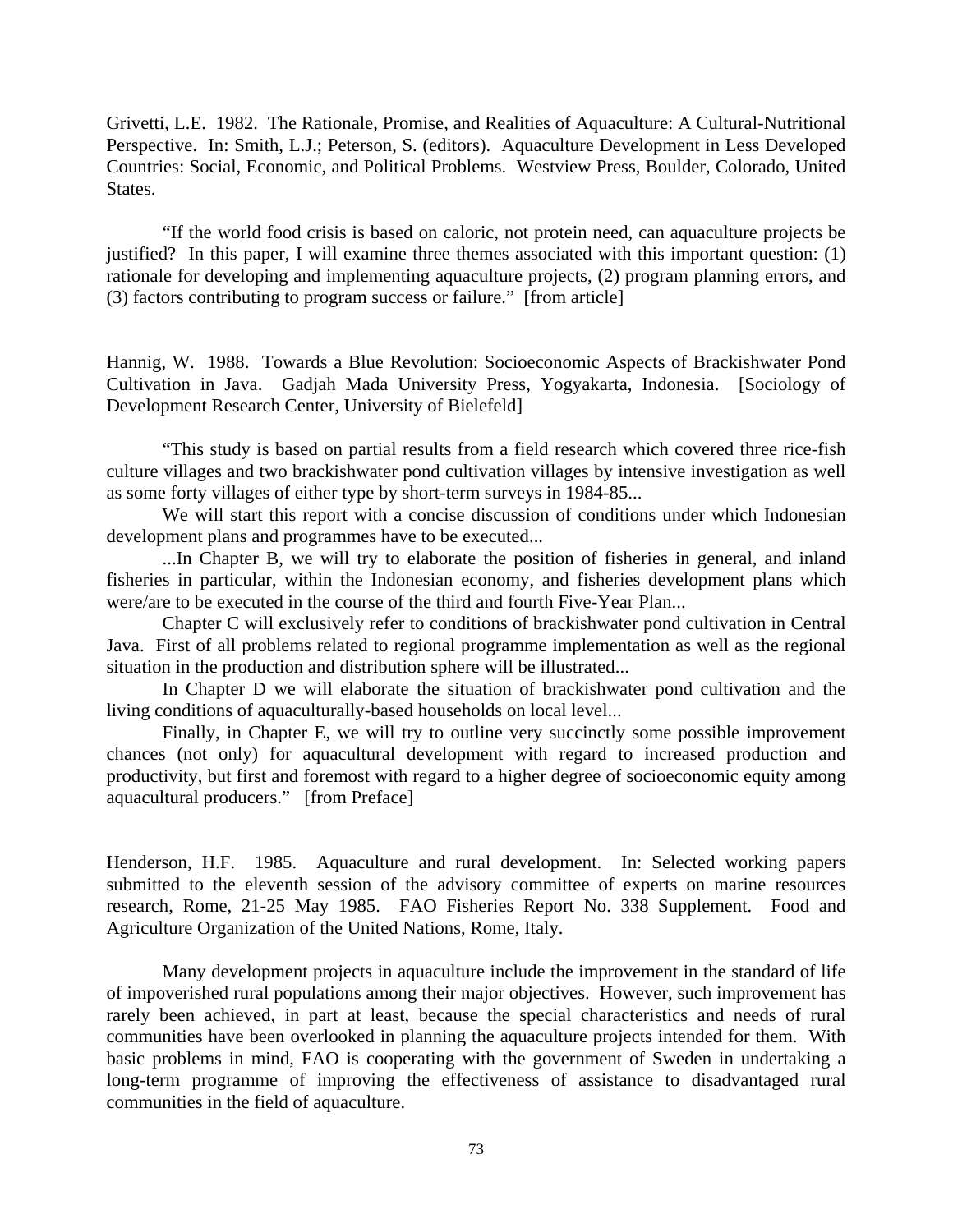Grivetti, L.E. 1982. The Rationale, Promise, and Realities of Aquaculture: A Cultural-Nutritional Perspective. In: Smith, L.J.; Peterson, S. (editors). Aquaculture Development in Less Developed Countries: Social, Economic, and Political Problems. Westview Press, Boulder, Colorado, United States.

"If the world food crisis is based on caloric, not protein need, can aquaculture projects be justified? In this paper, I will examine three themes associated with this important question: (1) rationale for developing and implementing aquaculture projects, (2) program planning errors, and (3) factors contributing to program success or failure." [from article]

Hannig, W. 1988. Towards a Blue Revolution: Socioeconomic Aspects of Brackishwater Pond Cultivation in Java. Gadjah Mada University Press, Yogyakarta, Indonesia. [Sociology of Development Research Center, University of Bielefeld]

"This study is based on partial results from a field research which covered three rice-fish culture villages and two brackishwater pond cultivation villages by intensive investigation as well as some forty villages of either type by short-term surveys in 1984-85...

We will start this report with a concise discussion of conditions under which Indonesian development plans and programmes have to be executed...

...In Chapter B, we will try to elaborate the position of fisheries in general, and inland fisheries in particular, within the Indonesian economy, and fisheries development plans which were/are to be executed in the course of the third and fourth Five-Year Plan...

Chapter C will exclusively refer to conditions of brackishwater pond cultivation in Central Java. First of all problems related to regional programme implementation as well as the regional situation in the production and distribution sphere will be illustrated...

In Chapter D we will elaborate the situation of brackishwater pond cultivation and the living conditions of aquaculturally-based households on local level...

Finally, in Chapter E, we will try to outline very succinctly some possible improvement chances (not only) for aquacultural development with regard to increased production and productivity, but first and foremost with regard to a higher degree of socioeconomic equity among aquacultural producers." [from Preface]

Henderson, H.F. 1985. Aquaculture and rural development. In: Selected working papers submitted to the eleventh session of the advisory committee of experts on marine resources research, Rome, 21-25 May 1985. FAO Fisheries Report No. 338 Supplement. Food and Agriculture Organization of the United Nations, Rome, Italy.

Many development projects in aquaculture include the improvement in the standard of life of impoverished rural populations among their major objectives. However, such improvement has rarely been achieved, in part at least, because the special characteristics and needs of rural communities have been overlooked in planning the aquaculture projects intended for them. With basic problems in mind, FAO is cooperating with the government of Sweden in undertaking a long-term programme of improving the effectiveness of assistance to disadvantaged rural communities in the field of aquaculture.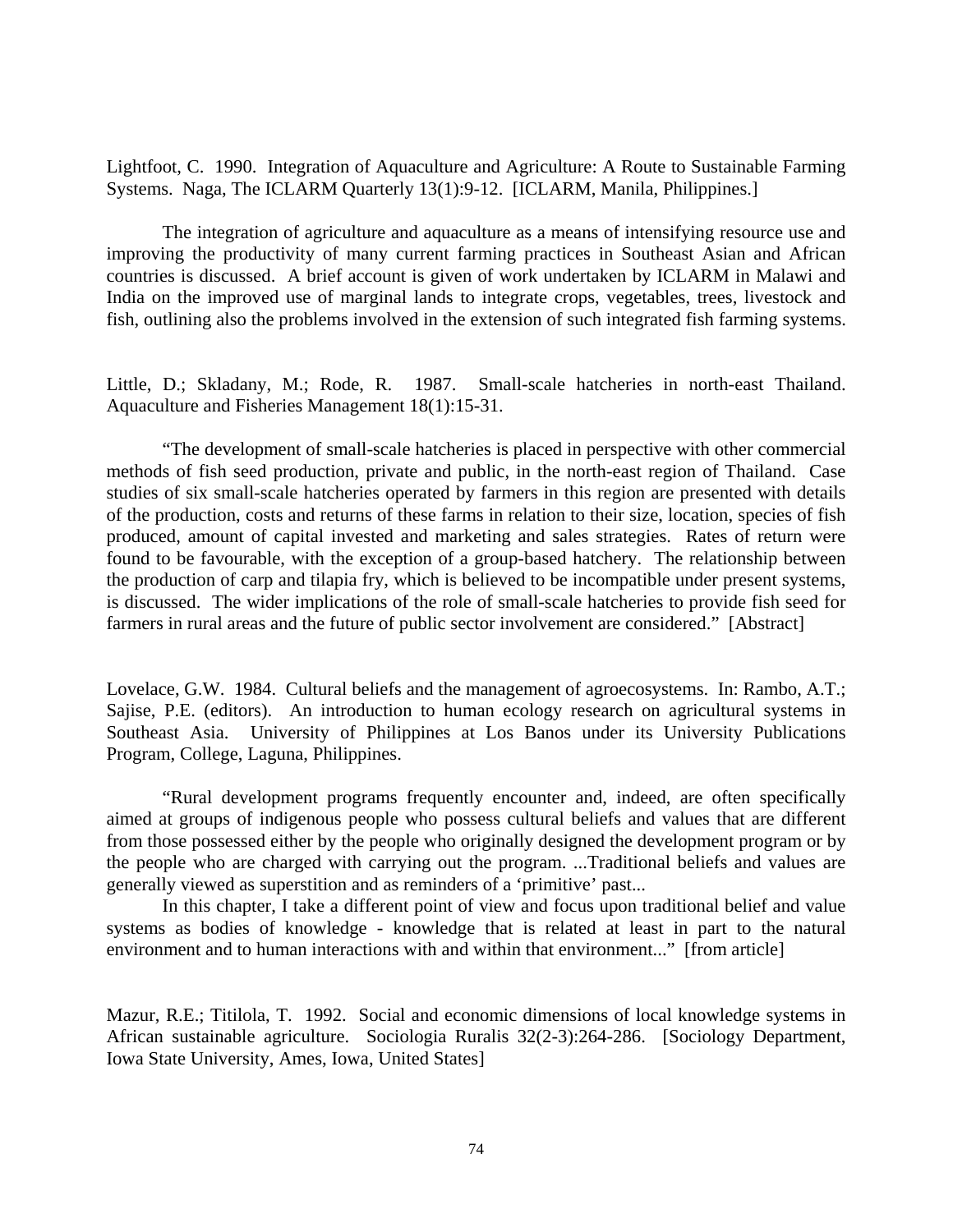Lightfoot, C. 1990. Integration of Aquaculture and Agriculture: A Route to Sustainable Farming Systems. Naga, The ICLARM Quarterly 13(1):9-12. [ICLARM, Manila, Philippines.]

The integration of agriculture and aquaculture as a means of intensifying resource use and improving the productivity of many current farming practices in Southeast Asian and African countries is discussed. A brief account is given of work undertaken by ICLARM in Malawi and India on the improved use of marginal lands to integrate crops, vegetables, trees, livestock and fish, outlining also the problems involved in the extension of such integrated fish farming systems.

Little, D.; Skladany, M.; Rode, R. 1987. Small-scale hatcheries in north-east Thailand. Aquaculture and Fisheries Management 18(1):15-31.

"The development of small-scale hatcheries is placed in perspective with other commercial methods of fish seed production, private and public, in the north-east region of Thailand. Case studies of six small-scale hatcheries operated by farmers in this region are presented with details of the production, costs and returns of these farms in relation to their size, location, species of fish produced, amount of capital invested and marketing and sales strategies. Rates of return were found to be favourable, with the exception of a group-based hatchery. The relationship between the production of carp and tilapia fry, which is believed to be incompatible under present systems, is discussed. The wider implications of the role of small-scale hatcheries to provide fish seed for farmers in rural areas and the future of public sector involvement are considered." [Abstract]

Lovelace, G.W. 1984. Cultural beliefs and the management of agroecosystems. In: Rambo, A.T.; Sajise, P.E. (editors). An introduction to human ecology research on agricultural systems in Southeast Asia. University of Philippines at Los Banos under its University Publications Program, College, Laguna, Philippines.

"Rural development programs frequently encounter and, indeed, are often specifically aimed at groups of indigenous people who possess cultural beliefs and values that are different from those possessed either by the people who originally designed the development program or by the people who are charged with carrying out the program. ...Traditional beliefs and values are generally viewed as superstition and as reminders of a 'primitive' past...

In this chapter, I take a different point of view and focus upon traditional belief and value systems as bodies of knowledge - knowledge that is related at least in part to the natural environment and to human interactions with and within that environment..." [from article]

Mazur, R.E.; Titilola, T. 1992. Social and economic dimensions of local knowledge systems in African sustainable agriculture. Sociologia Ruralis 32(2-3):264-286. [Sociology Department, Iowa State University, Ames, Iowa, United States]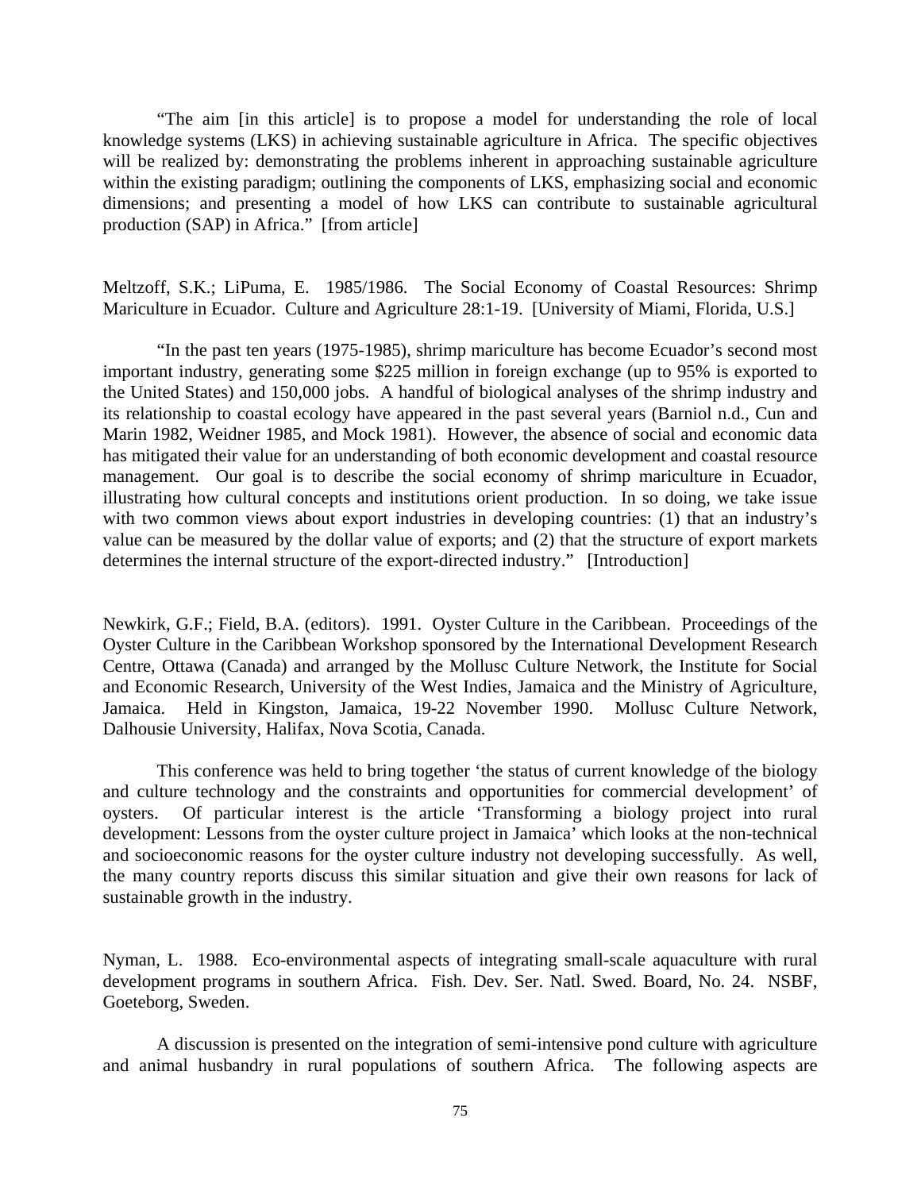"The aim [in this article] is to propose a model for understanding the role of local knowledge systems (LKS) in achieving sustainable agriculture in Africa. The specific objectives will be realized by: demonstrating the problems inherent in approaching sustainable agriculture within the existing paradigm; outlining the components of LKS, emphasizing social and economic dimensions; and presenting a model of how LKS can contribute to sustainable agricultural production (SAP) in Africa." [from article]

Meltzoff, S.K.; LiPuma, E. 1985/1986. The Social Economy of Coastal Resources: Shrimp Mariculture in Ecuador. Culture and Agriculture 28:1-19. [University of Miami, Florida, U.S.]

"In the past ten years (1975-1985), shrimp mariculture has become Ecuador's second most important industry, generating some $225 million in foreign exchange (up to 95% is exported to the United States) and 150,000 jobs. A handful of biological analyses of the shrimp industry and its relationship to coastal ecology have appeared in the past several years (Barniol n.d., Cun and Marin 1982, Weidner 1985, and Mock 1981). However, the absence of social and economic data has mitigated their value for an understanding of both economic development and coastal resource management. Our goal is to describe the social economy of shrimp mariculture in Ecuador, illustrating how cultural concepts and institutions orient production. In so doing, we take issue with two common views about export industries in developing countries: (1) that an industry's value can be measured by the dollar value of exports; and (2) that the structure of export markets determines the internal structure of the export-directed industry." [Introduction]

Newkirk, G.F.; Field, B.A. (editors). 1991. Oyster Culture in the Caribbean. Proceedings of the Oyster Culture in the Caribbean Workshop sponsored by the International Development Research Centre, Ottawa (Canada) and arranged by the Mollusc Culture Network, the Institute for Social and Economic Research, University of the West Indies, Jamaica and the Ministry of Agriculture, Jamaica. Held in Kingston, Jamaica, 19-22 November 1990. Mollusc Culture Network, Dalhousie University, Halifax, Nova Scotia, Canada.

This conference was held to bring together 'the status of current knowledge of the biology and culture technology and the constraints and opportunities for commercial development' of oysters. Of particular interest is the article 'Transforming a biology project into rural development: Lessons from the oyster culture project in Jamaica' which looks at the non-technical and socioeconomic reasons for the oyster culture industry not developing successfully. As well, the many country reports discuss this similar situation and give their own reasons for lack of sustainable growth in the industry.

Nyman, L. 1988. Eco-environmental aspects of integrating small-scale aquaculture with rural development programs in southern Africa. Fish. Dev. Ser. Natl. Swed. Board, No. 24. NSBF, Goeteborg, Sweden.

A discussion is presented on the integration of semi-intensive pond culture with agriculture and animal husbandry in rural populations of southern Africa. The following aspects are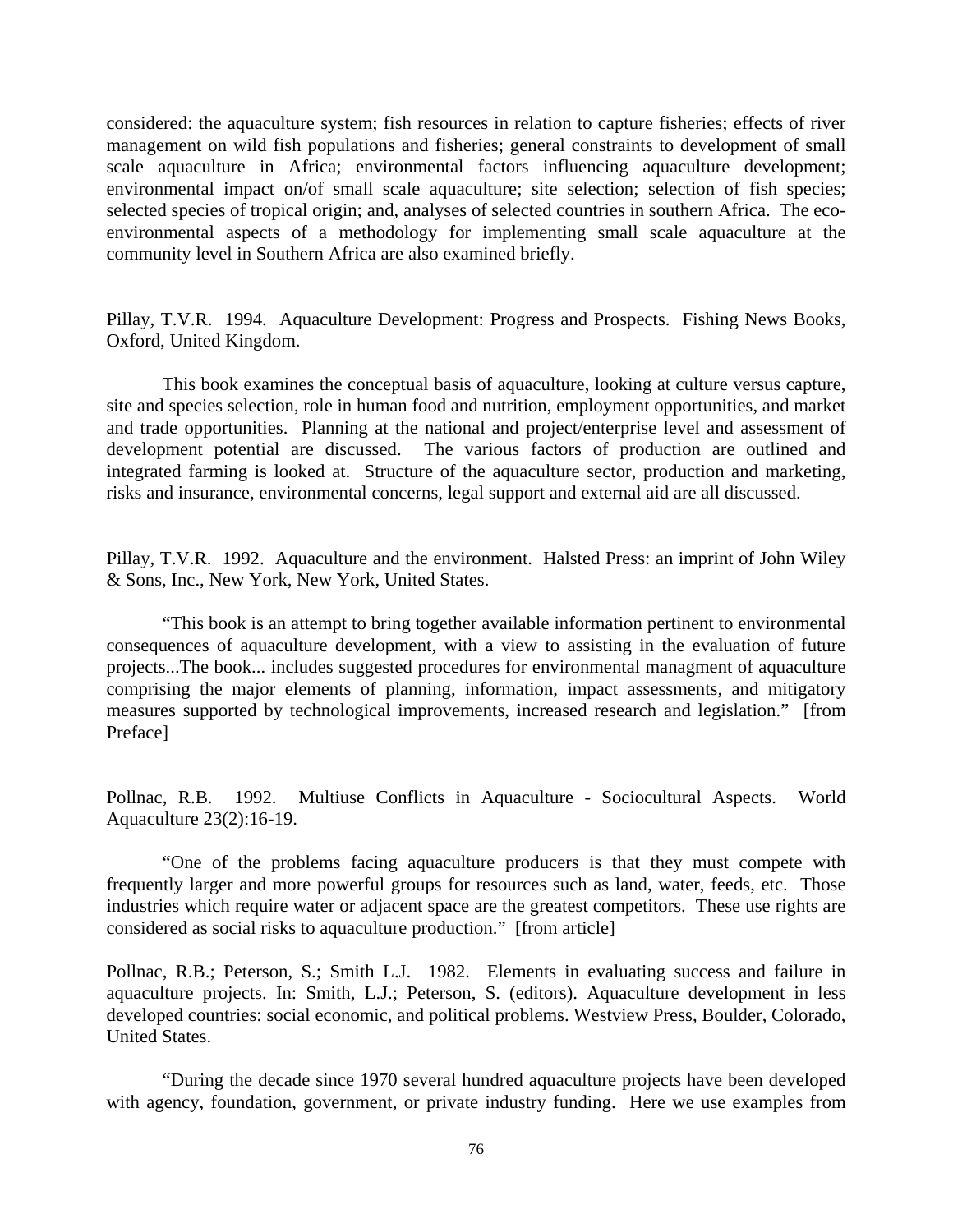considered: the aquaculture system; fish resources in relation to capture fisheries; effects of river management on wild fish populations and fisheries; general constraints to development of small scale aquaculture in Africa; environmental factors influencing aquaculture development; environmental impact on/of small scale aquaculture; site selection; selection of fish species; selected species of tropical origin; and, analyses of selected countries in southern Africa. The eco-environmental aspects of a methodology for implementing small scale aquaculture at the community level in Southern Africa are also examined briefly.

Pillay, T.V.R. 1994. Aquaculture Development: Progress and Prospects. Fishing News Books, Oxford, United Kingdom.

This book examines the conceptual basis of aquaculture, looking at culture versus capture, site and species selection, role in human food and nutrition, employment opportunities, and market and trade opportunities. Planning at the national and project/enterprise level and assessment of development potential are discussed. The various factors of production are outlined and integrated farming is looked at. Structure of the aquaculture sector, production and marketing, risks and insurance, environmental concerns, legal support and external aid are all discussed.

Pillay, T.V.R. 1992. Aquaculture and the environment. Halsted Press: an imprint of John Wiley & Sons, Inc., New York, New York, United States.

"This book is an attempt to bring together available information pertinent to environmental consequences of aquaculture development, with a view to assisting in the evaluation of future projects...The book... includes suggested procedures for environmental managment of aquaculture comprising the major elements of planning, information, impact assessments, and mitigatory measures supported by technological improvements, increased research and legislation." [from Preface]

Pollnac, R.B. 1992. Multiuse Conflicts in Aquaculture - Sociocultural Aspects. World Aquaculture 23(2):16-19.

"One of the problems facing aquaculture producers is that they must compete with frequently larger and more powerful groups for resources such as land, water, feeds, etc. Those industries which require water or adjacent space are the greatest competitors. These use rights are considered as social risks to aquaculture production." [from article]

Pollnac, R.B.; Peterson, S.; Smith L.J. 1982. Elements in evaluating success and failure in aquaculture projects. In: Smith, L.J.; Peterson, S. (editors). Aquaculture development in less developed countries: social economic, and political problems. Westview Press, Boulder, Colorado, United States.

"During the decade since 1970 several hundred aquaculture projects have been developed with agency, foundation, government, or private industry funding. Here we use examples from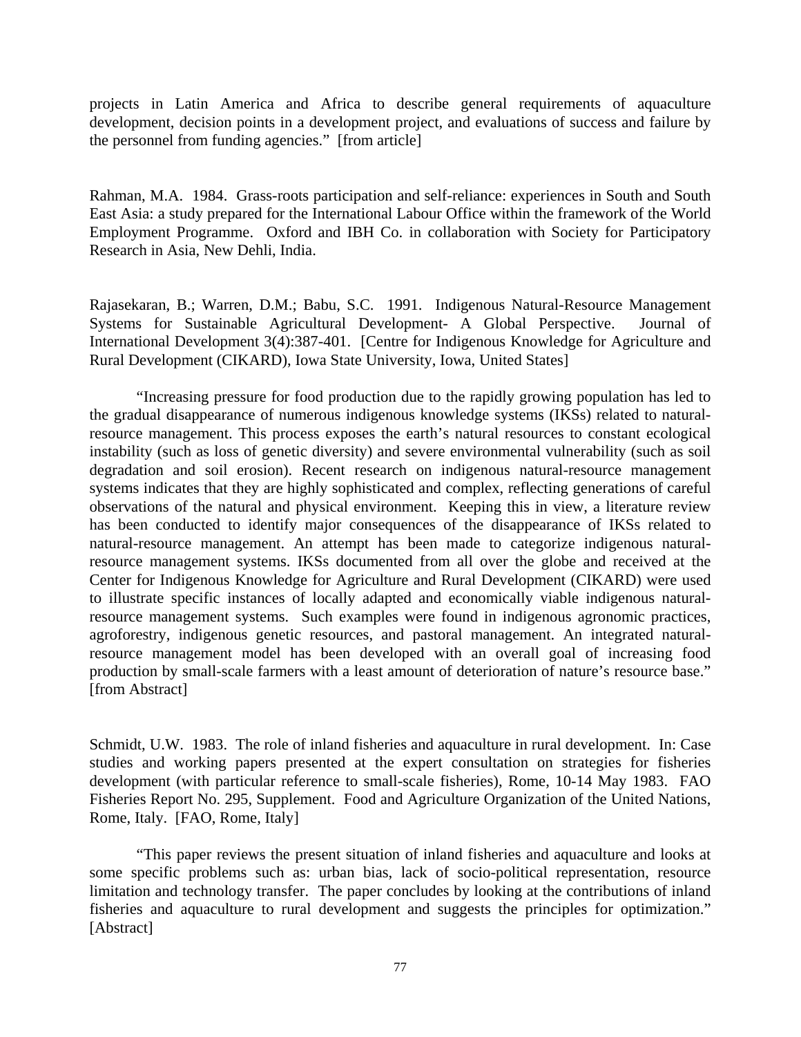projects in Latin America and Africa to describe general requirements of aquaculture development, decision points in a development project, and evaluations of success and failure by the personnel from funding agencies."  [from article]

Rahman, M.A.  1984.  Grass-roots participation and self-reliance: experiences in South and South East Asia: a study prepared for the International Labour Office within the framework of the World Employment Programme.  Oxford and IBH Co. in collaboration with Society for Participatory Research in Asia, New Dehli, India.

Rajasekaran, B.; Warren, D.M.; Babu, S.C.  1991.  Indigenous Natural-Resource Management Systems for Sustainable Agricultural Development- A Global Perspective.  Journal of International Development 3(4):387-401.  [Centre for Indigenous Knowledge for Agriculture and Rural Development (CIKARD), Iowa State University, Iowa, United States]

"Increasing pressure for food production due to the rapidly growing population has led to the gradual disappearance of numerous indigenous knowledge systems (IKSs) related to natural-resource management. This process exposes the earth's natural resources to constant ecological instability (such as loss of genetic diversity) and severe environmental vulnerability (such as soil degradation and soil erosion). Recent research on indigenous natural-resource management systems indicates that they are highly sophisticated and complex, reflecting generations of careful observations of the natural and physical environment.  Keeping this in view, a literature review has been conducted to identify major consequences of the disappearance of IKSs related to natural-resource management. An attempt has been made to categorize indigenous natural-resource management systems. IKSs documented from all over the globe and received at the Center for Indigenous Knowledge for Agriculture and Rural Development (CIKARD) were used to illustrate specific instances of locally adapted and economically viable indigenous natural-resource management systems.  Such examples were found in indigenous agronomic practices, agroforestry, indigenous genetic resources, and pastoral management. An integrated natural-resource management model has been developed with an overall goal of increasing food production by small-scale farmers with a least amount of deterioration of nature's resource base." [from Abstract]

Schmidt, U.W.  1983.  The role of inland fisheries and aquaculture in rural development.  In: Case studies and working papers presented at the expert consultation on strategies for fisheries development (with particular reference to small-scale fisheries), Rome, 10-14 May 1983.  FAO Fisheries Report No. 295, Supplement.  Food and Agriculture Organization of the United Nations, Rome, Italy.  [FAO, Rome, Italy]

"This paper reviews the present situation of inland fisheries and aquaculture and looks at some specific problems such as: urban bias, lack of socio-political representation, resource limitation and technology transfer.  The paper concludes by looking at the contributions of inland fisheries and aquaculture to rural development and suggests the principles for optimization." [Abstract]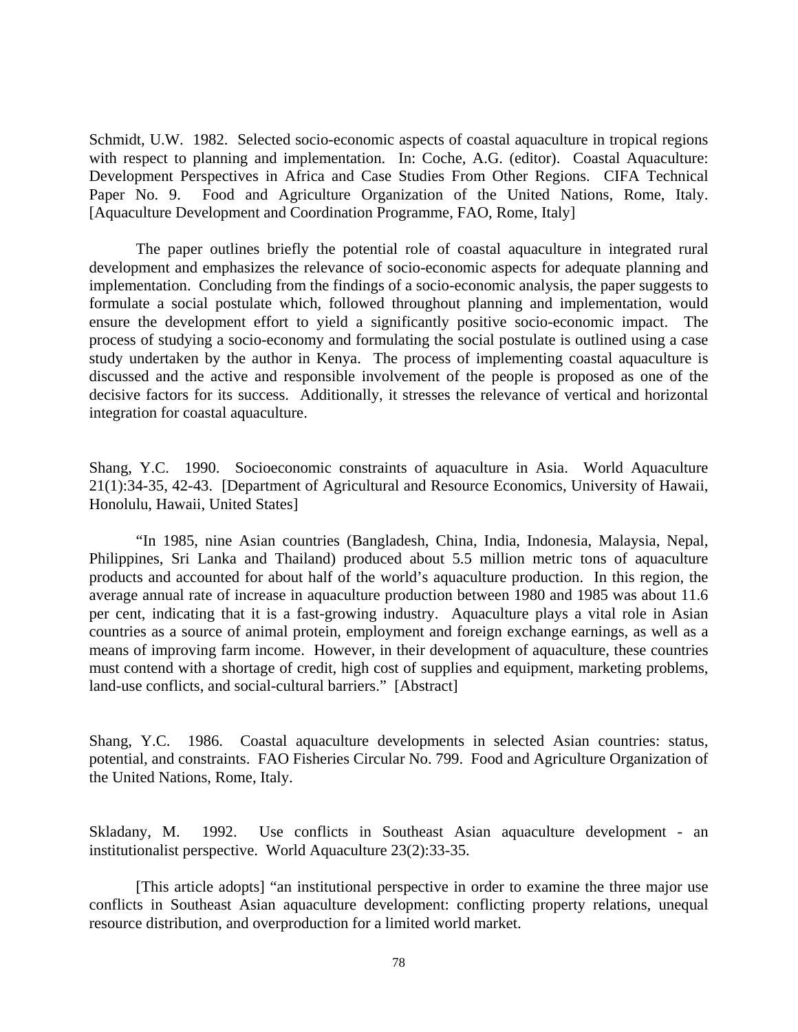Schmidt, U.W. 1982. Selected socio-economic aspects of coastal aquaculture in tropical regions with respect to planning and implementation. In: Coche, A.G. (editor). Coastal Aquaculture: Development Perspectives in Africa and Case Studies From Other Regions. CIFA Technical Paper No. 9. Food and Agriculture Organization of the United Nations, Rome, Italy. [Aquaculture Development and Coordination Programme, FAO, Rome, Italy]

The paper outlines briefly the potential role of coastal aquaculture in integrated rural development and emphasizes the relevance of socio-economic aspects for adequate planning and implementation. Concluding from the findings of a socio-economic analysis, the paper suggests to formulate a social postulate which, followed throughout planning and implementation, would ensure the development effort to yield a significantly positive socio-economic impact. The process of studying a socio-economy and formulating the social postulate is outlined using a case study undertaken by the author in Kenya. The process of implementing coastal aquaculture is discussed and the active and responsible involvement of the people is proposed as one of the decisive factors for its success. Additionally, it stresses the relevance of vertical and horizontal integration for coastal aquaculture.

Shang, Y.C. 1990. Socioeconomic constraints of aquaculture in Asia. World Aquaculture 21(1):34-35, 42-43. [Department of Agricultural and Resource Economics, University of Hawaii, Honolulu, Hawaii, United States]

"In 1985, nine Asian countries (Bangladesh, China, India, Indonesia, Malaysia, Nepal, Philippines, Sri Lanka and Thailand) produced about 5.5 million metric tons of aquaculture products and accounted for about half of the world's aquaculture production. In this region, the average annual rate of increase in aquaculture production between 1980 and 1985 was about 11.6 per cent, indicating that it is a fast-growing industry. Aquaculture plays a vital role in Asian countries as a source of animal protein, employment and foreign exchange earnings, as well as a means of improving farm income. However, in their development of aquaculture, these countries must contend with a shortage of credit, high cost of supplies and equipment, marketing problems, land-use conflicts, and social-cultural barriers." [Abstract]

Shang, Y.C. 1986. Coastal aquaculture developments in selected Asian countries: status, potential, and constraints. FAO Fisheries Circular No. 799. Food and Agriculture Organization of the United Nations, Rome, Italy.

Skladany, M. 1992. Use conflicts in Southeast Asian aquaculture development - an institutionalist perspective. World Aquaculture 23(2):33-35.

[This article adopts] "an institutional perspective in order to examine the three major use conflicts in Southeast Asian aquaculture development: conflicting property relations, unequal resource distribution, and overproduction for a limited world market.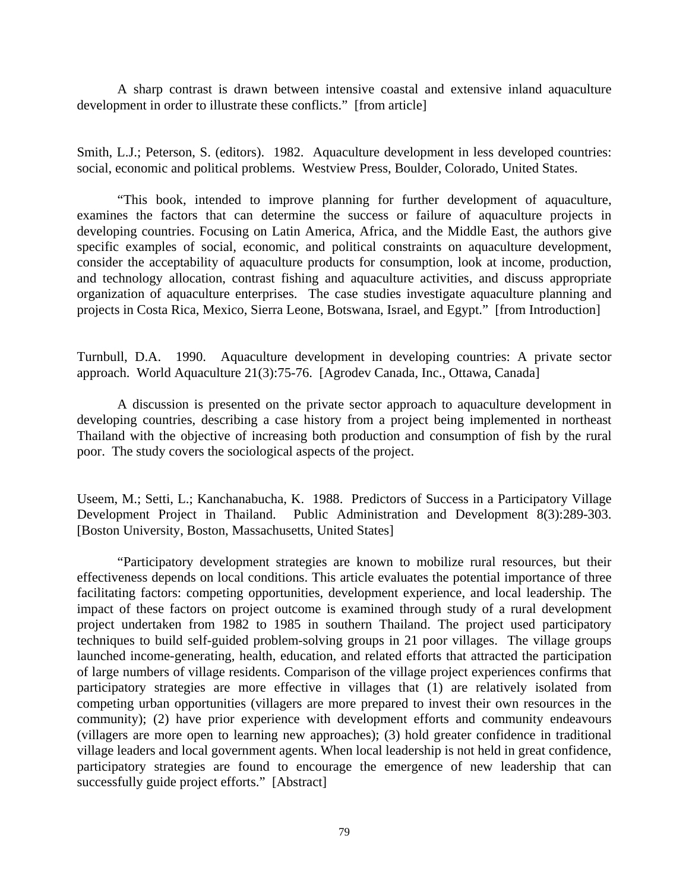A sharp contrast is drawn between intensive coastal and extensive inland aquaculture development in order to illustrate these conflicts." [from article]

Smith, L.J.; Peterson, S. (editors). 1982. Aquaculture development in less developed countries: social, economic and political problems. Westview Press, Boulder, Colorado, United States.

"This book, intended to improve planning for further development of aquaculture, examines the factors that can determine the success or failure of aquaculture projects in developing countries. Focusing on Latin America, Africa, and the Middle East, the authors give specific examples of social, economic, and political constraints on aquaculture development, consider the acceptability of aquaculture products for consumption, look at income, production, and technology allocation, contrast fishing and aquaculture activities, and discuss appropriate organization of aquaculture enterprises. The case studies investigate aquaculture planning and projects in Costa Rica, Mexico, Sierra Leone, Botswana, Israel, and Egypt." [from Introduction]

Turnbull, D.A. 1990. Aquaculture development in developing countries: A private sector approach. World Aquaculture 21(3):75-76. [Agrodev Canada, Inc., Ottawa, Canada]

A discussion is presented on the private sector approach to aquaculture development in developing countries, describing a case history from a project being implemented in northeast Thailand with the objective of increasing both production and consumption of fish by the rural poor. The study covers the sociological aspects of the project.

Useem, M.; Setti, L.; Kanchanabucha, K. 1988. Predictors of Success in a Participatory Village Development Project in Thailand. Public Administration and Development 8(3):289-303. [Boston University, Boston, Massachusetts, United States]

"Participatory development strategies are known to mobilize rural resources, but their effectiveness depends on local conditions. This article evaluates the potential importance of three facilitating factors: competing opportunities, development experience, and local leadership. The impact of these factors on project outcome is examined through study of a rural development project undertaken from 1982 to 1985 in southern Thailand. The project used participatory techniques to build self-guided problem-solving groups in 21 poor villages. The village groups launched income-generating, health, education, and related efforts that attracted the participation of large numbers of village residents. Comparison of the village project experiences confirms that participatory strategies are more effective in villages that (1) are relatively isolated from competing urban opportunities (villagers are more prepared to invest their own resources in the community); (2) have prior experience with development efforts and community endeavours (villagers are more open to learning new approaches); (3) hold greater confidence in traditional village leaders and local government agents. When local leadership is not held in great confidence, participatory strategies are found to encourage the emergence of new leadership that can successfully guide project efforts." [Abstract]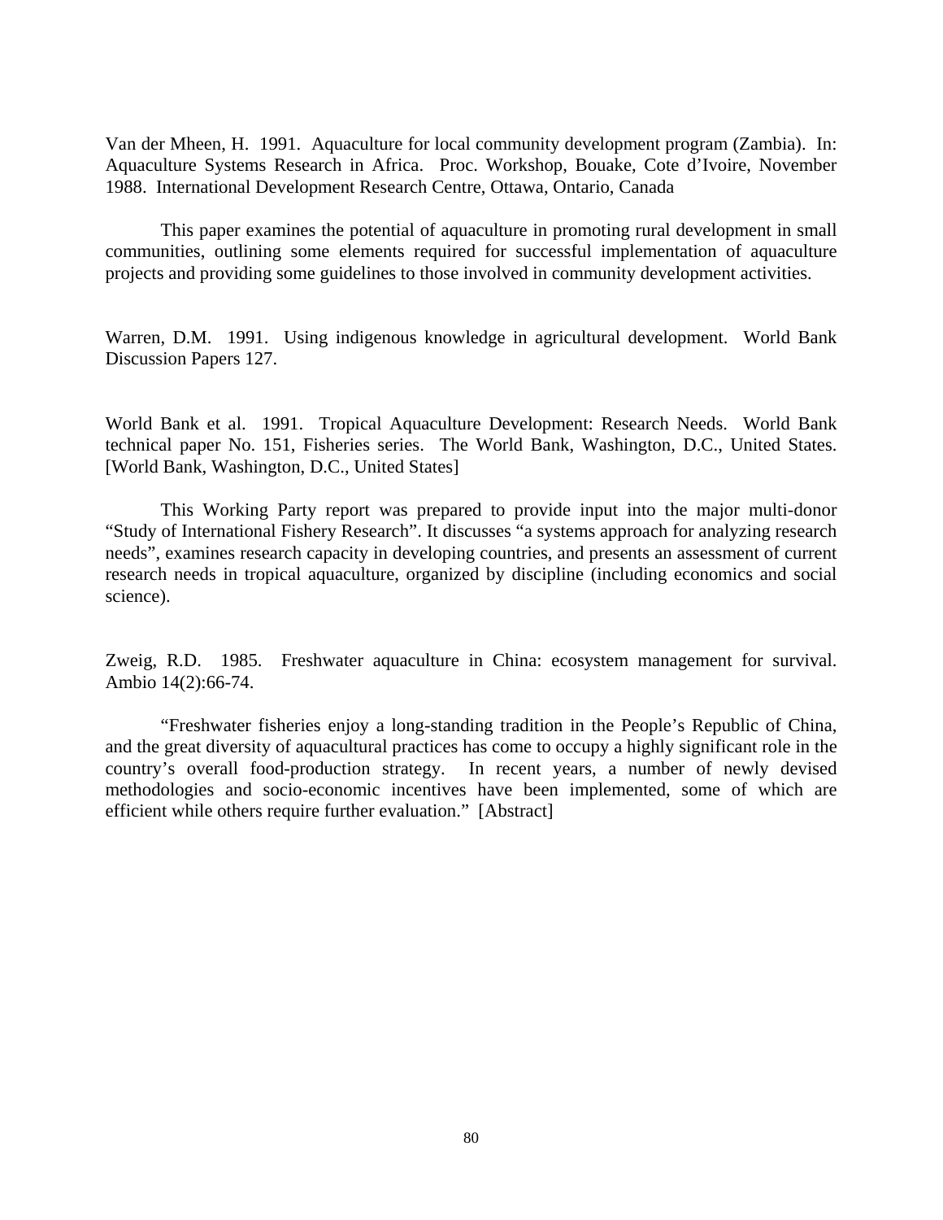Van der Mheen, H. 1991. Aquaculture for local community development program (Zambia). In: Aquaculture Systems Research in Africa. Proc. Workshop, Bouake, Cote d'Ivoire, November 1988. International Development Research Centre, Ottawa, Ontario, Canada

This paper examines the potential of aquaculture in promoting rural development in small communities, outlining some elements required for successful implementation of aquaculture projects and providing some guidelines to those involved in community development activities.

Warren, D.M. 1991. Using indigenous knowledge in agricultural development. World Bank Discussion Papers 127.

World Bank et al. 1991. Tropical Aquaculture Development: Research Needs. World Bank technical paper No. 151, Fisheries series. The World Bank, Washington, D.C., United States. [World Bank, Washington, D.C., United States]

This Working Party report was prepared to provide input into the major multi-donor "Study of International Fishery Research". It discusses "a systems approach for analyzing research needs", examines research capacity in developing countries, and presents an assessment of current research needs in tropical aquaculture, organized by discipline (including economics and social science).

Zweig, R.D. 1985. Freshwater aquaculture in China: ecosystem management for survival. Ambio 14(2):66-74.

"Freshwater fisheries enjoy a long-standing tradition in the People's Republic of China, and the great diversity of aquacultural practices has come to occupy a highly significant role in the country's overall food-production strategy. In recent years, a number of newly devised methodologies and socio-economic incentives have been implemented, some of which are efficient while others require further evaluation." [Abstract]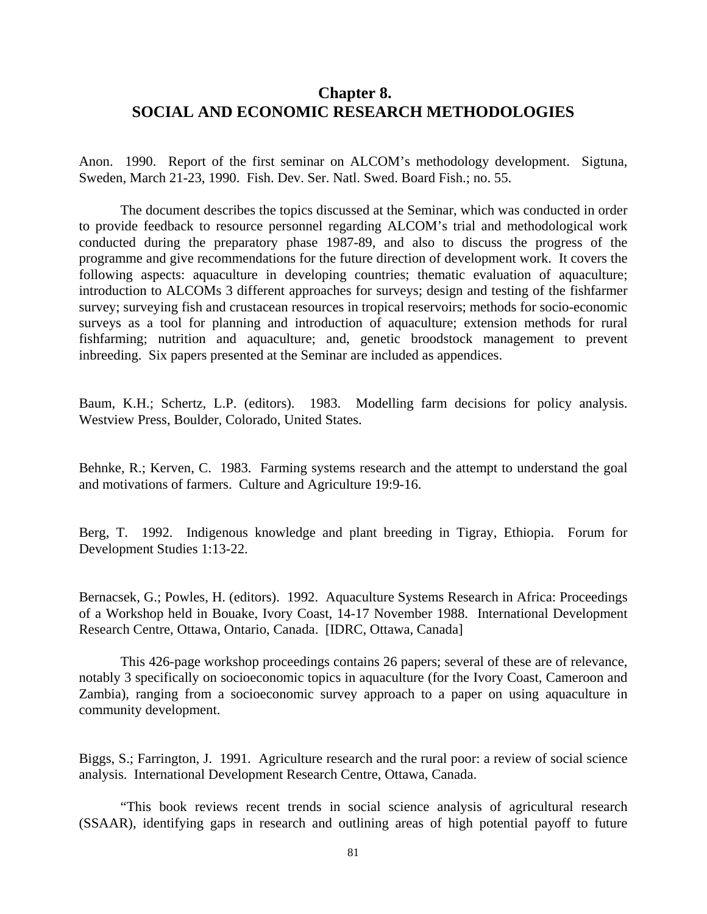# Chapter 8.
# SOCIAL AND ECONOMIC RESEARCH METHODOLOGIES

Anon. 1990. Report of the first seminar on ALCOM's methodology development. Sigtuna, Sweden, March 21-23, 1990. Fish. Dev. Ser. Natl. Swed. Board Fish.; no. 55.

The document describes the topics discussed at the Seminar, which was conducted in order to provide feedback to resource personnel regarding ALCOM's trial and methodological work conducted during the preparatory phase 1987-89, and also to discuss the progress of the programme and give recommendations for the future direction of development work. It covers the following aspects: aquaculture in developing countries; thematic evaluation of aquaculture; introduction to ALCOMs 3 different approaches for surveys; design and testing of the fishfarmer survey; surveying fish and crustacean resources in tropical reservoirs; methods for socio-economic surveys as a tool for planning and introduction of aquaculture; extension methods for rural fishfarming; nutrition and aquaculture; and, genetic broodstock management to prevent inbreeding. Six papers presented at the Seminar are included as appendices.

Baum, K.H.; Schertz, L.P. (editors). 1983. Modelling farm decisions for policy analysis. Westview Press, Boulder, Colorado, United States.

Behnke, R.; Kerven, C. 1983. Farming systems research and the attempt to understand the goal and motivations of farmers. Culture and Agriculture 19:9-16.

Berg, T. 1992. Indigenous knowledge and plant breeding in Tigray, Ethiopia. Forum for Development Studies 1:13-22.

Bernacsek, G.; Powles, H. (editors). 1992. Aquaculture Systems Research in Africa: Proceedings of a Workshop held in Bouake, Ivory Coast, 14-17 November 1988. International Development Research Centre, Ottawa, Ontario, Canada. [IDRC, Ottawa, Canada]

This 426-page workshop proceedings contains 26 papers; several of these are of relevance, notably 3 specifically on socioeconomic topics in aquaculture (for the Ivory Coast, Cameroon and Zambia), ranging from a socioeconomic survey approach to a paper on using aquaculture in community development.

Biggs, S.; Farrington, J. 1991. Agriculture research and the rural poor: a review of social science analysis. International Development Research Centre, Ottawa, Canada.

"This book reviews recent trends in social science analysis of agricultural research (SSAAR), identifying gaps in research and outlining areas of high potential payoff to future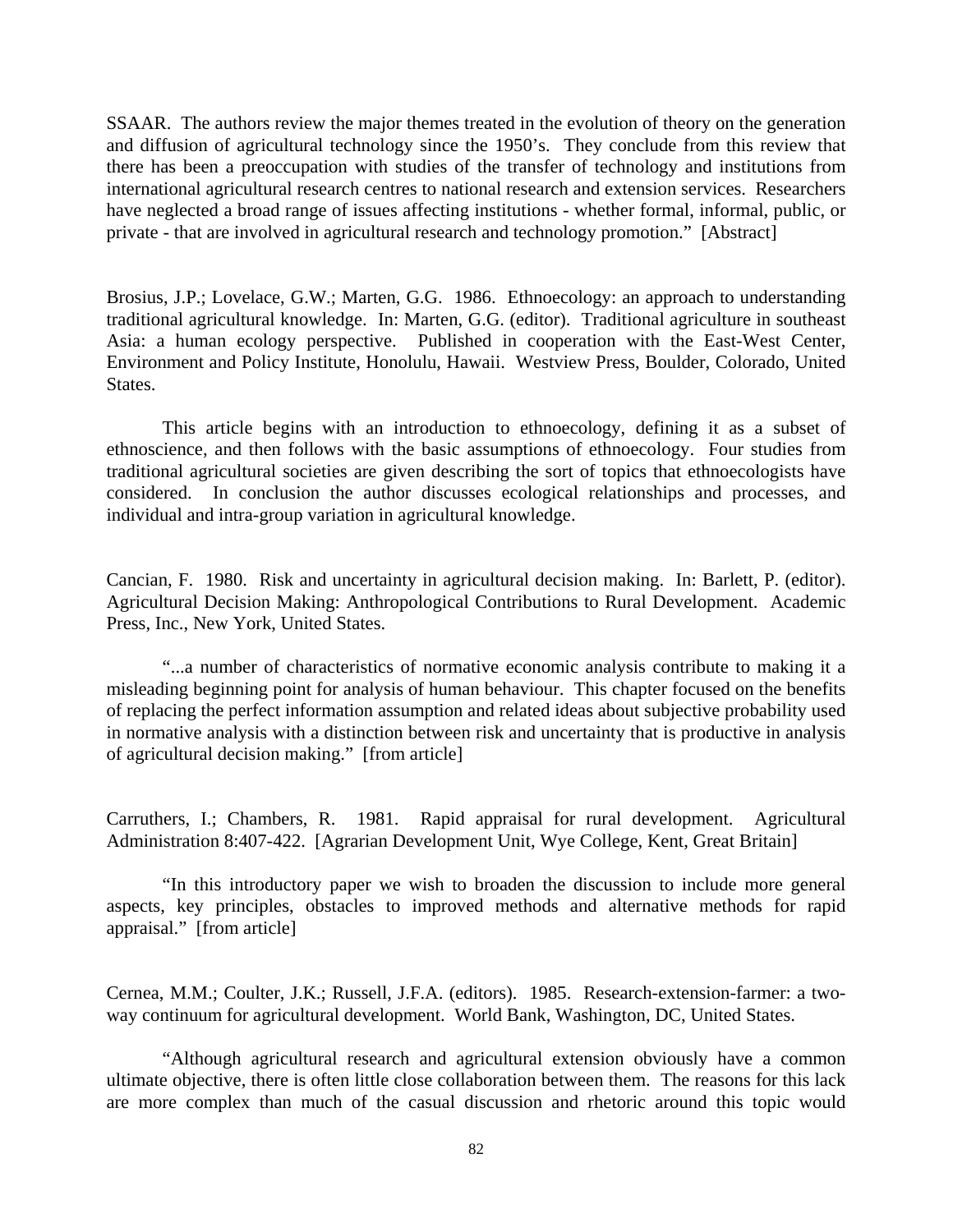SSAAR. The authors review the major themes treated in the evolution of theory on the generation and diffusion of agricultural technology since the 1950's. They conclude from this review that there has been a preoccupation with studies of the transfer of technology and institutions from international agricultural research centres to national research and extension services. Researchers have neglected a broad range of issues affecting institutions - whether formal, informal, public, or private - that are involved in agricultural research and technology promotion." [Abstract]

Brosius, J.P.; Lovelace, G.W.; Marten, G.G. 1986. Ethnoecology: an approach to understanding traditional agricultural knowledge. In: Marten, G.G. (editor). Traditional agriculture in southeast Asia: a human ecology perspective. Published in cooperation with the East-West Center, Environment and Policy Institute, Honolulu, Hawaii. Westview Press, Boulder, Colorado, United States.

This article begins with an introduction to ethnoecology, defining it as a subset of ethnoscience, and then follows with the basic assumptions of ethnoecology. Four studies from traditional agricultural societies are given describing the sort of topics that ethnoecologists have considered. In conclusion the author discusses ecological relationships and processes, and individual and intra-group variation in agricultural knowledge.

Cancian, F. 1980. Risk and uncertainty in agricultural decision making. In: Barlett, P. (editor). Agricultural Decision Making: Anthropological Contributions to Rural Development. Academic Press, Inc., New York, United States.

"...a number of characteristics of normative economic analysis contribute to making it a misleading beginning point for analysis of human behaviour. This chapter focused on the benefits of replacing the perfect information assumption and related ideas about subjective probability used in normative analysis with a distinction between risk and uncertainty that is productive in analysis of agricultural decision making." [from article]

Carruthers, I.; Chambers, R. 1981. Rapid appraisal for rural development. Agricultural Administration 8:407-422. [Agrarian Development Unit, Wye College, Kent, Great Britain]

"In this introductory paper we wish to broaden the discussion to include more general aspects, key principles, obstacles to improved methods and alternative methods for rapid appraisal." [from article]

Cernea, M.M.; Coulter, J.K.; Russell, J.F.A. (editors). 1985. Research-extension-farmer: a two-way continuum for agricultural development. World Bank, Washington, DC, United States.

"Although agricultural research and agricultural extension obviously have a common ultimate objective, there is often little close collaboration between them. The reasons for this lack are more complex than much of the casual discussion and rhetoric around this topic would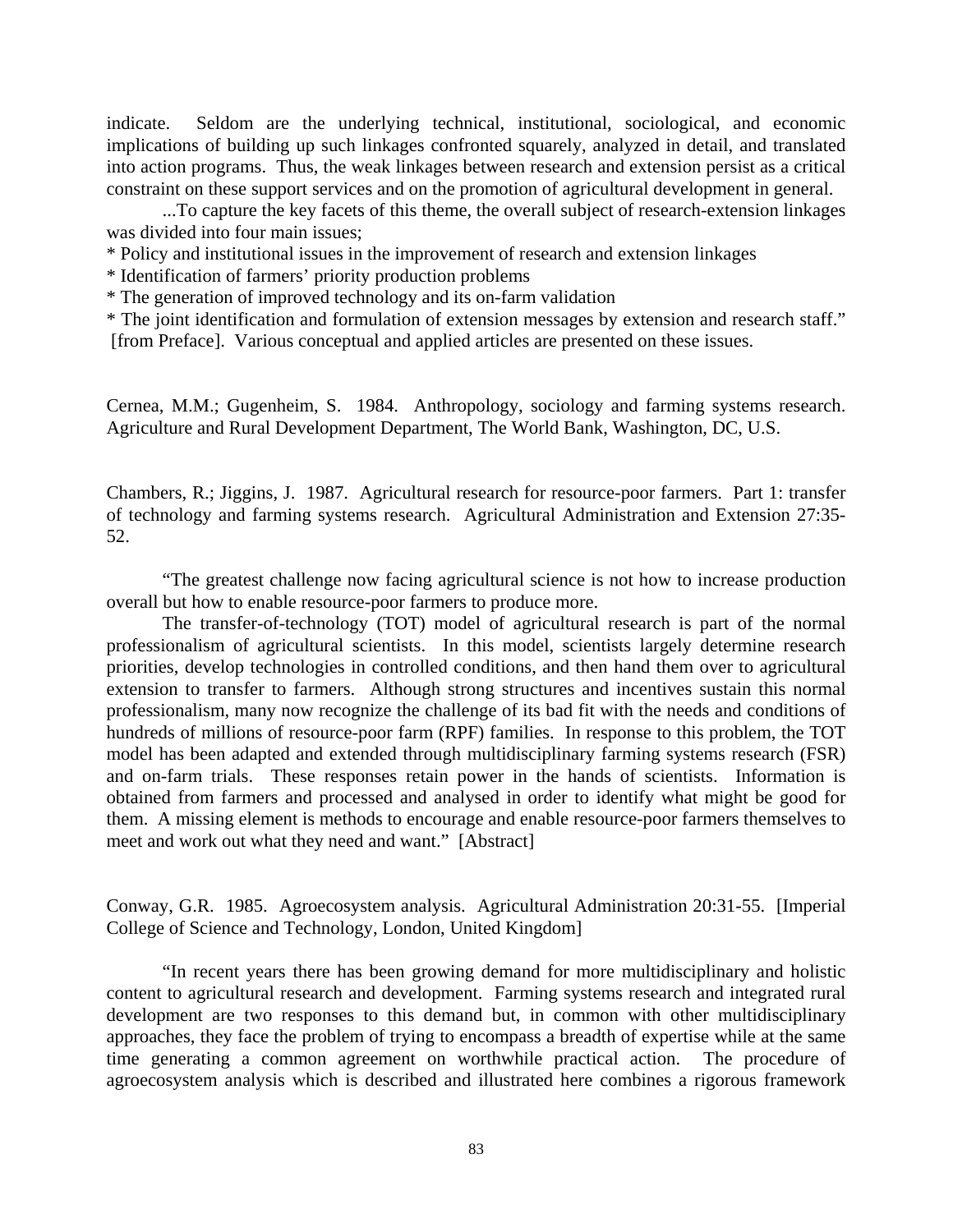indicate. Seldom are the underlying technical, institutional, sociological, and economic implications of building up such linkages confronted squarely, analyzed in detail, and translated into action programs. Thus, the weak linkages between research and extension persist as a critical constraint on these support services and on the promotion of agricultural development in general.

...To capture the key facets of this theme, the overall subject of research-extension linkages was divided into four main issues;

* Policy and institutional issues in the improvement of research and extension linkages
* Identification of farmers' priority production problems
* The generation of improved technology and its on-farm validation
* The joint identification and formulation of extension messages by extension and research staff." [from Preface]. Various conceptual and applied articles are presented on these issues.

Cernea, M.M.; Gugenheim, S. 1984. Anthropology, sociology and farming systems research. Agriculture and Rural Development Department, The World Bank, Washington, DC, U.S.

Chambers, R.; Jiggins, J. 1987. Agricultural research for resource-poor farmers. Part 1: transfer of technology and farming systems research. Agricultural Administration and Extension 27:35-52.

"The greatest challenge now facing agricultural science is not how to increase production overall but how to enable resource-poor farmers to produce more.

The transfer-of-technology (TOT) model of agricultural research is part of the normal professionalism of agricultural scientists. In this model, scientists largely determine research priorities, develop technologies in controlled conditions, and then hand them over to agricultural extension to transfer to farmers. Although strong structures and incentives sustain this normal professionalism, many now recognize the challenge of its bad fit with the needs and conditions of hundreds of millions of resource-poor farm (RPF) families. In response to this problem, the TOT model has been adapted and extended through multidisciplinary farming systems research (FSR) and on-farm trials. These responses retain power in the hands of scientists. Information is obtained from farmers and processed and analysed in order to identify what might be good for them. A missing element is methods to encourage and enable resource-poor farmers themselves to meet and work out what they need and want." [Abstract]

Conway, G.R. 1985. Agroecosystem analysis. Agricultural Administration 20:31-55. [Imperial College of Science and Technology, London, United Kingdom]

"In recent years there has been growing demand for more multidisciplinary and holistic content to agricultural research and development. Farming systems research and integrated rural development are two responses to this demand but, in common with other multidisciplinary approaches, they face the problem of trying to encompass a breadth of expertise while at the same time generating a common agreement on worthwhile practical action. The procedure of agroecosystem analysis which is described and illustrated here combines a rigorous framework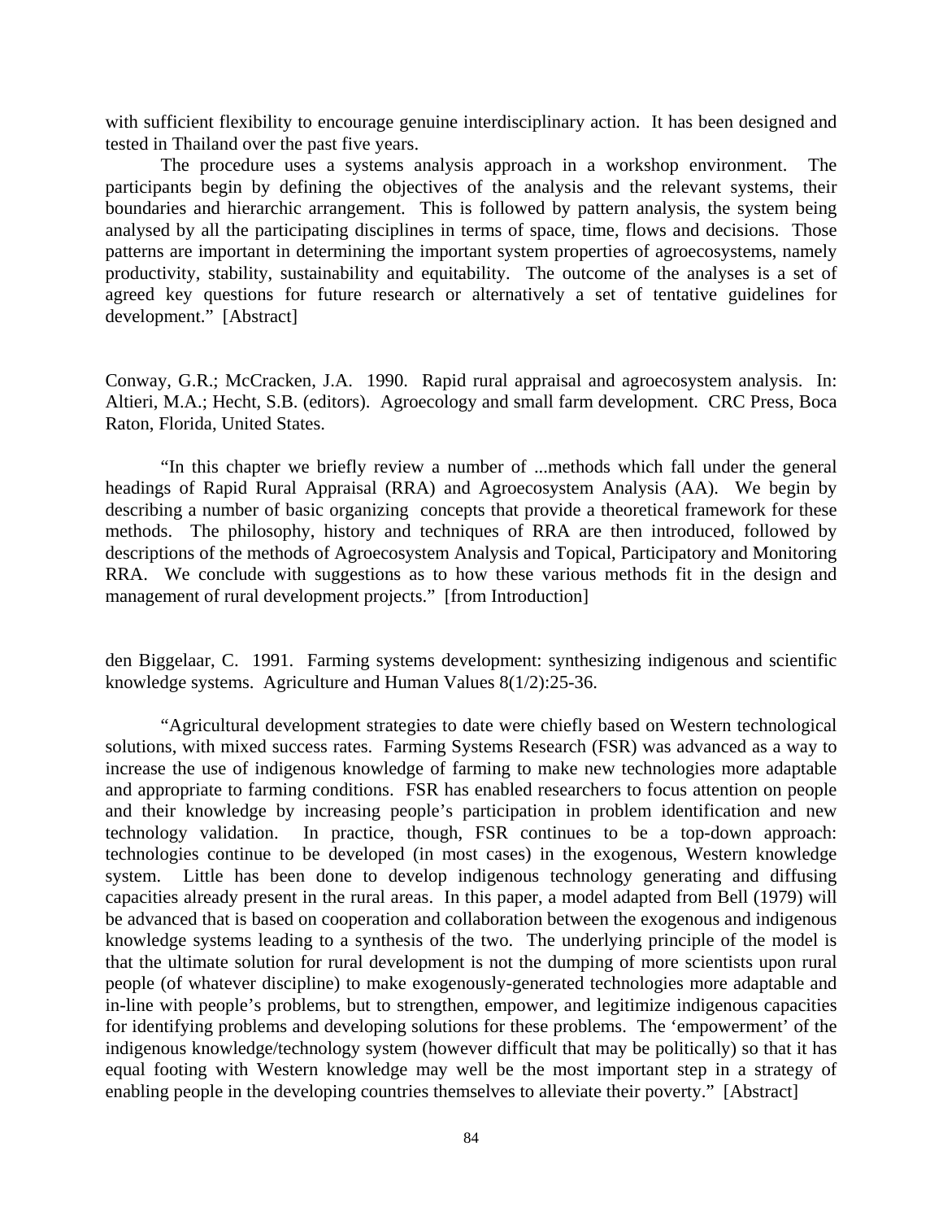with sufficient flexibility to encourage genuine interdisciplinary action. It has been designed and tested in Thailand over the past five years.

The procedure uses a systems analysis approach in a workshop environment. The participants begin by defining the objectives of the analysis and the relevant systems, their boundaries and hierarchic arrangement. This is followed by pattern analysis, the system being analysed by all the participating disciplines in terms of space, time, flows and decisions. Those patterns are important in determining the important system properties of agroecosystems, namely productivity, stability, sustainability and equitability. The outcome of the analyses is a set of agreed key questions for future research or alternatively a set of tentative guidelines for development." [Abstract]

Conway, G.R.; McCracken, J.A. 1990. Rapid rural appraisal and agroecosystem analysis. In: Altieri, M.A.; Hecht, S.B. (editors). Agroecology and small farm development. CRC Press, Boca Raton, Florida, United States.

"In this chapter we briefly review a number of ...methods which fall under the general headings of Rapid Rural Appraisal (RRA) and Agroecosystem Analysis (AA). We begin by describing a number of basic organizing concepts that provide a theoretical framework for these methods. The philosophy, history and techniques of RRA are then introduced, followed by descriptions of the methods of Agroecosystem Analysis and Topical, Participatory and Monitoring RRA. We conclude with suggestions as to how these various methods fit in the design and management of rural development projects." [from Introduction]

den Biggelaar, C. 1991. Farming systems development: synthesizing indigenous and scientific knowledge systems. Agriculture and Human Values 8(1/2):25-36.

"Agricultural development strategies to date were chiefly based on Western technological solutions, with mixed success rates. Farming Systems Research (FSR) was advanced as a way to increase the use of indigenous knowledge of farming to make new technologies more adaptable and appropriate to farming conditions. FSR has enabled researchers to focus attention on people and their knowledge by increasing people's participation in problem identification and new technology validation. In practice, though, FSR continues to be a top-down approach: technologies continue to be developed (in most cases) in the exogenous, Western knowledge system. Little has been done to develop indigenous technology generating and diffusing capacities already present in the rural areas. In this paper, a model adapted from Bell (1979) will be advanced that is based on cooperation and collaboration between the exogenous and indigenous knowledge systems leading to a synthesis of the two. The underlying principle of the model is that the ultimate solution for rural development is not the dumping of more scientists upon rural people (of whatever discipline) to make exogenously-generated technologies more adaptable and in-line with people's problems, but to strengthen, empower, and legitimize indigenous capacities for identifying problems and developing solutions for these problems. The 'empowerment' of the indigenous knowledge/technology system (however difficult that may be politically) so that it has equal footing with Western knowledge may well be the most important step in a strategy of enabling people in the developing countries themselves to alleviate their poverty." [Abstract]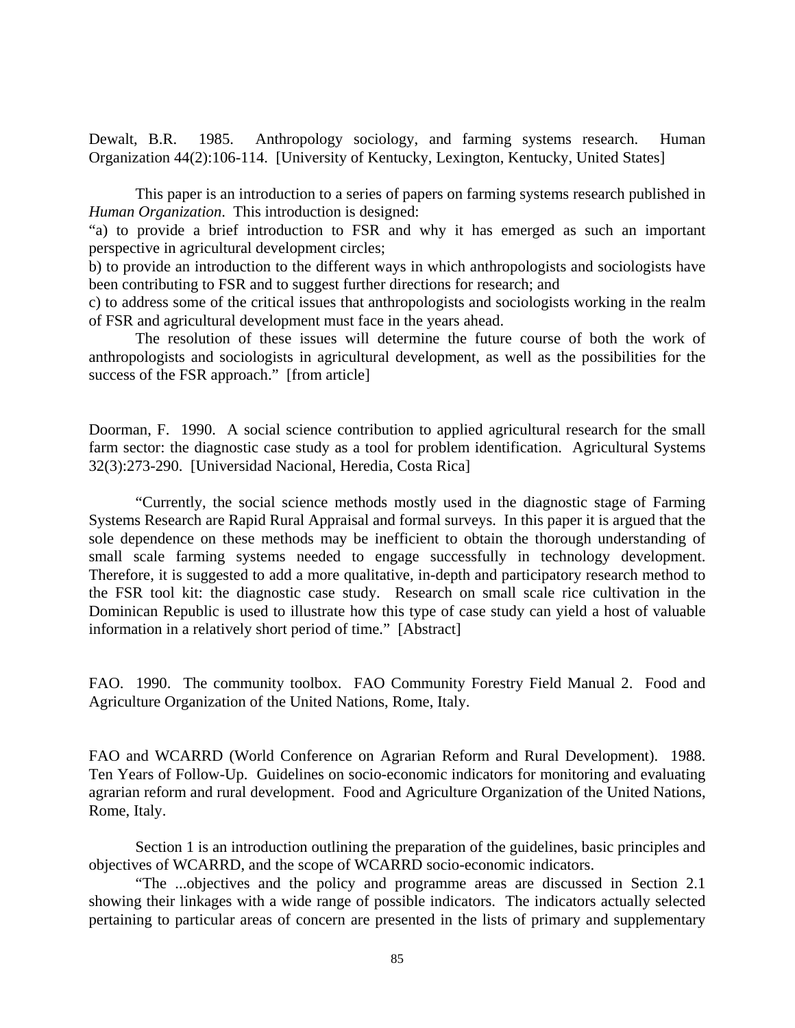Dewalt, B.R. 1985. Anthropology sociology, and farming systems research. Human Organization 44(2):106-114. [University of Kentucky, Lexington, Kentucky, United States]

This paper is an introduction to a series of papers on farming systems research published in *Human Organization*. This introduction is designed:
"a) to provide a brief introduction to FSR and why it has emerged as such an important perspective in agricultural development circles;
b) to provide an introduction to the different ways in which anthropologists and sociologists have been contributing to FSR and to suggest further directions for research; and
c) to address some of the critical issues that anthropologists and sociologists working in the realm of FSR and agricultural development must face in the years ahead.

The resolution of these issues will determine the future course of both the work of anthropologists and sociologists in agricultural development, as well as the possibilities for the success of the FSR approach." [from article]

Doorman, F. 1990. A social science contribution to applied agricultural research for the small farm sector: the diagnostic case study as a tool for problem identification. Agricultural Systems 32(3):273-290. [Universidad Nacional, Heredia, Costa Rica]

"Currently, the social science methods mostly used in the diagnostic stage of Farming Systems Research are Rapid Rural Appraisal and formal surveys. In this paper it is argued that the sole dependence on these methods may be inefficient to obtain the thorough understanding of small scale farming systems needed to engage successfully in technology development. Therefore, it is suggested to add a more qualitative, in-depth and participatory research method to the FSR tool kit: the diagnostic case study. Research on small scale rice cultivation in the Dominican Republic is used to illustrate how this type of case study can yield a host of valuable information in a relatively short period of time." [Abstract]

FAO. 1990. The community toolbox. FAO Community Forestry Field Manual 2. Food and Agriculture Organization of the United Nations, Rome, Italy.

FAO and WCARRD (World Conference on Agrarian Reform and Rural Development). 1988. Ten Years of Follow-Up. Guidelines on socio-economic indicators for monitoring and evaluating agrarian reform and rural development. Food and Agriculture Organization of the United Nations, Rome, Italy.

Section 1 is an introduction outlining the preparation of the guidelines, basic principles and objectives of WCARRD, and the scope of WCARRD socio-economic indicators.

"The ...objectives and the policy and programme areas are discussed in Section 2.1 showing their linkages with a wide range of possible indicators. The indicators actually selected pertaining to particular areas of concern are presented in the lists of primary and supplementary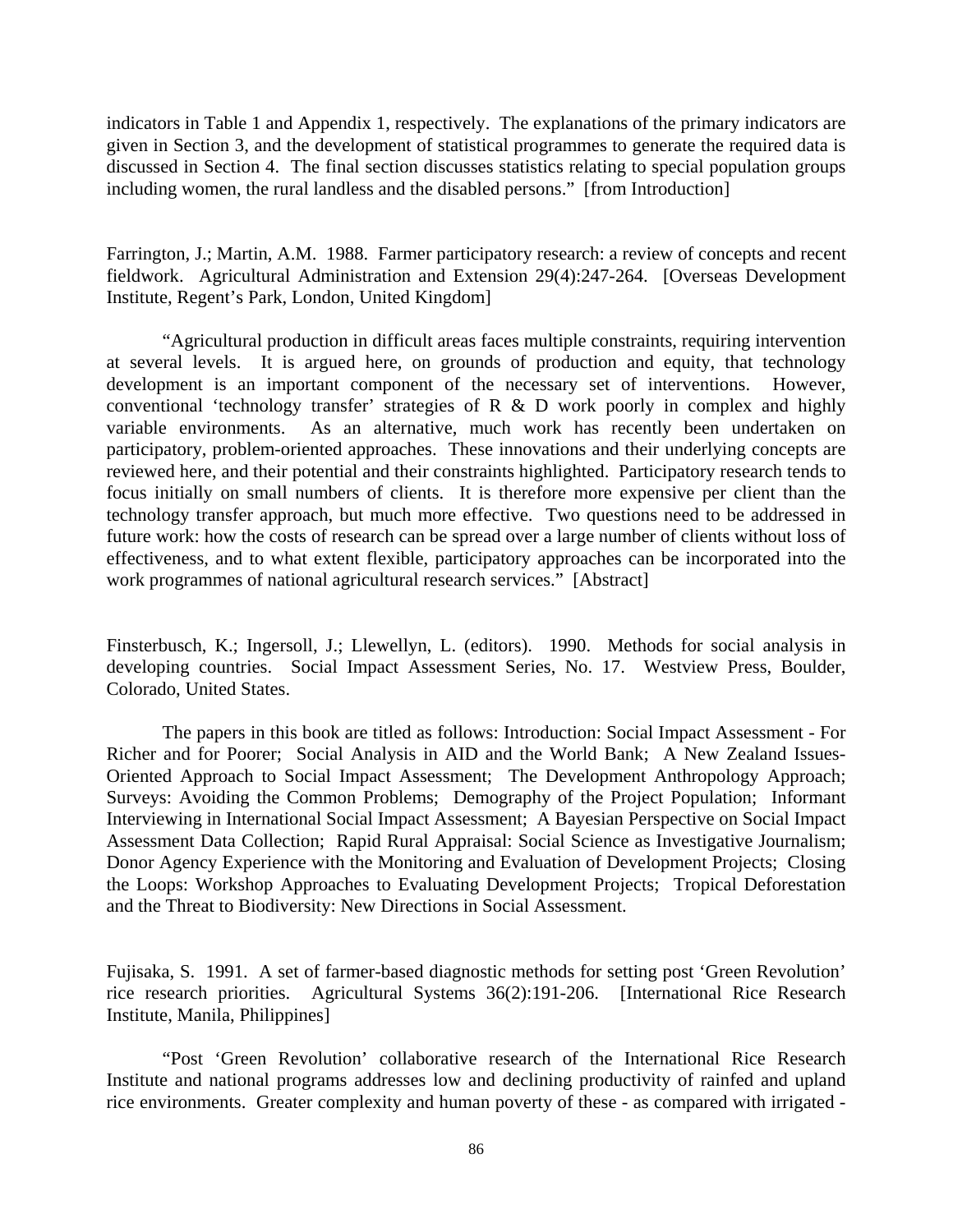indicators in Table 1 and Appendix 1, respectively. The explanations of the primary indicators are given in Section 3, and the development of statistical programmes to generate the required data is discussed in Section 4. The final section discusses statistics relating to special population groups including women, the rural landless and the disabled persons." [from Introduction]

Farrington, J.; Martin, A.M. 1988. Farmer participatory research: a review of concepts and recent fieldwork. Agricultural Administration and Extension 29(4):247-264. [Overseas Development Institute, Regent's Park, London, United Kingdom]

"Agricultural production in difficult areas faces multiple constraints, requiring intervention at several levels. It is argued here, on grounds of production and equity, that technology development is an important component of the necessary set of interventions. However, conventional 'technology transfer' strategies of R & D work poorly in complex and highly variable environments. As an alternative, much work has recently been undertaken on participatory, problem-oriented approaches. These innovations and their underlying concepts are reviewed here, and their potential and their constraints highlighted. Participatory research tends to focus initially on small numbers of clients. It is therefore more expensive per client than the technology transfer approach, but much more effective. Two questions need to be addressed in future work: how the costs of research can be spread over a large number of clients without loss of effectiveness, and to what extent flexible, participatory approaches can be incorporated into the work programmes of national agricultural research services." [Abstract]

Finsterbusch, K.; Ingersoll, J.; Llewellyn, L. (editors). 1990. Methods for social analysis in developing countries. Social Impact Assessment Series, No. 17. Westview Press, Boulder, Colorado, United States.

The papers in this book are titled as follows: Introduction: Social Impact Assessment - For Richer and for Poorer; Social Analysis in AID and the World Bank; A New Zealand Issues-Oriented Approach to Social Impact Assessment; The Development Anthropology Approach; Surveys: Avoiding the Common Problems; Demography of the Project Population; Informant Interviewing in International Social Impact Assessment; A Bayesian Perspective on Social Impact Assessment Data Collection; Rapid Rural Appraisal: Social Science as Investigative Journalism; Donor Agency Experience with the Monitoring and Evaluation of Development Projects; Closing the Loops: Workshop Approaches to Evaluating Development Projects; Tropical Deforestation and the Threat to Biodiversity: New Directions in Social Assessment.

Fujisaka, S. 1991. A set of farmer-based diagnostic methods for setting post 'Green Revolution' rice research priorities. Agricultural Systems 36(2):191-206. [International Rice Research Institute, Manila, Philippines]

"Post 'Green Revolution' collaborative research of the International Rice Research Institute and national programs addresses low and declining productivity of rainfed and upland rice environments. Greater complexity and human poverty of these - as compared with irrigated -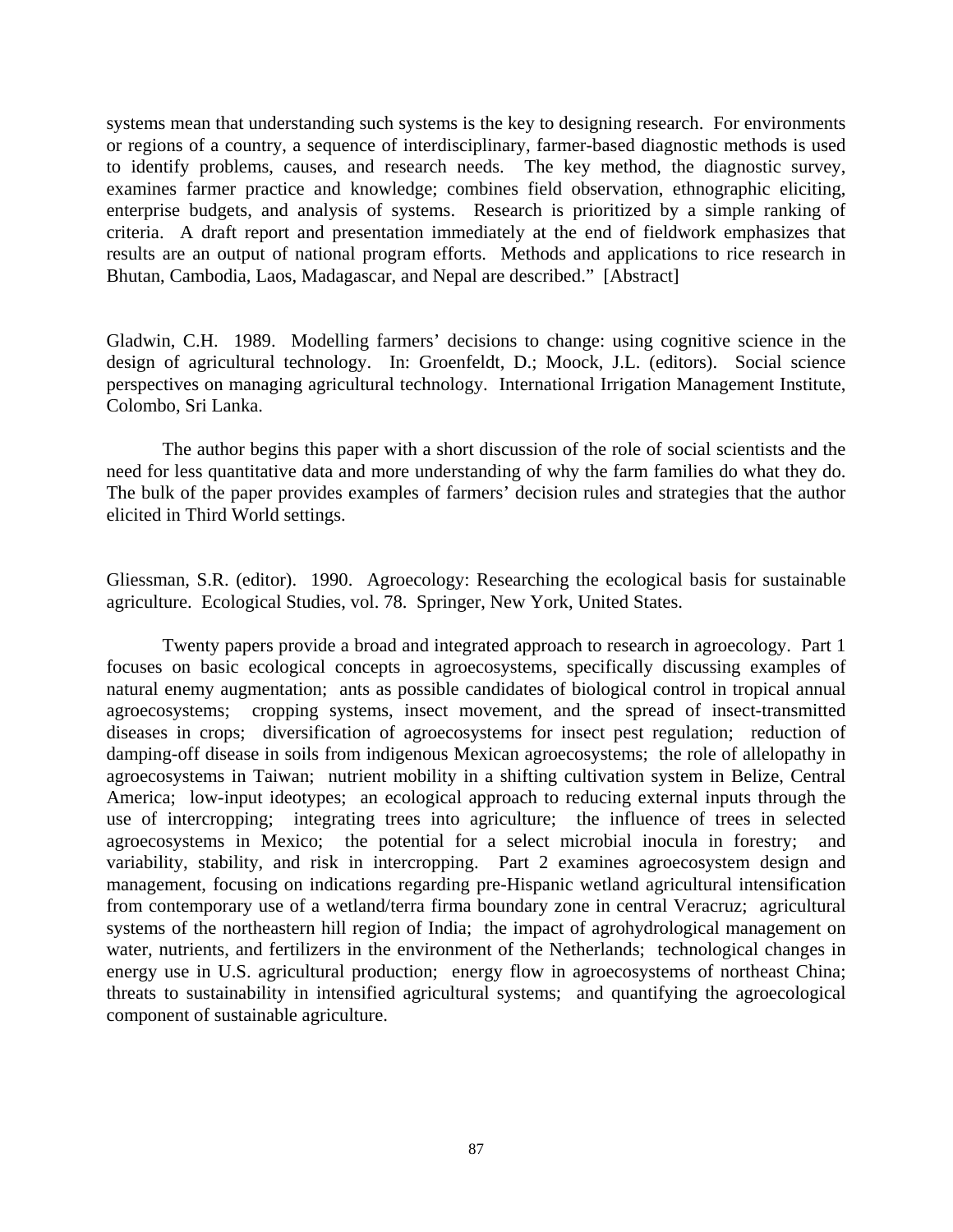systems mean that understanding such systems is the key to designing research. For environments or regions of a country, a sequence of interdisciplinary, farmer-based diagnostic methods is used to identify problems, causes, and research needs. The key method, the diagnostic survey, examines farmer practice and knowledge; combines field observation, ethnographic eliciting, enterprise budgets, and analysis of systems. Research is prioritized by a simple ranking of criteria. A draft report and presentation immediately at the end of fieldwork emphasizes that results are an output of national program efforts. Methods and applications to rice research in Bhutan, Cambodia, Laos, Madagascar, and Nepal are described." [Abstract]

Gladwin, C.H. 1989. Modelling farmers' decisions to change: using cognitive science in the design of agricultural technology. In: Groenfeldt, D.; Moock, J.L. (editors). Social science perspectives on managing agricultural technology. International Irrigation Management Institute, Colombo, Sri Lanka.

The author begins this paper with a short discussion of the role of social scientists and the need for less quantitative data and more understanding of why the farm families do what they do. The bulk of the paper provides examples of farmers' decision rules and strategies that the author elicited in Third World settings.

Gliessman, S.R. (editor). 1990. Agroecology: Researching the ecological basis for sustainable agriculture. Ecological Studies, vol. 78. Springer, New York, United States.

Twenty papers provide a broad and integrated approach to research in agroecology. Part 1 focuses on basic ecological concepts in agroecosystems, specifically discussing examples of natural enemy augmentation; ants as possible candidates of biological control in tropical annual agroecosystems; cropping systems, insect movement, and the spread of insect-transmitted diseases in crops; diversification of agroecosystems for insect pest regulation; reduction of damping-off disease in soils from indigenous Mexican agroecosystems; the role of allelopathy in agroecosystems in Taiwan; nutrient mobility in a shifting cultivation system in Belize, Central America; low-input ideotypes; an ecological approach to reducing external inputs through the use of intercropping; integrating trees into agriculture; the influence of trees in selected agroecosystems in Mexico; the potential for a select microbial inocula in forestry; and variability, stability, and risk in intercropping. Part 2 examines agroecosystem design and management, focusing on indications regarding pre-Hispanic wetland agricultural intensification from contemporary use of a wetland/terra firma boundary zone in central Veracruz; agricultural systems of the northeastern hill region of India; the impact of agrohydrological management on water, nutrients, and fertilizers in the environment of the Netherlands; technological changes in energy use in U.S. agricultural production; energy flow in agroecosystems of northeast China; threats to sustainability in intensified agricultural systems; and quantifying the agroecological component of sustainable agriculture.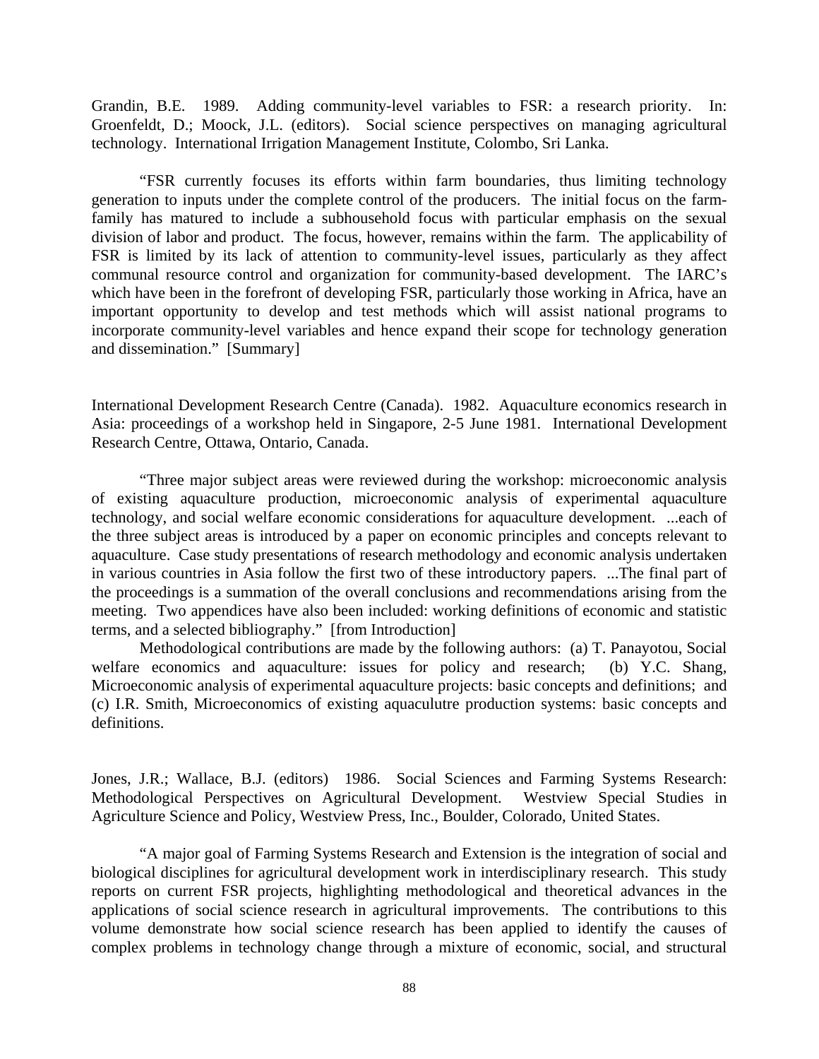Grandin, B.E. 1989. Adding community-level variables to FSR: a research priority. In: Groenfeldt, D.; Moock, J.L. (editors). Social science perspectives on managing agricultural technology. International Irrigation Management Institute, Colombo, Sri Lanka.

"FSR currently focuses its efforts within farm boundaries, thus limiting technology generation to inputs under the complete control of the producers. The initial focus on the farm-family has matured to include a subhousehold focus with particular emphasis on the sexual division of labor and product. The focus, however, remains within the farm. The applicability of FSR is limited by its lack of attention to community-level issues, particularly as they affect communal resource control and organization for community-based development. The IARC's which have been in the forefront of developing FSR, particularly those working in Africa, have an important opportunity to develop and test methods which will assist national programs to incorporate community-level variables and hence expand their scope for technology generation and dissemination." [Summary]

International Development Research Centre (Canada). 1982. Aquaculture economics research in Asia: proceedings of a workshop held in Singapore, 2-5 June 1981. International Development Research Centre, Ottawa, Ontario, Canada.

"Three major subject areas were reviewed during the workshop: microeconomic analysis of existing aquaculture production, microeconomic analysis of experimental aquaculture technology, and social welfare economic considerations for aquaculture development. ...each of the three subject areas is introduced by a paper on economic principles and concepts relevant to aquaculture. Case study presentations of research methodology and economic analysis undertaken in various countries in Asia follow the first two of these introductory papers. ...The final part of the proceedings is a summation of the overall conclusions and recommendations arising from the meeting. Two appendices have also been included: working definitions of economic and statistic terms, and a selected bibliography." [from Introduction]

Methodological contributions are made by the following authors: (a) T. Panayotou, Social welfare economics and aquaculture: issues for policy and research; (b) Y.C. Shang, Microeconomic analysis of experimental aquaculture projects: basic concepts and definitions; and (c) I.R. Smith, Microeconomics of existing aquaculutre production systems: basic concepts and definitions.

Jones, J.R.; Wallace, B.J. (editors) 1986. Social Sciences and Farming Systems Research: Methodological Perspectives on Agricultural Development. Westview Special Studies in Agriculture Science and Policy, Westview Press, Inc., Boulder, Colorado, United States.

"A major goal of Farming Systems Research and Extension is the integration of social and biological disciplines for agricultural development work in interdisciplinary research. This study reports on current FSR projects, highlighting methodological and theoretical advances in the applications of social science research in agricultural improvements. The contributions to this volume demonstrate how social science research has been applied to identify the causes of complex problems in technology change through a mixture of economic, social, and structural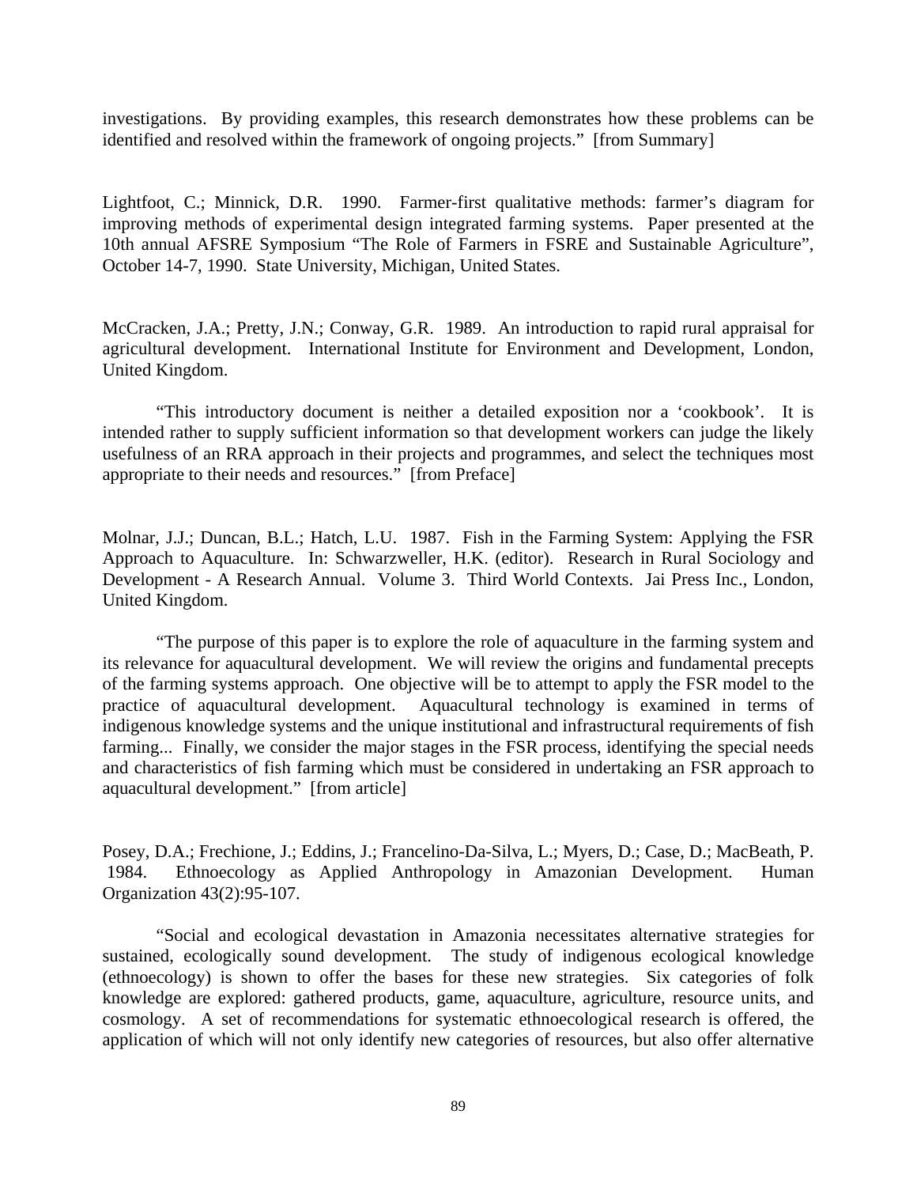investigations. By providing examples, this research demonstrates how these problems can be identified and resolved within the framework of ongoing projects." [from Summary]

Lightfoot, C.; Minnick, D.R. 1990. Farmer-first qualitative methods: farmer's diagram for improving methods of experimental design integrated farming systems. Paper presented at the 10th annual AFSRE Symposium "The Role of Farmers in FSRE and Sustainable Agriculture", October 14-7, 1990. State University, Michigan, United States.

McCracken, J.A.; Pretty, J.N.; Conway, G.R. 1989. An introduction to rapid rural appraisal for agricultural development. International Institute for Environment and Development, London, United Kingdom.

"This introductory document is neither a detailed exposition nor a 'cookbook'. It is intended rather to supply sufficient information so that development workers can judge the likely usefulness of an RRA approach in their projects and programmes, and select the techniques most appropriate to their needs and resources." [from Preface]

Molnar, J.J.; Duncan, B.L.; Hatch, L.U. 1987. Fish in the Farming System: Applying the FSR Approach to Aquaculture. In: Schwarzweller, H.K. (editor). Research in Rural Sociology and Development - A Research Annual. Volume 3. Third World Contexts. Jai Press Inc., London, United Kingdom.

"The purpose of this paper is to explore the role of aquaculture in the farming system and its relevance for aquacultural development. We will review the origins and fundamental precepts of the farming systems approach. One objective will be to attempt to apply the FSR model to the practice of aquacultural development. Aquacultural technology is examined in terms of indigenous knowledge systems and the unique institutional and infrastructural requirements of fish farming... Finally, we consider the major stages in the FSR process, identifying the special needs and characteristics of fish farming which must be considered in undertaking an FSR approach to aquacultural development." [from article]

Posey, D.A.; Frechione, J.; Eddins, J.; Francelino-Da-Silva, L.; Myers, D.; Case, D.; MacBeath, P. 1984. Ethnoecology as Applied Anthropology in Amazonian Development. Human Organization 43(2):95-107.

"Social and ecological devastation in Amazonia necessitates alternative strategies for sustained, ecologically sound development. The study of indigenous ecological knowledge (ethnoecology) is shown to offer the bases for these new strategies. Six categories of folk knowledge are explored: gathered products, game, aquaculture, agriculture, resource units, and cosmology. A set of recommendations for systematic ethnoecological research is offered, the application of which will not only identify new categories of resources, but also offer alternative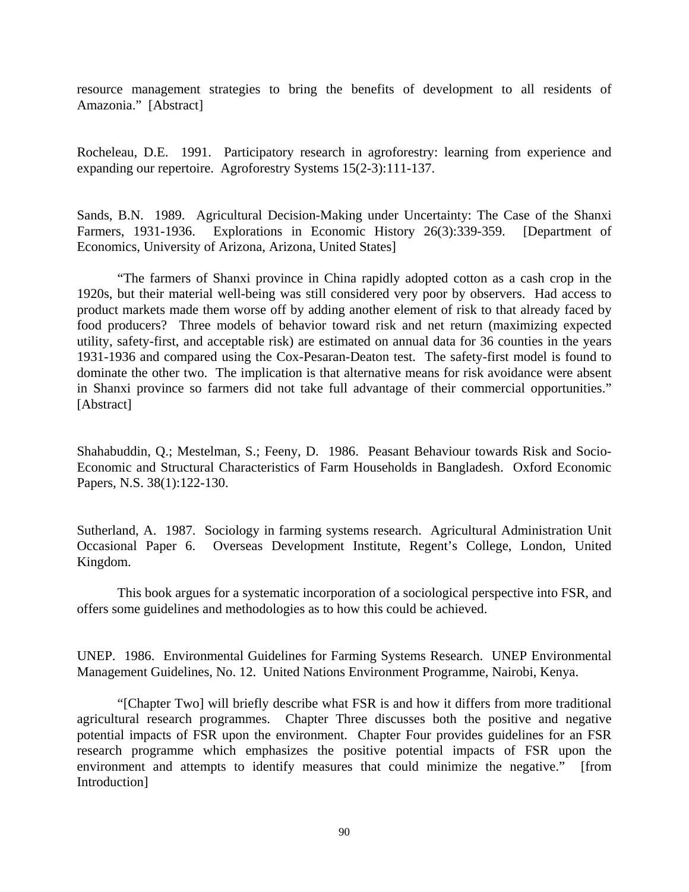resource management strategies to bring the benefits of development to all residents of Amazonia." [Abstract]

Rocheleau, D.E. 1991. Participatory research in agroforestry: learning from experience and expanding our repertoire. Agroforestry Systems 15(2-3):111-137.

Sands, B.N. 1989. Agricultural Decision-Making under Uncertainty: The Case of the Shanxi Farmers, 1931-1936. Explorations in Economic History 26(3):339-359. [Department of Economics, University of Arizona, Arizona, United States]

"The farmers of Shanxi province in China rapidly adopted cotton as a cash crop in the 1920s, but their material well-being was still considered very poor by observers. Had access to product markets made them worse off by adding another element of risk to that already faced by food producers? Three models of behavior toward risk and net return (maximizing expected utility, safety-first, and acceptable risk) are estimated on annual data for 36 counties in the years 1931-1936 and compared using the Cox-Pesaran-Deaton test. The safety-first model is found to dominate the other two. The implication is that alternative means for risk avoidance were absent in Shanxi province so farmers did not take full advantage of their commercial opportunities." [Abstract]

Shahabuddin, Q.; Mestelman, S.; Feeny, D. 1986. Peasant Behaviour towards Risk and Socio-Economic and Structural Characteristics of Farm Households in Bangladesh. Oxford Economic Papers, N.S. 38(1):122-130.

Sutherland, A. 1987. Sociology in farming systems research. Agricultural Administration Unit Occasional Paper 6. Overseas Development Institute, Regent's College, London, United Kingdom.

This book argues for a systematic incorporation of a sociological perspective into FSR, and offers some guidelines and methodologies as to how this could be achieved.

UNEP. 1986. Environmental Guidelines for Farming Systems Research. UNEP Environmental Management Guidelines, No. 12. United Nations Environment Programme, Nairobi, Kenya.

"[Chapter Two] will briefly describe what FSR is and how it differs from more traditional agricultural research programmes. Chapter Three discusses both the positive and negative potential impacts of FSR upon the environment. Chapter Four provides guidelines for an FSR research programme which emphasizes the positive potential impacts of FSR upon the environment and attempts to identify measures that could minimize the negative." [from Introduction]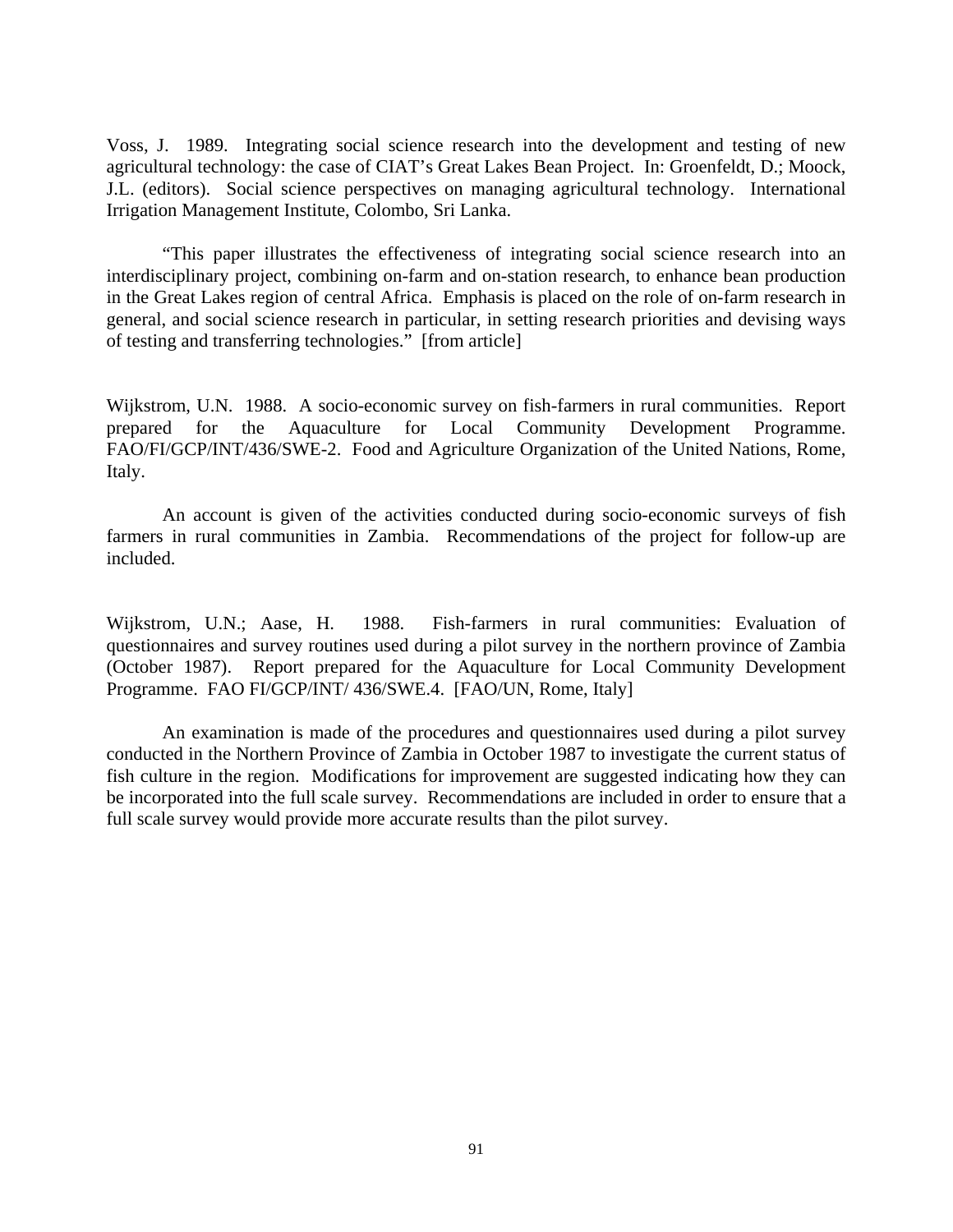Voss, J. 1989. Integrating social science research into the development and testing of new agricultural technology: the case of CIAT's Great Lakes Bean Project. In: Groenfeldt, D.; Moock, J.L. (editors). Social science perspectives on managing agricultural technology. International Irrigation Management Institute, Colombo, Sri Lanka.

"This paper illustrates the effectiveness of integrating social science research into an interdisciplinary project, combining on-farm and on-station research, to enhance bean production in the Great Lakes region of central Africa. Emphasis is placed on the role of on-farm research in general, and social science research in particular, in setting research priorities and devising ways of testing and transferring technologies." [from article]

Wijkstrom, U.N. 1988. A socio-economic survey on fish-farmers in rural communities. Report prepared for the Aquaculture for Local Community Development Programme. FAO/FI/GCP/INT/436/SWE-2. Food and Agriculture Organization of the United Nations, Rome, Italy.

An account is given of the activities conducted during socio-economic surveys of fish farmers in rural communities in Zambia. Recommendations of the project for follow-up are included.

Wijkstrom, U.N.; Aase, H. 1988. Fish-farmers in rural communities: Evaluation of questionnaires and survey routines used during a pilot survey in the northern province of Zambia (October 1987). Report prepared for the Aquaculture for Local Community Development Programme. FAO FI/GCP/INT/ 436/SWE.4. [FAO/UN, Rome, Italy]

An examination is made of the procedures and questionnaires used during a pilot survey conducted in the Northern Province of Zambia in October 1987 to investigate the current status of fish culture in the region. Modifications for improvement are suggested indicating how they can be incorporated into the full scale survey. Recommendations are included in order to ensure that a full scale survey would provide more accurate results than the pilot survey.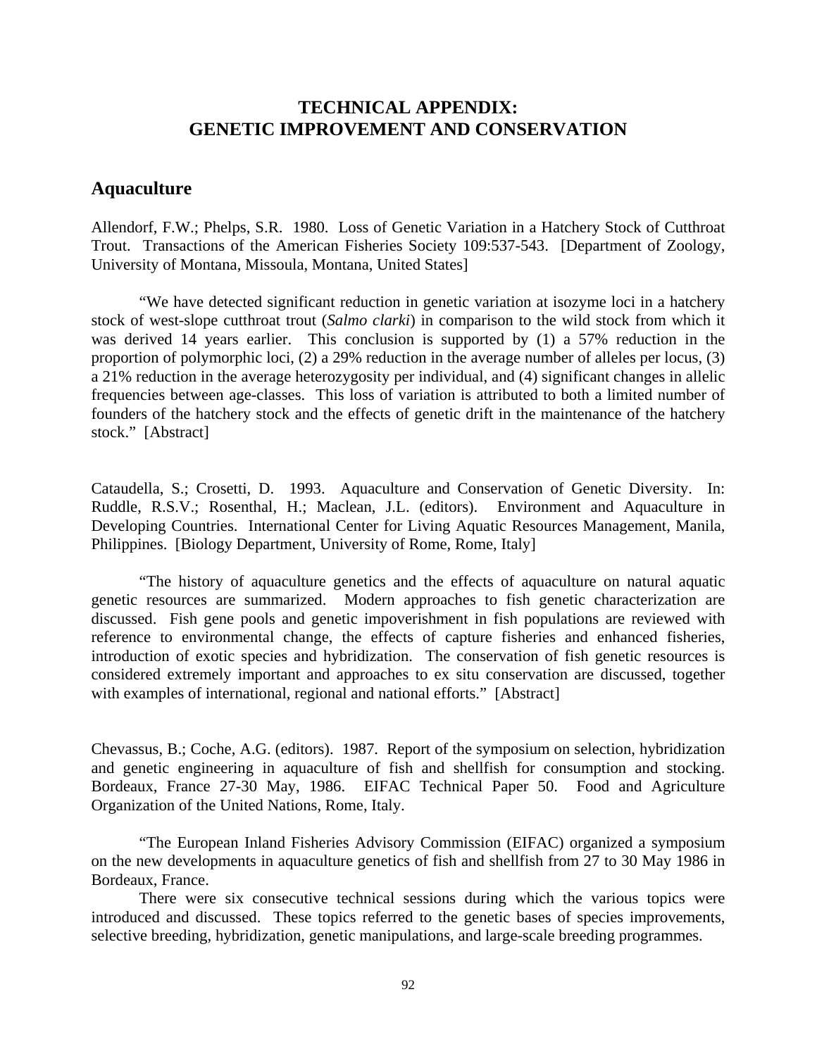# TECHNICAL APPENDIX:
# GENETIC IMPROVEMENT AND CONSERVATION

## Aquaculture

Allendorf, F.W.; Phelps, S.R. 1980. Loss of Genetic Variation in a Hatchery Stock of Cutthroat Trout. Transactions of the American Fisheries Society 109:537-543. [Department of Zoology, University of Montana, Missoula, Montana, United States]

"We have detected significant reduction in genetic variation at isozyme loci in a hatchery stock of west-slope cutthroat trout (*Salmo clarki*) in comparison to the wild stock from which it was derived 14 years earlier. This conclusion is supported by (1) a 57% reduction in the proportion of polymorphic loci, (2) a 29% reduction in the average number of alleles per locus, (3) a 21% reduction in the average heterozygosity per individual, and (4) significant changes in allelic frequencies between age-classes. This loss of variation is attributed to both a limited number of founders of the hatchery stock and the effects of genetic drift in the maintenance of the hatchery stock." [Abstract]

Cataudella, S.; Crosetti, D. 1993. Aquaculture and Conservation of Genetic Diversity. In: Ruddle, R.S.V.; Rosenthal, H.; Maclean, J.L. (editors). Environment and Aquaculture in Developing Countries. International Center for Living Aquatic Resources Management, Manila, Philippines. [Biology Department, University of Rome, Rome, Italy]

"The history of aquaculture genetics and the effects of aquaculture on natural aquatic genetic resources are summarized. Modern approaches to fish genetic characterization are discussed. Fish gene pools and genetic impoverishment in fish populations are reviewed with reference to environmental change, the effects of capture fisheries and enhanced fisheries, introduction of exotic species and hybridization. The conservation of fish genetic resources is considered extremely important and approaches to ex situ conservation are discussed, together with examples of international, regional and national efforts." [Abstract]

Chevassus, B.; Coche, A.G. (editors). 1987. Report of the symposium on selection, hybridization and genetic engineering in aquaculture of fish and shellfish for consumption and stocking. Bordeaux, France 27-30 May, 1986. EIFAC Technical Paper 50. Food and Agriculture Organization of the United Nations, Rome, Italy.

"The European Inland Fisheries Advisory Commission (EIFAC) organized a symposium on the new developments in aquaculture genetics of fish and shellfish from 27 to 30 May 1986 in Bordeaux, France.

There were six consecutive technical sessions during which the various topics were introduced and discussed. These topics referred to the genetic bases of species improvements, selective breeding, hybridization, genetic manipulations, and large-scale breeding programmes.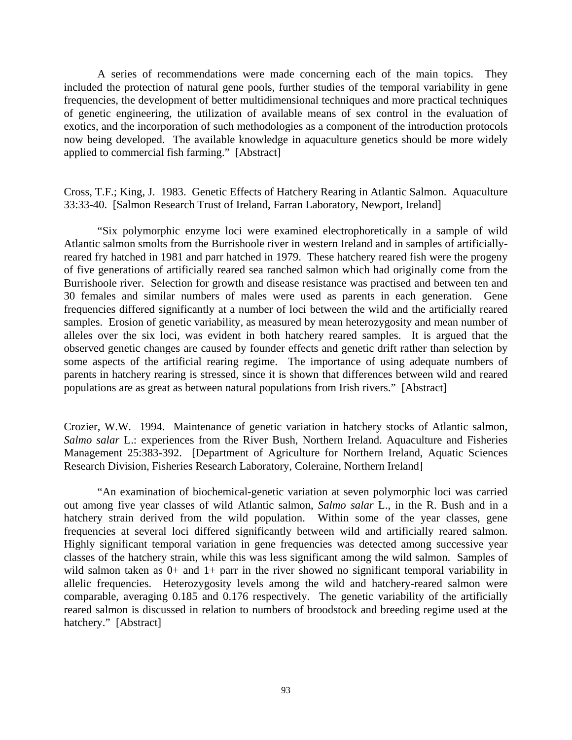A series of recommendations were made concerning each of the main topics. They included the protection of natural gene pools, further studies of the temporal variability in gene frequencies, the development of better multidimensional techniques and more practical techniques of genetic engineering, the utilization of available means of sex control in the evaluation of exotics, and the incorporation of such methodologies as a component of the introduction protocols now being developed. The available knowledge in aquaculture genetics should be more widely applied to commercial fish farming." [Abstract]

Cross, T.F.; King, J. 1983. Genetic Effects of Hatchery Rearing in Atlantic Salmon. Aquaculture 33:33-40. [Salmon Research Trust of Ireland, Farran Laboratory, Newport, Ireland]

"Six polymorphic enzyme loci were examined electrophoretically in a sample of wild Atlantic salmon smolts from the Burrishoole river in western Ireland and in samples of artificially-reared fry hatched in 1981 and parr hatched in 1979. These hatchery reared fish were the progeny of five generations of artificially reared sea ranched salmon which had originally come from the Burrishoole river. Selection for growth and disease resistance was practised and between ten and 30 females and similar numbers of males were used as parents in each generation. Gene frequencies differed significantly at a number of loci between the wild and the artificially reared samples. Erosion of genetic variability, as measured by mean heterozygosity and mean number of alleles over the six loci, was evident in both hatchery reared samples. It is argued that the observed genetic changes are caused by founder effects and genetic drift rather than selection by some aspects of the artificial rearing regime. The importance of using adequate numbers of parents in hatchery rearing is stressed, since it is shown that differences between wild and reared populations are as great as between natural populations from Irish rivers." [Abstract]

Crozier, W.W. 1994. Maintenance of genetic variation in hatchery stocks of Atlantic salmon, *Salmo salar* L.: experiences from the River Bush, Northern Ireland. Aquaculture and Fisheries Management 25:383-392. [Department of Agriculture for Northern Ireland, Aquatic Sciences Research Division, Fisheries Research Laboratory, Coleraine, Northern Ireland]

"An examination of biochemical-genetic variation at seven polymorphic loci was carried out among five year classes of wild Atlantic salmon, *Salmo salar* L., in the R. Bush and in a hatchery strain derived from the wild population. Within some of the year classes, gene frequencies at several loci differed significantly between wild and artificially reared salmon. Highly significant temporal variation in gene frequencies was detected among successive year classes of the hatchery strain, while this was less significant among the wild salmon. Samples of wild salmon taken as 0+ and 1+ parr in the river showed no significant temporal variability in allelic frequencies. Heterozygosity levels among the wild and hatchery-reared salmon were comparable, averaging 0.185 and 0.176 respectively. The genetic variability of the artificially reared salmon is discussed in relation to numbers of broodstock and breeding regime used at the hatchery." [Abstract]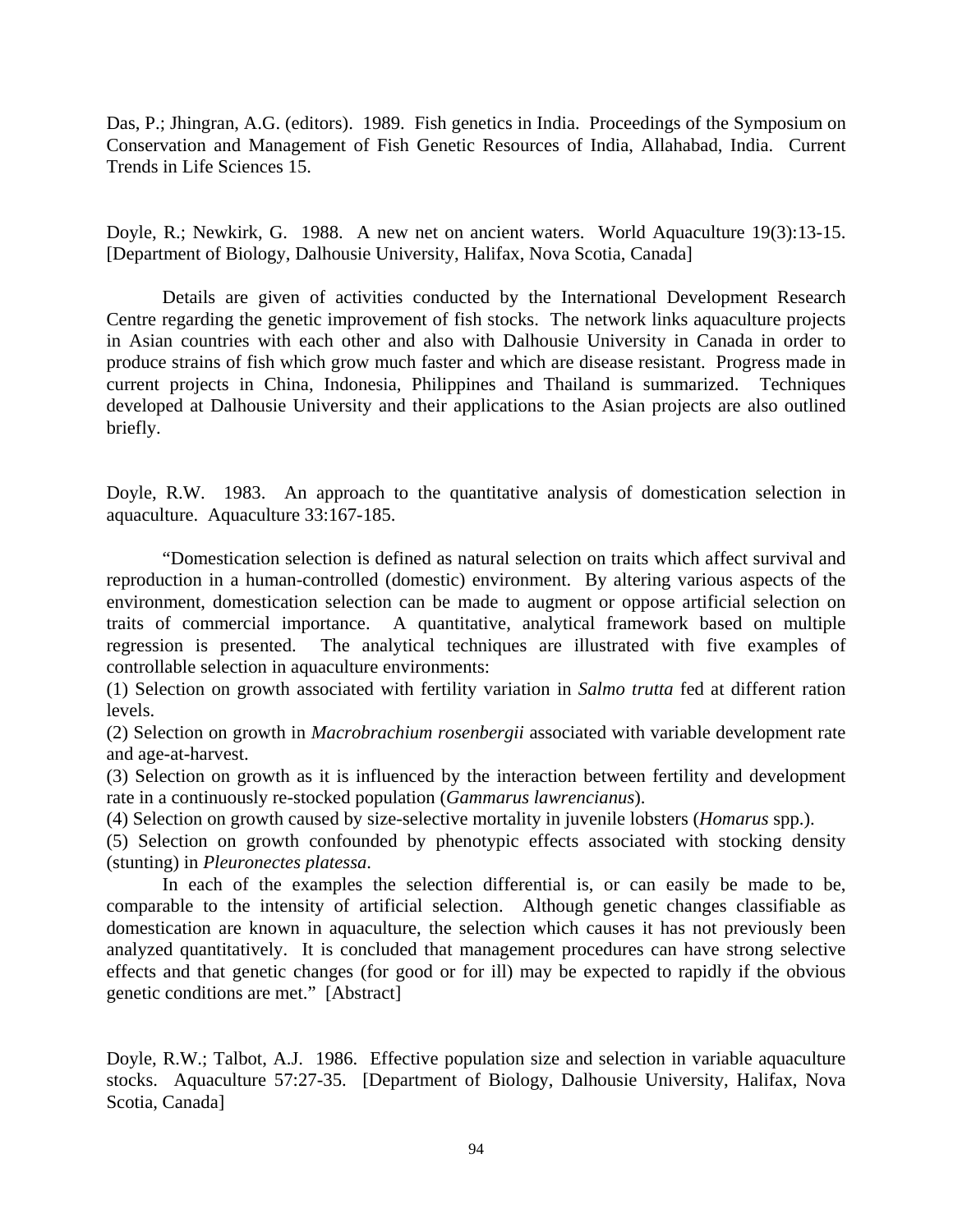Das, P.; Jhingran, A.G. (editors). 1989. Fish genetics in India. Proceedings of the Symposium on Conservation and Management of Fish Genetic Resources of India, Allahabad, India. Current Trends in Life Sciences 15.

Doyle, R.; Newkirk, G. 1988. A new net on ancient waters. World Aquaculture 19(3):13-15. [Department of Biology, Dalhousie University, Halifax, Nova Scotia, Canada]

Details are given of activities conducted by the International Development Research Centre regarding the genetic improvement of fish stocks. The network links aquaculture projects in Asian countries with each other and also with Dalhousie University in Canada in order to produce strains of fish which grow much faster and which are disease resistant. Progress made in current projects in China, Indonesia, Philippines and Thailand is summarized. Techniques developed at Dalhousie University and their applications to the Asian projects are also outlined briefly.

Doyle, R.W. 1983. An approach to the quantitative analysis of domestication selection in aquaculture. Aquaculture 33:167-185.

"Domestication selection is defined as natural selection on traits which affect survival and reproduction in a human-controlled (domestic) environment. By altering various aspects of the environment, domestication selection can be made to augment or oppose artificial selection on traits of commercial importance. A quantitative, analytical framework based on multiple regression is presented. The analytical techniques are illustrated with five examples of controllable selection in aquaculture environments:

(1) Selection on growth associated with fertility variation in *Salmo trutta* fed at different ration levels.

(2) Selection on growth in *Macrobrachium rosenbergii* associated with variable development rate and age-at-harvest.

(3) Selection on growth as it is influenced by the interaction between fertility and development rate in a continuously re-stocked population (*Gammarus lawrencianus*).

(4) Selection on growth caused by size-selective mortality in juvenile lobsters (*Homarus* spp.).

(5) Selection on growth confounded by phenotypic effects associated with stocking density (stunting) in *Pleuronectes platessa*.

In each of the examples the selection differential is, or can easily be made to be, comparable to the intensity of artificial selection. Although genetic changes classifiable as domestication are known in aquaculture, the selection which causes it has not previously been analyzed quantitatively. It is concluded that management procedures can have strong selective effects and that genetic changes (for good or for ill) may be expected to rapidly if the obvious genetic conditions are met." [Abstract]

Doyle, R.W.; Talbot, A.J. 1986. Effective population size and selection in variable aquaculture stocks. Aquaculture 57:27-35. [Department of Biology, Dalhousie University, Halifax, Nova Scotia, Canada]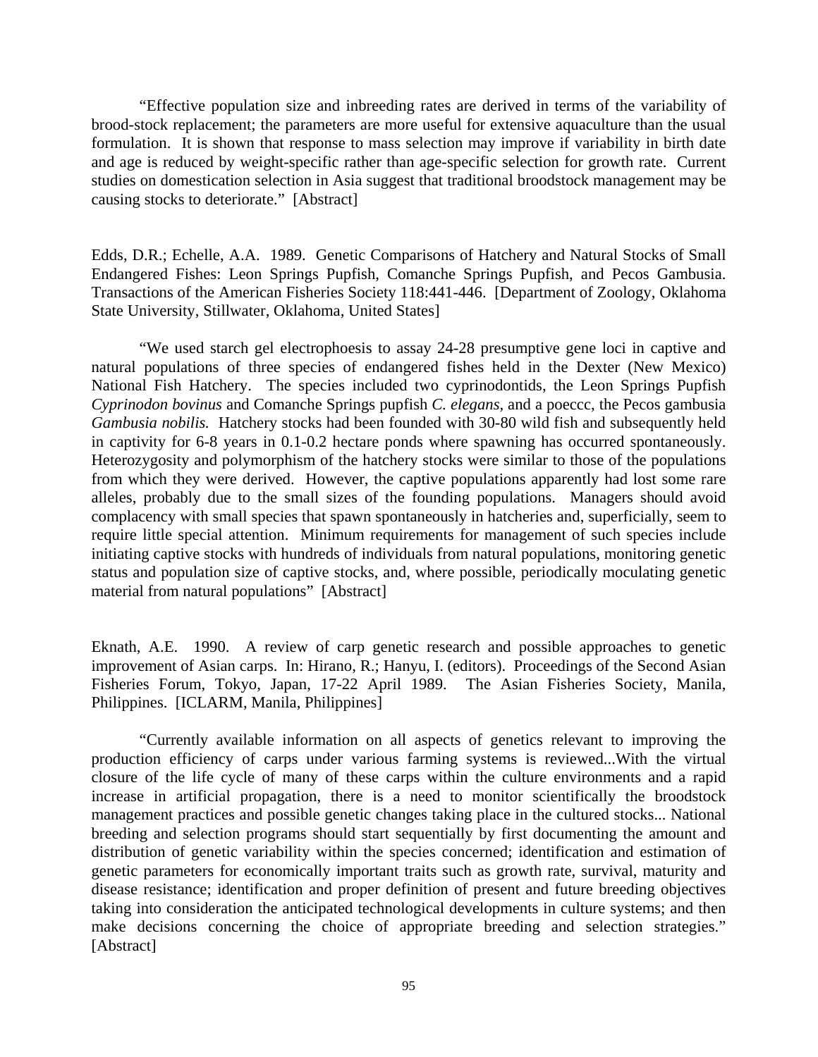"Effective population size and inbreeding rates are derived in terms of the variability of brood-stock replacement; the parameters are more useful for extensive aquaculture than the usual formulation. It is shown that response to mass selection may improve if variability in birth date and age is reduced by weight-specific rather than age-specific selection for growth rate. Current studies on domestication selection in Asia suggest that traditional broodstock management may be causing stocks to deteriorate." [Abstract]

Edds, D.R.; Echelle, A.A. 1989. Genetic Comparisons of Hatchery and Natural Stocks of Small Endangered Fishes: Leon Springs Pupfish, Comanche Springs Pupfish, and Pecos Gambusia. Transactions of the American Fisheries Society 118:441-446. [Department of Zoology, Oklahoma State University, Stillwater, Oklahoma, United States]

"We used starch gel electrophoesis to assay 24-28 presumptive gene loci in captive and natural populations of three species of endangered fishes held in the Dexter (New Mexico) National Fish Hatchery. The species included two cyprinodontids, the Leon Springs Pupfish *Cyprinodon bovinus* and Comanche Springs pupfish *C. elegans*, and a poeccc, the Pecos gambusia *Gambusia nobilis.* Hatchery stocks had been founded with 30-80 wild fish and subsequently held in captivity for 6-8 years in 0.1-0.2 hectare ponds where spawning has occurred spontaneously. Heterozygosity and polymorphism of the hatchery stocks were similar to those of the populations from which they were derived. However, the captive populations apparently had lost some rare alleles, probably due to the small sizes of the founding populations. Managers should avoid complacency with small species that spawn spontaneously in hatcheries and, superficially, seem to require little special attention. Minimum requirements for management of such species include initiating captive stocks with hundreds of individuals from natural populations, monitoring genetic status and population size of captive stocks, and, where possible, periodically moculating genetic material from natural populations" [Abstract]

Eknath, A.E. 1990. A review of carp genetic research and possible approaches to genetic improvement of Asian carps. In: Hirano, R.; Hanyu, I. (editors). Proceedings of the Second Asian Fisheries Forum, Tokyo, Japan, 17-22 April 1989. The Asian Fisheries Society, Manila, Philippines. [ICLARM, Manila, Philippines]

"Currently available information on all aspects of genetics relevant to improving the production efficiency of carps under various farming systems is reviewed...With the virtual closure of the life cycle of many of these carps within the culture environments and a rapid increase in artificial propagation, there is a need to monitor scientifically the broodstock management practices and possible genetic changes taking place in the cultured stocks... National breeding and selection programs should start sequentially by first documenting the amount and distribution of genetic variability within the species concerned; identification and estimation of genetic parameters for economically important traits such as growth rate, survival, maturity and disease resistance; identification and proper definition of present and future breeding objectives taking into consideration the anticipated technological developments in culture systems; and then make decisions concerning the choice of appropriate breeding and selection strategies." [Abstract]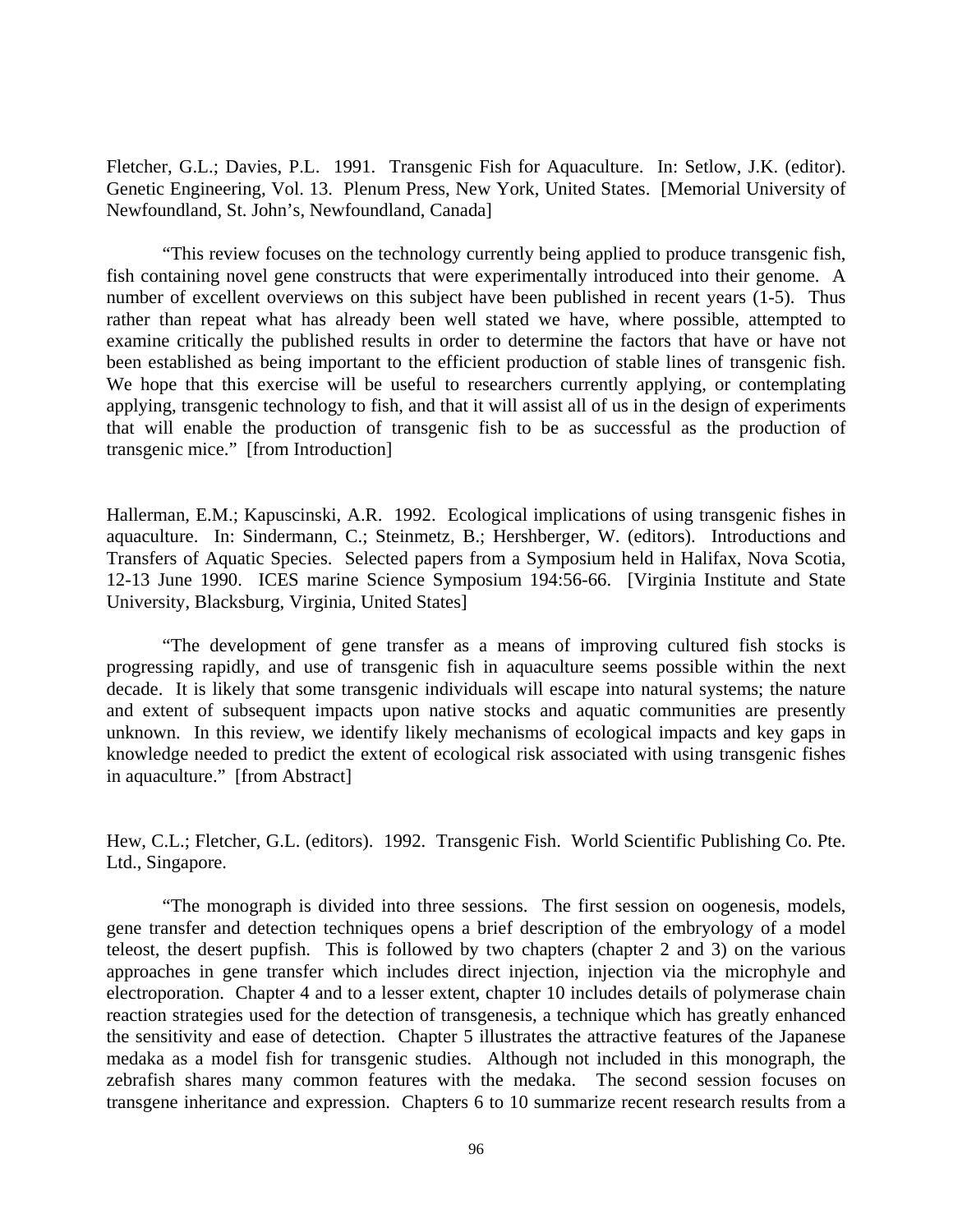Fletcher, G.L.; Davies, P.L. 1991. Transgenic Fish for Aquaculture. In: Setlow, J.K. (editor). Genetic Engineering, Vol. 13. Plenum Press, New York, United States. [Memorial University of Newfoundland, St. John's, Newfoundland, Canada]

"This review focuses on the technology currently being applied to produce transgenic fish, fish containing novel gene constructs that were experimentally introduced into their genome. A number of excellent overviews on this subject have been published in recent years (1-5). Thus rather than repeat what has already been well stated we have, where possible, attempted to examine critically the published results in order to determine the factors that have or have not been established as being important to the efficient production of stable lines of transgenic fish. We hope that this exercise will be useful to researchers currently applying, or contemplating applying, transgenic technology to fish, and that it will assist all of us in the design of experiments that will enable the production of transgenic fish to be as successful as the production of transgenic mice." [from Introduction]

Hallerman, E.M.; Kapuscinski, A.R. 1992. Ecological implications of using transgenic fishes in aquaculture. In: Sindermann, C.; Steinmetz, B.; Hershberger, W. (editors). Introductions and Transfers of Aquatic Species. Selected papers from a Symposium held in Halifax, Nova Scotia, 12-13 June 1990. ICES marine Science Symposium 194:56-66. [Virginia Institute and State University, Blacksburg, Virginia, United States]

"The development of gene transfer as a means of improving cultured fish stocks is progressing rapidly, and use of transgenic fish in aquaculture seems possible within the next decade. It is likely that some transgenic individuals will escape into natural systems; the nature and extent of subsequent impacts upon native stocks and aquatic communities are presently unknown. In this review, we identify likely mechanisms of ecological impacts and key gaps in knowledge needed to predict the extent of ecological risk associated with using transgenic fishes in aquaculture." [from Abstract]

Hew, C.L.; Fletcher, G.L. (editors). 1992. Transgenic Fish. World Scientific Publishing Co. Pte. Ltd., Singapore.

"The monograph is divided into three sessions. The first session on oogenesis, models, gene transfer and detection techniques opens a brief description of the embryology of a model teleost, the desert pupfish. This is followed by two chapters (chapter 2 and 3) on the various approaches in gene transfer which includes direct injection, injection via the microphyle and electroporation. Chapter 4 and to a lesser extent, chapter 10 includes details of polymerase chain reaction strategies used for the detection of transgenesis, a technique which has greatly enhanced the sensitivity and ease of detection. Chapter 5 illustrates the attractive features of the Japanese medaka as a model fish for transgenic studies. Although not included in this monograph, the zebrafish shares many common features with the medaka. The second session focuses on transgene inheritance and expression. Chapters 6 to 10 summarize recent research results from a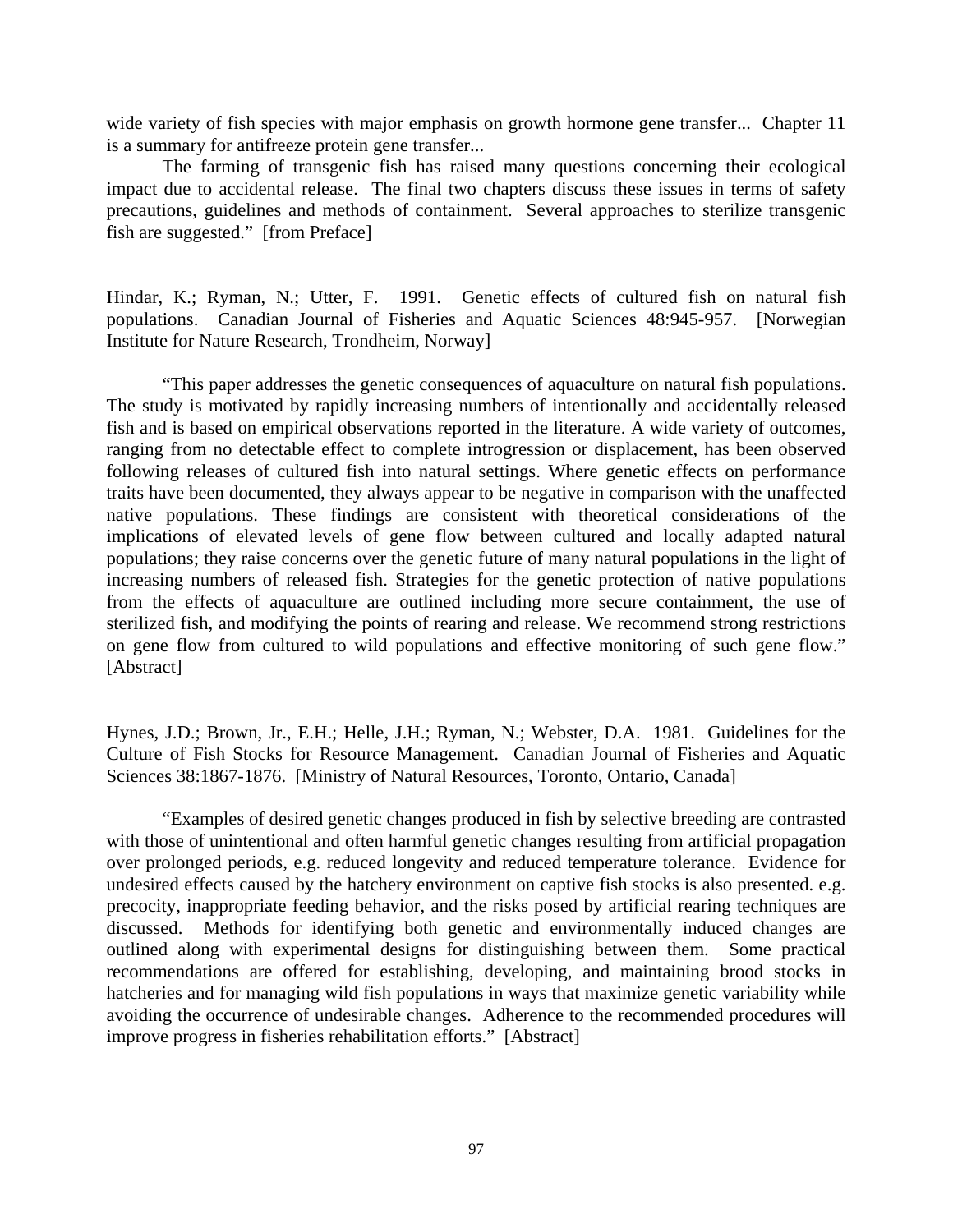wide variety of fish species with major emphasis on growth hormone gene transfer... Chapter 11 is a summary for antifreeze protein gene transfer...

The farming of transgenic fish has raised many questions concerning their ecological impact due to accidental release. The final two chapters discuss these issues in terms of safety precautions, guidelines and methods of containment. Several approaches to sterilize transgenic fish are suggested." [from Preface]

Hindar, K.; Ryman, N.; Utter, F. 1991. Genetic effects of cultured fish on natural fish populations. Canadian Journal of Fisheries and Aquatic Sciences 48:945-957. [Norwegian Institute for Nature Research, Trondheim, Norway]

"This paper addresses the genetic consequences of aquaculture on natural fish populations. The study is motivated by rapidly increasing numbers of intentionally and accidentally released fish and is based on empirical observations reported in the literature. A wide variety of outcomes, ranging from no detectable effect to complete introgression or displacement, has been observed following releases of cultured fish into natural settings. Where genetic effects on performance traits have been documented, they always appear to be negative in comparison with the unaffected native populations. These findings are consistent with theoretical considerations of the implications of elevated levels of gene flow between cultured and locally adapted natural populations; they raise concerns over the genetic future of many natural populations in the light of increasing numbers of released fish. Strategies for the genetic protection of native populations from the effects of aquaculture are outlined including more secure containment, the use of sterilized fish, and modifying the points of rearing and release. We recommend strong restrictions on gene flow from cultured to wild populations and effective monitoring of such gene flow." [Abstract]

Hynes, J.D.; Brown, Jr., E.H.; Helle, J.H.; Ryman, N.; Webster, D.A. 1981. Guidelines for the Culture of Fish Stocks for Resource Management. Canadian Journal of Fisheries and Aquatic Sciences 38:1867-1876. [Ministry of Natural Resources, Toronto, Ontario, Canada]

"Examples of desired genetic changes produced in fish by selective breeding are contrasted with those of unintentional and often harmful genetic changes resulting from artificial propagation over prolonged periods, e.g. reduced longevity and reduced temperature tolerance. Evidence for undesired effects caused by the hatchery environment on captive fish stocks is also presented. e.g. precocity, inappropriate feeding behavior, and the risks posed by artificial rearing techniques are discussed. Methods for identifying both genetic and environmentally induced changes are outlined along with experimental designs for distinguishing between them. Some practical recommendations are offered for establishing, developing, and maintaining brood stocks in hatcheries and for managing wild fish populations in ways that maximize genetic variability while avoiding the occurrence of undesirable changes. Adherence to the recommended procedures will improve progress in fisheries rehabilitation efforts." [Abstract]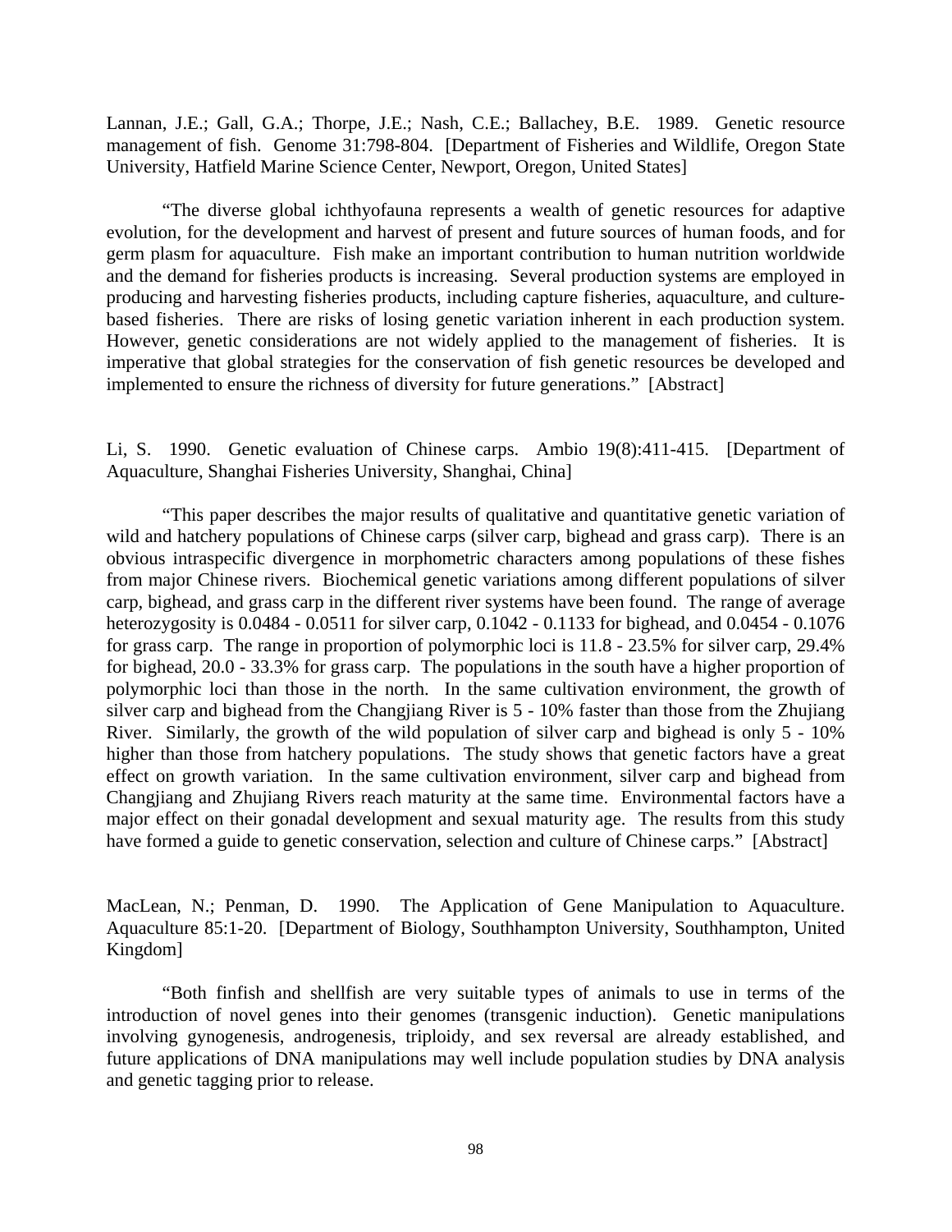Lannan, J.E.; Gall, G.A.; Thorpe, J.E.; Nash, C.E.; Ballachey, B.E. 1989. Genetic resource management of fish. Genome 31:798-804. [Department of Fisheries and Wildlife, Oregon State University, Hatfield Marine Science Center, Newport, Oregon, United States]

"The diverse global ichthyofauna represents a wealth of genetic resources for adaptive evolution, for the development and harvest of present and future sources of human foods, and for germ plasm for aquaculture. Fish make an important contribution to human nutrition worldwide and the demand for fisheries products is increasing. Several production systems are employed in producing and harvesting fisheries products, including capture fisheries, aquaculture, and culture-based fisheries. There are risks of losing genetic variation inherent in each production system. However, genetic considerations are not widely applied to the management of fisheries. It is imperative that global strategies for the conservation of fish genetic resources be developed and implemented to ensure the richness of diversity for future generations." [Abstract]

Li, S. 1990. Genetic evaluation of Chinese carps. Ambio 19(8):411-415. [Department of Aquaculture, Shanghai Fisheries University, Shanghai, China]

"This paper describes the major results of qualitative and quantitative genetic variation of wild and hatchery populations of Chinese carps (silver carp, bighead and grass carp). There is an obvious intraspecific divergence in morphometric characters among populations of these fishes from major Chinese rivers. Biochemical genetic variations among different populations of silver carp, bighead, and grass carp in the different river systems have been found. The range of average heterozygosity is 0.0484 - 0.0511 for silver carp, 0.1042 - 0.1133 for bighead, and 0.0454 - 0.1076 for grass carp. The range in proportion of polymorphic loci is 11.8 - 23.5% for silver carp, 29.4% for bighead, 20.0 - 33.3% for grass carp. The populations in the south have a higher proportion of polymorphic loci than those in the north. In the same cultivation environment, the growth of silver carp and bighead from the Changjiang River is 5 - 10% faster than those from the Zhujiang River. Similarly, the growth of the wild population of silver carp and bighead is only 5 - 10% higher than those from hatchery populations. The study shows that genetic factors have a great effect on growth variation. In the same cultivation environment, silver carp and bighead from Changjiang and Zhujiang Rivers reach maturity at the same time. Environmental factors have a major effect on their gonadal development and sexual maturity age. The results from this study have formed a guide to genetic conservation, selection and culture of Chinese carps." [Abstract]

MacLean, N.; Penman, D. 1990. The Application of Gene Manipulation to Aquaculture. Aquaculture 85:1-20. [Department of Biology, Southhampton University, Southhampton, United Kingdom]

"Both finfish and shellfish are very suitable types of animals to use in terms of the introduction of novel genes into their genomes (transgenic induction). Genetic manipulations involving gynogenesis, androgenesis, triploidy, and sex reversal are already established, and future applications of DNA manipulations may well include population studies by DNA analysis and genetic tagging prior to release.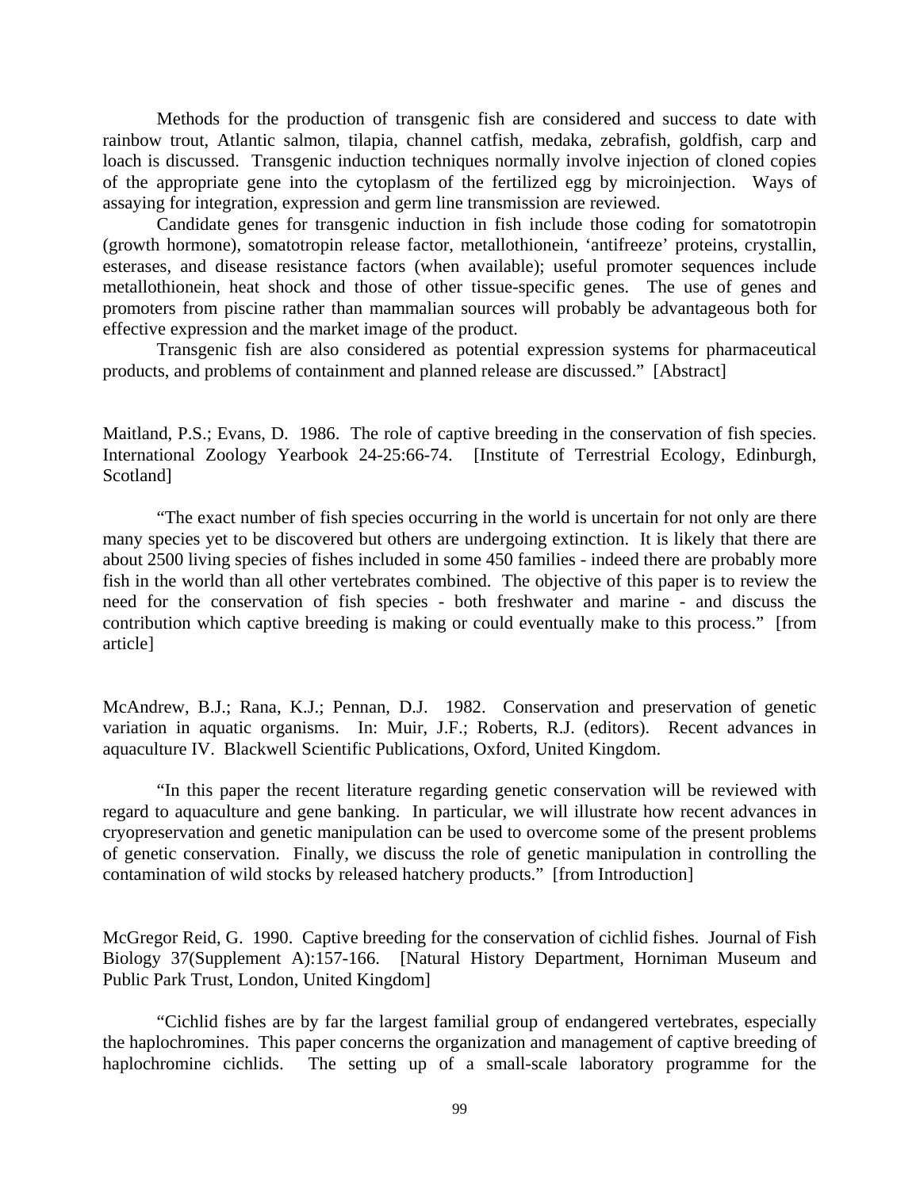Methods for the production of transgenic fish are considered and success to date with rainbow trout, Atlantic salmon, tilapia, channel catfish, medaka, zebrafish, goldfish, carp and loach is discussed. Transgenic induction techniques normally involve injection of cloned copies of the appropriate gene into the cytoplasm of the fertilized egg by microinjection. Ways of assaying for integration, expression and germ line transmission are reviewed.

Candidate genes for transgenic induction in fish include those coding for somatotropin (growth hormone), somatotropin release factor, metallothionein, 'antifreeze' proteins, crystallin, esterases, and disease resistance factors (when available); useful promoter sequences include metallothionein, heat shock and those of other tissue-specific genes. The use of genes and promoters from piscine rather than mammalian sources will probably be advantageous both for effective expression and the market image of the product.

Transgenic fish are also considered as potential expression systems for pharmaceutical products, and problems of containment and planned release are discussed." [Abstract]

Maitland, P.S.; Evans, D. 1986. The role of captive breeding in the conservation of fish species. International Zoology Yearbook 24-25:66-74. [Institute of Terrestrial Ecology, Edinburgh, Scotland]

"The exact number of fish species occurring in the world is uncertain for not only are there many species yet to be discovered but others are undergoing extinction. It is likely that there are about 2500 living species of fishes included in some 450 families - indeed there are probably more fish in the world than all other vertebrates combined. The objective of this paper is to review the need for the conservation of fish species - both freshwater and marine - and discuss the contribution which captive breeding is making or could eventually make to this process." [from article]

McAndrew, B.J.; Rana, K.J.; Pennan, D.J. 1982. Conservation and preservation of genetic variation in aquatic organisms. In: Muir, J.F.; Roberts, R.J. (editors). Recent advances in aquaculture IV. Blackwell Scientific Publications, Oxford, United Kingdom.

"In this paper the recent literature regarding genetic conservation will be reviewed with regard to aquaculture and gene banking. In particular, we will illustrate how recent advances in cryopreservation and genetic manipulation can be used to overcome some of the present problems of genetic conservation. Finally, we discuss the role of genetic manipulation in controlling the contamination of wild stocks by released hatchery products." [from Introduction]

McGregor Reid, G. 1990. Captive breeding for the conservation of cichlid fishes. Journal of Fish Biology 37(Supplement A):157-166. [Natural History Department, Horniman Museum and Public Park Trust, London, United Kingdom]

"Cichlid fishes are by far the largest familial group of endangered vertebrates, especially the haplochromines. This paper concerns the organization and management of captive breeding of haplochromine cichlids. The setting up of a small-scale laboratory programme for the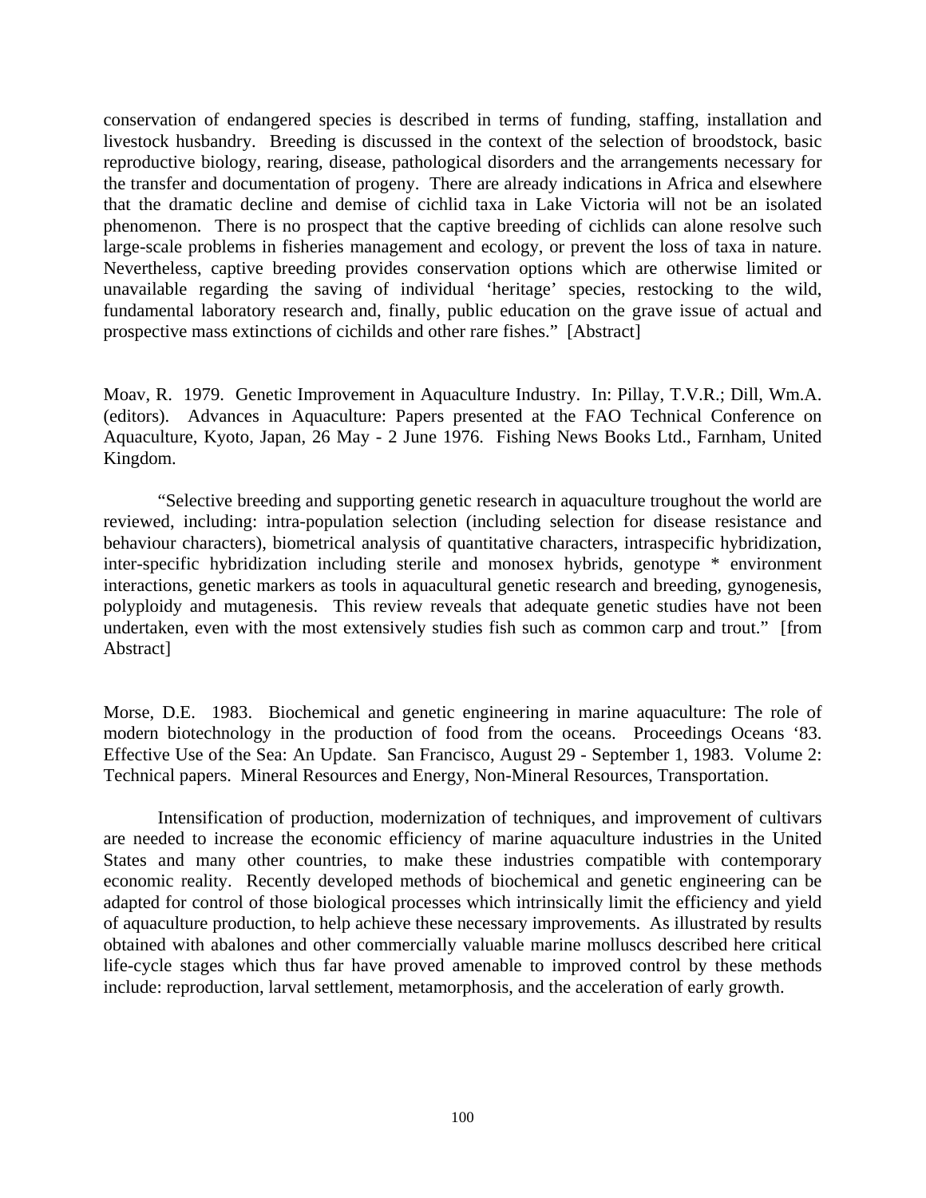conservation of endangered species is described in terms of funding, staffing, installation and livestock husbandry. Breeding is discussed in the context of the selection of broodstock, basic reproductive biology, rearing, disease, pathological disorders and the arrangements necessary for the transfer and documentation of progeny. There are already indications in Africa and elsewhere that the dramatic decline and demise of cichlid taxa in Lake Victoria will not be an isolated phenomenon. There is no prospect that the captive breeding of cichlids can alone resolve such large-scale problems in fisheries management and ecology, or prevent the loss of taxa in nature. Nevertheless, captive breeding provides conservation options which are otherwise limited or unavailable regarding the saving of individual 'heritage' species, restocking to the wild, fundamental laboratory research and, finally, public education on the grave issue of actual and prospective mass extinctions of cichilds and other rare fishes." [Abstract]

Moav, R. 1979. Genetic Improvement in Aquaculture Industry. In: Pillay, T.V.R.; Dill, Wm.A. (editors). Advances in Aquaculture: Papers presented at the FAO Technical Conference on Aquaculture, Kyoto, Japan, 26 May - 2 June 1976. Fishing News Books Ltd., Farnham, United Kingdom.

"Selective breeding and supporting genetic research in aquaculture troughout the world are reviewed, including: intra-population selection (including selection for disease resistance and behaviour characters), biometrical analysis of quantitative characters, intraspecific hybridization, inter-specific hybridization including sterile and monosex hybrids, genotype * environment interactions, genetic markers as tools in aquacultural genetic research and breeding, gynogenesis, polyploidy and mutagenesis. This review reveals that adequate genetic studies have not been undertaken, even with the most extensively studies fish such as common carp and trout." [from Abstract]

Morse, D.E. 1983. Biochemical and genetic engineering in marine aquaculture: The role of modern biotechnology in the production of food from the oceans. Proceedings Oceans '83. Effective Use of the Sea: An Update. San Francisco, August 29 - September 1, 1983. Volume 2: Technical papers. Mineral Resources and Energy, Non-Mineral Resources, Transportation.

Intensification of production, modernization of techniques, and improvement of cultivars are needed to increase the economic efficiency of marine aquaculture industries in the United States and many other countries, to make these industries compatible with contemporary economic reality. Recently developed methods of biochemical and genetic engineering can be adapted for control of those biological processes which intrinsically limit the efficiency and yield of aquaculture production, to help achieve these necessary improvements. As illustrated by results obtained with abalones and other commercially valuable marine molluscs described here critical life-cycle stages which thus far have proved amenable to improved control by these methods include: reproduction, larval settlement, metamorphosis, and the acceleration of early growth.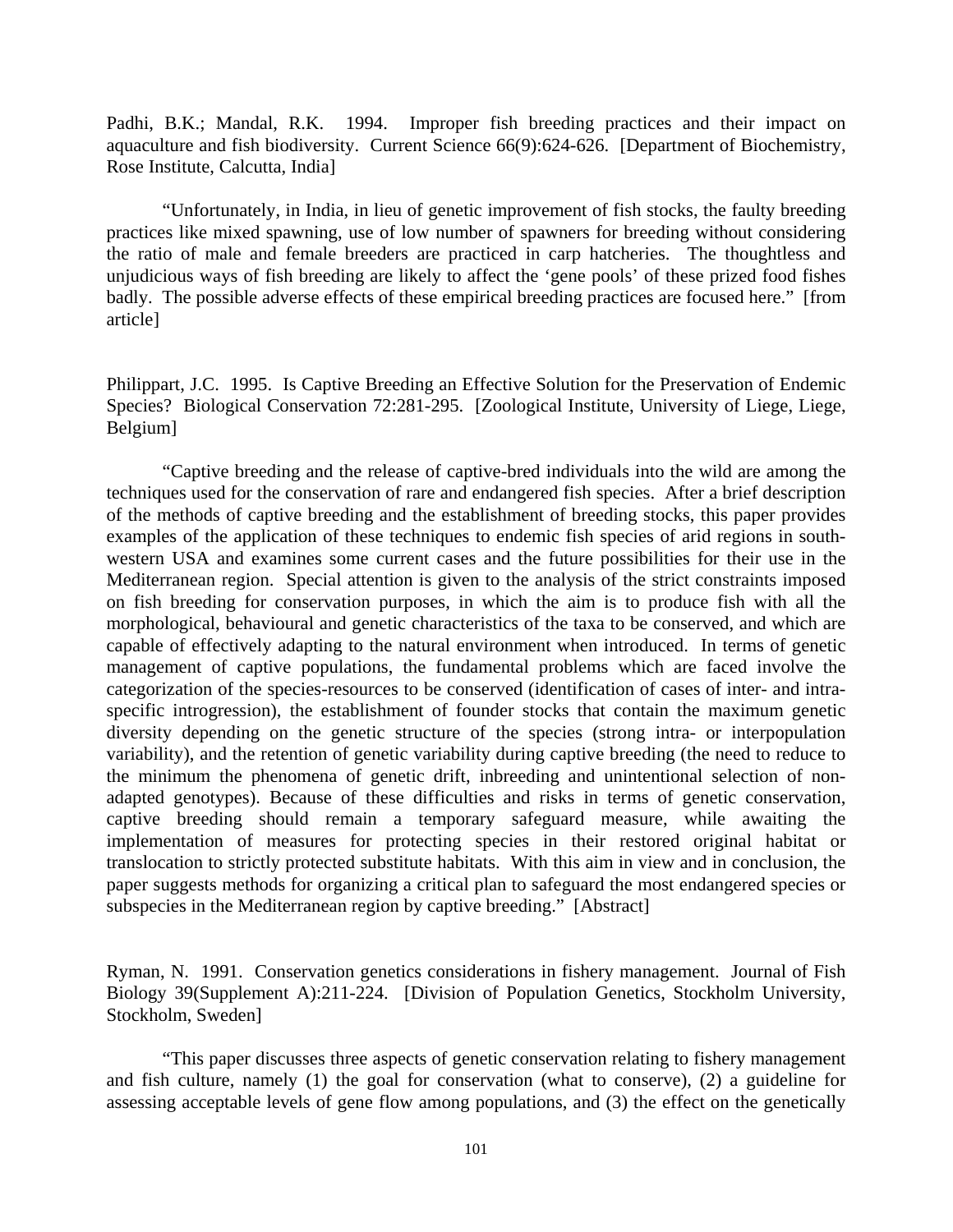Padhi, B.K.; Mandal, R.K. 1994. Improper fish breeding practices and their impact on aquaculture and fish biodiversity. Current Science 66(9):624-626. [Department of Biochemistry, Rose Institute, Calcutta, India]

"Unfortunately, in India, in lieu of genetic improvement of fish stocks, the faulty breeding practices like mixed spawning, use of low number of spawners for breeding without considering the ratio of male and female breeders are practiced in carp hatcheries. The thoughtless and unjudicious ways of fish breeding are likely to affect the 'gene pools' of these prized food fishes badly. The possible adverse effects of these empirical breeding practices are focused here." [from article]

Philippart, J.C. 1995. Is Captive Breeding an Effective Solution for the Preservation of Endemic Species? Biological Conservation 72:281-295. [Zoological Institute, University of Liege, Liege, Belgium]

"Captive breeding and the release of captive-bred individuals into the wild are among the techniques used for the conservation of rare and endangered fish species. After a brief description of the methods of captive breeding and the establishment of breeding stocks, this paper provides examples of the application of these techniques to endemic fish species of arid regions in south-western USA and examines some current cases and the future possibilities for their use in the Mediterranean region. Special attention is given to the analysis of the strict constraints imposed on fish breeding for conservation purposes, in which the aim is to produce fish with all the morphological, behavioural and genetic characteristics of the taxa to be conserved, and which are capable of effectively adapting to the natural environment when introduced. In terms of genetic management of captive populations, the fundamental problems which are faced involve the categorization of the species-resources to be conserved (identification of cases of inter- and intra-specific introgression), the establishment of founder stocks that contain the maximum genetic diversity depending on the genetic structure of the species (strong intra- or interpopulation variability), and the retention of genetic variability during captive breeding (the need to reduce to the minimum the phenomena of genetic drift, inbreeding and unintentional selection of non-adapted genotypes). Because of these difficulties and risks in terms of genetic conservation, captive breeding should remain a temporary safeguard measure, while awaiting the implementation of measures for protecting species in their restored original habitat or translocation to strictly protected substitute habitats. With this aim in view and in conclusion, the paper suggests methods for organizing a critical plan to safeguard the most endangered species or subspecies in the Mediterranean region by captive breeding." [Abstract]

Ryman, N. 1991. Conservation genetics considerations in fishery management. Journal of Fish Biology 39(Supplement A):211-224. [Division of Population Genetics, Stockholm University, Stockholm, Sweden]

"This paper discusses three aspects of genetic conservation relating to fishery management and fish culture, namely (1) the goal for conservation (what to conserve), (2) a guideline for assessing acceptable levels of gene flow among populations, and (3) the effect on the genetically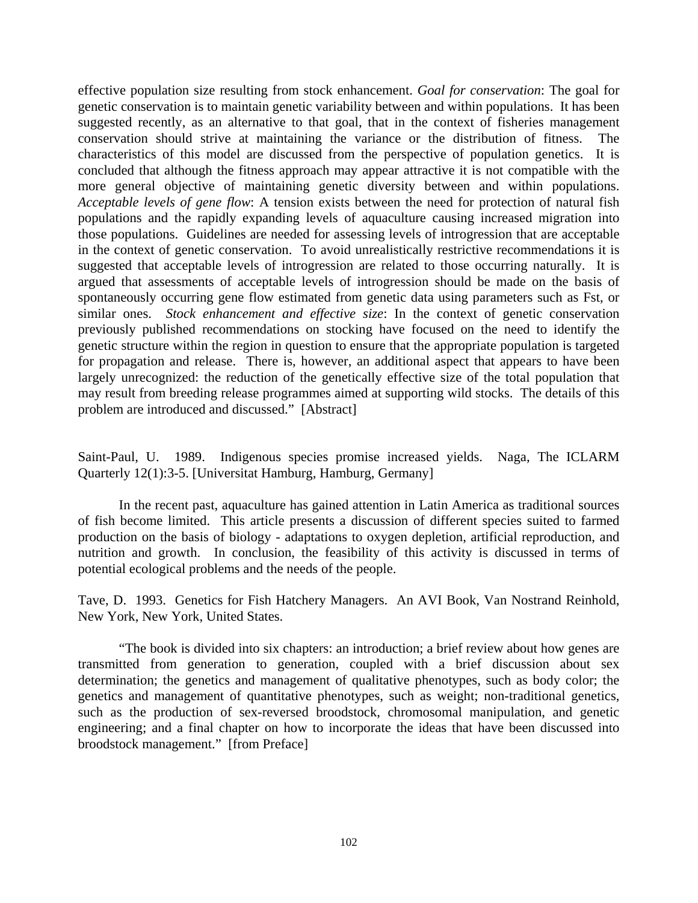effective population size resulting from stock enhancement. *Goal for conservation*: The goal for genetic conservation is to maintain genetic variability between and within populations. It has been suggested recently, as an alternative to that goal, that in the context of fisheries management conservation should strive at maintaining the variance or the distribution of fitness. The characteristics of this model are discussed from the perspective of population genetics. It is concluded that although the fitness approach may appear attractive it is not compatible with the more general objective of maintaining genetic diversity between and within populations. *Acceptable levels of gene flow*: A tension exists between the need for protection of natural fish populations and the rapidly expanding levels of aquaculture causing increased migration into those populations. Guidelines are needed for assessing levels of introgression that are acceptable in the context of genetic conservation. To avoid unrealistically restrictive recommendations it is suggested that acceptable levels of introgression are related to those occurring naturally. It is argued that assessments of acceptable levels of introgression should be made on the basis of spontaneously occurring gene flow estimated from genetic data using parameters such as Fst, or similar ones. *Stock enhancement and effective size*: In the context of genetic conservation previously published recommendations on stocking have focused on the need to identify the genetic structure within the region in question to ensure that the appropriate population is targeted for propagation and release. There is, however, an additional aspect that appears to have been largely unrecognized: the reduction of the genetically effective size of the total population that may result from breeding release programmes aimed at supporting wild stocks. The details of this problem are introduced and discussed." [Abstract]

Saint-Paul, U. 1989. Indigenous species promise increased yields. Naga, The ICLARM Quarterly 12(1):3-5. [Universitat Hamburg, Hamburg, Germany]

In the recent past, aquaculture has gained attention in Latin America as traditional sources of fish become limited. This article presents a discussion of different species suited to farmed production on the basis of biology - adaptations to oxygen depletion, artificial reproduction, and nutrition and growth. In conclusion, the feasibility of this activity is discussed in terms of potential ecological problems and the needs of the people.

Tave, D. 1993. Genetics for Fish Hatchery Managers. An AVI Book, Van Nostrand Reinhold, New York, New York, United States.

"The book is divided into six chapters: an introduction; a brief review about how genes are transmitted from generation to generation, coupled with a brief discussion about sex determination; the genetics and management of qualitative phenotypes, such as body color; the genetics and management of quantitative phenotypes, such as weight; non-traditional genetics, such as the production of sex-reversed broodstock, chromosomal manipulation, and genetic engineering; and a final chapter on how to incorporate the ideas that have been discussed into broodstock management." [from Preface]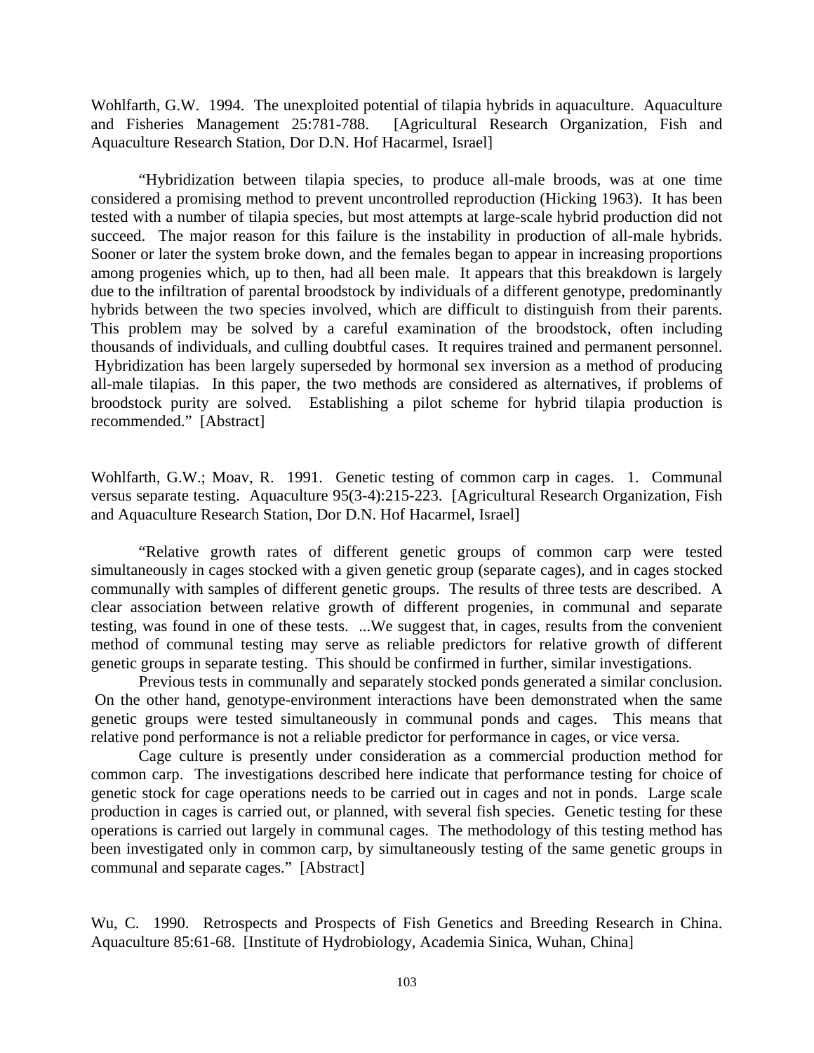Wohlfarth, G.W. 1994. The unexploited potential of tilapia hybrids in aquaculture. Aquaculture and Fisheries Management 25:781-788. [Agricultural Research Organization, Fish and Aquaculture Research Station, Dor D.N. Hof Hacarmel, Israel]

"Hybridization between tilapia species, to produce all-male broods, was at one time considered a promising method to prevent uncontrolled reproduction (Hicking 1963). It has been tested with a number of tilapia species, but most attempts at large-scale hybrid production did not succeed. The major reason for this failure is the instability in production of all-male hybrids. Sooner or later the system broke down, and the females began to appear in increasing proportions among progenies which, up to then, had all been male. It appears that this breakdown is largely due to the infiltration of parental broodstock by individuals of a different genotype, predominantly hybrids between the two species involved, which are difficult to distinguish from their parents. This problem may be solved by a careful examination of the broodstock, often including thousands of individuals, and culling doubtful cases. It requires trained and permanent personnel. Hybridization has been largely superseded by hormonal sex inversion as a method of producing all-male tilapias. In this paper, the two methods are considered as alternatives, if problems of broodstock purity are solved. Establishing a pilot scheme for hybrid tilapia production is recommended." [Abstract]

Wohlfarth, G.W.; Moav, R. 1991. Genetic testing of common carp in cages. 1. Communal versus separate testing. Aquaculture 95(3-4):215-223. [Agricultural Research Organization, Fish and Aquaculture Research Station, Dor D.N. Hof Hacarmel, Israel]

"Relative growth rates of different genetic groups of common carp were tested simultaneously in cages stocked with a given genetic group (separate cages), and in cages stocked communally with samples of different genetic groups. The results of three tests are described. A clear association between relative growth of different progenies, in communal and separate testing, was found in one of these tests. ...We suggest that, in cages, results from the convenient method of communal testing may serve as reliable predictors for relative growth of different genetic groups in separate testing. This should be confirmed in further, similar investigations.

Previous tests in communally and separately stocked ponds generated a similar conclusion. On the other hand, genotype-environment interactions have been demonstrated when the same genetic groups were tested simultaneously in communal ponds and cages. This means that relative pond performance is not a reliable predictor for performance in cages, or vice versa.

Cage culture is presently under consideration as a commercial production method for common carp. The investigations described here indicate that performance testing for choice of genetic stock for cage operations needs to be carried out in cages and not in ponds. Large scale production in cages is carried out, or planned, with several fish species. Genetic testing for these operations is carried out largely in communal cages. The methodology of this testing method has been investigated only in common carp, by simultaneously testing of the same genetic groups in communal and separate cages." [Abstract]

Wu, C. 1990. Retrospects and Prospects of Fish Genetics and Breeding Research in China. Aquaculture 85:61-68. [Institute of Hydrobiology, Academia Sinica, Wuhan, China]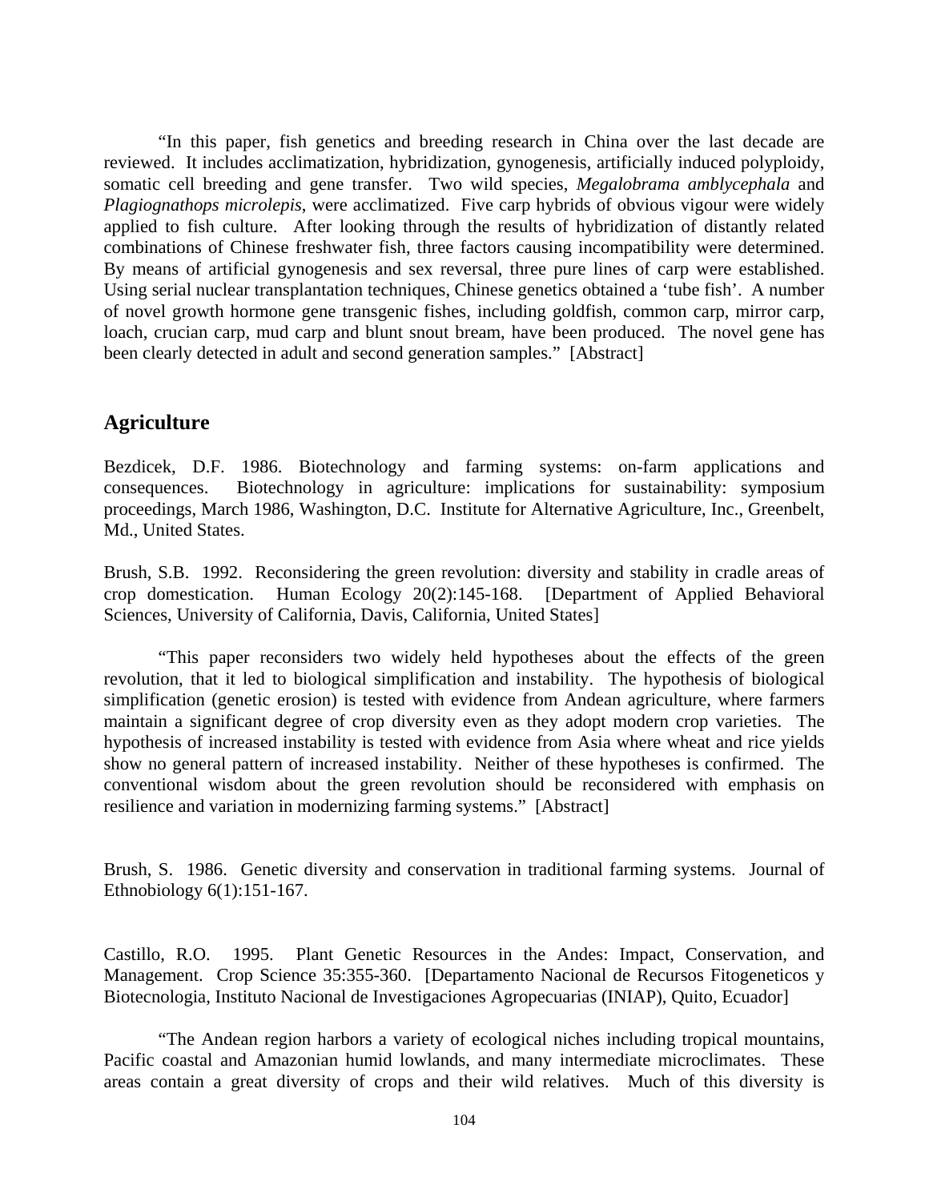"In this paper, fish genetics and breeding research in China over the last decade are reviewed. It includes acclimatization, hybridization, gynogenesis, artificially induced polyploidy, somatic cell breeding and gene transfer. Two wild species, *Megalobrama amblycephala* and *Plagiognathops microlepis*, were acclimatized. Five carp hybrids of obvious vigour were widely applied to fish culture. After looking through the results of hybridization of distantly related combinations of Chinese freshwater fish, three factors causing incompatibility were determined. By means of artificial gynogenesis and sex reversal, three pure lines of carp were established. Using serial nuclear transplantation techniques, Chinese genetics obtained a 'tube fish'. A number of novel growth hormone gene transgenic fishes, including goldfish, common carp, mirror carp, loach, crucian carp, mud carp and blunt snout bream, have been produced. The novel gene has been clearly detected in adult and second generation samples." [Abstract]

## Agriculture

Bezdicek, D.F. 1986. Biotechnology and farming systems: on-farm applications and consequences. Biotechnology in agriculture: implications for sustainability: symposium proceedings, March 1986, Washington, D.C. Institute for Alternative Agriculture, Inc., Greenbelt, Md., United States.

Brush, S.B. 1992. Reconsidering the green revolution: diversity and stability in cradle areas of crop domestication. Human Ecology 20(2):145-168. [Department of Applied Behavioral Sciences, University of California, Davis, California, United States]

"This paper reconsiders two widely held hypotheses about the effects of the green revolution, that it led to biological simplification and instability. The hypothesis of biological simplification (genetic erosion) is tested with evidence from Andean agriculture, where farmers maintain a significant degree of crop diversity even as they adopt modern crop varieties. The hypothesis of increased instability is tested with evidence from Asia where wheat and rice yields show no general pattern of increased instability. Neither of these hypotheses is confirmed. The conventional wisdom about the green revolution should be reconsidered with emphasis on resilience and variation in modernizing farming systems." [Abstract]

Brush, S. 1986. Genetic diversity and conservation in traditional farming systems. Journal of Ethnobiology 6(1):151-167.

Castillo, R.O. 1995. Plant Genetic Resources in the Andes: Impact, Conservation, and Management. Crop Science 35:355-360. [Departamento Nacional de Recursos Fitogeneticos y Biotecnologia, Instituto Nacional de Investigaciones Agropecuarias (INIAP), Quito, Ecuador]

"The Andean region harbors a variety of ecological niches including tropical mountains, Pacific coastal and Amazonian humid lowlands, and many intermediate microclimates. These areas contain a great diversity of crops and their wild relatives. Much of this diversity is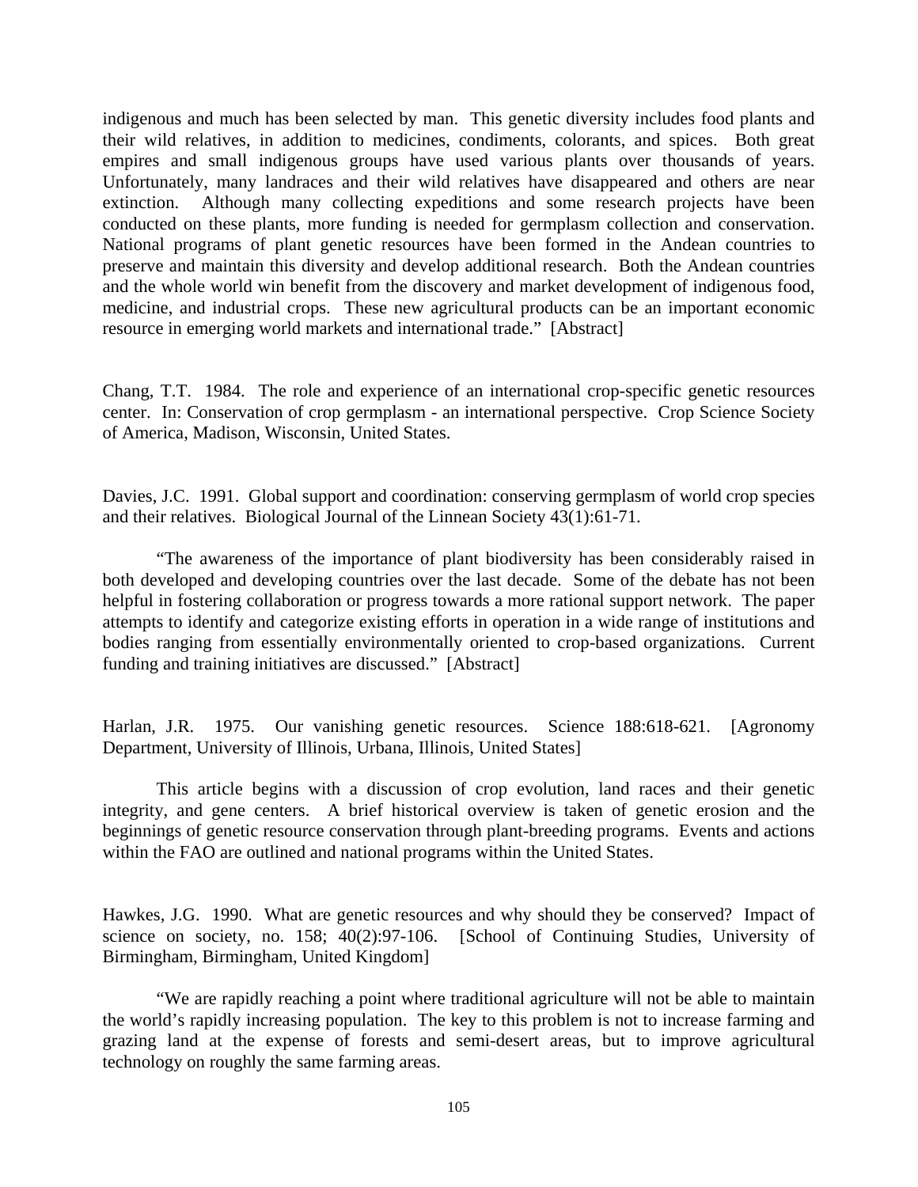indigenous and much has been selected by man. This genetic diversity includes food plants and their wild relatives, in addition to medicines, condiments, colorants, and spices. Both great empires and small indigenous groups have used various plants over thousands of years. Unfortunately, many landraces and their wild relatives have disappeared and others are near extinction. Although many collecting expeditions and some research projects have been conducted on these plants, more funding is needed for germplasm collection and conservation. National programs of plant genetic resources have been formed in the Andean countries to preserve and maintain this diversity and develop additional research. Both the Andean countries and the whole world win benefit from the discovery and market development of indigenous food, medicine, and industrial crops. These new agricultural products can be an important economic resource in emerging world markets and international trade." [Abstract]

Chang, T.T. 1984. The role and experience of an international crop-specific genetic resources center. In: Conservation of crop germplasm - an international perspective. Crop Science Society of America, Madison, Wisconsin, United States.

Davies, J.C. 1991. Global support and coordination: conserving germplasm of world crop species and their relatives. Biological Journal of the Linnean Society 43(1):61-71.

"The awareness of the importance of plant biodiversity has been considerably raised in both developed and developing countries over the last decade. Some of the debate has not been helpful in fostering collaboration or progress towards a more rational support network. The paper attempts to identify and categorize existing efforts in operation in a wide range of institutions and bodies ranging from essentially environmentally oriented to crop-based organizations. Current funding and training initiatives are discussed." [Abstract]

Harlan, J.R. 1975. Our vanishing genetic resources. Science 188:618-621. [Agronomy Department, University of Illinois, Urbana, Illinois, United States]

This article begins with a discussion of crop evolution, land races and their genetic integrity, and gene centers. A brief historical overview is taken of genetic erosion and the beginnings of genetic resource conservation through plant-breeding programs. Events and actions within the FAO are outlined and national programs within the United States.

Hawkes, J.G. 1990. What are genetic resources and why should they be conserved? Impact of science on society, no. 158; 40(2):97-106. [School of Continuing Studies, University of Birmingham, Birmingham, United Kingdom]

"We are rapidly reaching a point where traditional agriculture will not be able to maintain the world's rapidly increasing population. The key to this problem is not to increase farming and grazing land at the expense of forests and semi-desert areas, but to improve agricultural technology on roughly the same farming areas.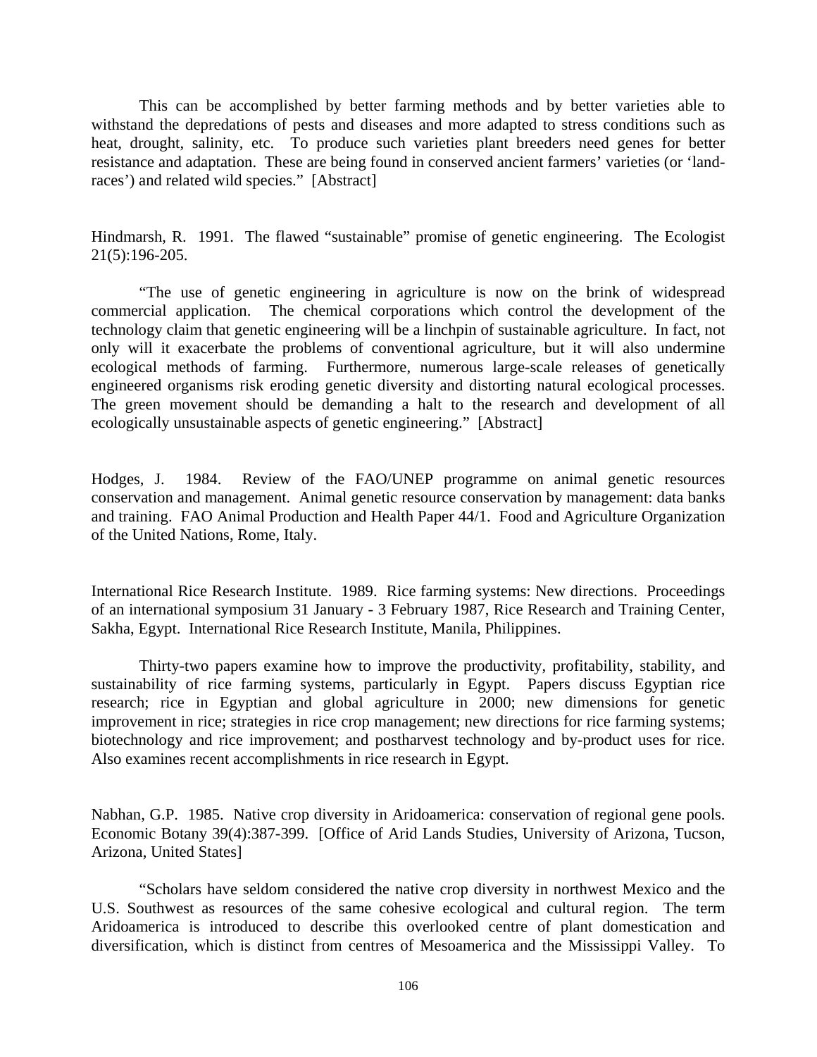This can be accomplished by better farming methods and by better varieties able to withstand the depredations of pests and diseases and more adapted to stress conditions such as heat, drought, salinity, etc. To produce such varieties plant breeders need genes for better resistance and adaptation. These are being found in conserved ancient farmers' varieties (or 'land-races') and related wild species." [Abstract]

Hindmarsh, R. 1991. The flawed "sustainable" promise of genetic engineering. The Ecologist 21(5):196-205.

"The use of genetic engineering in agriculture is now on the brink of widespread commercial application. The chemical corporations which control the development of the technology claim that genetic engineering will be a linchpin of sustainable agriculture. In fact, not only will it exacerbate the problems of conventional agriculture, but it will also undermine ecological methods of farming. Furthermore, numerous large-scale releases of genetically engineered organisms risk eroding genetic diversity and distorting natural ecological processes. The green movement should be demanding a halt to the research and development of all ecologically unsustainable aspects of genetic engineering." [Abstract]

Hodges, J. 1984. Review of the FAO/UNEP programme on animal genetic resources conservation and management. Animal genetic resource conservation by management: data banks and training. FAO Animal Production and Health Paper 44/1. Food and Agriculture Organization of the United Nations, Rome, Italy.

International Rice Research Institute. 1989. Rice farming systems: New directions. Proceedings of an international symposium 31 January - 3 February 1987, Rice Research and Training Center, Sakha, Egypt. International Rice Research Institute, Manila, Philippines.

Thirty-two papers examine how to improve the productivity, profitability, stability, and sustainability of rice farming systems, particularly in Egypt. Papers discuss Egyptian rice research; rice in Egyptian and global agriculture in 2000; new dimensions for genetic improvement in rice; strategies in rice crop management; new directions for rice farming systems; biotechnology and rice improvement; and postharvest technology and by-product uses for rice. Also examines recent accomplishments in rice research in Egypt.

Nabhan, G.P. 1985. Native crop diversity in Aridoamerica: conservation of regional gene pools. Economic Botany 39(4):387-399. [Office of Arid Lands Studies, University of Arizona, Tucson, Arizona, United States]

"Scholars have seldom considered the native crop diversity in northwest Mexico and the U.S. Southwest as resources of the same cohesive ecological and cultural region. The term Aridoamerica is introduced to describe this overlooked centre of plant domestication and diversification, which is distinct from centres of Mesoamerica and the Mississippi Valley. To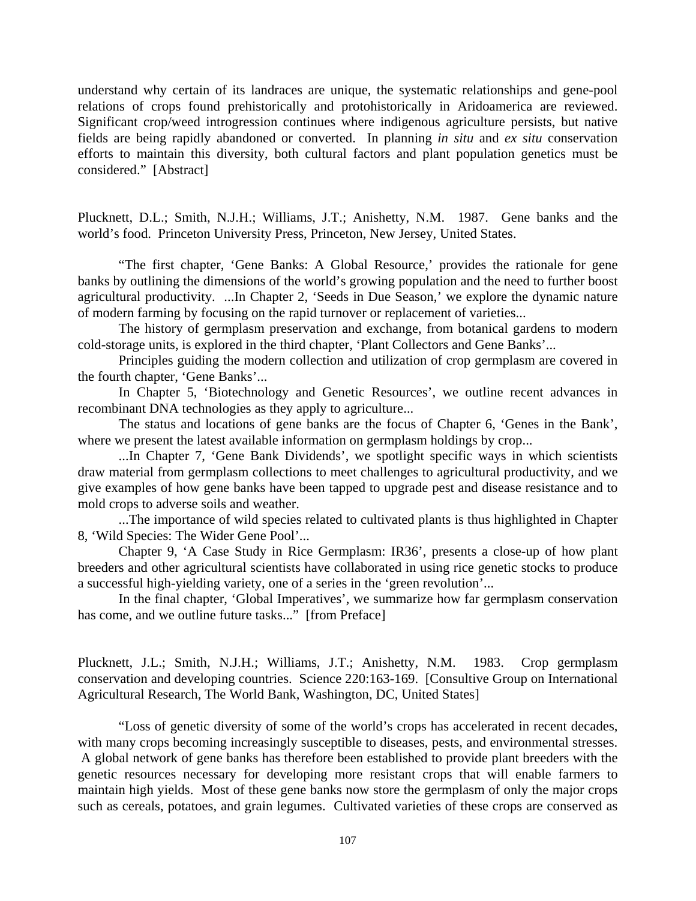understand why certain of its landraces are unique, the systematic relationships and gene-pool relations of crops found prehistorically and protohistorically in Aridoamerica are reviewed. Significant crop/weed introgression continues where indigenous agriculture persists, but native fields are being rapidly abandoned or converted. In planning *in situ* and *ex situ* conservation efforts to maintain this diversity, both cultural factors and plant population genetics must be considered." [Abstract]

Plucknett, D.L.; Smith, N.J.H.; Williams, J.T.; Anishetty, N.M. 1987. Gene banks and the world's food. Princeton University Press, Princeton, New Jersey, United States.

"The first chapter, 'Gene Banks: A Global Resource,' provides the rationale for gene banks by outlining the dimensions of the world's growing population and the need to further boost agricultural productivity. ...In Chapter 2, 'Seeds in Due Season,' we explore the dynamic nature of modern farming by focusing on the rapid turnover or replacement of varieties...

The history of germplasm preservation and exchange, from botanical gardens to modern cold-storage units, is explored in the third chapter, 'Plant Collectors and Gene Banks'...

Principles guiding the modern collection and utilization of crop germplasm are covered in the fourth chapter, 'Gene Banks'...

In Chapter 5, 'Biotechnology and Genetic Resources', we outline recent advances in recombinant DNA technologies as they apply to agriculture...

The status and locations of gene banks are the focus of Chapter 6, 'Genes in the Bank', where we present the latest available information on germplasm holdings by crop...

...In Chapter 7, 'Gene Bank Dividends', we spotlight specific ways in which scientists draw material from germplasm collections to meet challenges to agricultural productivity, and we give examples of how gene banks have been tapped to upgrade pest and disease resistance and to mold crops to adverse soils and weather.

...The importance of wild species related to cultivated plants is thus highlighted in Chapter 8, 'Wild Species: The Wider Gene Pool'...

Chapter 9, 'A Case Study in Rice Germplasm: IR36', presents a close-up of how plant breeders and other agricultural scientists have collaborated in using rice genetic stocks to produce a successful high-yielding variety, one of a series in the 'green revolution'...

In the final chapter, 'Global Imperatives', we summarize how far germplasm conservation has come, and we outline future tasks..." [from Preface]

Plucknett, J.L.; Smith, N.J.H.; Williams, J.T.; Anishetty, N.M. 1983. Crop germplasm conservation and developing countries. Science 220:163-169. [Consultive Group on International Agricultural Research, The World Bank, Washington, DC, United States]

"Loss of genetic diversity of some of the world's crops has accelerated in recent decades, with many crops becoming increasingly susceptible to diseases, pests, and environmental stresses. A global network of gene banks has therefore been established to provide plant breeders with the genetic resources necessary for developing more resistant crops that will enable farmers to maintain high yields. Most of these gene banks now store the germplasm of only the major crops such as cereals, potatoes, and grain legumes. Cultivated varieties of these crops are conserved as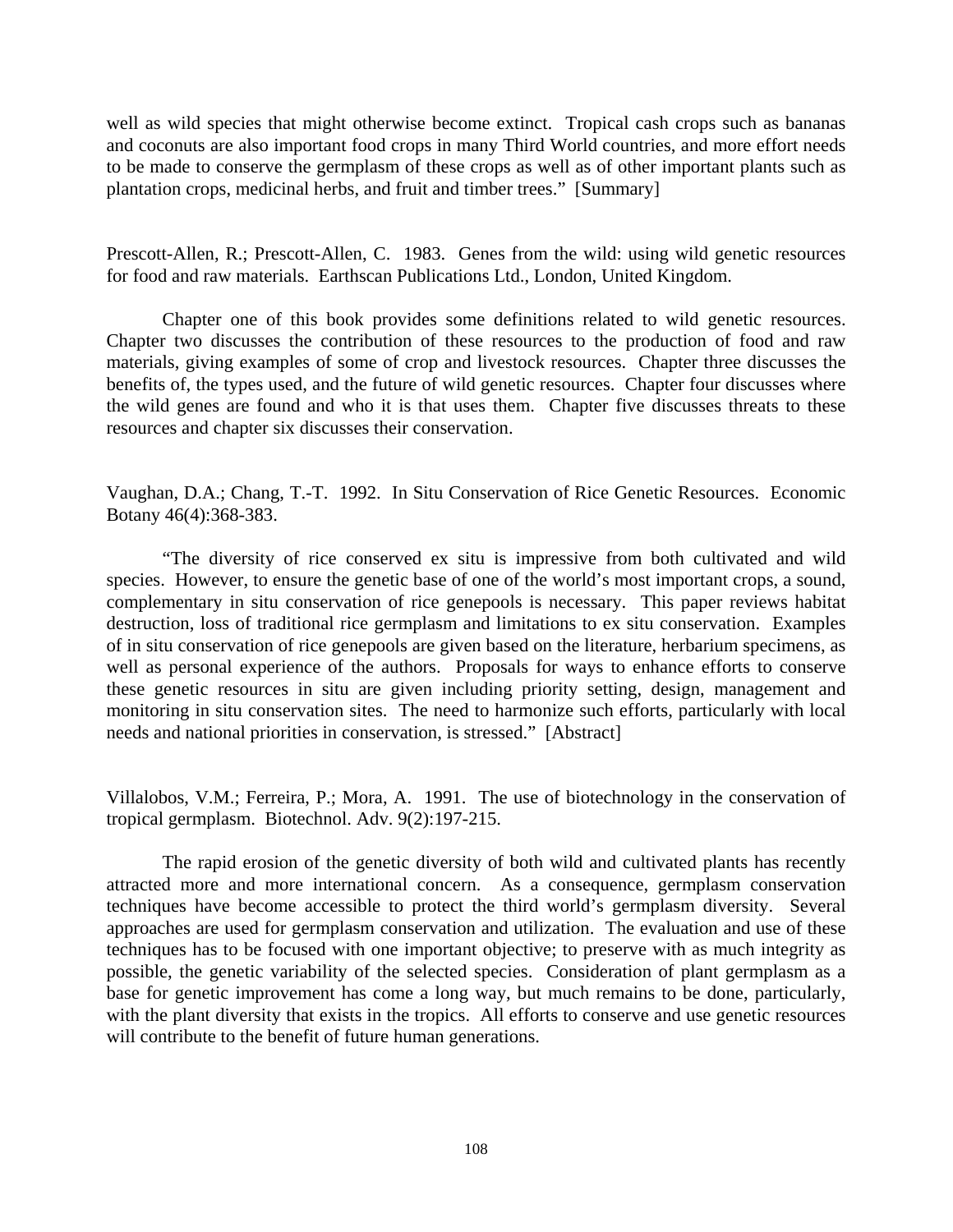well as wild species that might otherwise become extinct. Tropical cash crops such as bananas and coconuts are also important food crops in many Third World countries, and more effort needs to be made to conserve the germplasm of these crops as well as of other important plants such as plantation crops, medicinal herbs, and fruit and timber trees." [Summary]

Prescott-Allen, R.; Prescott-Allen, C. 1983. Genes from the wild: using wild genetic resources for food and raw materials. Earthscan Publications Ltd., London, United Kingdom.

Chapter one of this book provides some definitions related to wild genetic resources. Chapter two discusses the contribution of these resources to the production of food and raw materials, giving examples of some of crop and livestock resources. Chapter three discusses the benefits of, the types used, and the future of wild genetic resources. Chapter four discusses where the wild genes are found and who it is that uses them. Chapter five discusses threats to these resources and chapter six discusses their conservation.

Vaughan, D.A.; Chang, T.-T. 1992. In Situ Conservation of Rice Genetic Resources. Economic Botany 46(4):368-383.

"The diversity of rice conserved ex situ is impressive from both cultivated and wild species. However, to ensure the genetic base of one of the world's most important crops, a sound, complementary in situ conservation of rice genepools is necessary. This paper reviews habitat destruction, loss of traditional rice germplasm and limitations to ex situ conservation. Examples of in situ conservation of rice genepools are given based on the literature, herbarium specimens, as well as personal experience of the authors. Proposals for ways to enhance efforts to conserve these genetic resources in situ are given including priority setting, design, management and monitoring in situ conservation sites. The need to harmonize such efforts, particularly with local needs and national priorities in conservation, is stressed." [Abstract]

Villalobos, V.M.; Ferreira, P.; Mora, A. 1991. The use of biotechnology in the conservation of tropical germplasm. Biotechnol. Adv. 9(2):197-215.

The rapid erosion of the genetic diversity of both wild and cultivated plants has recently attracted more and more international concern. As a consequence, germplasm conservation techniques have become accessible to protect the third world's germplasm diversity. Several approaches are used for germplasm conservation and utilization. The evaluation and use of these techniques has to be focused with one important objective; to preserve with as much integrity as possible, the genetic variability of the selected species. Consideration of plant germplasm as a base for genetic improvement has come a long way, but much remains to be done, particularly, with the plant diversity that exists in the tropics. All efforts to conserve and use genetic resources will contribute to the benefit of future human generations.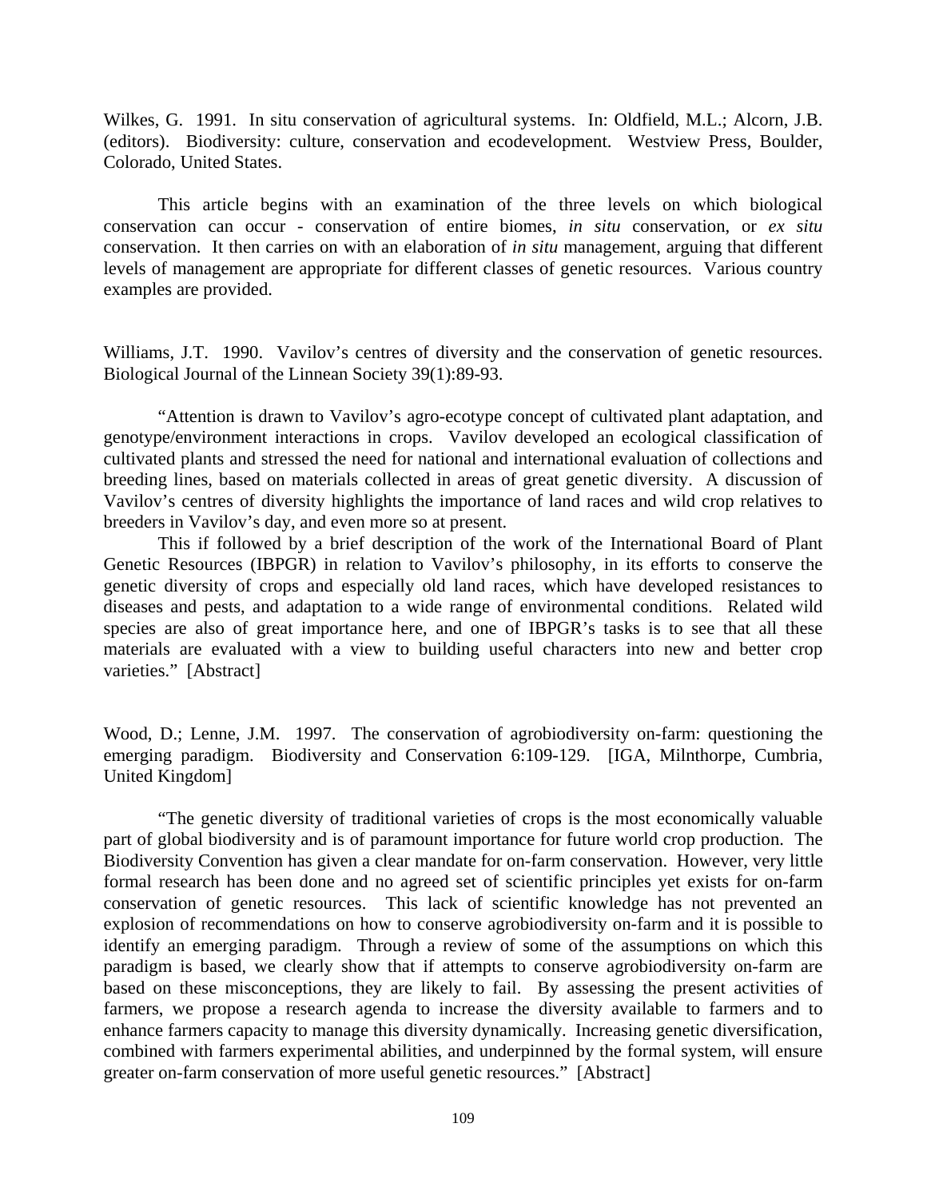Wilkes, G. 1991. In situ conservation of agricultural systems. In: Oldfield, M.L.; Alcorn, J.B. (editors). Biodiversity: culture, conservation and ecodevelopment. Westview Press, Boulder, Colorado, United States.

This article begins with an examination of the three levels on which biological conservation can occur - conservation of entire biomes, *in situ* conservation, or *ex situ* conservation. It then carries on with an elaboration of *in situ* management, arguing that different levels of management are appropriate for different classes of genetic resources. Various country examples are provided.

Williams, J.T. 1990. Vavilov's centres of diversity and the conservation of genetic resources. Biological Journal of the Linnean Society 39(1):89-93.

"Attention is drawn to Vavilov's agro-ecotype concept of cultivated plant adaptation, and genotype/environment interactions in crops. Vavilov developed an ecological classification of cultivated plants and stressed the need for national and international evaluation of collections and breeding lines, based on materials collected in areas of great genetic diversity. A discussion of Vavilov's centres of diversity highlights the importance of land races and wild crop relatives to breeders in Vavilov's day, and even more so at present.

This if followed by a brief description of the work of the International Board of Plant Genetic Resources (IBPGR) in relation to Vavilov's philosophy, in its efforts to conserve the genetic diversity of crops and especially old land races, which have developed resistances to diseases and pests, and adaptation to a wide range of environmental conditions. Related wild species are also of great importance here, and one of IBPGR's tasks is to see that all these materials are evaluated with a view to building useful characters into new and better crop varieties." [Abstract]

Wood, D.; Lenne, J.M. 1997. The conservation of agrobiodiversity on-farm: questioning the emerging paradigm. Biodiversity and Conservation 6:109-129. [IGA, Milnthorpe, Cumbria, United Kingdom]

"The genetic diversity of traditional varieties of crops is the most economically valuable part of global biodiversity and is of paramount importance for future world crop production. The Biodiversity Convention has given a clear mandate for on-farm conservation. However, very little formal research has been done and no agreed set of scientific principles yet exists for on-farm conservation of genetic resources. This lack of scientific knowledge has not prevented an explosion of recommendations on how to conserve agrobiodiversity on-farm and it is possible to identify an emerging paradigm. Through a review of some of the assumptions on which this paradigm is based, we clearly show that if attempts to conserve agrobiodiversity on-farm are based on these misconceptions, they are likely to fail. By assessing the present activities of farmers, we propose a research agenda to increase the diversity available to farmers and to enhance farmers capacity to manage this diversity dynamically. Increasing genetic diversification, combined with farmers experimental abilities, and underpinned by the formal system, will ensure greater on-farm conservation of more useful genetic resources." [Abstract]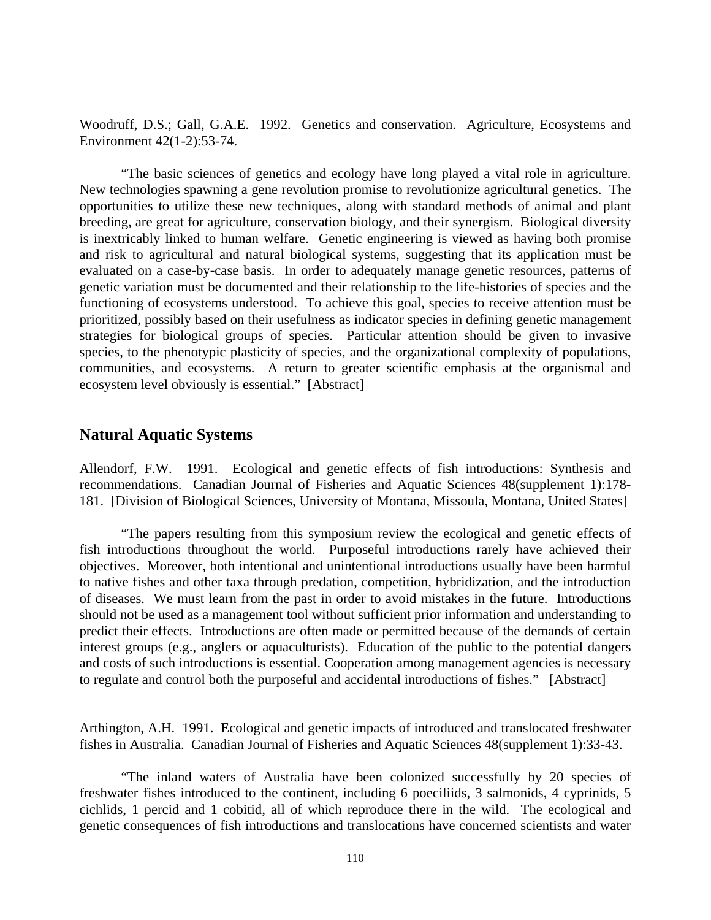Woodruff, D.S.; Gall, G.A.E. 1992. Genetics and conservation. Agriculture, Ecosystems and Environment 42(1-2):53-74.

"The basic sciences of genetics and ecology have long played a vital role in agriculture. New technologies spawning a gene revolution promise to revolutionize agricultural genetics. The opportunities to utilize these new techniques, along with standard methods of animal and plant breeding, are great for agriculture, conservation biology, and their synergism. Biological diversity is inextricably linked to human welfare. Genetic engineering is viewed as having both promise and risk to agricultural and natural biological systems, suggesting that its application must be evaluated on a case-by-case basis. In order to adequately manage genetic resources, patterns of genetic variation must be documented and their relationship to the life-histories of species and the functioning of ecosystems understood. To achieve this goal, species to receive attention must be prioritized, possibly based on their usefulness as indicator species in defining genetic management strategies for biological groups of species. Particular attention should be given to invasive species, to the phenotypic plasticity of species, and the organizational complexity of populations, communities, and ecosystems. A return to greater scientific emphasis at the organismal and ecosystem level obviously is essential." [Abstract]

## Natural Aquatic Systems

Allendorf, F.W. 1991. Ecological and genetic effects of fish introductions: Synthesis and recommendations. Canadian Journal of Fisheries and Aquatic Sciences 48(supplement 1):178-181. [Division of Biological Sciences, University of Montana, Missoula, Montana, United States]

"The papers resulting from this symposium review the ecological and genetic effects of fish introductions throughout the world. Purposeful introductions rarely have achieved their objectives. Moreover, both intentional and unintentional introductions usually have been harmful to native fishes and other taxa through predation, competition, hybridization, and the introduction of diseases. We must learn from the past in order to avoid mistakes in the future. Introductions should not be used as a management tool without sufficient prior information and understanding to predict their effects. Introductions are often made or permitted because of the demands of certain interest groups (e.g., anglers or aquaculturists). Education of the public to the potential dangers and costs of such introductions is essential. Cooperation among management agencies is necessary to regulate and control both the purposeful and accidental introductions of fishes." [Abstract]

Arthington, A.H. 1991. Ecological and genetic impacts of introduced and translocated freshwater fishes in Australia. Canadian Journal of Fisheries and Aquatic Sciences 48(supplement 1):33-43.

"The inland waters of Australia have been colonized successfully by 20 species of freshwater fishes introduced to the continent, including 6 poeciliids, 3 salmonids, 4 cyprinids, 5 cichlids, 1 percid and 1 cobitid, all of which reproduce there in the wild. The ecological and genetic consequences of fish introductions and translocations have concerned scientists and water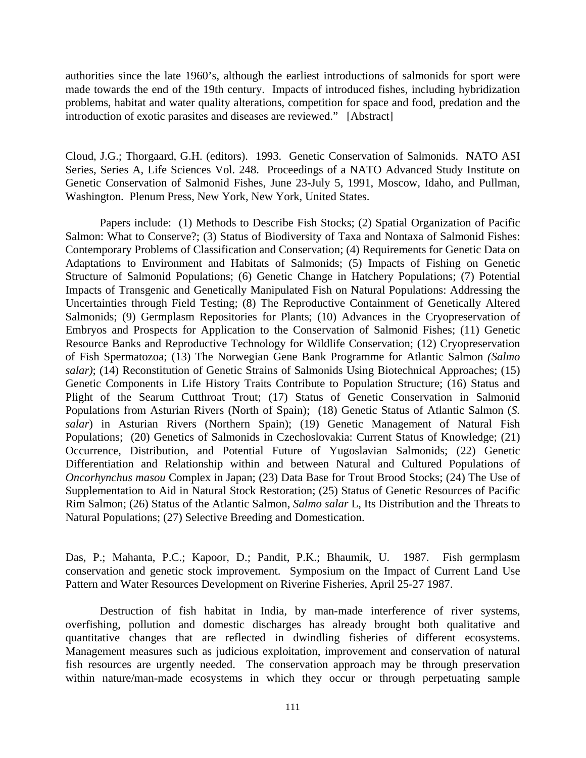authorities since the late 1960's, although the earliest introductions of salmonids for sport were made towards the end of the 19th century. Impacts of introduced fishes, including hybridization problems, habitat and water quality alterations, competition for space and food, predation and the introduction of exotic parasites and diseases are reviewed." [Abstract]

Cloud, J.G.; Thorgaard, G.H. (editors). 1993. Genetic Conservation of Salmonids. NATO ASI Series, Series A, Life Sciences Vol. 248. Proceedings of a NATO Advanced Study Institute on Genetic Conservation of Salmonid Fishes, June 23-July 5, 1991, Moscow, Idaho, and Pullman, Washington. Plenum Press, New York, New York, United States.

Papers include: (1) Methods to Describe Fish Stocks; (2) Spatial Organization of Pacific Salmon: What to Conserve?; (3) Status of Biodiversity of Taxa and Nontaxa of Salmonid Fishes: Contemporary Problems of Classification and Conservation; (4) Requirements for Genetic Data on Adaptations to Environment and Habitats of Salmonids; (5) Impacts of Fishing on Genetic Structure of Salmonid Populations; (6) Genetic Change in Hatchery Populations; (7) Potential Impacts of Transgenic and Genetically Manipulated Fish on Natural Populations: Addressing the Uncertainties through Field Testing; (8) The Reproductive Containment of Genetically Altered Salmonids; (9) Germplasm Repositories for Plants; (10) Advances in the Cryopreservation of Embryos and Prospects for Application to the Conservation of Salmonid Fishes; (11) Genetic Resource Banks and Reproductive Technology for Wildlife Conservation; (12) Cryopreservation of Fish Spermatozoa; (13) The Norwegian Gene Bank Programme for Atlantic Salmon *(Salmo salar)*; (14) Reconstitution of Genetic Strains of Salmonids Using Biotechnical Approaches; (15) Genetic Components in Life History Traits Contribute to Population Structure; (16) Status and Plight of the Searum Cutthroat Trout; (17) Status of Genetic Conservation in Salmonid Populations from Asturian Rivers (North of Spain); (18) Genetic Status of Atlantic Salmon (*S. salar*) in Asturian Rivers (Northern Spain); (19) Genetic Management of Natural Fish Populations; (20) Genetics of Salmonids in Czechoslovakia: Current Status of Knowledge; (21) Occurrence, Distribution, and Potential Future of Yugoslavian Salmonids; (22) Genetic Differentiation and Relationship within and between Natural and Cultured Populations of *Oncorhynchus masou* Complex in Japan; (23) Data Base for Trout Brood Stocks; (24) The Use of Supplementation to Aid in Natural Stock Restoration; (25) Status of Genetic Resources of Pacific Rim Salmon; (26) Status of the Atlantic Salmon, *Salmo salar* L, Its Distribution and the Threats to Natural Populations; (27) Selective Breeding and Domestication.

Das, P.; Mahanta, P.C.; Kapoor, D.; Pandit, P.K.; Bhaumik, U. 1987. Fish germplasm conservation and genetic stock improvement. Symposium on the Impact of Current Land Use Pattern and Water Resources Development on Riverine Fisheries, April 25-27 1987.

Destruction of fish habitat in India, by man-made interference of river systems, overfishing, pollution and domestic discharges has already brought both qualitative and quantitative changes that are reflected in dwindling fisheries of different ecosystems. Management measures such as judicious exploitation, improvement and conservation of natural fish resources are urgently needed. The conservation approach may be through preservation within nature/man-made ecosystems in which they occur or through perpetuating sample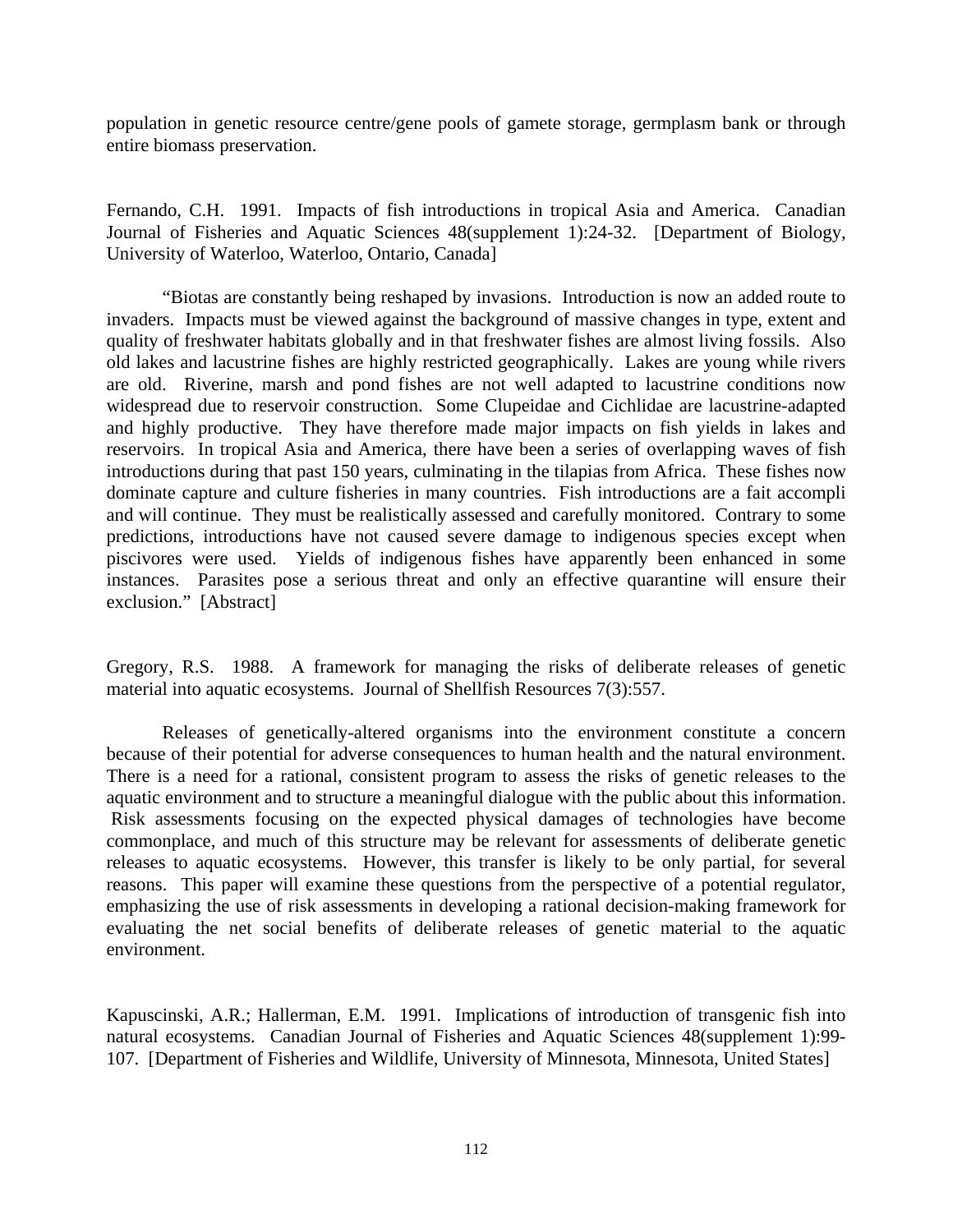population in genetic resource centre/gene pools of gamete storage, germplasm bank or through entire biomass preservation.

Fernando, C.H. 1991. Impacts of fish introductions in tropical Asia and America. Canadian Journal of Fisheries and Aquatic Sciences 48(supplement 1):24-32. [Department of Biology, University of Waterloo, Waterloo, Ontario, Canada]

"Biotas are constantly being reshaped by invasions. Introduction is now an added route to invaders. Impacts must be viewed against the background of massive changes in type, extent and quality of freshwater habitats globally and in that freshwater fishes are almost living fossils. Also old lakes and lacustrine fishes are highly restricted geographically. Lakes are young while rivers are old. Riverine, marsh and pond fishes are not well adapted to lacustrine conditions now widespread due to reservoir construction. Some Clupeidae and Cichlidae are lacustrine-adapted and highly productive. They have therefore made major impacts on fish yields in lakes and reservoirs. In tropical Asia and America, there have been a series of overlapping waves of fish introductions during that past 150 years, culminating in the tilapias from Africa. These fishes now dominate capture and culture fisheries in many countries. Fish introductions are a fait accompli and will continue. They must be realistically assessed and carefully monitored. Contrary to some predictions, introductions have not caused severe damage to indigenous species except when piscivores were used. Yields of indigenous fishes have apparently been enhanced in some instances. Parasites pose a serious threat and only an effective quarantine will ensure their exclusion." [Abstract]

Gregory, R.S. 1988. A framework for managing the risks of deliberate releases of genetic material into aquatic ecosystems. Journal of Shellfish Resources 7(3):557.

Releases of genetically-altered organisms into the environment constitute a concern because of their potential for adverse consequences to human health and the natural environment. There is a need for a rational, consistent program to assess the risks of genetic releases to the aquatic environment and to structure a meaningful dialogue with the public about this information. Risk assessments focusing on the expected physical damages of technologies have become commonplace, and much of this structure may be relevant for assessments of deliberate genetic releases to aquatic ecosystems. However, this transfer is likely to be only partial, for several reasons. This paper will examine these questions from the perspective of a potential regulator, emphasizing the use of risk assessments in developing a rational decision-making framework for evaluating the net social benefits of deliberate releases of genetic material to the aquatic environment.

Kapuscinski, A.R.; Hallerman, E.M. 1991. Implications of introduction of transgenic fish into natural ecosystems. Canadian Journal of Fisheries and Aquatic Sciences 48(supplement 1):99-107. [Department of Fisheries and Wildlife, University of Minnesota, Minnesota, United States]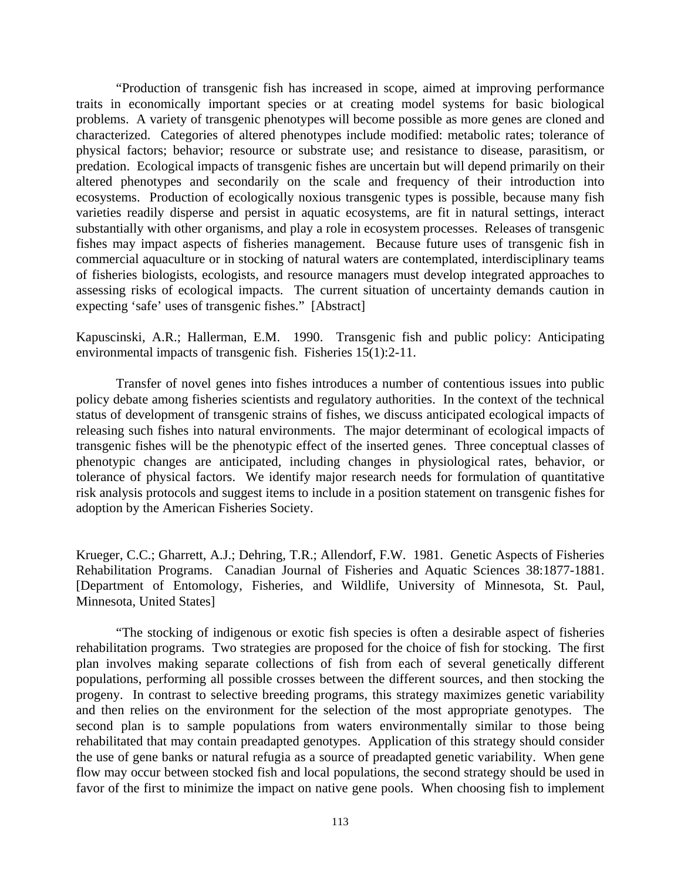"Production of transgenic fish has increased in scope, aimed at improving performance traits in economically important species or at creating model systems for basic biological problems. A variety of transgenic phenotypes will become possible as more genes are cloned and characterized. Categories of altered phenotypes include modified: metabolic rates; tolerance of physical factors; behavior; resource or substrate use; and resistance to disease, parasitism, or predation. Ecological impacts of transgenic fishes are uncertain but will depend primarily on their altered phenotypes and secondarily on the scale and frequency of their introduction into ecosystems. Production of ecologically noxious transgenic types is possible, because many fish varieties readily disperse and persist in aquatic ecosystems, are fit in natural settings, interact substantially with other organisms, and play a role in ecosystem processes. Releases of transgenic fishes may impact aspects of fisheries management. Because future uses of transgenic fish in commercial aquaculture or in stocking of natural waters are contemplated, interdisciplinary teams of fisheries biologists, ecologists, and resource managers must develop integrated approaches to assessing risks of ecological impacts. The current situation of uncertainty demands caution in expecting 'safe' uses of transgenic fishes." [Abstract]

Kapuscinski, A.R.; Hallerman, E.M. 1990. Transgenic fish and public policy: Anticipating environmental impacts of transgenic fish. Fisheries 15(1):2-11.

Transfer of novel genes into fishes introduces a number of contentious issues into public policy debate among fisheries scientists and regulatory authorities. In the context of the technical status of development of transgenic strains of fishes, we discuss anticipated ecological impacts of releasing such fishes into natural environments. The major determinant of ecological impacts of transgenic fishes will be the phenotypic effect of the inserted genes. Three conceptual classes of phenotypic changes are anticipated, including changes in physiological rates, behavior, or tolerance of physical factors. We identify major research needs for formulation of quantitative risk analysis protocols and suggest items to include in a position statement on transgenic fishes for adoption by the American Fisheries Society.

Krueger, C.C.; Gharrett, A.J.; Dehring, T.R.; Allendorf, F.W. 1981. Genetic Aspects of Fisheries Rehabilitation Programs. Canadian Journal of Fisheries and Aquatic Sciences 38:1877-1881. [Department of Entomology, Fisheries, and Wildlife, University of Minnesota, St. Paul, Minnesota, United States]

"The stocking of indigenous or exotic fish species is often a desirable aspect of fisheries rehabilitation programs. Two strategies are proposed for the choice of fish for stocking. The first plan involves making separate collections of fish from each of several genetically different populations, performing all possible crosses between the different sources, and then stocking the progeny. In contrast to selective breeding programs, this strategy maximizes genetic variability and then relies on the environment for the selection of the most appropriate genotypes. The second plan is to sample populations from waters environmentally similar to those being rehabilitated that may contain preadapted genotypes. Application of this strategy should consider the use of gene banks or natural refugia as a source of preadapted genetic variability. When gene flow may occur between stocked fish and local populations, the second strategy should be used in favor of the first to minimize the impact on native gene pools. When choosing fish to implement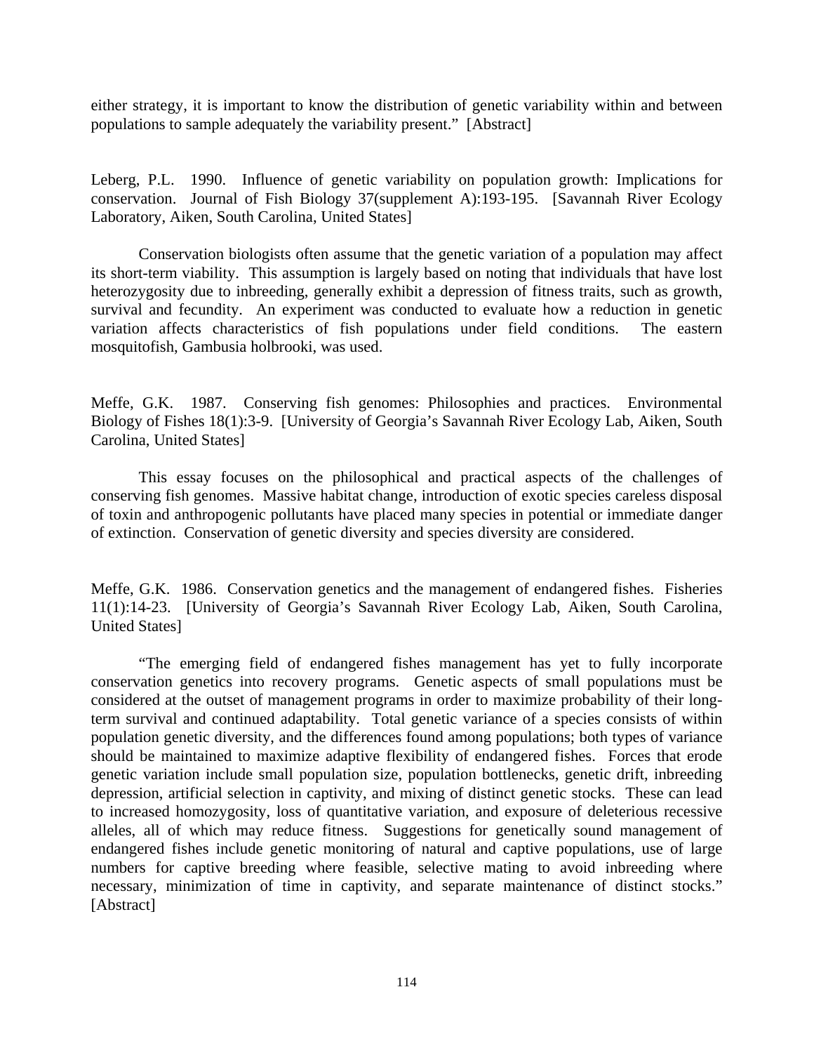either strategy, it is important to know the distribution of genetic variability within and between populations to sample adequately the variability present." [Abstract]

Leberg, P.L. 1990. Influence of genetic variability on population growth: Implications for conservation. Journal of Fish Biology 37(supplement A):193-195. [Savannah River Ecology Laboratory, Aiken, South Carolina, United States]

Conservation biologists often assume that the genetic variation of a population may affect its short-term viability. This assumption is largely based on noting that individuals that have lost heterozygosity due to inbreeding, generally exhibit a depression of fitness traits, such as growth, survival and fecundity. An experiment was conducted to evaluate how a reduction in genetic variation affects characteristics of fish populations under field conditions. The eastern mosquitofish, Gambusia holbrooki, was used.

Meffe, G.K. 1987. Conserving fish genomes: Philosophies and practices. Environmental Biology of Fishes 18(1):3-9. [University of Georgia's Savannah River Ecology Lab, Aiken, South Carolina, United States]

This essay focuses on the philosophical and practical aspects of the challenges of conserving fish genomes. Massive habitat change, introduction of exotic species careless disposal of toxin and anthropogenic pollutants have placed many species in potential or immediate danger of extinction. Conservation of genetic diversity and species diversity are considered.

Meffe, G.K. 1986. Conservation genetics and the management of endangered fishes. Fisheries 11(1):14-23. [University of Georgia's Savannah River Ecology Lab, Aiken, South Carolina, United States]

"The emerging field of endangered fishes management has yet to fully incorporate conservation genetics into recovery programs. Genetic aspects of small populations must be considered at the outset of management programs in order to maximize probability of their long-term survival and continued adaptability. Total genetic variance of a species consists of within population genetic diversity, and the differences found among populations; both types of variance should be maintained to maximize adaptive flexibility of endangered fishes. Forces that erode genetic variation include small population size, population bottlenecks, genetic drift, inbreeding depression, artificial selection in captivity, and mixing of distinct genetic stocks. These can lead to increased homozygosity, loss of quantitative variation, and exposure of deleterious recessive alleles, all of which may reduce fitness. Suggestions for genetically sound management of endangered fishes include genetic monitoring of natural and captive populations, use of large numbers for captive breeding where feasible, selective mating to avoid inbreeding where necessary, minimization of time in captivity, and separate maintenance of distinct stocks." [Abstract]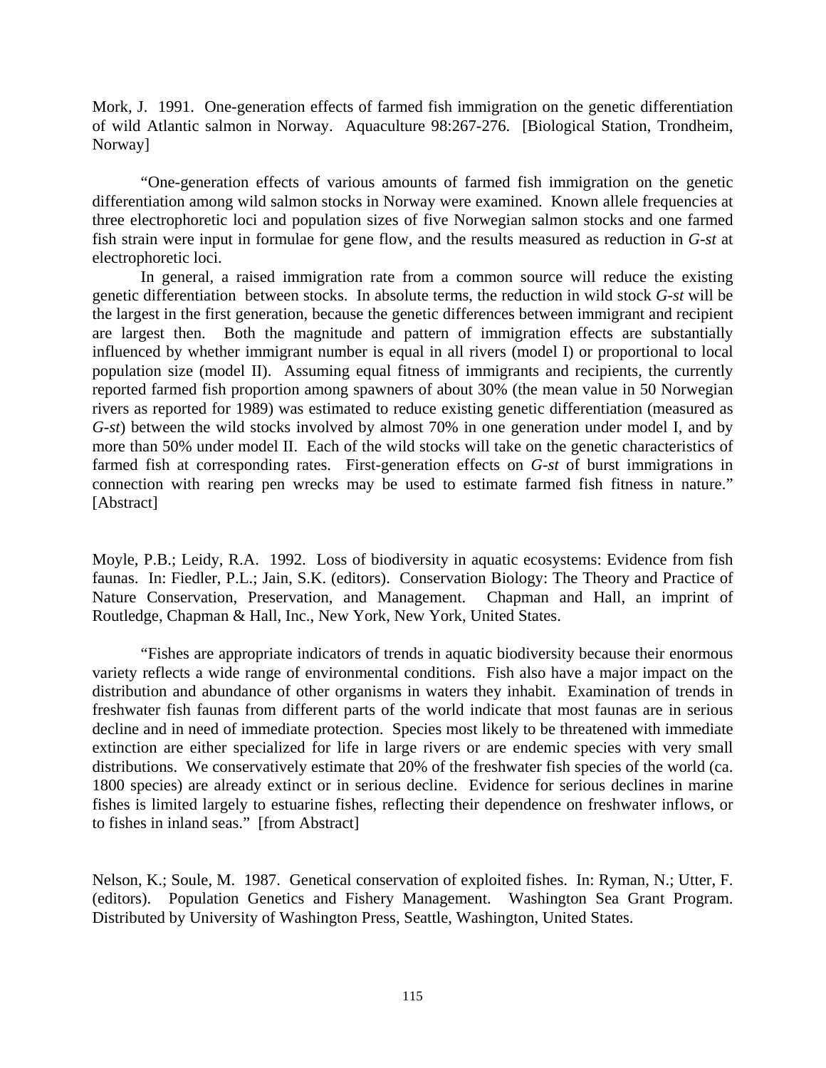Mork, J. 1991. One-generation effects of farmed fish immigration on the genetic differentiation of wild Atlantic salmon in Norway. Aquaculture 98:267-276. [Biological Station, Trondheim, Norway]

"One-generation effects of various amounts of farmed fish immigration on the genetic differentiation among wild salmon stocks in Norway were examined. Known allele frequencies at three electrophoretic loci and population sizes of five Norwegian salmon stocks and one farmed fish strain were input in formulae for gene flow, and the results measured as reduction in *G-st* at electrophoretic loci.

In general, a raised immigration rate from a common source will reduce the existing genetic differentiation between stocks. In absolute terms, the reduction in wild stock *G-st* will be the largest in the first generation, because the genetic differences between immigrant and recipient are largest then. Both the magnitude and pattern of immigration effects are substantially influenced by whether immigrant number is equal in all rivers (model I) or proportional to local population size (model II). Assuming equal fitness of immigrants and recipients, the currently reported farmed fish proportion among spawners of about 30% (the mean value in 50 Norwegian rivers as reported for 1989) was estimated to reduce existing genetic differentiation (measured as *G-st*) between the wild stocks involved by almost 70% in one generation under model I, and by more than 50% under model II. Each of the wild stocks will take on the genetic characteristics of farmed fish at corresponding rates. First-generation effects on *G-st* of burst immigrations in connection with rearing pen wrecks may be used to estimate farmed fish fitness in nature." [Abstract]

Moyle, P.B.; Leidy, R.A. 1992. Loss of biodiversity in aquatic ecosystems: Evidence from fish faunas. In: Fiedler, P.L.; Jain, S.K. (editors). Conservation Biology: The Theory and Practice of Nature Conservation, Preservation, and Management. Chapman and Hall, an imprint of Routledge, Chapman & Hall, Inc., New York, New York, United States.

"Fishes are appropriate indicators of trends in aquatic biodiversity because their enormous variety reflects a wide range of environmental conditions. Fish also have a major impact on the distribution and abundance of other organisms in waters they inhabit. Examination of trends in freshwater fish faunas from different parts of the world indicate that most faunas are in serious decline and in need of immediate protection. Species most likely to be threatened with immediate extinction are either specialized for life in large rivers or are endemic species with very small distributions. We conservatively estimate that 20% of the freshwater fish species of the world (ca. 1800 species) are already extinct or in serious decline. Evidence for serious declines in marine fishes is limited largely to estuarine fishes, reflecting their dependence on freshwater inflows, or to fishes in inland seas." [from Abstract]

Nelson, K.; Soule, M. 1987. Genetical conservation of exploited fishes. In: Ryman, N.; Utter, F. (editors). Population Genetics and Fishery Management. Washington Sea Grant Program. Distributed by University of Washington Press, Seattle, Washington, United States.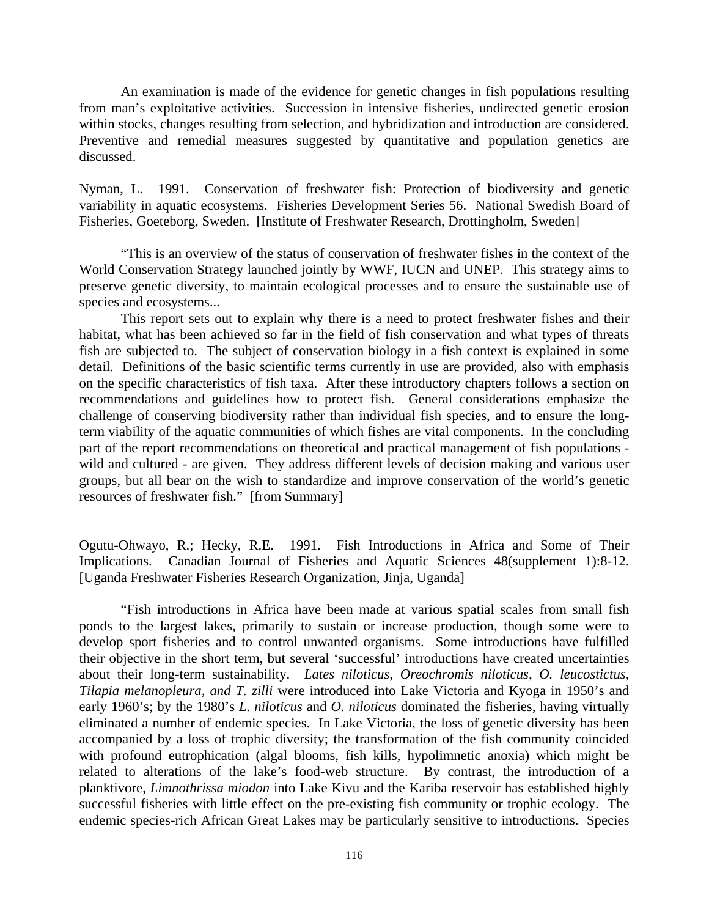An examination is made of the evidence for genetic changes in fish populations resulting from man's exploitative activities. Succession in intensive fisheries, undirected genetic erosion within stocks, changes resulting from selection, and hybridization and introduction are considered. Preventive and remedial measures suggested by quantitative and population genetics are discussed.

Nyman, L. 1991. Conservation of freshwater fish: Protection of biodiversity and genetic variability in aquatic ecosystems. Fisheries Development Series 56. National Swedish Board of Fisheries, Goeteborg, Sweden. [Institute of Freshwater Research, Drottingholm, Sweden]

"This is an overview of the status of conservation of freshwater fishes in the context of the World Conservation Strategy launched jointly by WWF, IUCN and UNEP. This strategy aims to preserve genetic diversity, to maintain ecological processes and to ensure the sustainable use of species and ecosystems...

This report sets out to explain why there is a need to protect freshwater fishes and their habitat, what has been achieved so far in the field of fish conservation and what types of threats fish are subjected to. The subject of conservation biology in a fish context is explained in some detail. Definitions of the basic scientific terms currently in use are provided, also with emphasis on the specific characteristics of fish taxa. After these introductory chapters follows a section on recommendations and guidelines how to protect fish. General considerations emphasize the challenge of conserving biodiversity rather than individual fish species, and to ensure the long-term viability of the aquatic communities of which fishes are vital components. In the concluding part of the report recommendations on theoretical and practical management of fish populations - wild and cultured - are given. They address different levels of decision making and various user groups, but all bear on the wish to standardize and improve conservation of the world's genetic resources of freshwater fish." [from Summary]

Ogutu-Ohwayo, R.; Hecky, R.E. 1991. Fish Introductions in Africa and Some of Their Implications. Canadian Journal of Fisheries and Aquatic Sciences 48(supplement 1):8-12. [Uganda Freshwater Fisheries Research Organization, Jinja, Uganda]

"Fish introductions in Africa have been made at various spatial scales from small fish ponds to the largest lakes, primarily to sustain or increase production, though some were to develop sport fisheries and to control unwanted organisms. Some introductions have fulfilled their objective in the short term, but several 'successful' introductions have created uncertainties about their long-term sustainability. *Lates niloticus, Oreochromis niloticus, O. leucostictus, Tilapia melanopleura, and T. zilli* were introduced into Lake Victoria and Kyoga in 1950's and early 1960's; by the 1980's *L. niloticus* and *O. niloticus* dominated the fisheries, having virtually eliminated a number of endemic species. In Lake Victoria, the loss of genetic diversity has been accompanied by a loss of trophic diversity; the transformation of the fish community coincided with profound eutrophication (algal blooms, fish kills, hypolimnetic anoxia) which might be related to alterations of the lake's food-web structure. By contrast, the introduction of a planktivore, *Limnothrissa miodon* into Lake Kivu and the Kariba reservoir has established highly successful fisheries with little effect on the pre-existing fish community or trophic ecology. The endemic species-rich African Great Lakes may be particularly sensitive to introductions. Species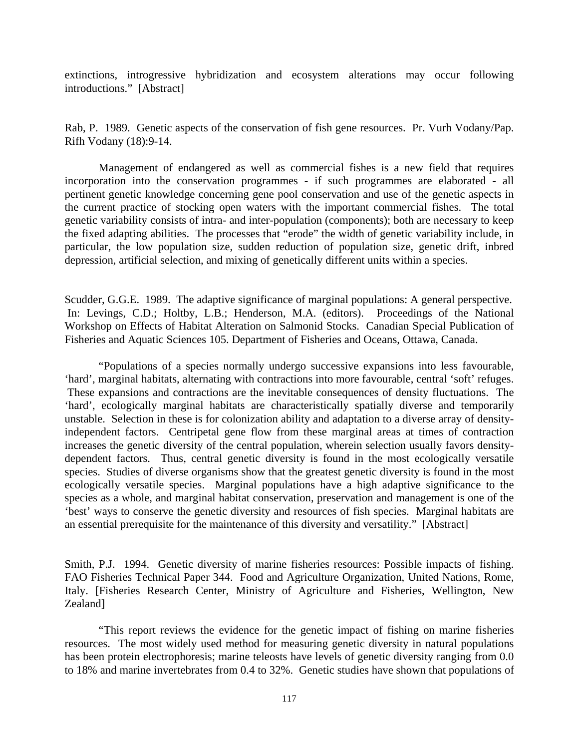extinctions, introgressive hybridization and ecosystem alterations may occur following introductions." [Abstract]

Rab, P. 1989. Genetic aspects of the conservation of fish gene resources. Pr. Vurh Vodany/Pap. Rifh Vodany (18):9-14.

Management of endangered as well as commercial fishes is a new field that requires incorporation into the conservation programmes - if such programmes are elaborated - all pertinent genetic knowledge concerning gene pool conservation and use of the genetic aspects in the current practice of stocking open waters with the important commercial fishes. The total genetic variability consists of intra- and inter-population (components); both are necessary to keep the fixed adapting abilities. The processes that "erode" the width of genetic variability include, in particular, the low population size, sudden reduction of population size, genetic drift, inbred depression, artificial selection, and mixing of genetically different units within a species.

Scudder, G.G.E. 1989. The adaptive significance of marginal populations: A general perspective. In: Levings, C.D.; Holtby, L.B.; Henderson, M.A. (editors). Proceedings of the National Workshop on Effects of Habitat Alteration on Salmonid Stocks. Canadian Special Publication of Fisheries and Aquatic Sciences 105. Department of Fisheries and Oceans, Ottawa, Canada.

"Populations of a species normally undergo successive expansions into less favourable, 'hard', marginal habitats, alternating with contractions into more favourable, central 'soft' refuges. These expansions and contractions are the inevitable consequences of density fluctuations. The 'hard', ecologically marginal habitats are characteristically spatially diverse and temporarily unstable. Selection in these is for colonization ability and adaptation to a diverse array of density-independent factors. Centripetal gene flow from these marginal areas at times of contraction increases the genetic diversity of the central population, wherein selection usually favors density-dependent factors. Thus, central genetic diversity is found in the most ecologically versatile species. Studies of diverse organisms show that the greatest genetic diversity is found in the most ecologically versatile species. Marginal populations have a high adaptive significance to the species as a whole, and marginal habitat conservation, preservation and management is one of the 'best' ways to conserve the genetic diversity and resources of fish species. Marginal habitats are an essential prerequisite for the maintenance of this diversity and versatility." [Abstract]

Smith, P.J. 1994. Genetic diversity of marine fisheries resources: Possible impacts of fishing. FAO Fisheries Technical Paper 344. Food and Agriculture Organization, United Nations, Rome, Italy. [Fisheries Research Center, Ministry of Agriculture and Fisheries, Wellington, New Zealand]

"This report reviews the evidence for the genetic impact of fishing on marine fisheries resources. The most widely used method for measuring genetic diversity in natural populations has been protein electrophoresis; marine teleosts have levels of genetic diversity ranging from 0.0 to 18% and marine invertebrates from 0.4 to 32%. Genetic studies have shown that populations of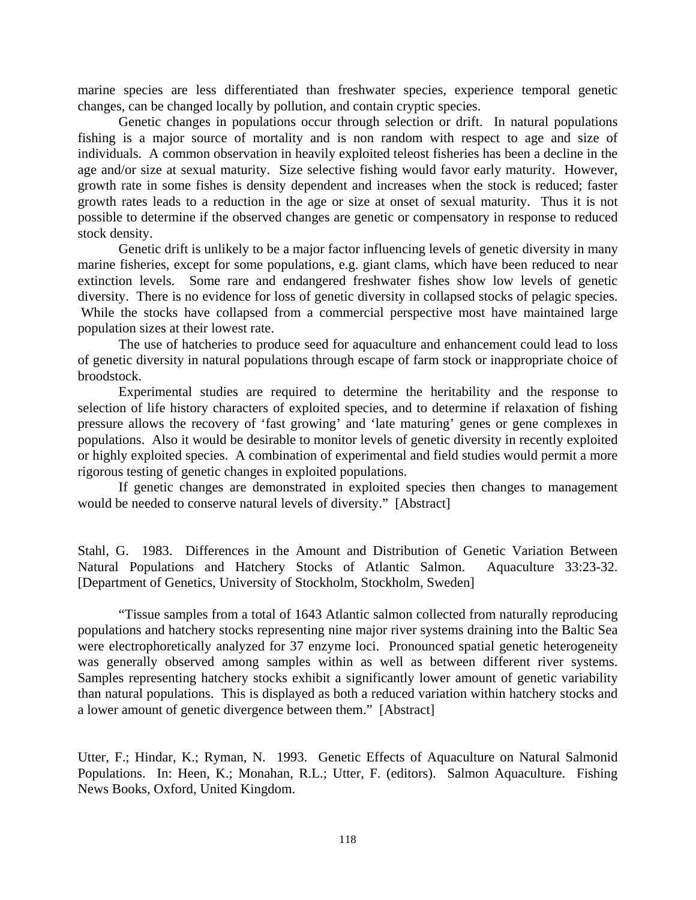marine species are less differentiated than freshwater species, experience temporal genetic changes, can be changed locally by pollution, and contain cryptic species.

Genetic changes in populations occur through selection or drift. In natural populations fishing is a major source of mortality and is non random with respect to age and size of individuals. A common observation in heavily exploited teleost fisheries has been a decline in the age and/or size at sexual maturity. Size selective fishing would favor early maturity. However, growth rate in some fishes is density dependent and increases when the stock is reduced; faster growth rates leads to a reduction in the age or size at onset of sexual maturity. Thus it is not possible to determine if the observed changes are genetic or compensatory in response to reduced stock density.

Genetic drift is unlikely to be a major factor influencing levels of genetic diversity in many marine fisheries, except for some populations, e.g. giant clams, which have been reduced to near extinction levels. Some rare and endangered freshwater fishes show low levels of genetic diversity. There is no evidence for loss of genetic diversity in collapsed stocks of pelagic species. While the stocks have collapsed from a commercial perspective most have maintained large population sizes at their lowest rate.

The use of hatcheries to produce seed for aquaculture and enhancement could lead to loss of genetic diversity in natural populations through escape of farm stock or inappropriate choice of broodstock.

Experimental studies are required to determine the heritability and the response to selection of life history characters of exploited species, and to determine if relaxation of fishing pressure allows the recovery of 'fast growing' and 'late maturing' genes or gene complexes in populations. Also it would be desirable to monitor levels of genetic diversity in recently exploited or highly exploited species. A combination of experimental and field studies would permit a more rigorous testing of genetic changes in exploited populations.

If genetic changes are demonstrated in exploited species then changes to management would be needed to conserve natural levels of diversity." [Abstract]

Stahl, G. 1983. Differences in the Amount and Distribution of Genetic Variation Between Natural Populations and Hatchery Stocks of Atlantic Salmon. Aquaculture 33:23-32. [Department of Genetics, University of Stockholm, Stockholm, Sweden]

"Tissue samples from a total of 1643 Atlantic salmon collected from naturally reproducing populations and hatchery stocks representing nine major river systems draining into the Baltic Sea were electrophoretically analyzed for 37 enzyme loci. Pronounced spatial genetic heterogeneity was generally observed among samples within as well as between different river systems. Samples representing hatchery stocks exhibit a significantly lower amount of genetic variability than natural populations. This is displayed as both a reduced variation within hatchery stocks and a lower amount of genetic divergence between them." [Abstract]

Utter, F.; Hindar, K.; Ryman, N. 1993. Genetic Effects of Aquaculture on Natural Salmonid Populations. In: Heen, K.; Monahan, R.L.; Utter, F. (editors). Salmon Aquaculture. Fishing News Books, Oxford, United Kingdom.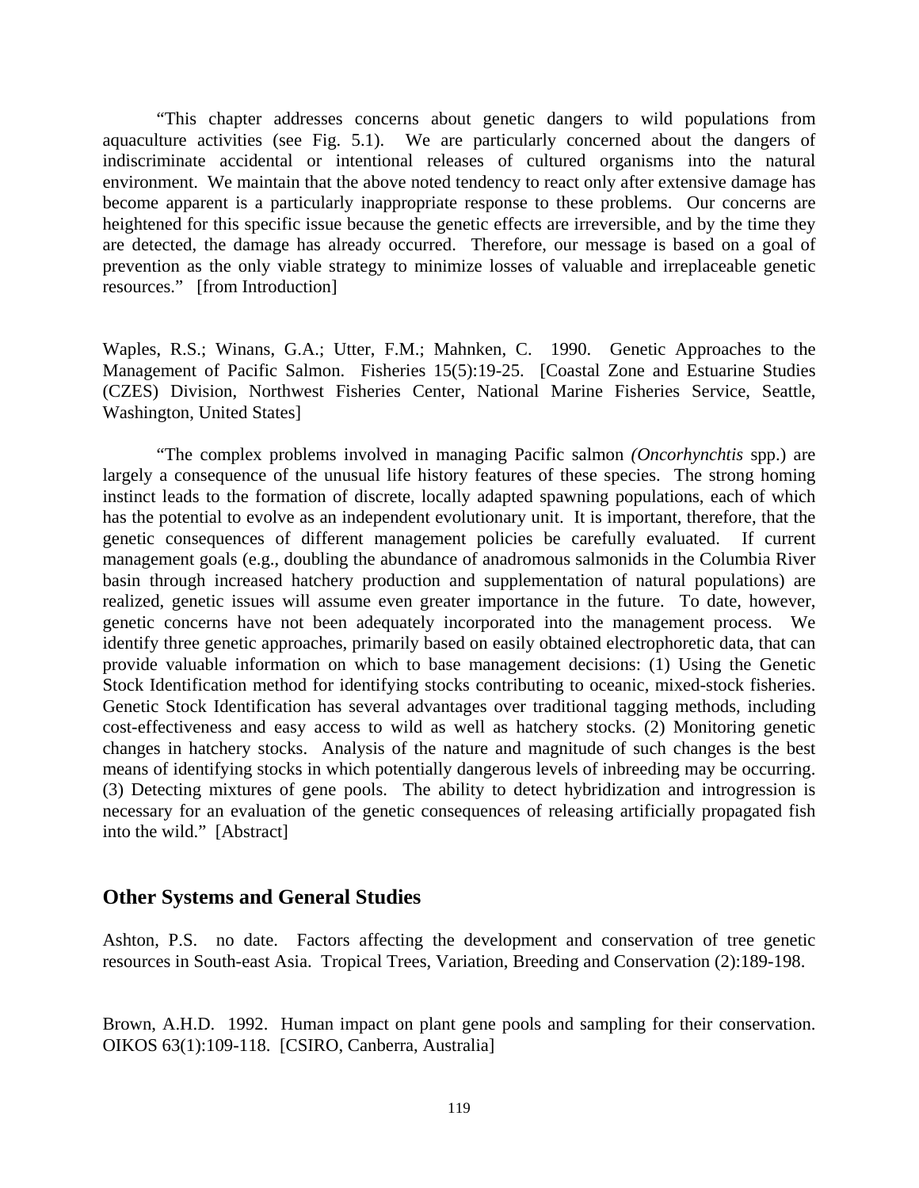"This chapter addresses concerns about genetic dangers to wild populations from aquaculture activities (see Fig. 5.1). We are particularly concerned about the dangers of indiscriminate accidental or intentional releases of cultured organisms into the natural environment. We maintain that the above noted tendency to react only after extensive damage has become apparent is a particularly inappropriate response to these problems. Our concerns are heightened for this specific issue because the genetic effects are irreversible, and by the time they are detected, the damage has already occurred. Therefore, our message is based on a goal of prevention as the only viable strategy to minimize losses of valuable and irreplaceable genetic resources." [from Introduction]

Waples, R.S.; Winans, G.A.; Utter, F.M.; Mahnken, C. 1990. Genetic Approaches to the Management of Pacific Salmon. Fisheries 15(5):19-25. [Coastal Zone and Estuarine Studies (CZES) Division, Northwest Fisheries Center, National Marine Fisheries Service, Seattle, Washington, United States]

"The complex problems involved in managing Pacific salmon *(Oncorhynchtis* spp.) are largely a consequence of the unusual life history features of these species. The strong homing instinct leads to the formation of discrete, locally adapted spawning populations, each of which has the potential to evolve as an independent evolutionary unit. It is important, therefore, that the genetic consequences of different management policies be carefully evaluated. If current management goals (e.g., doubling the abundance of anadromous salmonids in the Columbia River basin through increased hatchery production and supplementation of natural populations) are realized, genetic issues will assume even greater importance in the future. To date, however, genetic concerns have not been adequately incorporated into the management process. We identify three genetic approaches, primarily based on easily obtained electrophoretic data, that can provide valuable information on which to base management decisions: (1) Using the Genetic Stock Identification method for identifying stocks contributing to oceanic, mixed-stock fisheries. Genetic Stock Identification has several advantages over traditional tagging methods, including cost-effectiveness and easy access to wild as well as hatchery stocks. (2) Monitoring genetic changes in hatchery stocks. Analysis of the nature and magnitude of such changes is the best means of identifying stocks in which potentially dangerous levels of inbreeding may be occurring. (3) Detecting mixtures of gene pools. The ability to detect hybridization and introgression is necessary for an evaluation of the genetic consequences of releasing artificially propagated fish into the wild." [Abstract]

## Other Systems and General Studies

Ashton, P.S. no date. Factors affecting the development and conservation of tree genetic resources in South-east Asia. Tropical Trees, Variation, Breeding and Conservation (2):189-198.

Brown, A.H.D. 1992. Human impact on plant gene pools and sampling for their conservation. OIKOS 63(1):109-118. [CSIRO, Canberra, Australia]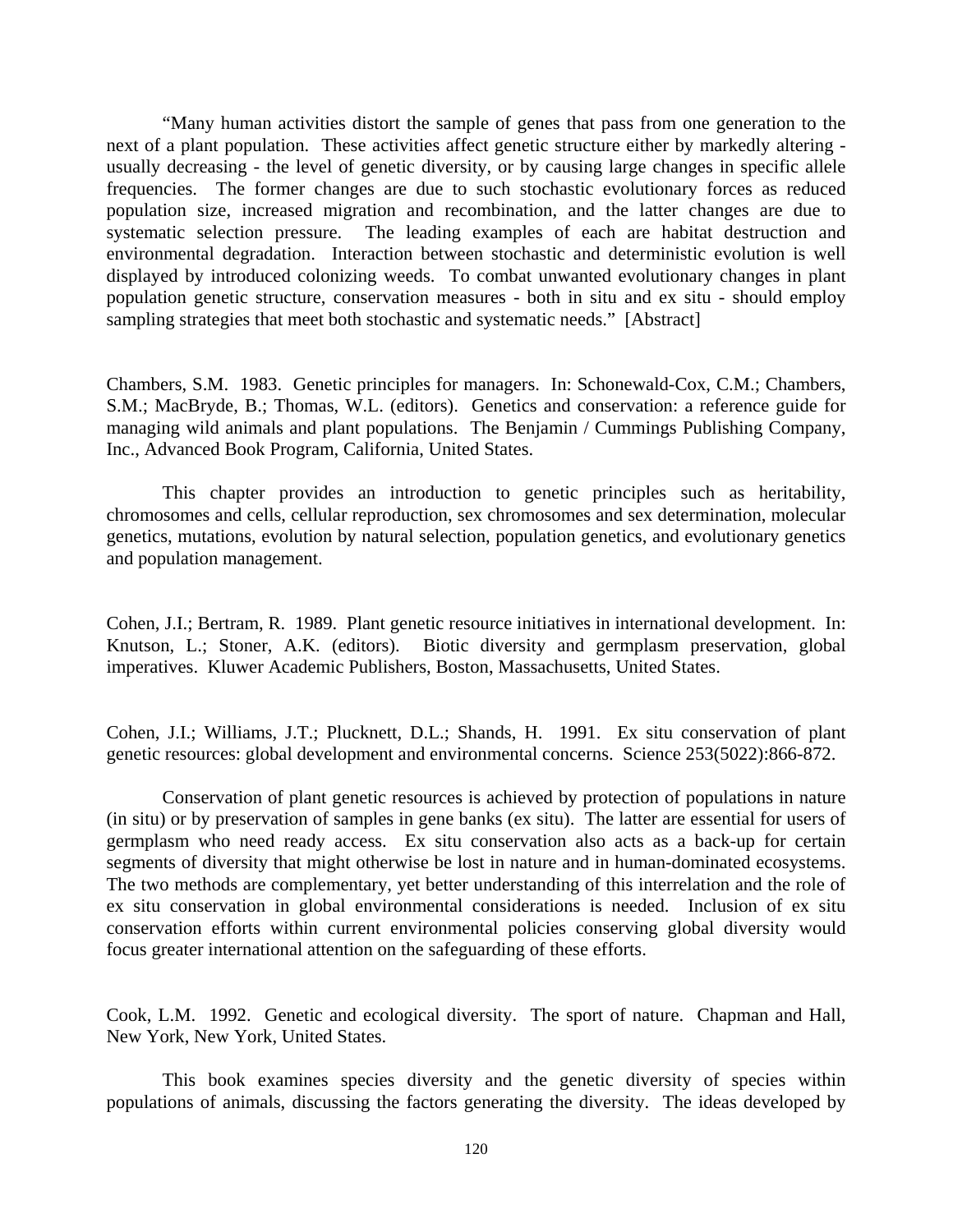"Many human activities distort the sample of genes that pass from one generation to the next of a plant population. These activities affect genetic structure either by markedly altering - usually decreasing - the level of genetic diversity, or by causing large changes in specific allele frequencies. The former changes are due to such stochastic evolutionary forces as reduced population size, increased migration and recombination, and the latter changes are due to systematic selection pressure. The leading examples of each are habitat destruction and environmental degradation. Interaction between stochastic and deterministic evolution is well displayed by introduced colonizing weeds. To combat unwanted evolutionary changes in plant population genetic structure, conservation measures - both in situ and ex situ - should employ sampling strategies that meet both stochastic and systematic needs." [Abstract]

Chambers, S.M. 1983. Genetic principles for managers. In: Schonewald-Cox, C.M.; Chambers, S.M.; MacBryde, B.; Thomas, W.L. (editors). Genetics and conservation: a reference guide for managing wild animals and plant populations. The Benjamin / Cummings Publishing Company, Inc., Advanced Book Program, California, United States.

This chapter provides an introduction to genetic principles such as heritability, chromosomes and cells, cellular reproduction, sex chromosomes and sex determination, molecular genetics, mutations, evolution by natural selection, population genetics, and evolutionary genetics and population management.

Cohen, J.I.; Bertram, R. 1989. Plant genetic resource initiatives in international development. In: Knutson, L.; Stoner, A.K. (editors). Biotic diversity and germplasm preservation, global imperatives. Kluwer Academic Publishers, Boston, Massachusetts, United States.

Cohen, J.I.; Williams, J.T.; Plucknett, D.L.; Shands, H. 1991. Ex situ conservation of plant genetic resources: global development and environmental concerns. Science 253(5022):866-872.

Conservation of plant genetic resources is achieved by protection of populations in nature (in situ) or by preservation of samples in gene banks (ex situ). The latter are essential for users of germplasm who need ready access. Ex situ conservation also acts as a back-up for certain segments of diversity that might otherwise be lost in nature and in human-dominated ecosystems. The two methods are complementary, yet better understanding of this interrelation and the role of ex situ conservation in global environmental considerations is needed. Inclusion of ex situ conservation efforts within current environmental policies conserving global diversity would focus greater international attention on the safeguarding of these efforts.

Cook, L.M. 1992. Genetic and ecological diversity. The sport of nature. Chapman and Hall, New York, New York, United States.

This book examines species diversity and the genetic diversity of species within populations of animals, discussing the factors generating the diversity. The ideas developed by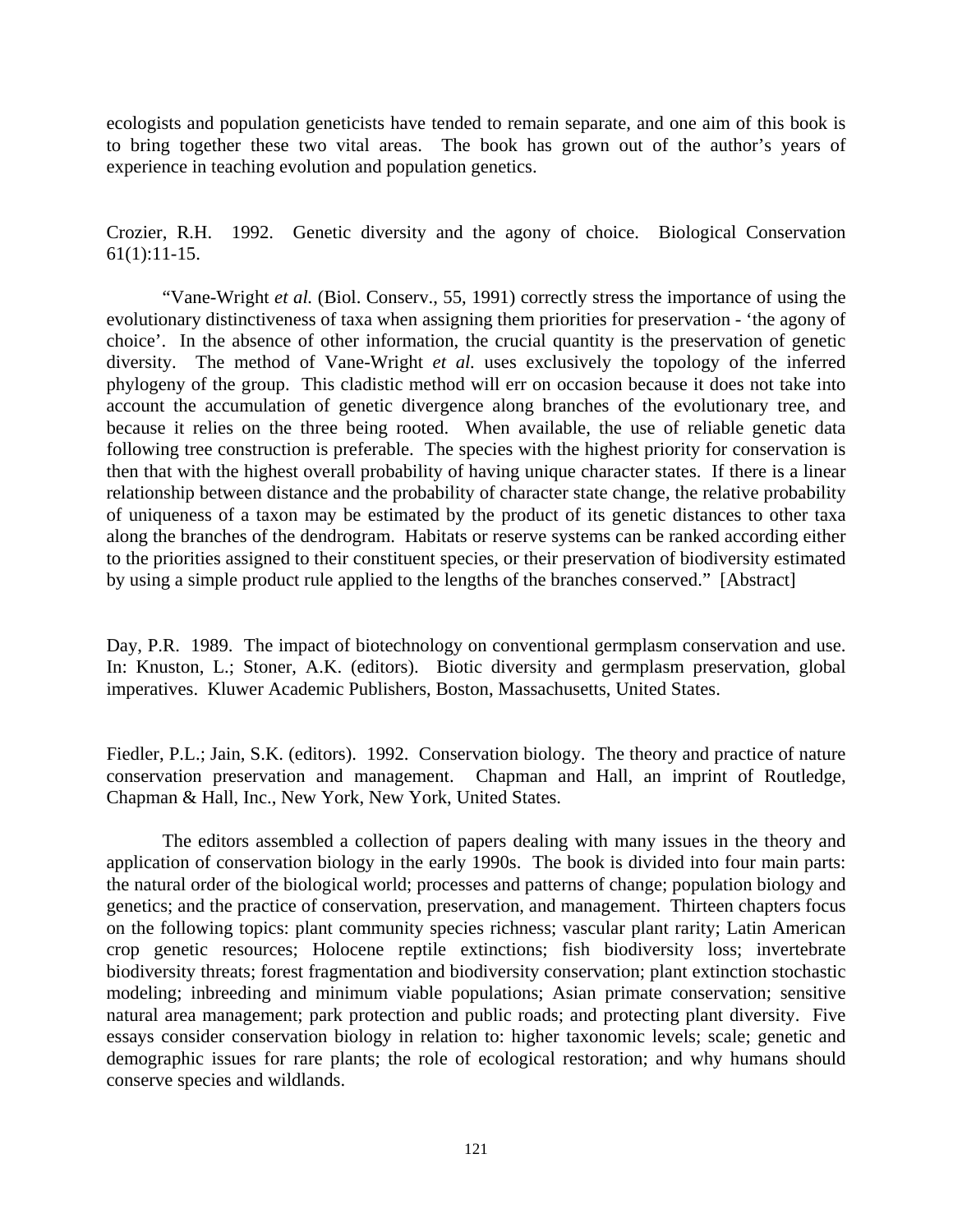ecologists and population geneticists have tended to remain separate, and one aim of this book is to bring together these two vital areas. The book has grown out of the author's years of experience in teaching evolution and population genetics.

Crozier, R.H. 1992. Genetic diversity and the agony of choice. Biological Conservation 61(1):11-15.

"Vane-Wright *et al.* (Biol. Conserv., 55, 1991) correctly stress the importance of using the evolutionary distinctiveness of taxa when assigning them priorities for preservation - 'the agony of choice'. In the absence of other information, the crucial quantity is the preservation of genetic diversity. The method of Vane-Wright *et al.* uses exclusively the topology of the inferred phylogeny of the group. This cladistic method will err on occasion because it does not take into account the accumulation of genetic divergence along branches of the evolutionary tree, and because it relies on the three being rooted. When available, the use of reliable genetic data following tree construction is preferable. The species with the highest priority for conservation is then that with the highest overall probability of having unique character states. If there is a linear relationship between distance and the probability of character state change, the relative probability of uniqueness of a taxon may be estimated by the product of its genetic distances to other taxa along the branches of the dendrogram. Habitats or reserve systems can be ranked according either to the priorities assigned to their constituent species, or their preservation of biodiversity estimated by using a simple product rule applied to the lengths of the branches conserved." [Abstract]

Day, P.R. 1989. The impact of biotechnology on conventional germplasm conservation and use. In: Knuston, L.; Stoner, A.K. (editors). Biotic diversity and germplasm preservation, global imperatives. Kluwer Academic Publishers, Boston, Massachusetts, United States.

Fiedler, P.L.; Jain, S.K. (editors). 1992. Conservation biology. The theory and practice of nature conservation preservation and management. Chapman and Hall, an imprint of Routledge, Chapman & Hall, Inc., New York, New York, United States.

The editors assembled a collection of papers dealing with many issues in the theory and application of conservation biology in the early 1990s. The book is divided into four main parts: the natural order of the biological world; processes and patterns of change; population biology and genetics; and the practice of conservation, preservation, and management. Thirteen chapters focus on the following topics: plant community species richness; vascular plant rarity; Latin American crop genetic resources; Holocene reptile extinctions; fish biodiversity loss; invertebrate biodiversity threats; forest fragmentation and biodiversity conservation; plant extinction stochastic modeling; inbreeding and minimum viable populations; Asian primate conservation; sensitive natural area management; park protection and public roads; and protecting plant diversity. Five essays consider conservation biology in relation to: higher taxonomic levels; scale; genetic and demographic issues for rare plants; the role of ecological restoration; and why humans should conserve species and wildlands.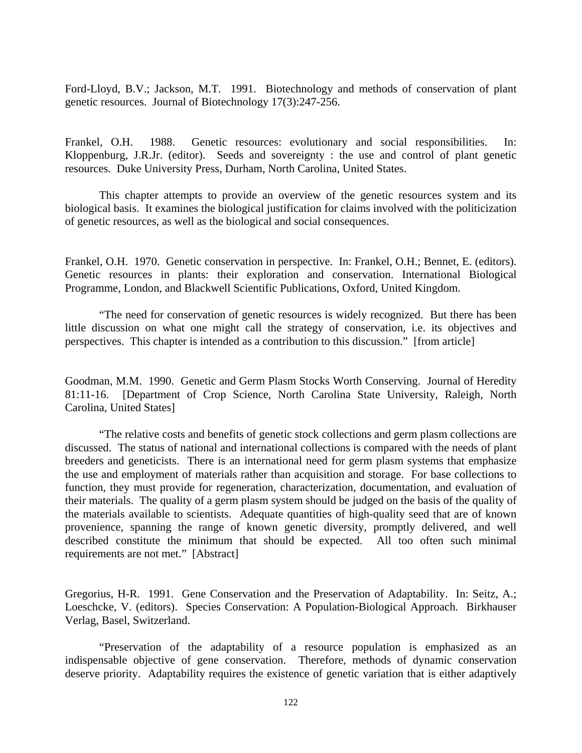Ford-Lloyd, B.V.; Jackson, M.T. 1991. Biotechnology and methods of conservation of plant genetic resources. Journal of Biotechnology 17(3):247-256.

Frankel, O.H. 1988. Genetic resources: evolutionary and social responsibilities. In: Kloppenburg, J.R.Jr. (editor). Seeds and sovereignty : the use and control of plant genetic resources. Duke University Press, Durham, North Carolina, United States.

This chapter attempts to provide an overview of the genetic resources system and its biological basis. It examines the biological justification for claims involved with the politicization of genetic resources, as well as the biological and social consequences.

Frankel, O.H. 1970. Genetic conservation in perspective. In: Frankel, O.H.; Bennet, E. (editors). Genetic resources in plants: their exploration and conservation. International Biological Programme, London, and Blackwell Scientific Publications, Oxford, United Kingdom.

"The need for conservation of genetic resources is widely recognized. But there has been little discussion on what one might call the strategy of conservation, i.e. its objectives and perspectives. This chapter is intended as a contribution to this discussion." [from article]

Goodman, M.M. 1990. Genetic and Germ Plasm Stocks Worth Conserving. Journal of Heredity 81:11-16. [Department of Crop Science, North Carolina State University, Raleigh, North Carolina, United States]

"The relative costs and benefits of genetic stock collections and germ plasm collections are discussed. The status of national and international collections is compared with the needs of plant breeders and geneticists. There is an international need for germ plasm systems that emphasize the use and employment of materials rather than acquisition and storage. For base collections to function, they must provide for regeneration, characterization, documentation, and evaluation of their materials. The quality of a germ plasm system should be judged on the basis of the quality of the materials available to scientists. Adequate quantities of high-quality seed that are of known provenience, spanning the range of known genetic diversity, promptly delivered, and well described constitute the minimum that should be expected. All too often such minimal requirements are not met." [Abstract]

Gregorius, H-R. 1991. Gene Conservation and the Preservation of Adaptability. In: Seitz, A.; Loeschcke, V. (editors). Species Conservation: A Population-Biological Approach. Birkhauser Verlag, Basel, Switzerland.

"Preservation of the adaptability of a resource population is emphasized as an indispensable objective of gene conservation. Therefore, methods of dynamic conservation deserve priority. Adaptability requires the existence of genetic variation that is either adaptively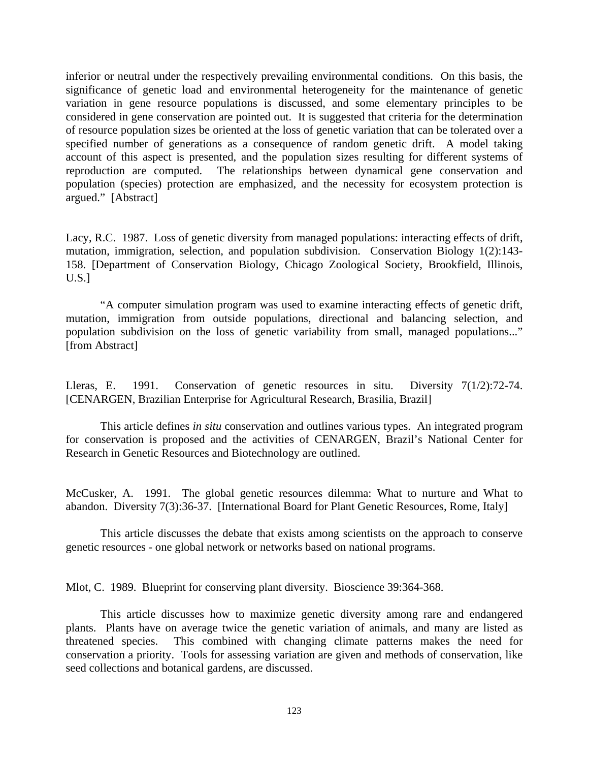inferior or neutral under the respectively prevailing environmental conditions. On this basis, the significance of genetic load and environmental heterogeneity for the maintenance of genetic variation in gene resource populations is discussed, and some elementary principles to be considered in gene conservation are pointed out. It is suggested that criteria for the determination of resource population sizes be oriented at the loss of genetic variation that can be tolerated over a specified number of generations as a consequence of random genetic drift. A model taking account of this aspect is presented, and the population sizes resulting for different systems of reproduction are computed. The relationships between dynamical gene conservation and population (species) protection are emphasized, and the necessity for ecosystem protection is argued." [Abstract]

Lacy, R.C. 1987. Loss of genetic diversity from managed populations: interacting effects of drift, mutation, immigration, selection, and population subdivision. Conservation Biology 1(2):143-158. [Department of Conservation Biology, Chicago Zoological Society, Brookfield, Illinois, U.S.]

"A computer simulation program was used to examine interacting effects of genetic drift, mutation, immigration from outside populations, directional and balancing selection, and population subdivision on the loss of genetic variability from small, managed populations..." [from Abstract]

Lleras, E. 1991. Conservation of genetic resources in situ. Diversity 7(1/2):72-74. [CENARGEN, Brazilian Enterprise for Agricultural Research, Brasilia, Brazil]

This article defines *in situ* conservation and outlines various types. An integrated program for conservation is proposed and the activities of CENARGEN, Brazil's National Center for Research in Genetic Resources and Biotechnology are outlined.

McCusker, A. 1991. The global genetic resources dilemma: What to nurture and What to abandon. Diversity 7(3):36-37. [International Board for Plant Genetic Resources, Rome, Italy]

This article discusses the debate that exists among scientists on the approach to conserve genetic resources - one global network or networks based on national programs.

Mlot, C. 1989. Blueprint for conserving plant diversity. Bioscience 39:364-368.

This article discusses how to maximize genetic diversity among rare and endangered plants. Plants have on average twice the genetic variation of animals, and many are listed as threatened species. This combined with changing climate patterns makes the need for conservation a priority. Tools for assessing variation are given and methods of conservation, like seed collections and botanical gardens, are discussed.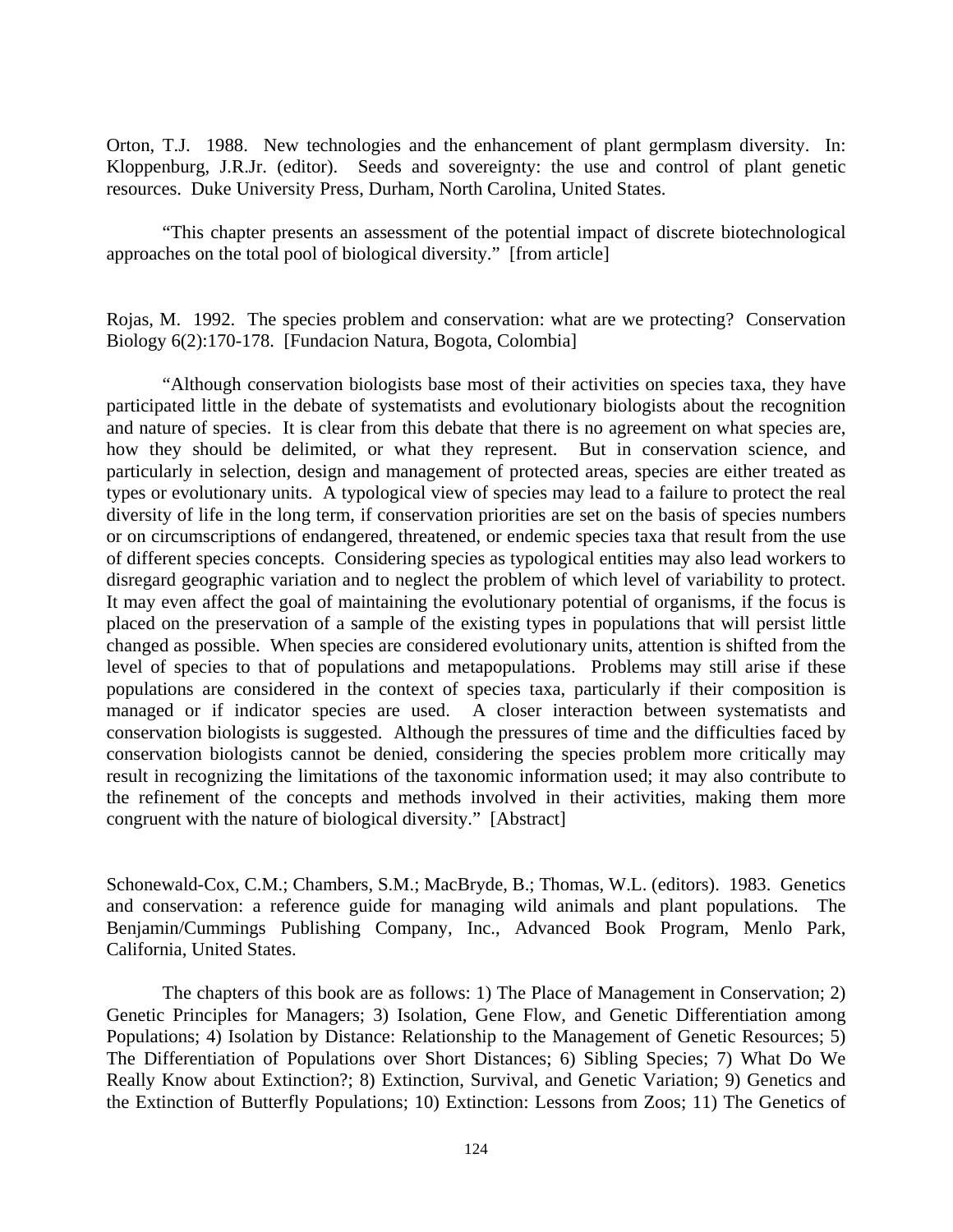Orton, T.J. 1988. New technologies and the enhancement of plant germplasm diversity. In: Kloppenburg, J.R.Jr. (editor). Seeds and sovereignty: the use and control of plant genetic resources. Duke University Press, Durham, North Carolina, United States.

"This chapter presents an assessment of the potential impact of discrete biotechnological approaches on the total pool of biological diversity." [from article]

Rojas, M. 1992. The species problem and conservation: what are we protecting? Conservation Biology 6(2):170-178. [Fundacion Natura, Bogota, Colombia]

"Although conservation biologists base most of their activities on species taxa, they have participated little in the debate of systematists and evolutionary biologists about the recognition and nature of species. It is clear from this debate that there is no agreement on what species are, how they should be delimited, or what they represent. But in conservation science, and particularly in selection, design and management of protected areas, species are either treated as types or evolutionary units. A typological view of species may lead to a failure to protect the real diversity of life in the long term, if conservation priorities are set on the basis of species numbers or on circumscriptions of endangered, threatened, or endemic species taxa that result from the use of different species concepts. Considering species as typological entities may also lead workers to disregard geographic variation and to neglect the problem of which level of variability to protect. It may even affect the goal of maintaining the evolutionary potential of organisms, if the focus is placed on the preservation of a sample of the existing types in populations that will persist little changed as possible. When species are considered evolutionary units, attention is shifted from the level of species to that of populations and metapopulations. Problems may still arise if these populations are considered in the context of species taxa, particularly if their composition is managed or if indicator species are used. A closer interaction between systematists and conservation biologists is suggested. Although the pressures of time and the difficulties faced by conservation biologists cannot be denied, considering the species problem more critically may result in recognizing the limitations of the taxonomic information used; it may also contribute to the refinement of the concepts and methods involved in their activities, making them more congruent with the nature of biological diversity." [Abstract]

Schonewald-Cox, C.M.; Chambers, S.M.; MacBryde, B.; Thomas, W.L. (editors). 1983. Genetics and conservation: a reference guide for managing wild animals and plant populations. The Benjamin/Cummings Publishing Company, Inc., Advanced Book Program, Menlo Park, California, United States.

The chapters of this book are as follows: 1) The Place of Management in Conservation; 2) Genetic Principles for Managers; 3) Isolation, Gene Flow, and Genetic Differentiation among Populations; 4) Isolation by Distance: Relationship to the Management of Genetic Resources; 5) The Differentiation of Populations over Short Distances; 6) Sibling Species; 7) What Do We Really Know about Extinction?; 8) Extinction, Survival, and Genetic Variation; 9) Genetics and the Extinction of Butterfly Populations; 10) Extinction: Lessons from Zoos; 11) The Genetics of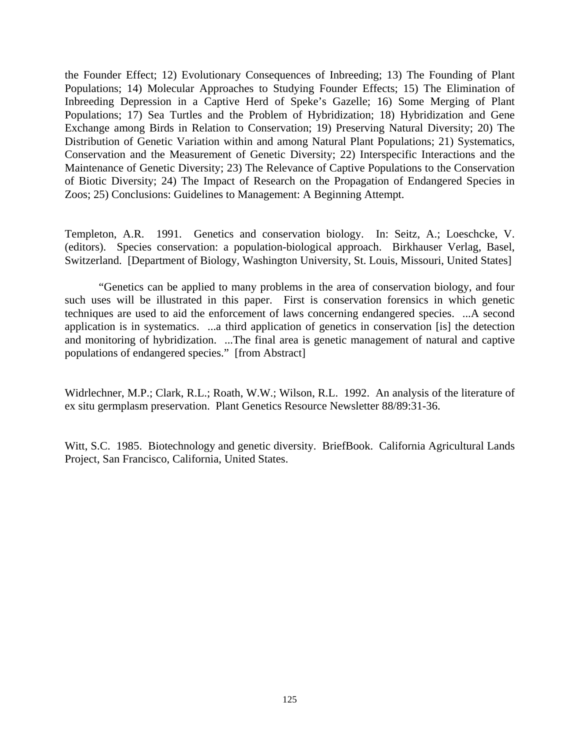the Founder Effect; 12) Evolutionary Consequences of Inbreeding; 13) The Founding of Plant Populations; 14) Molecular Approaches to Studying Founder Effects; 15) The Elimination of Inbreeding Depression in a Captive Herd of Speke's Gazelle; 16) Some Merging of Plant Populations; 17) Sea Turtles and the Problem of Hybridization; 18) Hybridization and Gene Exchange among Birds in Relation to Conservation; 19) Preserving Natural Diversity; 20) The Distribution of Genetic Variation within and among Natural Plant Populations; 21) Systematics, Conservation and the Measurement of Genetic Diversity; 22) Interspecific Interactions and the Maintenance of Genetic Diversity; 23) The Relevance of Captive Populations to the Conservation of Biotic Diversity; 24) The Impact of Research on the Propagation of Endangered Species in Zoos; 25) Conclusions: Guidelines to Management: A Beginning Attempt.

Templeton, A.R. 1991. Genetics and conservation biology. In: Seitz, A.; Loeschcke, V. (editors). Species conservation: a population-biological approach. Birkhauser Verlag, Basel, Switzerland. [Department of Biology, Washington University, St. Louis, Missouri, United States]

"Genetics can be applied to many problems in the area of conservation biology, and four such uses will be illustrated in this paper. First is conservation forensics in which genetic techniques are used to aid the enforcement of laws concerning endangered species. ...A second application is in systematics. ...a third application of genetics in conservation [is] the detection and monitoring of hybridization. ...The final area is genetic management of natural and captive populations of endangered species." [from Abstract]

Widrlechner, M.P.; Clark, R.L.; Roath, W.W.; Wilson, R.L. 1992. An analysis of the literature of ex situ germplasm preservation. Plant Genetics Resource Newsletter 88/89:31-36.

Witt, S.C. 1985. Biotechnology and genetic diversity. BriefBook. California Agricultural Lands Project, San Francisco, California, United States.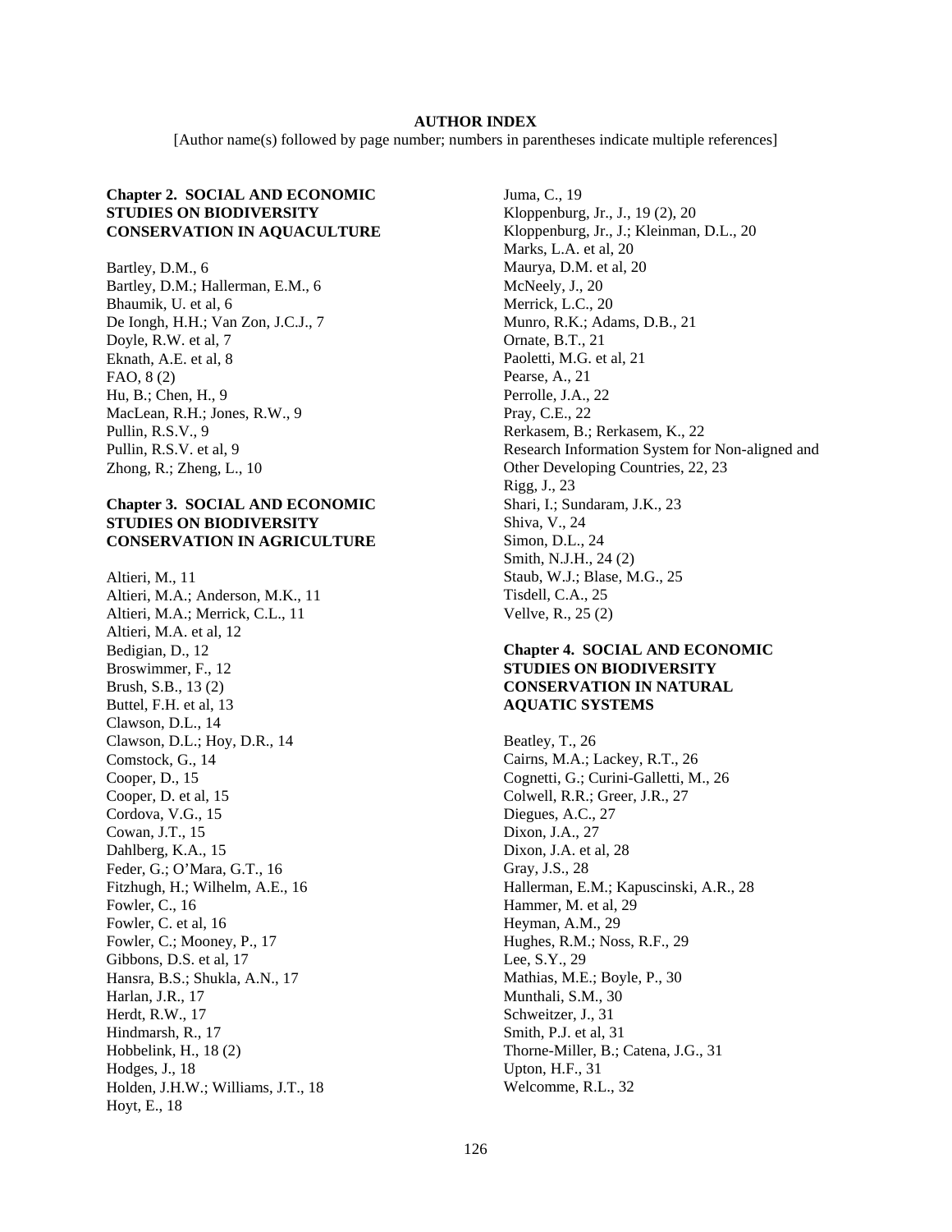**AUTHOR INDEX**

[Author name(s) followed by page number; numbers in parentheses indicate multiple references]

## Chapter 2. SOCIAL AND ECONOMIC STUDIES ON BIODIVERSITY CONSERVATION IN AQUACULTURE

Bartley, D.M., 6
Bartley, D.M.; Hallerman, E.M., 6
Bhaumik, U. et al, 6
De Iongh, H.H.; Van Zon, J.C.J., 7
Doyle, R.W. et al, 7
Eknath, A.E. et al, 8
FAO, 8 (2)
Hu, B.; Chen, H., 9
MacLean, R.H.; Jones, R.W., 9
Pullin, R.S.V., 9
Pullin, R.S.V. et al, 9
Zhong, R.; Zheng, L., 10

## Chapter 3. SOCIAL AND ECONOMIC STUDIES ON BIODIVERSITY CONSERVATION IN AGRICULTURE

Altieri, M., 11
Altieri, M.A.; Anderson, M.K., 11
Altieri, M.A.; Merrick, C.L., 11
Altieri, M.A. et al, 12
Bedigian, D., 12
Broswimmer, F., 12
Brush, S.B., 13 (2)
Buttel, F.H. et al, 13
Clawson, D.L., 14
Clawson, D.L.; Hoy, D.R., 14
Comstock, G., 14
Cooper, D., 15
Cooper, D. et al, 15
Cordova, V.G., 15
Cowan, J.T., 15
Dahlberg, K.A., 15
Feder, G.; O'Mara, G.T., 16
Fitzhugh, H.; Wilhelm, A.E., 16
Fowler, C., 16
Fowler, C. et al, 16
Fowler, C.; Mooney, P., 17
Gibbons, D.S. et al, 17
Hansra, B.S.; Shukla, A.N., 17
Harlan, J.R., 17
Herdt, R.W., 17
Hindmarsh, R., 17
Hobbelink, H., 18 (2)
Hodges, J., 18
Holden, J.H.W.; Williams, J.T., 18
Hoyt, E., 18
Juma, C., 19
Kloppenburg, Jr., J., 19 (2), 20
Kloppenburg, Jr., J.; Kleinman, D.L., 20
Marks, L.A. et al, 20
Maurya, D.M. et al, 20
McNeely, J., 20
Merrick, L.C., 20
Munro, R.K.; Adams, D.B., 21
Ornate, B.T., 21
Paoletti, M.G. et al, 21
Pearse, A., 21
Perrolle, J.A., 22
Pray, C.E., 22
Rerkasem, B.; Rerkasem, K., 22
Research Information System for Non-aligned and Other Developing Countries, 22, 23
Rigg, J., 23
Shari, I.; Sundaram, J.K., 23
Shiva, V., 24
Simon, D.L., 24
Smith, N.J.H., 24 (2)
Staub, W.J.; Blase, M.G., 25
Tisdell, C.A., 25
Vellve, R., 25 (2)

## Chapter 4. SOCIAL AND ECONOMIC STUDIES ON BIODIVERSITY CONSERVATION IN NATURAL AQUATIC SYSTEMS

Beatley, T., 26
Cairns, M.A.; Lackey, R.T., 26
Cognetti, G.; Curini-Galletti, M., 26
Colwell, R.R.; Greer, J.R., 27
Diegues, A.C., 27
Dixon, J.A., 27
Dixon, J.A. et al, 28
Gray, J.S., 28
Hallerman, E.M.; Kapuscinski, A.R., 28
Hammer, M. et al, 29
Heyman, A.M., 29
Hughes, R.M.; Noss, R.F., 29
Lee, S.Y., 29
Mathias, M.E.; Boyle, P., 30
Munthali, S.M., 30
Schweitzer, J., 31
Smith, P.J. et al, 31
Thorne-Miller, B.; Catena, J.G., 31
Upton, H.F., 31
Welcomme, R.L., 32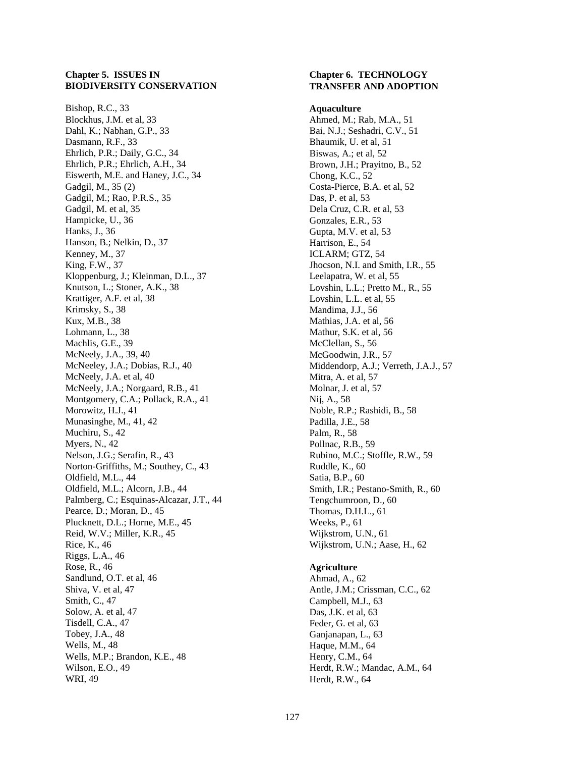**Chapter 5. ISSUES IN BIODIVERSITY CONSERVATION**

Bishop, R.C., 33
Blockhus, J.M. et al, 33
Dahl, K.; Nabhan, G.P., 33
Dasmann, R.F., 33
Ehrlich, P.R.; Daily, G.C., 34
Ehrlich, P.R.; Ehrlich, A.H., 34
Eiswerth, M.E. and Haney, J.C., 34
Gadgil, M., 35 (2)
Gadgil, M.; Rao, P.R.S., 35
Gadgil, M. et al, 35
Hampicke, U., 36
Hanks, J., 36
Hanson, B.; Nelkin, D., 37
Kenney, M., 37
King, F.W., 37
Kloppenburg, J.; Kleinman, D.L., 37
Knutson, L.; Stoner, A.K., 38
Krattiger, A.F. et al, 38
Krimsky, S., 38
Kux, M.B., 38
Lohmann, L., 38
Machlis, G.E., 39
McNeely, J.A., 39, 40
McNeeley, J.A.; Dobias, R.J., 40
McNeely, J.A. et al, 40
McNeely, J.A.; Norgaard, R.B., 41
Montgomery, C.A.; Pollack, R.A., 41
Morowitz, H.J., 41
Munasinghe, M., 41, 42
Muchiru, S., 42
Myers, N., 42
Nelson, J.G.; Serafin, R., 43
Norton-Griffiths, M.; Southey, C., 43
Oldfield, M.L., 44
Oldfield, M.L.; Alcorn, J.B., 44
Palmberg, C.; Esquinas-Alcazar, J.T., 44
Pearce, D.; Moran, D., 45
Plucknett, D.L.; Horne, M.E., 45
Reid, W.V.; Miller, K.R., 45
Rice, K., 46
Riggs, L.A., 46
Rose, R., 46
Sandlund, O.T. et al, 46
Shiva, V. et al, 47
Smith, C., 47
Solow, A. et al, 47
Tisdell, C.A., 47
Tobey, J.A., 48
Wells, M., 48
Wells, M.P.; Brandon, K.E., 48
Wilson, E.O., 49
WRI, 49

**Chapter 6. TECHNOLOGY TRANSFER AND ADOPTION**

**Aquaculture**

Ahmed, M.; Rab, M.A., 51
Bai, N.J.; Seshadri, C.V., 51
Bhaumik, U. et al, 51
Biswas, A.; et al, 52
Brown, J.H.; Prayitno, B., 52
Chong, K.C., 52
Costa-Pierce, B.A. et al, 52
Das, P. et al, 53
Dela Cruz, C.R. et al, 53
Gonzales, E.R., 53
Gupta, M.V. et al, 53
Harrison, E., 54
ICLARM; GTZ, 54
Jhocson, N.I. and Smith, I.R., 55
Leelapatra, W. et al, 55
Lovshin, L.L.; Pretto M., R., 55
Lovshin, L.L. et al, 55
Mandima, J.J., 56
Mathias, J.A. et al, 56
Mathur, S.K. et al, 56
McClellan, S., 56
McGoodwin, J.R., 57
Middendorp, A.J.; Verreth, J.A.J., 57
Mitra, A. et al, 57
Molnar, J. et al, 57
Nij, A., 58
Noble, R.P.; Rashidi, B., 58
Padilla, J.E., 58
Palm, R., 58
Pollnac, R.B., 59
Rubino, M.C.; Stoffle, R.W., 59
Ruddle, K., 60
Satia, B.P., 60
Smith, I.R.; Pestano-Smith, R., 60
Tengchumroon, D., 60
Thomas, D.H.L., 61
Weeks, P., 61
Wijkstrom, U.N., 61
Wijkstrom, U.N.; Aase, H., 62

**Agriculture**

Ahmad, A., 62
Antle, J.M.; Crissman, C.C., 62
Campbell, M.J., 63
Das, J.K. et al, 63
Feder, G. et al, 63
Ganjanapan, L., 63
Haque, M.M., 64
Henry, C.M., 64
Herdt, R.W.; Mandac, A.M., 64
Herdt, R.W., 64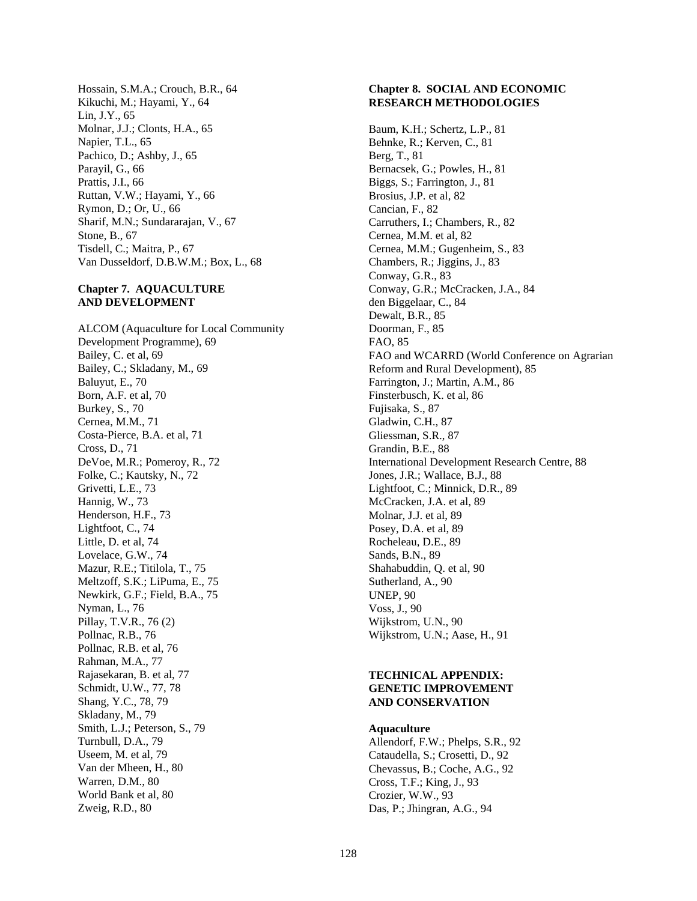Hossain, S.M.A.; Crouch, B.R., 64
Kikuchi, M.; Hayami, Y., 64
Lin, J.Y., 65
Molnar, J.J.; Clonts, H.A., 65
Napier, T.L., 65
Pachico, D.; Ashby, J., 65
Parayil, G., 66
Prattis, J.I., 66
Ruttan, V.W.; Hayami, Y., 66
Rymon, D.; Or, U., 66
Sharif, M.N.; Sundararajan, V., 67
Stone, B., 67
Tisdell, C.; Maitra, P., 67
Van Dusseldorf, D.B.W.M.; Box, L., 68

**Chapter 7. AQUACULTURE AND DEVELOPMENT**

ALCOM (Aquaculture for Local Community Development Programme), 69
Bailey, C. et al, 69
Bailey, C.; Skladany, M., 69
Baluyut, E., 70
Born, A.F. et al, 70
Burkey, S., 70
Cernea, M.M., 71
Costa-Pierce, B.A. et al, 71
Cross, D., 71
DeVoe, M.R.; Pomeroy, R., 72
Folke, C.; Kautsky, N., 72
Grivetti, L.E., 73
Hannig, W., 73
Henderson, H.F., 73
Lightfoot, C., 74
Little, D. et al, 74
Lovelace, G.W., 74
Mazur, R.E.; Titilola, T., 75
Meltzoff, S.K.; LiPuma, E., 75
Newkirk, G.F.; Field, B.A., 75
Nyman, L., 76
Pillay, T.V.R., 76 (2)
Pollnac, R.B., 76
Pollnac, R.B. et al, 76
Rahman, M.A., 77
Rajasekaran, B. et al, 77
Schmidt, U.W., 77, 78
Shang, Y.C., 78, 79
Skladany, M., 79
Smith, L.J.; Peterson, S., 79
Turnbull, D.A., 79
Useem, M. et al, 79
Van der Mheen, H., 80
Warren, D.M., 80
World Bank et al, 80
Zweig, R.D., 80

**Chapter 8. SOCIAL AND ECONOMIC RESEARCH METHODOLOGIES**

Baum, K.H.; Schertz, L.P., 81
Behnke, R.; Kerven, C., 81
Berg, T., 81
Bernacsek, G.; Powles, H., 81
Biggs, S.; Farrington, J., 81
Brosius, J.P. et al, 82
Cancian, F., 82
Carruthers, I.; Chambers, R., 82
Cernea, M.M. et al, 82
Cernea, M.M.; Gugenheim, S., 83
Chambers, R.; Jiggins, J., 83
Conway, G.R., 83
Conway, G.R.; McCracken, J.A., 84
den Biggelaar, C., 84
Dewalt, B.R., 85
Doorman, F., 85
FAO, 85
FAO and WCARRD (World Conference on Agrarian Reform and Rural Development), 85
Farrington, J.; Martin, A.M., 86
Finsterbusch, K. et al, 86
Fujisaka, S., 87
Gladwin, C.H., 87
Gliessman, S.R., 87
Grandin, B.E., 88
International Development Research Centre, 88
Jones, J.R.; Wallace, B.J., 88
Lightfoot, C.; Minnick, D.R., 89
McCracken, J.A. et al, 89
Molnar, J.J. et al, 89
Posey, D.A. et al, 89
Rocheleau, D.E., 89
Sands, B.N., 89
Shahabuddin, Q. et al, 90
Sutherland, A., 90
UNEP, 90
Voss, J., 90
Wijkstrom, U.N., 90
Wijkstrom, U.N.; Aase, H., 91

**TECHNICAL APPENDIX: GENETIC IMPROVEMENT AND CONSERVATION**

**Aquaculture**

Allendorf, F.W.; Phelps, S.R., 92
Cataudella, S.; Crosetti, D., 92
Chevassus, B.; Coche, A.G., 92
Cross, T.F.; King, J., 93
Crozier, W.W., 93
Das, P.; Jhingran, A.G., 94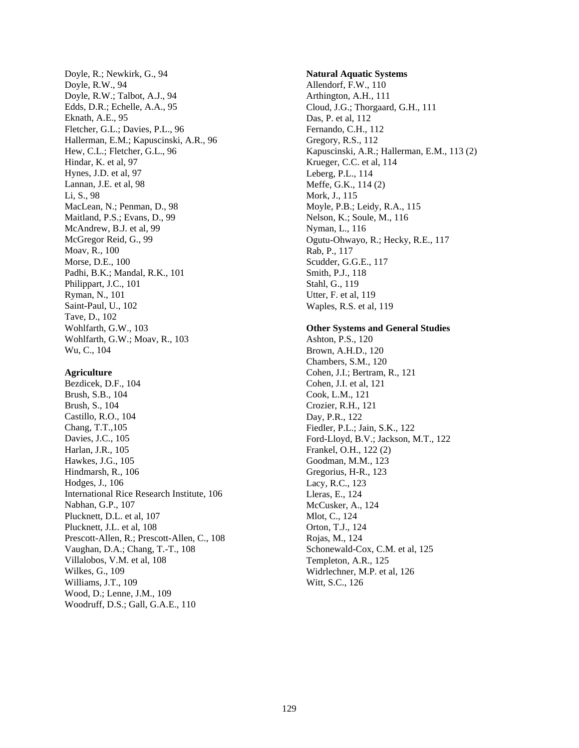Doyle, R.; Newkirk, G., 94
Doyle, R.W., 94
Doyle, R.W.; Talbot, A.J., 94
Edds, D.R.; Echelle, A.A., 95
Eknath, A.E., 95
Fletcher, G.L.; Davies, P.L., 96
Hallerman, E.M.; Kapuscinski, A.R., 96
Hew, C.L.; Fletcher, G.L., 96
Hindar, K. et al, 97
Hynes, J.D. et al, 97
Lannan, J.E. et al, 98
Li, S., 98
MacLean, N.; Penman, D., 98
Maitland, P.S.; Evans, D., 99
McAndrew, B.J. et al, 99
McGregor Reid, G., 99
Moav, R., 100
Morse, D.E., 100
Padhi, B.K.; Mandal, R.K., 101
Philippart, J.C., 101
Ryman, N., 101
Saint-Paul, U., 102
Tave, D., 102
Wohlfarth, G.W., 103
Wohlfarth, G.W.; Moav, R., 103
Wu, C., 104

**Agriculture**

Bezdicek, D.F., 104
Brush, S.B., 104
Brush, S., 104
Castillo, R.O., 104
Chang, T.T.,105
Davies, J.C., 105
Harlan, J.R., 105
Hawkes, J.G., 105
Hindmarsh, R., 106
Hodges, J., 106
International Rice Research Institute, 106
Nabhan, G.P., 107
Plucknett, D.L. et al, 107
Plucknett, J.L. et al, 108
Prescott-Allen, R.; Prescott-Allen, C., 108
Vaughan, D.A.; Chang, T.-T., 108
Villalobos, V.M. et al, 108
Wilkes, G., 109
Williams, J.T., 109
Wood, D.; Lenne, J.M., 109
Woodruff, D.S.; Gall, G.A.E., 110

**Natural Aquatic Systems**

Allendorf, F.W., 110
Arthington, A.H., 111
Cloud, J.G.; Thorgaard, G.H., 111
Das, P. et al, 112
Fernando, C.H., 112
Gregory, R.S., 112
Kapuscinski, A.R.; Hallerman, E.M., 113 (2)
Krueger, C.C. et al, 114
Leberg, P.L., 114
Meffe, G.K., 114 (2)
Mork, J., 115
Moyle, P.B.; Leidy, R.A., 115
Nelson, K.; Soule, M., 116
Nyman, L., 116
Ogutu-Ohwayo, R.; Hecky, R.E., 117
Rab, P., 117
Scudder, G.G.E., 117
Smith, P.J., 118
Stahl, G., 119
Utter, F. et al, 119
Waples, R.S. et al, 119

**Other Systems and General Studies**

Ashton, P.S., 120
Brown, A.H.D., 120
Chambers, S.M., 120
Cohen, J.I.; Bertram, R., 121
Cohen, J.I. et al, 121
Cook, L.M., 121
Crozier, R.H., 121
Day, P.R., 122
Fiedler, P.L.; Jain, S.K., 122
Ford-Lloyd, B.V.; Jackson, M.T., 122
Frankel, O.H., 122 (2)
Goodman, M.M., 123
Gregorius, H-R., 123
Lacy, R.C., 123
Lleras, E., 124
McCusker, A., 124
Mlot, C., 124
Orton, T.J., 124
Rojas, M., 124
Schonewald-Cox, C.M. et al, 125
Templeton, A.R., 125
Widrlechner, M.P. et al, 126
Witt, S.C., 126